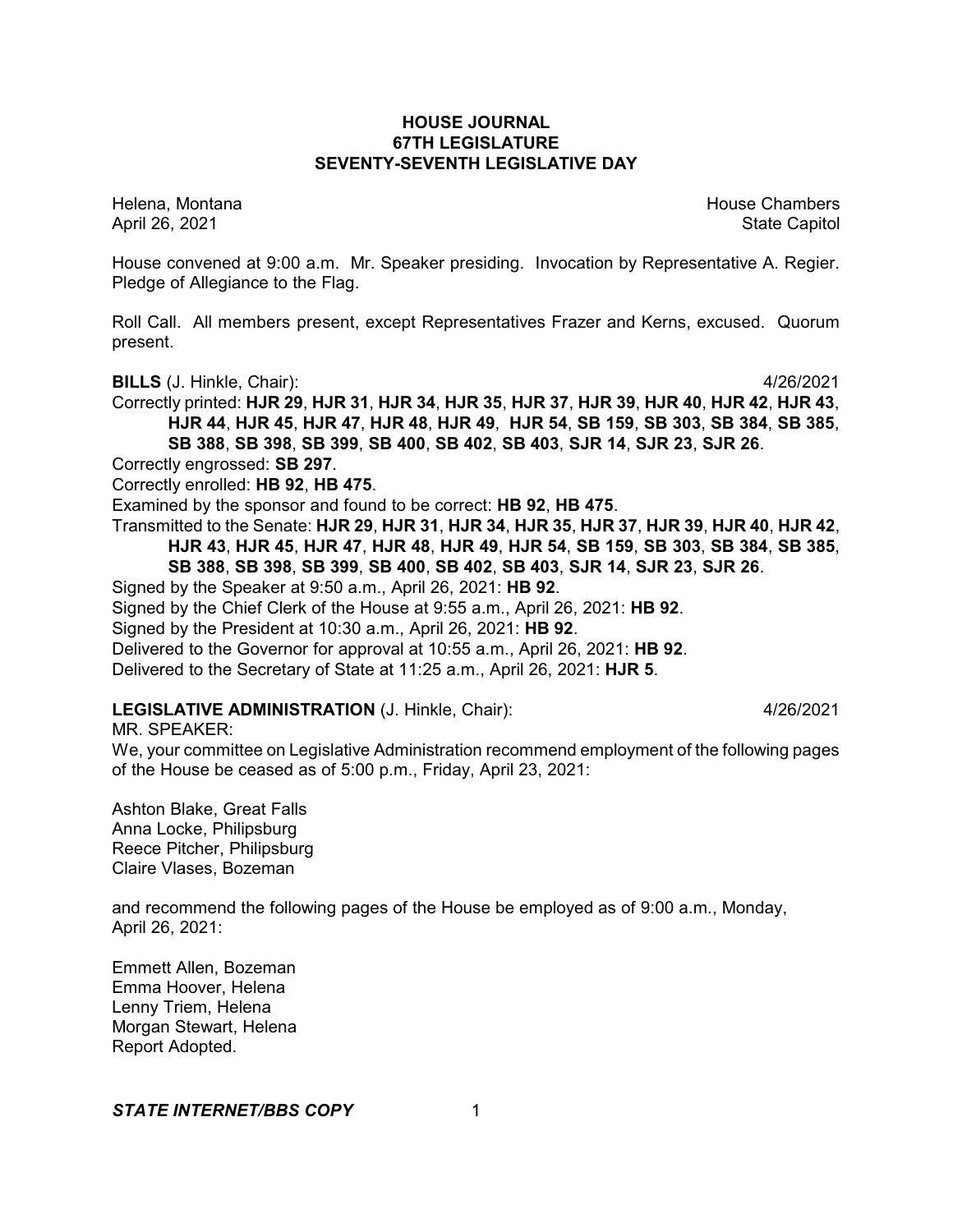# HOUSE JOURNAL
## 67TH LEGISLATURE
## SEVENTY-SEVENTH LEGISLATIVE DAY

Helena, Montana  
April 26, 2021

House Chambers  
State Capitol

House convened at 9:00 a.m. Mr. Speaker presiding. Invocation by Representative A. Regier. Pledge of Allegiance to the Flag.

Roll Call. All members present, except Representatives Frazer and Kerns, excused. Quorum present.

**BILLS** (J. Hinkle, Chair): 4/26/2021

Correctly printed: **HJR 29**, **HJR 31**, **HJR 34**, **HJR 35**, **HJR 37**, **HJR 39**, **HJR 40**, **HJR 42**, **HJR 43**, **HJR 44**, **HJR 45**, **HJR 47**, **HJR 48**, **HJR 49**, **HJR 54**, **SB 159**, **SB 303**, **SB 384**, **SB 385**, **SB 388**, **SB 398**, **SB 399**, **SB 400**, **SB 402**, **SB 403**, **SJR 14**, **SJR 23**, **SJR 26**.

Correctly engrossed: **SB 297**.

Correctly enrolled: **HB 92**, **HB 475**.

Examined by the sponsor and found to be correct: **HB 92**, **HB 475**.

Transmitted to the Senate: **HJR 29**, **HJR 31**, **HJR 34**, **HJR 35**, **HJR 37**, **HJR 39**, **HJR 40**, **HJR 42**, **HJR 43**, **HJR 45**, **HJR 47**, **HJR 48**, **HJR 49**, **HJR 54**, **SB 159**, **SB 303**, **SB 384**, **SB 385**, **SB 388**, **SB 398**, **SB 399**, **SB 400**, **SB 402**, **SB 403**, **SJR 14**, **SJR 23**, **SJR 26**.

Signed by the Speaker at 9:50 a.m., April 26, 2021: **HB 92**.

Signed by the Chief Clerk of the House at 9:55 a.m., April 26, 2021: **HB 92**.

Signed by the President at 10:30 a.m., April 26, 2021: **HB 92**.

Delivered to the Governor for approval at 10:55 a.m., April 26, 2021: **HB 92**.

Delivered to the Secretary of State at 11:25 a.m., April 26, 2021: **HJR 5**.

**LEGISLATIVE ADMINISTRATION** (J. Hinkle, Chair): 4/26/2021

MR. SPEAKER:

We, your committee on Legislative Administration recommend employment of the following pages of the House be ceased as of 5:00 p.m., Friday, April 23, 2021:

Ashton Blake, Great Falls  
Anna Locke, Philipsburg  
Reece Pitcher, Philipsburg  
Claire Vlases, Bozeman

and recommend the following pages of the House be employed as of 9:00 a.m., Monday, April 26, 2021:

Emmett Allen, Bozeman  
Emma Hoover, Helena  
Lenny Triem, Helena  
Morgan Stewart, Helena  
Report Adopted.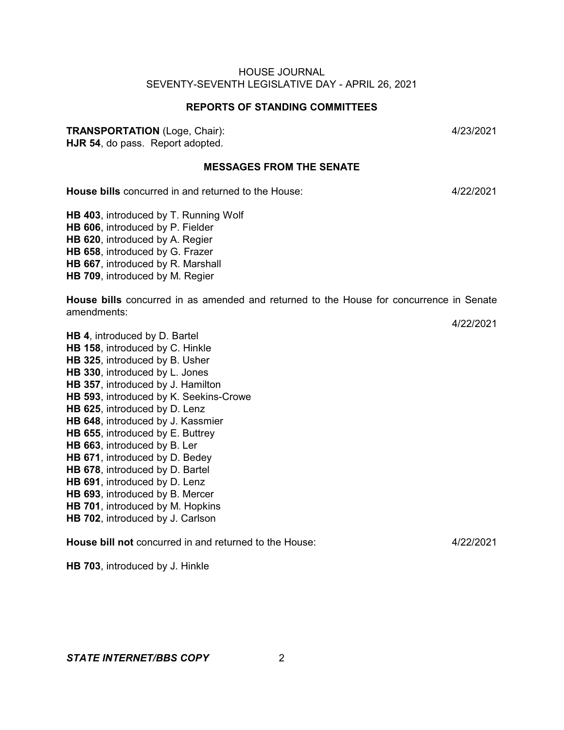HOUSE JOURNAL
SEVENTY-SEVENTH LEGISLATIVE DAY - APRIL 26, 2021

## REPORTS OF STANDING COMMITTEES

**TRANSPORTATION** (Loge, Chair): 4/23/2021
**HJR 54**, do pass. Report adopted.

## MESSAGES FROM THE SENATE

**House bills** concurred in and returned to the House: 4/22/2021

**HB 403**, introduced by T. Running Wolf
**HB 606**, introduced by P. Fielder
**HB 620**, introduced by A. Regier
**HB 658**, introduced by G. Frazer
**HB 667**, introduced by R. Marshall
**HB 709**, introduced by M. Regier

**House bills** concurred in as amended and returned to the House for concurrence in Senate amendments:

4/22/2021

**HB 4**, introduced by D. Bartel
**HB 158**, introduced by C. Hinkle
**HB 325**, introduced by B. Usher
**HB 330**, introduced by L. Jones
**HB 357**, introduced by J. Hamilton
**HB 593**, introduced by K. Seekins-Crowe
**HB 625**, introduced by D. Lenz
**HB 648**, introduced by J. Kassmier
**HB 655**, introduced by E. Buttrey
**HB 663**, introduced by B. Ler
**HB 671**, introduced by D. Bedey
**HB 678**, introduced by D. Bartel
**HB 691**, introduced by D. Lenz
**HB 693**, introduced by B. Mercer
**HB 701**, introduced by M. Hopkins
**HB 702**, introduced by J. Carlson

**House bill not** concurred in and returned to the House: 4/22/2021

**HB 703**, introduced by J. Hinkle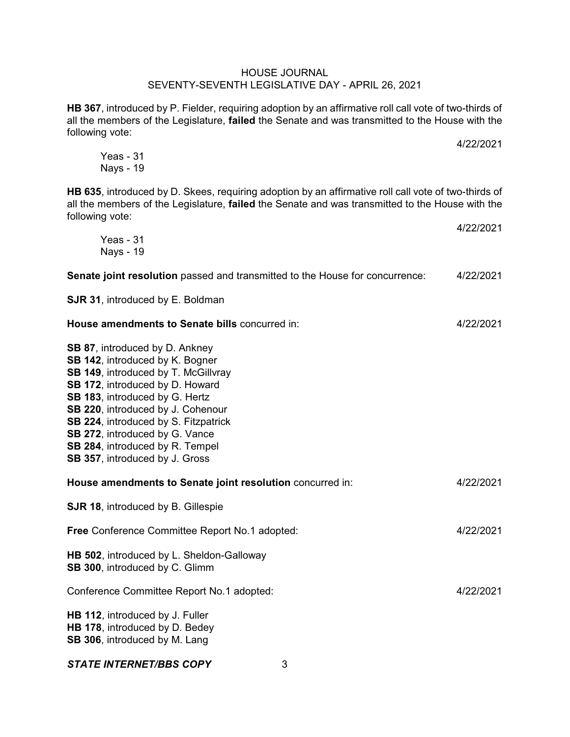**HB 367**, introduced by P. Fielder, requiring adoption by an affirmative roll call vote of two-thirds of all the members of the Legislature, **failed** the Senate and was transmitted to the House with the following vote:

4/22/2021

Yeas - 31
Nays - 19

**HB 635**, introduced by D. Skees, requiring adoption by an affirmative roll call vote of two-thirds of all the members of the Legislature, **failed** the Senate and was transmitted to the House with the following vote:

4/22/2021

Yeas - 31
Nays - 19

**Senate joint resolution** passed and transmitted to the House for concurrence: 4/22/2021

**SJR 31**, introduced by E. Boldman

**House amendments to Senate bills** concurred in: 4/22/2021

**SB 87**, introduced by D. Ankney
**SB 142**, introduced by K. Bogner
**SB 149**, introduced by T. McGillvray
**SB 172**, introduced by D. Howard
**SB 183**, introduced by G. Hertz
**SB 220**, introduced by J. Cohenour
**SB 224**, introduced by S. Fitzpatrick
**SB 272**, introduced by G. Vance
**SB 284**, introduced by R. Tempel
**SB 357**, introduced by J. Gross

**House amendments to Senate joint resolution** concurred in: 4/22/2021

**SJR 18**, introduced by B. Gillespie

**Free** Conference Committee Report No.1 adopted: 4/22/2021

**HB 502**, introduced by L. Sheldon-Galloway
**SB 300**, introduced by C. Glimm

Conference Committee Report No.1 adopted: 4/22/2021

**HB 112**, introduced by J. Fuller
**HB 178**, introduced by D. Bedey
**SB 306**, introduced by M. Lang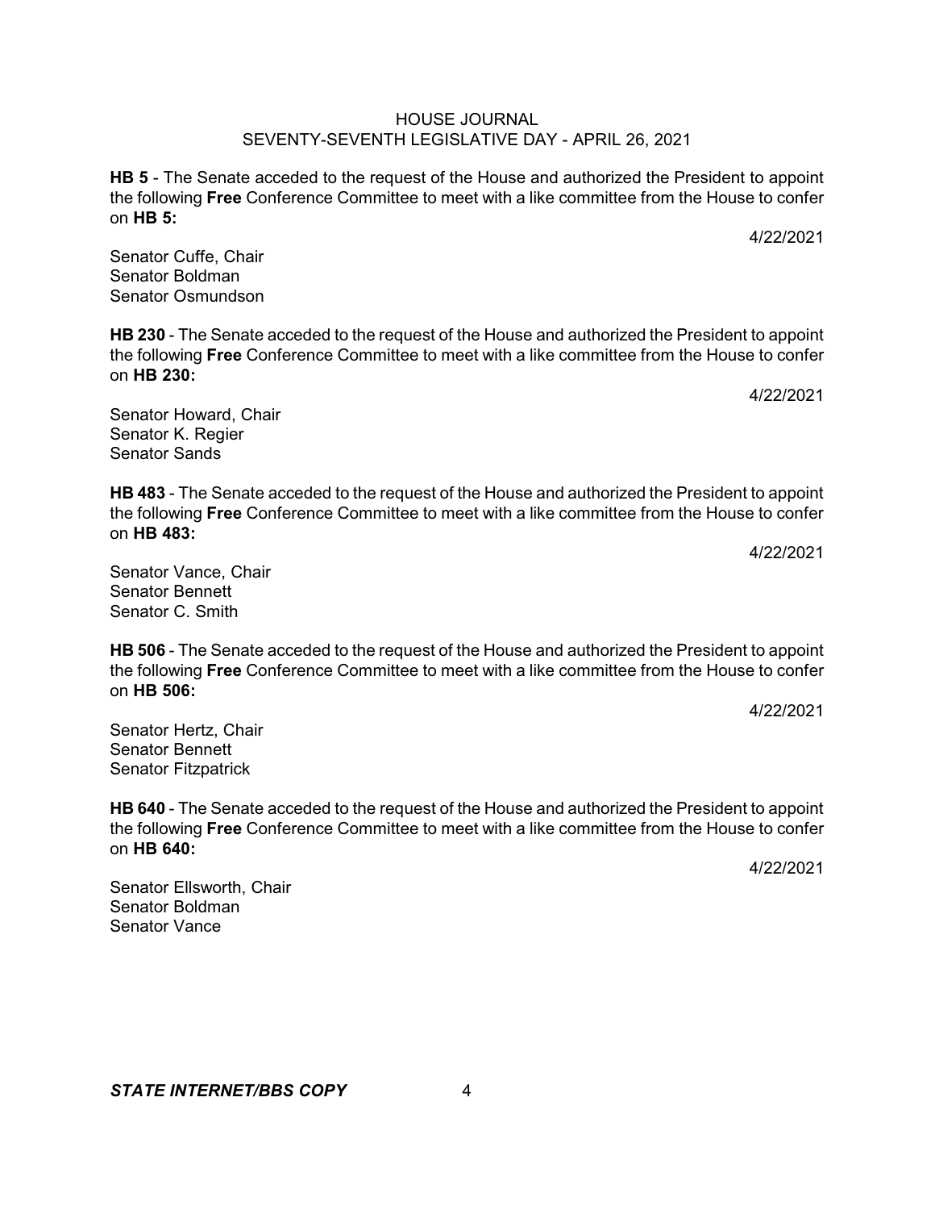**HB 5** - The Senate acceded to the request of the House and authorized the President to appoint the following **Free** Conference Committee to meet with a like committee from the House to confer on **HB 5:**

4/22/2021

Senator Cuffe, Chair
Senator Boldman
Senator Osmundson

**HB 230** - The Senate acceded to the request of the House and authorized the President to appoint the following **Free** Conference Committee to meet with a like committee from the House to confer on **HB 230:**

4/22/2021

Senator Howard, Chair
Senator K. Regier
Senator Sands

**HB 483** - The Senate acceded to the request of the House and authorized the President to appoint the following **Free** Conference Committee to meet with a like committee from the House to confer on **HB 483:**

4/22/2021

Senator Vance, Chair
Senator Bennett
Senator C. Smith

**HB 506** - The Senate acceded to the request of the House and authorized the President to appoint the following **Free** Conference Committee to meet with a like committee from the House to confer on **HB 506:**

4/22/2021

Senator Hertz, Chair
Senator Bennett
Senator Fitzpatrick

**HB 640** - The Senate acceded to the request of the House and authorized the President to appoint the following **Free** Conference Committee to meet with a like committee from the House to confer on **HB 640:**

4/22/2021

Senator Ellsworth, Chair
Senator Boldman
Senator Vance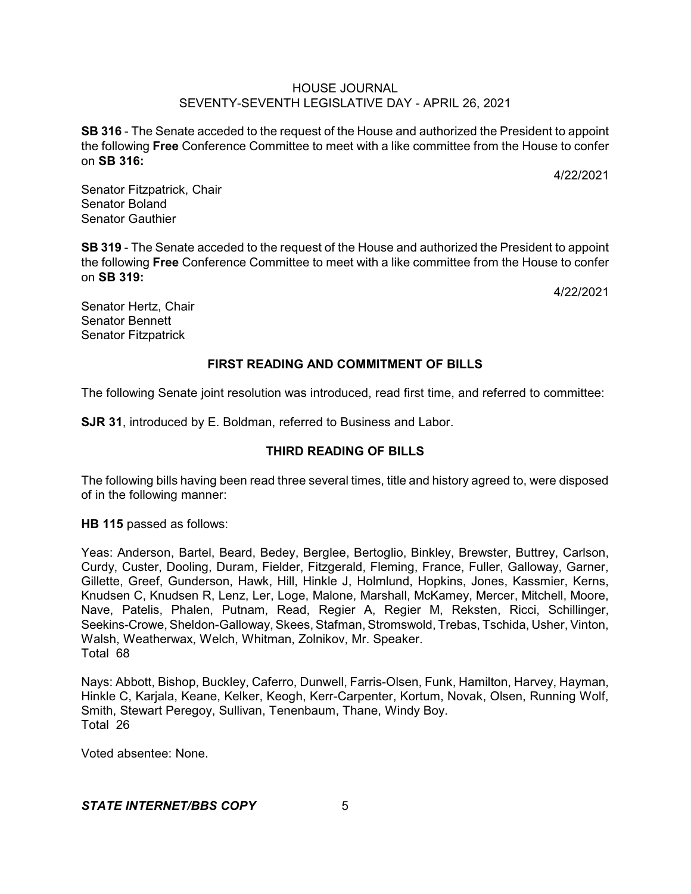**SB 316** - The Senate acceded to the request of the House and authorized the President to appoint the following **Free** Conference Committee to meet with a like committee from the House to confer on **SB 316:**

4/22/2021

Senator Fitzpatrick, Chair
Senator Boland
Senator Gauthier

**SB 319** - The Senate acceded to the request of the House and authorized the President to appoint the following **Free** Conference Committee to meet with a like committee from the House to confer on **SB 319:**

4/22/2021

Senator Hertz, Chair
Senator Bennett
Senator Fitzpatrick

## FIRST READING AND COMMITMENT OF BILLS

The following Senate joint resolution was introduced, read first time, and referred to committee:

**SJR 31**, introduced by E. Boldman, referred to Business and Labor.

## THIRD READING OF BILLS

The following bills having been read three several times, title and history agreed to, were disposed of in the following manner:

**HB 115** passed as follows:

Yeas: Anderson, Bartel, Beard, Bedey, Berglee, Bertoglio, Binkley, Brewster, Buttrey, Carlson, Curdy, Custer, Dooling, Duram, Fielder, Fitzgerald, Fleming, France, Fuller, Galloway, Garner, Gillette, Greef, Gunderson, Hawk, Hill, Hinkle J, Holmlund, Hopkins, Jones, Kassmier, Kerns, Knudsen C, Knudsen R, Lenz, Ler, Loge, Malone, Marshall, McKamey, Mercer, Mitchell, Moore, Nave, Patelis, Phalen, Putnam, Read, Regier A, Regier M, Reksten, Ricci, Schillinger, Seekins-Crowe, Sheldon-Galloway, Skees, Stafman, Stromswold, Trebas, Tschida, Usher, Vinton, Walsh, Weatherwax, Welch, Whitman, Zolnikov, Mr. Speaker.
Total 68

Nays: Abbott, Bishop, Buckley, Caferro, Dunwell, Farris-Olsen, Funk, Hamilton, Harvey, Hayman, Hinkle C, Karjala, Keane, Kelker, Keogh, Kerr-Carpenter, Kortum, Novak, Olsen, Running Wolf, Smith, Stewart Peregoy, Sullivan, Tenenbaum, Thane, Windy Boy.
Total 26

Voted absentee: None.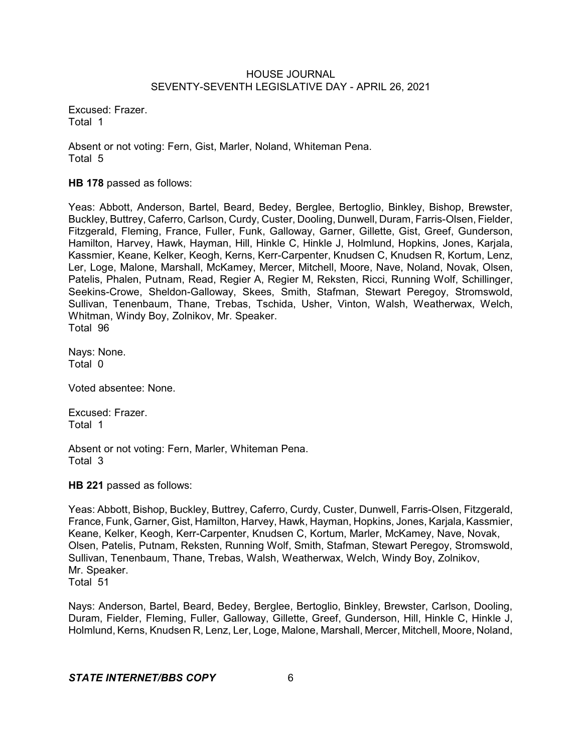Excused: Frazer.
Total 1

Absent or not voting: Fern, Gist, Marler, Noland, Whiteman Pena.
Total 5

**HB 178** passed as follows:

Yeas: Abbott, Anderson, Bartel, Beard, Bedey, Berglee, Bertoglio, Binkley, Bishop, Brewster, Buckley, Buttrey, Caferro, Carlson, Curdy, Custer, Dooling, Dunwell, Duram, Farris-Olsen, Fielder, Fitzgerald, Fleming, France, Fuller, Funk, Galloway, Garner, Gillette, Gist, Greef, Gunderson, Hamilton, Harvey, Hawk, Hayman, Hill, Hinkle C, Hinkle J, Holmlund, Hopkins, Jones, Karjala, Kassmier, Keane, Kelker, Keogh, Kerns, Kerr-Carpenter, Knudsen C, Knudsen R, Kortum, Lenz, Ler, Loge, Malone, Marshall, McKamey, Mercer, Mitchell, Moore, Nave, Noland, Novak, Olsen, Patelis, Phalen, Putnam, Read, Regier A, Regier M, Reksten, Ricci, Running Wolf, Schillinger, Seekins-Crowe, Sheldon-Galloway, Skees, Smith, Stafman, Stewart Peregoy, Stromswold, Sullivan, Tenenbaum, Thane, Trebas, Tschida, Usher, Vinton, Walsh, Weatherwax, Welch, Whitman, Windy Boy, Zolnikov, Mr. Speaker.
Total 96

Nays: None.
Total 0

Voted absentee: None.

Excused: Frazer.
Total 1

Absent or not voting: Fern, Marler, Whiteman Pena.
Total 3

**HB 221** passed as follows:

Yeas: Abbott, Bishop, Buckley, Buttrey, Caferro, Curdy, Custer, Dunwell, Farris-Olsen, Fitzgerald, France, Funk, Garner, Gist, Hamilton, Harvey, Hawk, Hayman, Hopkins, Jones, Karjala, Kassmier, Keane, Kelker, Keogh, Kerr-Carpenter, Knudsen C, Kortum, Marler, McKamey, Nave, Novak, Olsen, Patelis, Putnam, Reksten, Running Wolf, Smith, Stafman, Stewart Peregoy, Stromswold, Sullivan, Tenenbaum, Thane, Trebas, Walsh, Weatherwax, Welch, Windy Boy, Zolnikov, Mr. Speaker.
Total 51

Nays: Anderson, Bartel, Beard, Bedey, Berglee, Bertoglio, Binkley, Brewster, Carlson, Dooling, Duram, Fielder, Fleming, Fuller, Galloway, Gillette, Greef, Gunderson, Hill, Hinkle C, Hinkle J, Holmlund, Kerns, Knudsen R, Lenz, Ler, Loge, Malone, Marshall, Mercer, Mitchell, Moore, Noland,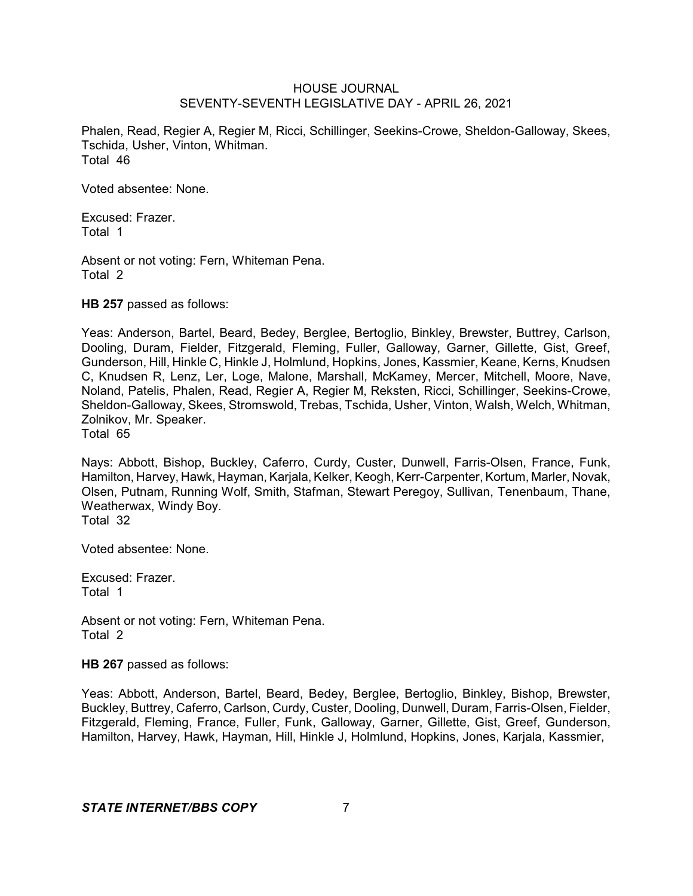Phalen, Read, Regier A, Regier M, Ricci, Schillinger, Seekins-Crowe, Sheldon-Galloway, Skees, Tschida, Usher, Vinton, Whitman.
Total 46

Voted absentee: None.

Excused: Frazer.
Total 1

Absent or not voting: Fern, Whiteman Pena.
Total 2

**HB 257** passed as follows:

Yeas: Anderson, Bartel, Beard, Bedey, Berglee, Bertoglio, Binkley, Brewster, Buttrey, Carlson, Dooling, Duram, Fielder, Fitzgerald, Fleming, Fuller, Galloway, Garner, Gillette, Gist, Greef, Gunderson, Hill, Hinkle C, Hinkle J, Holmlund, Hopkins, Jones, Kassmier, Keane, Kerns, Knudsen C, Knudsen R, Lenz, Ler, Loge, Malone, Marshall, McKamey, Mercer, Mitchell, Moore, Nave, Noland, Patelis, Phalen, Read, Regier A, Regier M, Reksten, Ricci, Schillinger, Seekins-Crowe, Sheldon-Galloway, Skees, Stromswold, Trebas, Tschida, Usher, Vinton, Walsh, Welch, Whitman, Zolnikov, Mr. Speaker.
Total 65

Nays: Abbott, Bishop, Buckley, Caferro, Curdy, Custer, Dunwell, Farris-Olsen, France, Funk, Hamilton, Harvey, Hawk, Hayman, Karjala, Kelker, Keogh, Kerr-Carpenter, Kortum, Marler, Novak, Olsen, Putnam, Running Wolf, Smith, Stafman, Stewart Peregoy, Sullivan, Tenenbaum, Thane, Weatherwax, Windy Boy.
Total 32

Voted absentee: None.

Excused: Frazer.
Total 1

Absent or not voting: Fern, Whiteman Pena.
Total 2

**HB 267** passed as follows:

Yeas: Abbott, Anderson, Bartel, Beard, Bedey, Berglee, Bertoglio, Binkley, Bishop, Brewster, Buckley, Buttrey, Caferro, Carlson, Curdy, Custer, Dooling, Dunwell, Duram, Farris-Olsen, Fielder, Fitzgerald, Fleming, France, Fuller, Funk, Galloway, Garner, Gillette, Gist, Greef, Gunderson, Hamilton, Harvey, Hawk, Hayman, Hill, Hinkle J, Holmlund, Hopkins, Jones, Karjala, Kassmier,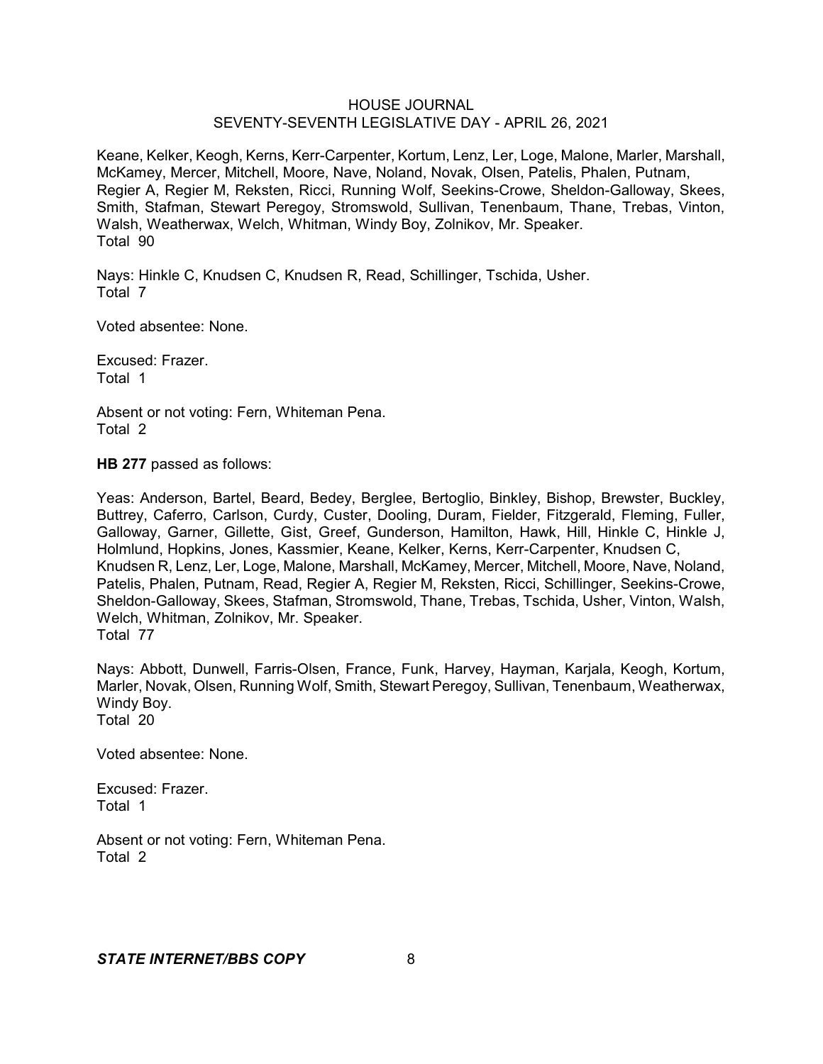Keane, Kelker, Keogh, Kerns, Kerr-Carpenter, Kortum, Lenz, Ler, Loge, Malone, Marler, Marshall, McKamey, Mercer, Mitchell, Moore, Nave, Noland, Novak, Olsen, Patelis, Phalen, Putnam, Regier A, Regier M, Reksten, Ricci, Running Wolf, Seekins-Crowe, Sheldon-Galloway, Skees, Smith, Stafman, Stewart Peregoy, Stromswold, Sullivan, Tenenbaum, Thane, Trebas, Vinton, Walsh, Weatherwax, Welch, Whitman, Windy Boy, Zolnikov, Mr. Speaker.
Total 90

Nays: Hinkle C, Knudsen C, Knudsen R, Read, Schillinger, Tschida, Usher.
Total 7

Voted absentee: None.

Excused: Frazer.
Total 1

Absent or not voting: Fern, Whiteman Pena.
Total 2

**HB 277** passed as follows:

Yeas: Anderson, Bartel, Beard, Bedey, Berglee, Bertoglio, Binkley, Bishop, Brewster, Buckley, Buttrey, Caferro, Carlson, Curdy, Custer, Dooling, Duram, Fielder, Fitzgerald, Fleming, Fuller, Galloway, Garner, Gillette, Gist, Greef, Gunderson, Hamilton, Hawk, Hill, Hinkle C, Hinkle J, Holmlund, Hopkins, Jones, Kassmier, Keane, Kelker, Kerns, Kerr-Carpenter, Knudsen C, Knudsen R, Lenz, Ler, Loge, Malone, Marshall, McKamey, Mercer, Mitchell, Moore, Nave, Noland, Patelis, Phalen, Putnam, Read, Regier A, Regier M, Reksten, Ricci, Schillinger, Seekins-Crowe, Sheldon-Galloway, Skees, Stafman, Stromswold, Thane, Trebas, Tschida, Usher, Vinton, Walsh, Welch, Whitman, Zolnikov, Mr. Speaker.
Total 77

Nays: Abbott, Dunwell, Farris-Olsen, France, Funk, Harvey, Hayman, Karjala, Keogh, Kortum, Marler, Novak, Olsen, Running Wolf, Smith, Stewart Peregoy, Sullivan, Tenenbaum, Weatherwax, Windy Boy.
Total 20

Voted absentee: None.

Excused: Frazer.
Total 1

Absent or not voting: Fern, Whiteman Pena.
Total 2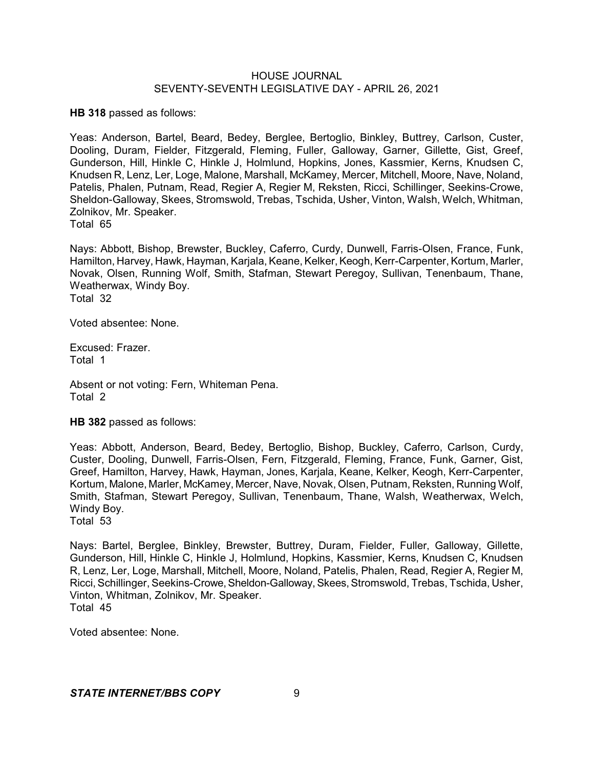**HB 318** passed as follows:

Yeas: Anderson, Bartel, Beard, Bedey, Berglee, Bertoglio, Binkley, Buttrey, Carlson, Custer, Dooling, Duram, Fielder, Fitzgerald, Fleming, Fuller, Galloway, Garner, Gillette, Gist, Greef, Gunderson, Hill, Hinkle C, Hinkle J, Holmlund, Hopkins, Jones, Kassmier, Kerns, Knudsen C, Knudsen R, Lenz, Ler, Loge, Malone, Marshall, McKamey, Mercer, Mitchell, Moore, Nave, Noland, Patelis, Phalen, Putnam, Read, Regier A, Regier M, Reksten, Ricci, Schillinger, Seekins-Crowe, Sheldon-Galloway, Skees, Stromswold, Trebas, Tschida, Usher, Vinton, Walsh, Welch, Whitman, Zolnikov, Mr. Speaker.
Total 65

Nays: Abbott, Bishop, Brewster, Buckley, Caferro, Curdy, Dunwell, Farris-Olsen, France, Funk, Hamilton, Harvey, Hawk, Hayman, Karjala, Keane, Kelker, Keogh, Kerr-Carpenter, Kortum, Marler, Novak, Olsen, Running Wolf, Smith, Stafman, Stewart Peregoy, Sullivan, Tenenbaum, Thane, Weatherwax, Windy Boy.
Total 32

Voted absentee: None.

Excused: Frazer.
Total 1

Absent or not voting: Fern, Whiteman Pena.
Total 2

**HB 382** passed as follows:

Yeas: Abbott, Anderson, Beard, Bedey, Bertoglio, Bishop, Buckley, Caferro, Carlson, Curdy, Custer, Dooling, Dunwell, Farris-Olsen, Fern, Fitzgerald, Fleming, France, Funk, Garner, Gist, Greef, Hamilton, Harvey, Hawk, Hayman, Jones, Karjala, Keane, Kelker, Keogh, Kerr-Carpenter, Kortum, Malone, Marler, McKamey, Mercer, Nave, Novak, Olsen, Putnam, Reksten, Running Wolf, Smith, Stafman, Stewart Peregoy, Sullivan, Tenenbaum, Thane, Walsh, Weatherwax, Welch, Windy Boy.
Total 53

Nays: Bartel, Berglee, Binkley, Brewster, Buttrey, Duram, Fielder, Fuller, Galloway, Gillette, Gunderson, Hill, Hinkle C, Hinkle J, Holmlund, Hopkins, Kassmier, Kerns, Knudsen C, Knudsen R, Lenz, Ler, Loge, Marshall, Mitchell, Moore, Noland, Patelis, Phalen, Read, Regier A, Regier M, Ricci, Schillinger, Seekins-Crowe, Sheldon-Galloway, Skees, Stromswold, Trebas, Tschida, Usher, Vinton, Whitman, Zolnikov, Mr. Speaker.
Total 45

Voted absentee: None.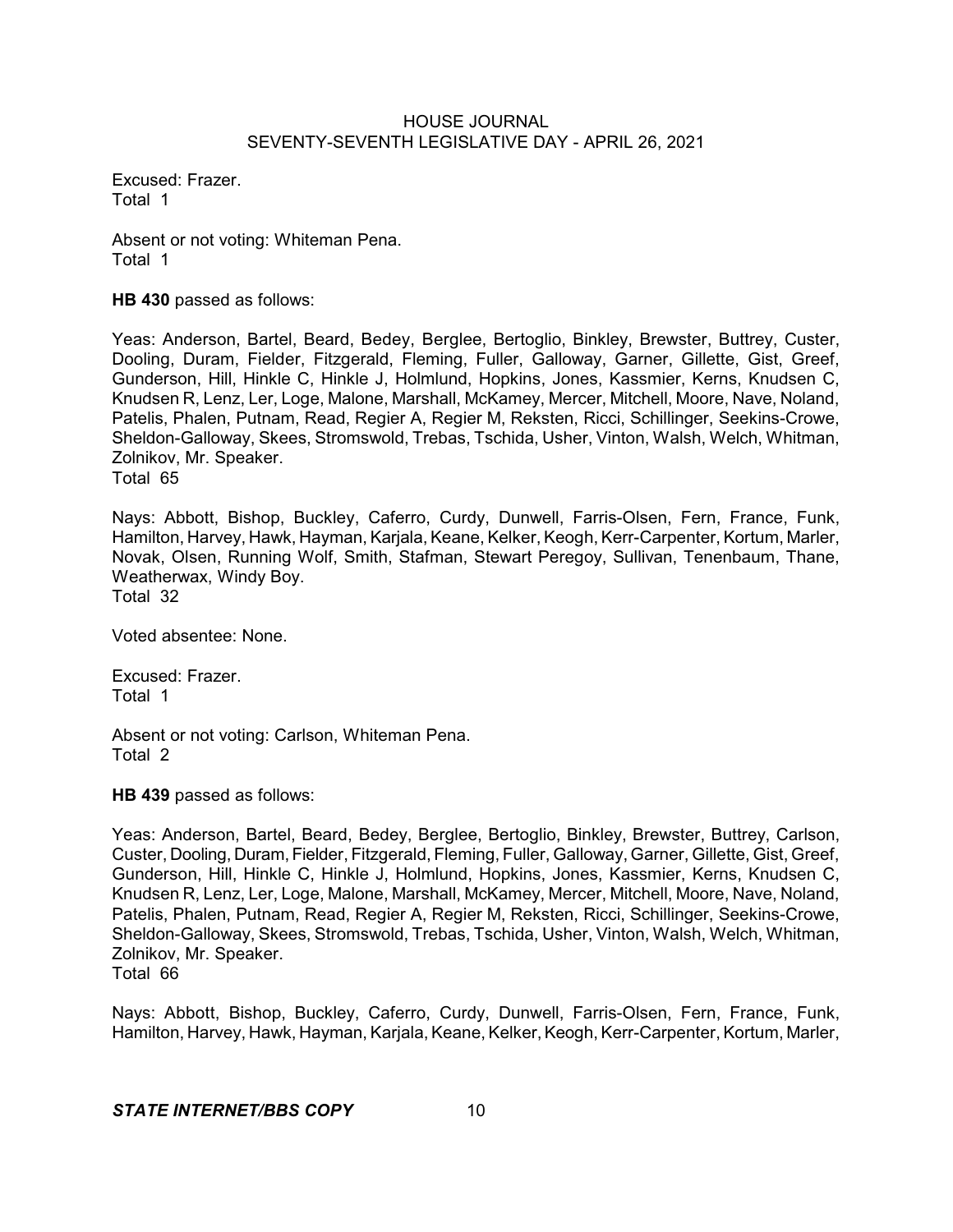Excused: Frazer.
Total 1

Absent or not voting: Whiteman Pena.
Total 1

**HB 430** passed as follows:

Yeas: Anderson, Bartel, Beard, Bedey, Berglee, Bertoglio, Binkley, Brewster, Buttrey, Custer, Dooling, Duram, Fielder, Fitzgerald, Fleming, Fuller, Galloway, Garner, Gillette, Gist, Greef, Gunderson, Hill, Hinkle C, Hinkle J, Holmlund, Hopkins, Jones, Kassmier, Kerns, Knudsen C, Knudsen R, Lenz, Ler, Loge, Malone, Marshall, McKamey, Mercer, Mitchell, Moore, Nave, Noland, Patelis, Phalen, Putnam, Read, Regier A, Regier M, Reksten, Ricci, Schillinger, Seekins-Crowe, Sheldon-Galloway, Skees, Stromswold, Trebas, Tschida, Usher, Vinton, Walsh, Welch, Whitman, Zolnikov, Mr. Speaker.
Total 65

Nays: Abbott, Bishop, Buckley, Caferro, Curdy, Dunwell, Farris-Olsen, Fern, France, Funk, Hamilton, Harvey, Hawk, Hayman, Karjala, Keane, Kelker, Keogh, Kerr-Carpenter, Kortum, Marler, Novak, Olsen, Running Wolf, Smith, Stafman, Stewart Peregoy, Sullivan, Tenenbaum, Thane, Weatherwax, Windy Boy.
Total 32

Voted absentee: None.

Excused: Frazer.
Total 1

Absent or not voting: Carlson, Whiteman Pena.
Total 2

**HB 439** passed as follows:

Yeas: Anderson, Bartel, Beard, Bedey, Berglee, Bertoglio, Binkley, Brewster, Buttrey, Carlson, Custer, Dooling, Duram, Fielder, Fitzgerald, Fleming, Fuller, Galloway, Garner, Gillette, Gist, Greef, Gunderson, Hill, Hinkle C, Hinkle J, Holmlund, Hopkins, Jones, Kassmier, Kerns, Knudsen C, Knudsen R, Lenz, Ler, Loge, Malone, Marshall, McKamey, Mercer, Mitchell, Moore, Nave, Noland, Patelis, Phalen, Putnam, Read, Regier A, Regier M, Reksten, Ricci, Schillinger, Seekins-Crowe, Sheldon-Galloway, Skees, Stromswold, Trebas, Tschida, Usher, Vinton, Walsh, Welch, Whitman, Zolnikov, Mr. Speaker.
Total 66

Nays: Abbott, Bishop, Buckley, Caferro, Curdy, Dunwell, Farris-Olsen, Fern, France, Funk, Hamilton, Harvey, Hawk, Hayman, Karjala, Keane, Kelker, Keogh, Kerr-Carpenter, Kortum, Marler,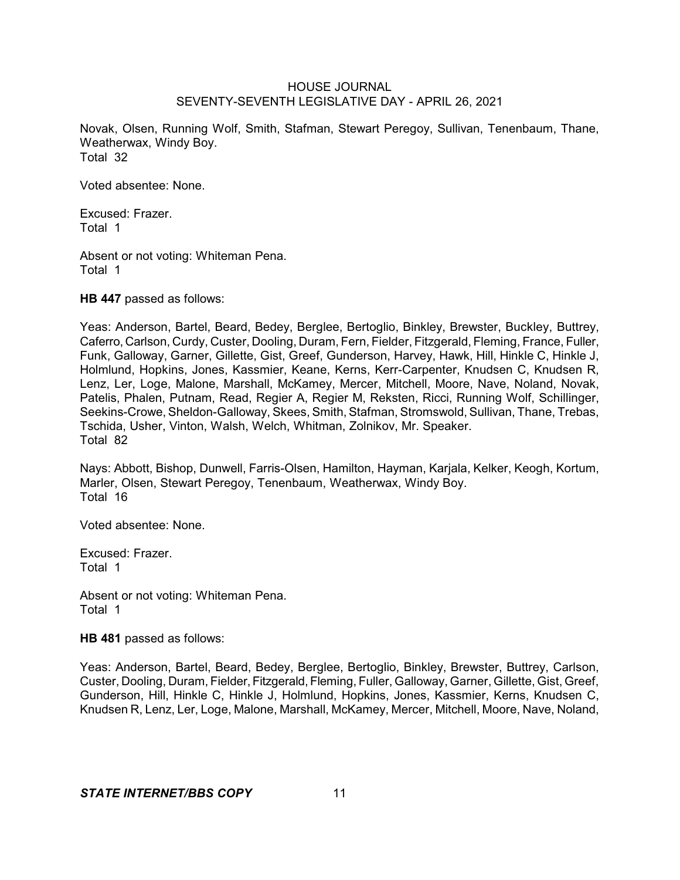Novak, Olsen, Running Wolf, Smith, Stafman, Stewart Peregoy, Sullivan, Tenenbaum, Thane, Weatherwax, Windy Boy.
Total 32

Voted absentee: None.

Excused: Frazer.
Total 1

Absent or not voting: Whiteman Pena.
Total 1

**HB 447** passed as follows:

Yeas: Anderson, Bartel, Beard, Bedey, Berglee, Bertoglio, Binkley, Brewster, Buckley, Buttrey, Caferro, Carlson, Curdy, Custer, Dooling, Duram, Fern, Fielder, Fitzgerald, Fleming, France, Fuller, Funk, Galloway, Garner, Gillette, Gist, Greef, Gunderson, Harvey, Hawk, Hill, Hinkle C, Hinkle J, Holmlund, Hopkins, Jones, Kassmier, Keane, Kerns, Kerr-Carpenter, Knudsen C, Knudsen R, Lenz, Ler, Loge, Malone, Marshall, McKamey, Mercer, Mitchell, Moore, Nave, Noland, Novak, Patelis, Phalen, Putnam, Read, Regier A, Regier M, Reksten, Ricci, Running Wolf, Schillinger, Seekins-Crowe, Sheldon-Galloway, Skees, Smith, Stafman, Stromswold, Sullivan, Thane, Trebas, Tschida, Usher, Vinton, Walsh, Welch, Whitman, Zolnikov, Mr. Speaker.
Total 82

Nays: Abbott, Bishop, Dunwell, Farris-Olsen, Hamilton, Hayman, Karjala, Kelker, Keogh, Kortum, Marler, Olsen, Stewart Peregoy, Tenenbaum, Weatherwax, Windy Boy.
Total 16

Voted absentee: None.

Excused: Frazer.
Total 1

Absent or not voting: Whiteman Pena.
Total 1

**HB 481** passed as follows:

Yeas: Anderson, Bartel, Beard, Bedey, Berglee, Bertoglio, Binkley, Brewster, Buttrey, Carlson, Custer, Dooling, Duram, Fielder, Fitzgerald, Fleming, Fuller, Galloway, Garner, Gillette, Gist, Greef, Gunderson, Hill, Hinkle C, Hinkle J, Holmlund, Hopkins, Jones, Kassmier, Kerns, Knudsen C, Knudsen R, Lenz, Ler, Loge, Malone, Marshall, McKamey, Mercer, Mitchell, Moore, Nave, Noland,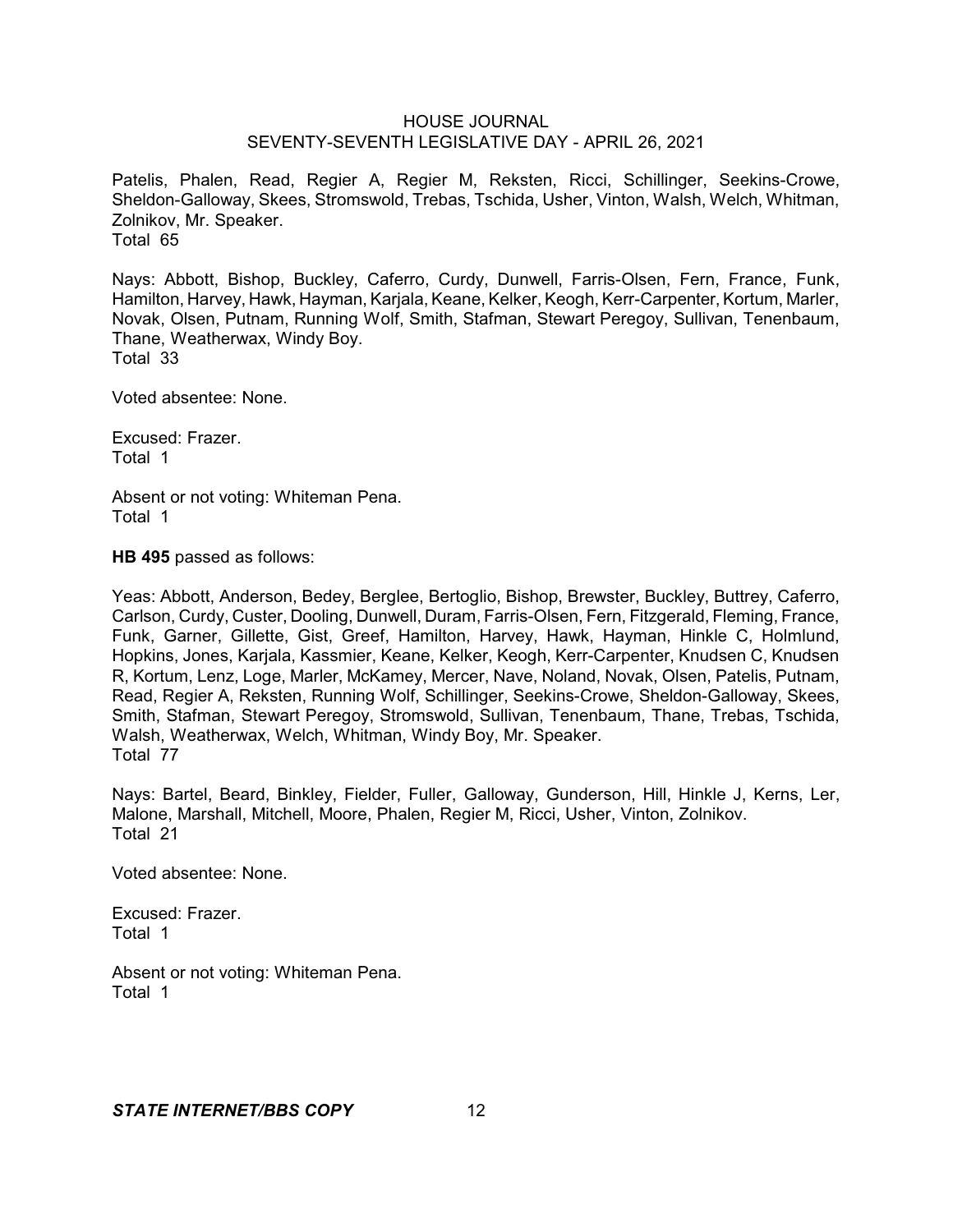Patelis, Phalen, Read, Regier A, Regier M, Reksten, Ricci, Schillinger, Seekins-Crowe, Sheldon-Galloway, Skees, Stromswold, Trebas, Tschida, Usher, Vinton, Walsh, Welch, Whitman, Zolnikov, Mr. Speaker.
Total 65

Nays: Abbott, Bishop, Buckley, Caferro, Curdy, Dunwell, Farris-Olsen, Fern, France, Funk, Hamilton, Harvey, Hawk, Hayman, Karjala, Keane, Kelker, Keogh, Kerr-Carpenter, Kortum, Marler, Novak, Olsen, Putnam, Running Wolf, Smith, Stafman, Stewart Peregoy, Sullivan, Tenenbaum, Thane, Weatherwax, Windy Boy.
Total 33

Voted absentee: None.

Excused: Frazer.
Total 1

Absent or not voting: Whiteman Pena.
Total 1

**HB 495** passed as follows:

Yeas: Abbott, Anderson, Bedey, Berglee, Bertoglio, Bishop, Brewster, Buckley, Buttrey, Caferro, Carlson, Curdy, Custer, Dooling, Dunwell, Duram, Farris-Olsen, Fern, Fitzgerald, Fleming, France, Funk, Garner, Gillette, Gist, Greef, Hamilton, Harvey, Hawk, Hayman, Hinkle C, Holmlund, Hopkins, Jones, Karjala, Kassmier, Keane, Kelker, Keogh, Kerr-Carpenter, Knudsen C, Knudsen R, Kortum, Lenz, Loge, Marler, McKamey, Mercer, Nave, Noland, Novak, Olsen, Patelis, Putnam, Read, Regier A, Reksten, Running Wolf, Schillinger, Seekins-Crowe, Sheldon-Galloway, Skees, Smith, Stafman, Stewart Peregoy, Stromswold, Sullivan, Tenenbaum, Thane, Trebas, Tschida, Walsh, Weatherwax, Welch, Whitman, Windy Boy, Mr. Speaker.
Total 77

Nays: Bartel, Beard, Binkley, Fielder, Fuller, Galloway, Gunderson, Hill, Hinkle J, Kerns, Ler, Malone, Marshall, Mitchell, Moore, Phalen, Regier M, Ricci, Usher, Vinton, Zolnikov.
Total 21

Voted absentee: None.

Excused: Frazer.
Total 1

Absent or not voting: Whiteman Pena.
Total 1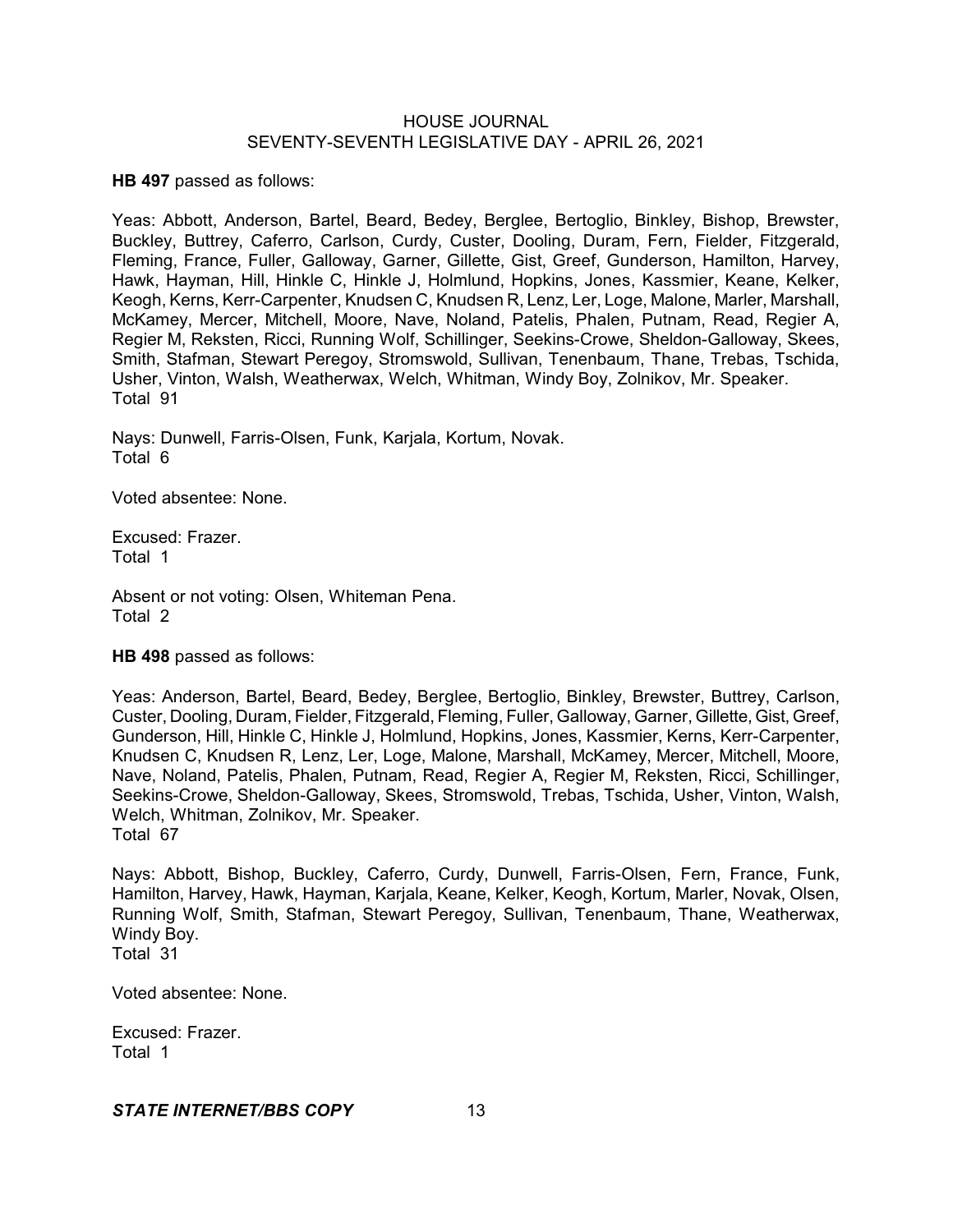**HB 497** passed as follows:

Yeas: Abbott, Anderson, Bartel, Beard, Bedey, Berglee, Bertoglio, Binkley, Bishop, Brewster, Buckley, Buttrey, Caferro, Carlson, Curdy, Custer, Dooling, Duram, Fern, Fielder, Fitzgerald, Fleming, France, Fuller, Galloway, Garner, Gillette, Gist, Greef, Gunderson, Hamilton, Harvey, Hawk, Hayman, Hill, Hinkle C, Hinkle J, Holmlund, Hopkins, Jones, Kassmier, Keane, Kelker, Keogh, Kerns, Kerr-Carpenter, Knudsen C, Knudsen R, Lenz, Ler, Loge, Malone, Marler, Marshall, McKamey, Mercer, Mitchell, Moore, Nave, Noland, Patelis, Phalen, Putnam, Read, Regier A, Regier M, Reksten, Ricci, Running Wolf, Schillinger, Seekins-Crowe, Sheldon-Galloway, Skees, Smith, Stafman, Stewart Peregoy, Stromswold, Sullivan, Tenenbaum, Thane, Trebas, Tschida, Usher, Vinton, Walsh, Weatherwax, Welch, Whitman, Windy Boy, Zolnikov, Mr. Speaker.
Total 91

Nays: Dunwell, Farris-Olsen, Funk, Karjala, Kortum, Novak.
Total 6

Voted absentee: None.

Excused: Frazer.
Total 1

Absent or not voting: Olsen, Whiteman Pena.
Total 2

**HB 498** passed as follows:

Yeas: Anderson, Bartel, Beard, Bedey, Berglee, Bertoglio, Binkley, Brewster, Buttrey, Carlson, Custer, Dooling, Duram, Fielder, Fitzgerald, Fleming, Fuller, Galloway, Garner, Gillette, Gist, Greef, Gunderson, Hill, Hinkle C, Hinkle J, Holmlund, Hopkins, Jones, Kassmier, Kerns, Kerr-Carpenter, Knudsen C, Knudsen R, Lenz, Ler, Loge, Malone, Marshall, McKamey, Mercer, Mitchell, Moore, Nave, Noland, Patelis, Phalen, Putnam, Read, Regier A, Regier M, Reksten, Ricci, Schillinger, Seekins-Crowe, Sheldon-Galloway, Skees, Stromswold, Trebas, Tschida, Usher, Vinton, Walsh, Welch, Whitman, Zolnikov, Mr. Speaker.
Total 67

Nays: Abbott, Bishop, Buckley, Caferro, Curdy, Dunwell, Farris-Olsen, Fern, France, Funk, Hamilton, Harvey, Hawk, Hayman, Karjala, Keane, Kelker, Keogh, Kortum, Marler, Novak, Olsen, Running Wolf, Smith, Stafman, Stewart Peregoy, Sullivan, Tenenbaum, Thane, Weatherwax, Windy Boy.
Total 31

Voted absentee: None.

Excused: Frazer.
Total 1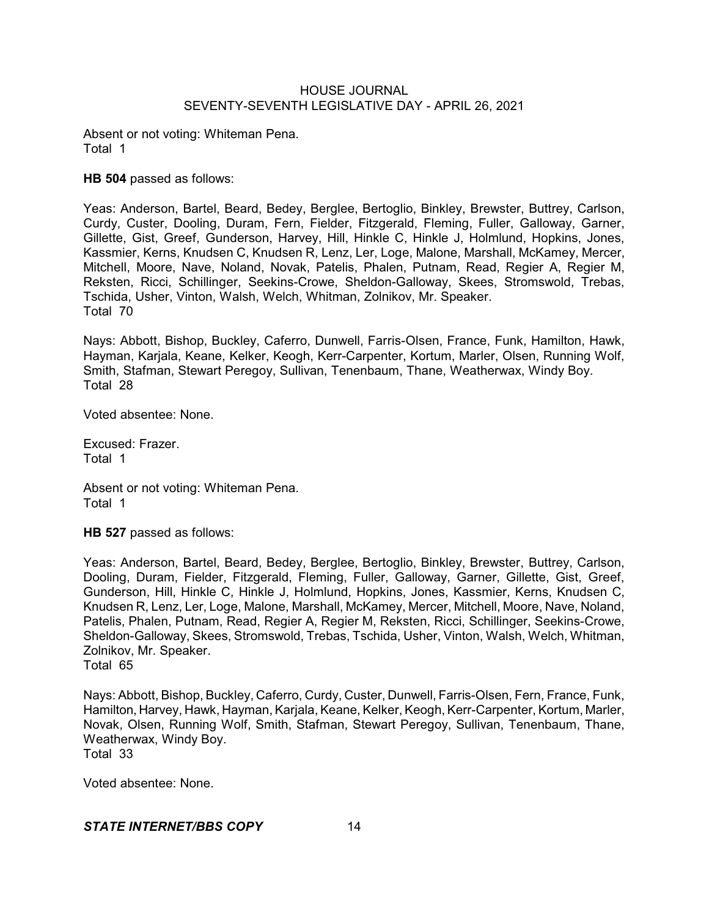Absent or not voting: Whiteman Pena.
Total 1

**HB 504** passed as follows:

Yeas: Anderson, Bartel, Beard, Bedey, Berglee, Bertoglio, Binkley, Brewster, Buttrey, Carlson, Curdy, Custer, Dooling, Duram, Fern, Fielder, Fitzgerald, Fleming, Fuller, Galloway, Garner, Gillette, Gist, Greef, Gunderson, Harvey, Hill, Hinkle C, Hinkle J, Holmlund, Hopkins, Jones, Kassmier, Kerns, Knudsen C, Knudsen R, Lenz, Ler, Loge, Malone, Marshall, McKamey, Mercer, Mitchell, Moore, Nave, Noland, Novak, Patelis, Phalen, Putnam, Read, Regier A, Regier M, Reksten, Ricci, Schillinger, Seekins-Crowe, Sheldon-Galloway, Skees, Stromswold, Trebas, Tschida, Usher, Vinton, Walsh, Welch, Whitman, Zolnikov, Mr. Speaker.
Total 70

Nays: Abbott, Bishop, Buckley, Caferro, Dunwell, Farris-Olsen, France, Funk, Hamilton, Hawk, Hayman, Karjala, Keane, Kelker, Keogh, Kerr-Carpenter, Kortum, Marler, Olsen, Running Wolf, Smith, Stafman, Stewart Peregoy, Sullivan, Tenenbaum, Thane, Weatherwax, Windy Boy.
Total 28

Voted absentee: None.

Excused: Frazer.
Total 1

Absent or not voting: Whiteman Pena.
Total 1

**HB 527** passed as follows:

Yeas: Anderson, Bartel, Beard, Bedey, Berglee, Bertoglio, Binkley, Brewster, Buttrey, Carlson, Dooling, Duram, Fielder, Fitzgerald, Fleming, Fuller, Galloway, Garner, Gillette, Gist, Greef, Gunderson, Hill, Hinkle C, Hinkle J, Holmlund, Hopkins, Jones, Kassmier, Kerns, Knudsen C, Knudsen R, Lenz, Ler, Loge, Malone, Marshall, McKamey, Mercer, Mitchell, Moore, Nave, Noland, Patelis, Phalen, Putnam, Read, Regier A, Regier M, Reksten, Ricci, Schillinger, Seekins-Crowe, Sheldon-Galloway, Skees, Stromswold, Trebas, Tschida, Usher, Vinton, Walsh, Welch, Whitman, Zolnikov, Mr. Speaker.
Total 65

Nays: Abbott, Bishop, Buckley, Caferro, Curdy, Custer, Dunwell, Farris-Olsen, Fern, France, Funk, Hamilton, Harvey, Hawk, Hayman, Karjala, Keane, Kelker, Keogh, Kerr-Carpenter, Kortum, Marler, Novak, Olsen, Running Wolf, Smith, Stafman, Stewart Peregoy, Sullivan, Tenenbaum, Thane, Weatherwax, Windy Boy.
Total 33

Voted absentee: None.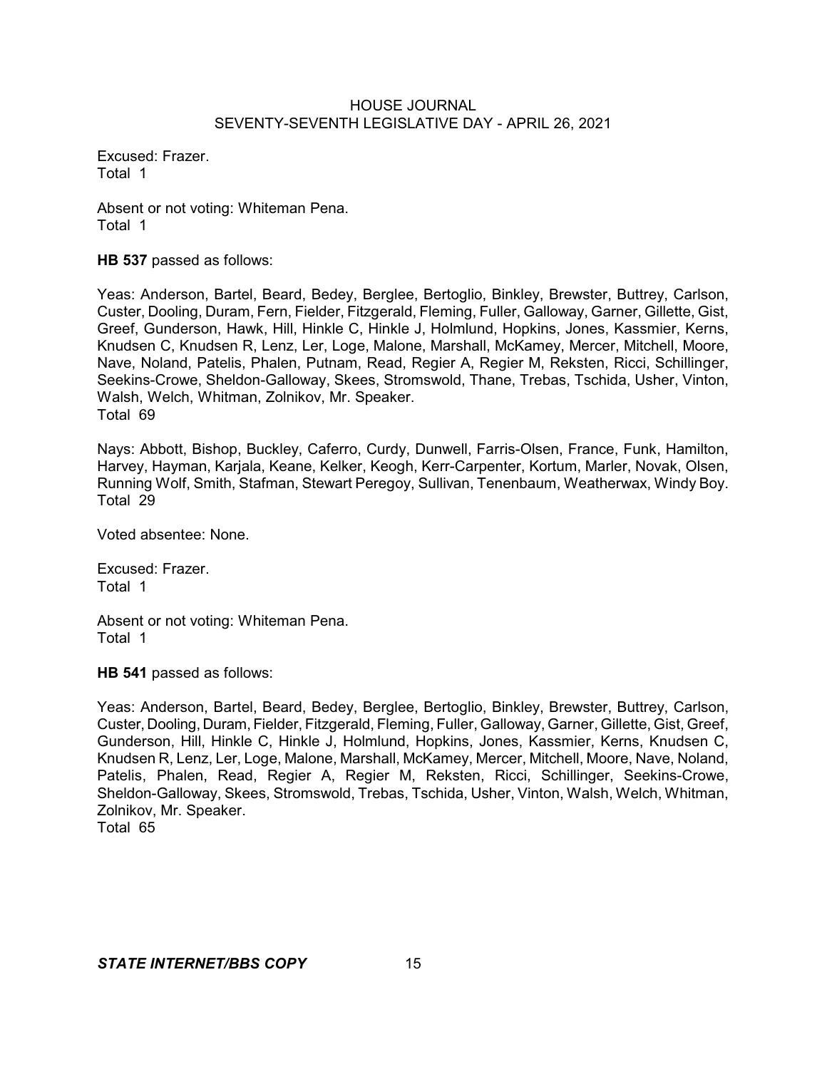Excused: Frazer.
Total 1

Absent or not voting: Whiteman Pena.
Total 1

**HB 537** passed as follows:

Yeas: Anderson, Bartel, Beard, Bedey, Berglee, Bertoglio, Binkley, Brewster, Buttrey, Carlson, Custer, Dooling, Duram, Fern, Fielder, Fitzgerald, Fleming, Fuller, Galloway, Garner, Gillette, Gist, Greef, Gunderson, Hawk, Hill, Hinkle C, Hinkle J, Holmlund, Hopkins, Jones, Kassmier, Kerns, Knudsen C, Knudsen R, Lenz, Ler, Loge, Malone, Marshall, McKamey, Mercer, Mitchell, Moore, Nave, Noland, Patelis, Phalen, Putnam, Read, Regier A, Regier M, Reksten, Ricci, Schillinger, Seekins-Crowe, Sheldon-Galloway, Skees, Stromswold, Thane, Trebas, Tschida, Usher, Vinton, Walsh, Welch, Whitman, Zolnikov, Mr. Speaker.
Total 69

Nays: Abbott, Bishop, Buckley, Caferro, Curdy, Dunwell, Farris-Olsen, France, Funk, Hamilton, Harvey, Hayman, Karjala, Keane, Kelker, Keogh, Kerr-Carpenter, Kortum, Marler, Novak, Olsen, Running Wolf, Smith, Stafman, Stewart Peregoy, Sullivan, Tenenbaum, Weatherwax, Windy Boy.
Total 29

Voted absentee: None.

Excused: Frazer.
Total 1

Absent or not voting: Whiteman Pena.
Total 1

**HB 541** passed as follows:

Yeas: Anderson, Bartel, Beard, Bedey, Berglee, Bertoglio, Binkley, Brewster, Buttrey, Carlson, Custer, Dooling, Duram, Fielder, Fitzgerald, Fleming, Fuller, Galloway, Garner, Gillette, Gist, Greef, Gunderson, Hill, Hinkle C, Hinkle J, Holmlund, Hopkins, Jones, Kassmier, Kerns, Knudsen C, Knudsen R, Lenz, Ler, Loge, Malone, Marshall, McKamey, Mercer, Mitchell, Moore, Nave, Noland, Patelis, Phalen, Read, Regier A, Regier M, Reksten, Ricci, Schillinger, Seekins-Crowe, Sheldon-Galloway, Skees, Stromswold, Trebas, Tschida, Usher, Vinton, Walsh, Welch, Whitman, Zolnikov, Mr. Speaker.
Total 65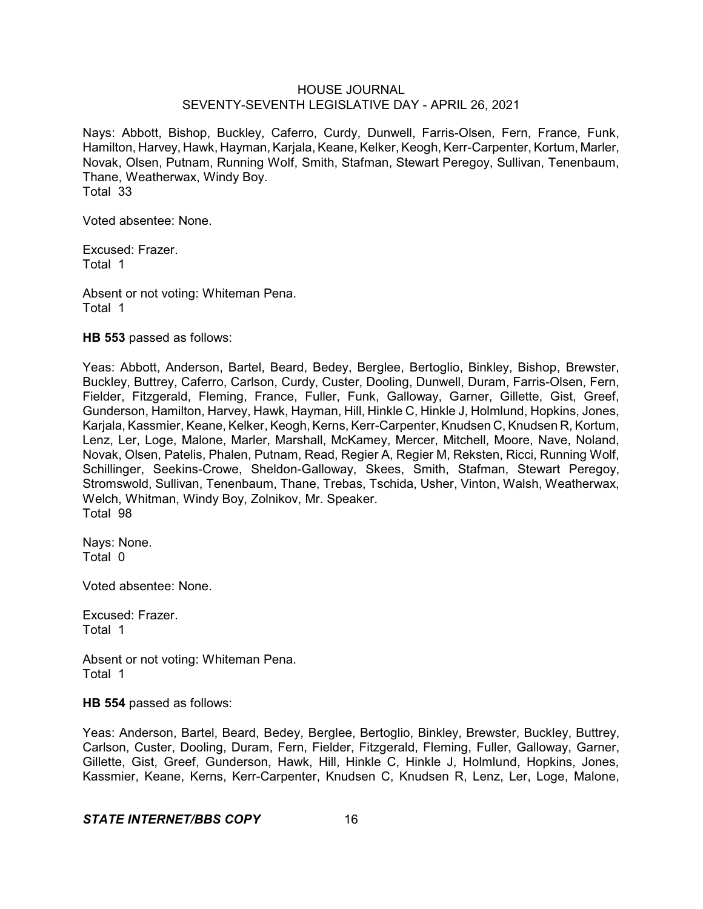Nays: Abbott, Bishop, Buckley, Caferro, Curdy, Dunwell, Farris-Olsen, Fern, France, Funk, Hamilton, Harvey, Hawk, Hayman, Karjala, Keane, Kelker, Keogh, Kerr-Carpenter, Kortum, Marler, Novak, Olsen, Putnam, Running Wolf, Smith, Stafman, Stewart Peregoy, Sullivan, Tenenbaum, Thane, Weatherwax, Windy Boy.
Total 33

Voted absentee: None.

Excused: Frazer.
Total 1

Absent or not voting: Whiteman Pena.
Total 1

**HB 553** passed as follows:

Yeas: Abbott, Anderson, Bartel, Beard, Bedey, Berglee, Bertoglio, Binkley, Bishop, Brewster, Buckley, Buttrey, Caferro, Carlson, Curdy, Custer, Dooling, Dunwell, Duram, Farris-Olsen, Fern, Fielder, Fitzgerald, Fleming, France, Fuller, Funk, Galloway, Garner, Gillette, Gist, Greef, Gunderson, Hamilton, Harvey, Hawk, Hayman, Hill, Hinkle C, Hinkle J, Holmlund, Hopkins, Jones, Karjala, Kassmier, Keane, Kelker, Keogh, Kerns, Kerr-Carpenter, Knudsen C, Knudsen R, Kortum, Lenz, Ler, Loge, Malone, Marler, Marshall, McKamey, Mercer, Mitchell, Moore, Nave, Noland, Novak, Olsen, Patelis, Phalen, Putnam, Read, Regier A, Regier M, Reksten, Ricci, Running Wolf, Schillinger, Seekins-Crowe, Sheldon-Galloway, Skees, Smith, Stafman, Stewart Peregoy, Stromswold, Sullivan, Tenenbaum, Thane, Trebas, Tschida, Usher, Vinton, Walsh, Weatherwax, Welch, Whitman, Windy Boy, Zolnikov, Mr. Speaker.
Total 98

Nays: None.
Total 0

Voted absentee: None.

Excused: Frazer.
Total 1

Absent or not voting: Whiteman Pena.
Total 1

**HB 554** passed as follows:

Yeas: Anderson, Bartel, Beard, Bedey, Berglee, Bertoglio, Binkley, Brewster, Buckley, Buttrey, Carlson, Custer, Dooling, Duram, Fern, Fielder, Fitzgerald, Fleming, Fuller, Galloway, Garner, Gillette, Gist, Greef, Gunderson, Hawk, Hill, Hinkle C, Hinkle J, Holmlund, Hopkins, Jones, Kassmier, Keane, Kerns, Kerr-Carpenter, Knudsen C, Knudsen R, Lenz, Ler, Loge, Malone,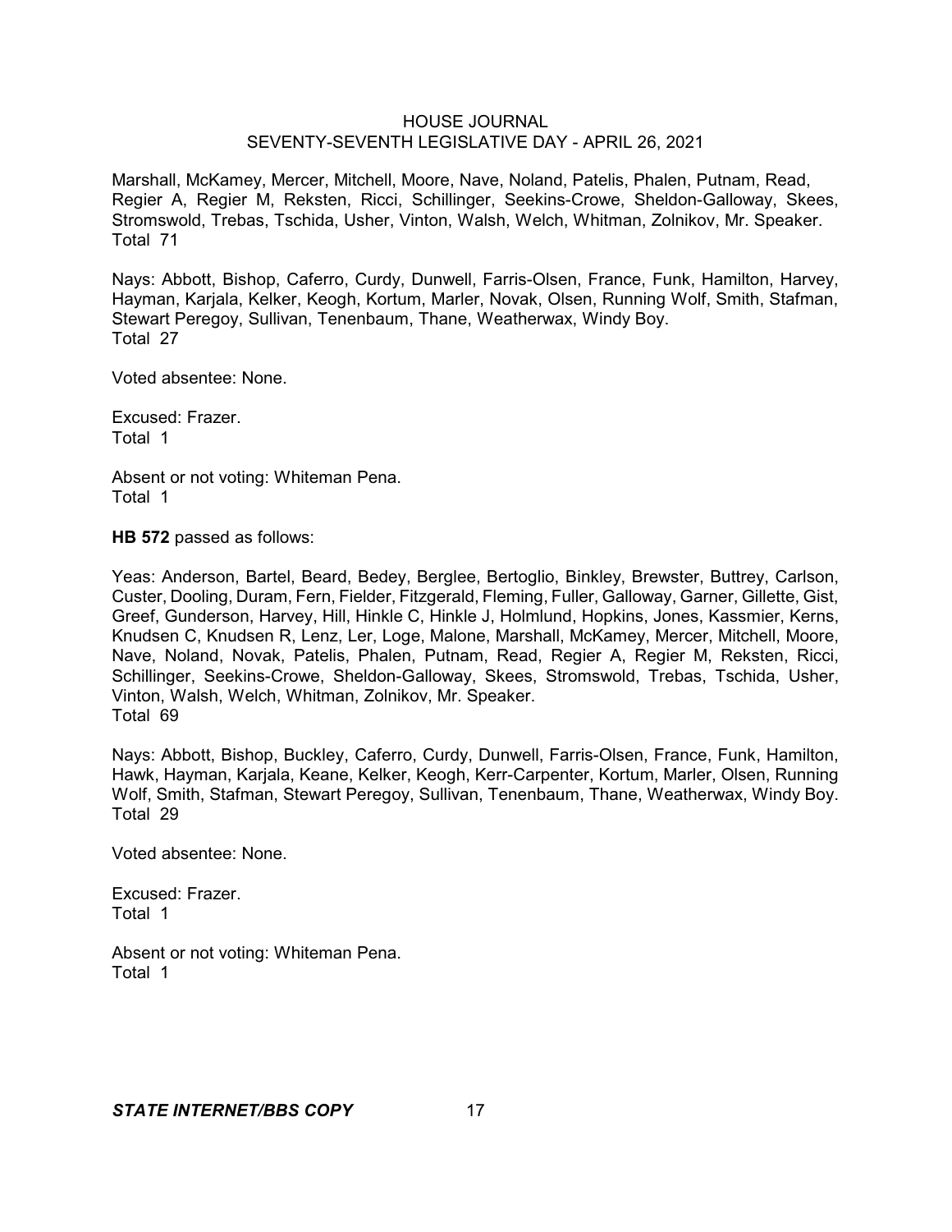Marshall, McKamey, Mercer, Mitchell, Moore, Nave, Noland, Patelis, Phalen, Putnam, Read, Regier A, Regier M, Reksten, Ricci, Schillinger, Seekins-Crowe, Sheldon-Galloway, Skees, Stromswold, Trebas, Tschida, Usher, Vinton, Walsh, Welch, Whitman, Zolnikov, Mr. Speaker.
Total 71

Nays: Abbott, Bishop, Caferro, Curdy, Dunwell, Farris-Olsen, France, Funk, Hamilton, Harvey, Hayman, Karjala, Kelker, Keogh, Kortum, Marler, Novak, Olsen, Running Wolf, Smith, Stafman, Stewart Peregoy, Sullivan, Tenenbaum, Thane, Weatherwax, Windy Boy.
Total 27

Voted absentee: None.

Excused: Frazer.
Total 1

Absent or not voting: Whiteman Pena.
Total 1

**HB 572** passed as follows:

Yeas: Anderson, Bartel, Beard, Bedey, Berglee, Bertoglio, Binkley, Brewster, Buttrey, Carlson, Custer, Dooling, Duram, Fern, Fielder, Fitzgerald, Fleming, Fuller, Galloway, Garner, Gillette, Gist, Greef, Gunderson, Harvey, Hill, Hinkle C, Hinkle J, Holmlund, Hopkins, Jones, Kassmier, Kerns, Knudsen C, Knudsen R, Lenz, Ler, Loge, Malone, Marshall, McKamey, Mercer, Mitchell, Moore, Nave, Noland, Novak, Patelis, Phalen, Putnam, Read, Regier A, Regier M, Reksten, Ricci, Schillinger, Seekins-Crowe, Sheldon-Galloway, Skees, Stromswold, Trebas, Tschida, Usher, Vinton, Walsh, Welch, Whitman, Zolnikov, Mr. Speaker.
Total 69

Nays: Abbott, Bishop, Buckley, Caferro, Curdy, Dunwell, Farris-Olsen, France, Funk, Hamilton, Hawk, Hayman, Karjala, Keane, Kelker, Keogh, Kerr-Carpenter, Kortum, Marler, Olsen, Running Wolf, Smith, Stafman, Stewart Peregoy, Sullivan, Tenenbaum, Thane, Weatherwax, Windy Boy.
Total 29

Voted absentee: None.

Excused: Frazer.
Total 1

Absent or not voting: Whiteman Pena.
Total 1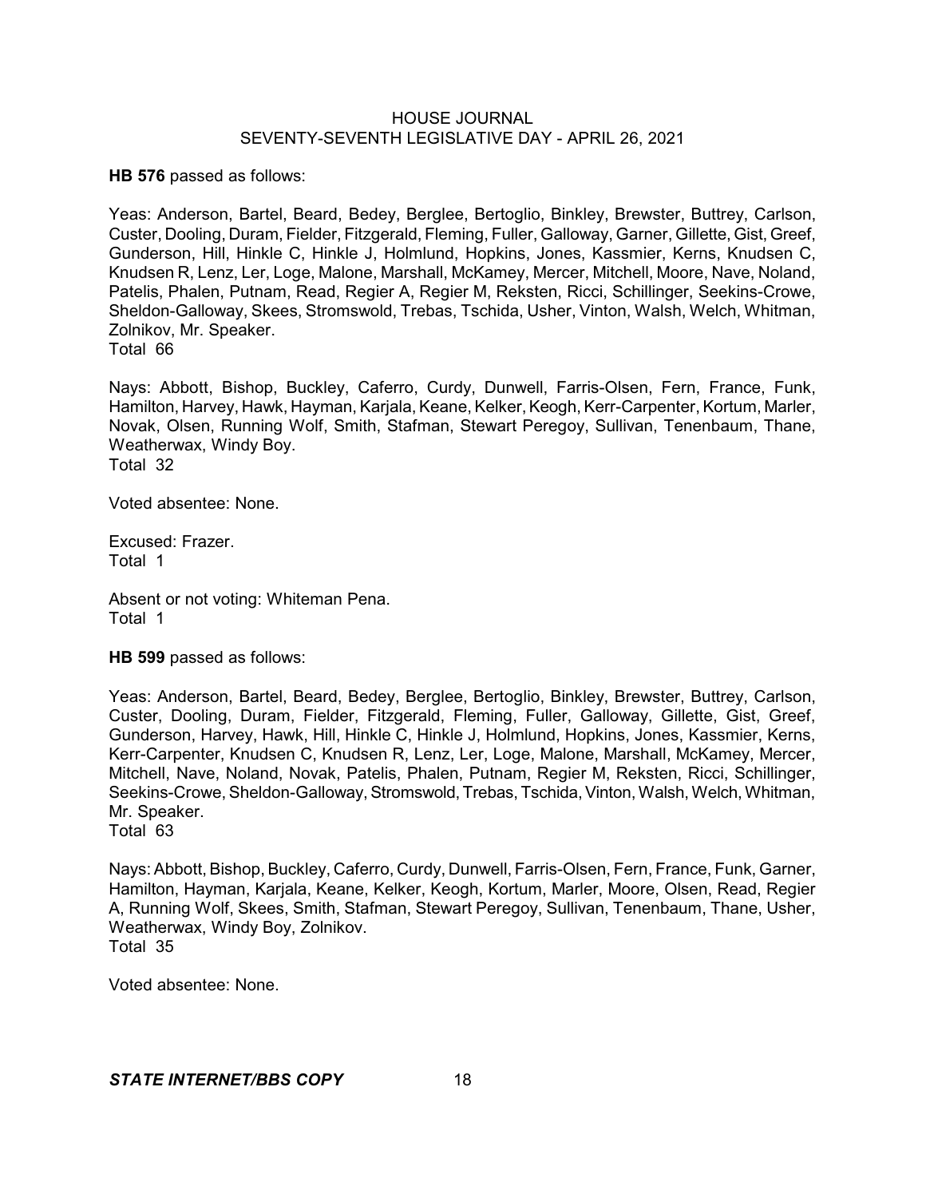**HB 576** passed as follows:

Yeas: Anderson, Bartel, Beard, Bedey, Berglee, Bertoglio, Binkley, Brewster, Buttrey, Carlson, Custer, Dooling, Duram, Fielder, Fitzgerald, Fleming, Fuller, Galloway, Garner, Gillette, Gist, Greef, Gunderson, Hill, Hinkle C, Hinkle J, Holmlund, Hopkins, Jones, Kassmier, Kerns, Knudsen C, Knudsen R, Lenz, Ler, Loge, Malone, Marshall, McKamey, Mercer, Mitchell, Moore, Nave, Noland, Patelis, Phalen, Putnam, Read, Regier A, Regier M, Reksten, Ricci, Schillinger, Seekins-Crowe, Sheldon-Galloway, Skees, Stromswold, Trebas, Tschida, Usher, Vinton, Walsh, Welch, Whitman, Zolnikov, Mr. Speaker.
Total 66

Nays: Abbott, Bishop, Buckley, Caferro, Curdy, Dunwell, Farris-Olsen, Fern, France, Funk, Hamilton, Harvey, Hawk, Hayman, Karjala, Keane, Kelker, Keogh, Kerr-Carpenter, Kortum, Marler, Novak, Olsen, Running Wolf, Smith, Stafman, Stewart Peregoy, Sullivan, Tenenbaum, Thane, Weatherwax, Windy Boy.
Total 32

Voted absentee: None.

Excused: Frazer.
Total 1

Absent or not voting: Whiteman Pena.
Total 1

**HB 599** passed as follows:

Yeas: Anderson, Bartel, Beard, Bedey, Berglee, Bertoglio, Binkley, Brewster, Buttrey, Carlson, Custer, Dooling, Duram, Fielder, Fitzgerald, Fleming, Fuller, Galloway, Gillette, Gist, Greef, Gunderson, Harvey, Hawk, Hill, Hinkle C, Hinkle J, Holmlund, Hopkins, Jones, Kassmier, Kerns, Kerr-Carpenter, Knudsen C, Knudsen R, Lenz, Ler, Loge, Malone, Marshall, McKamey, Mercer, Mitchell, Nave, Noland, Novak, Patelis, Phalen, Putnam, Regier M, Reksten, Ricci, Schillinger, Seekins-Crowe, Sheldon-Galloway, Stromswold, Trebas, Tschida, Vinton, Walsh, Welch, Whitman, Mr. Speaker.
Total 63

Nays: Abbott, Bishop, Buckley, Caferro, Curdy, Dunwell, Farris-Olsen, Fern, France, Funk, Garner, Hamilton, Hayman, Karjala, Keane, Kelker, Keogh, Kortum, Marler, Moore, Olsen, Read, Regier A, Running Wolf, Skees, Smith, Stafman, Stewart Peregoy, Sullivan, Tenenbaum, Thane, Usher, Weatherwax, Windy Boy, Zolnikov.
Total 35

Voted absentee: None.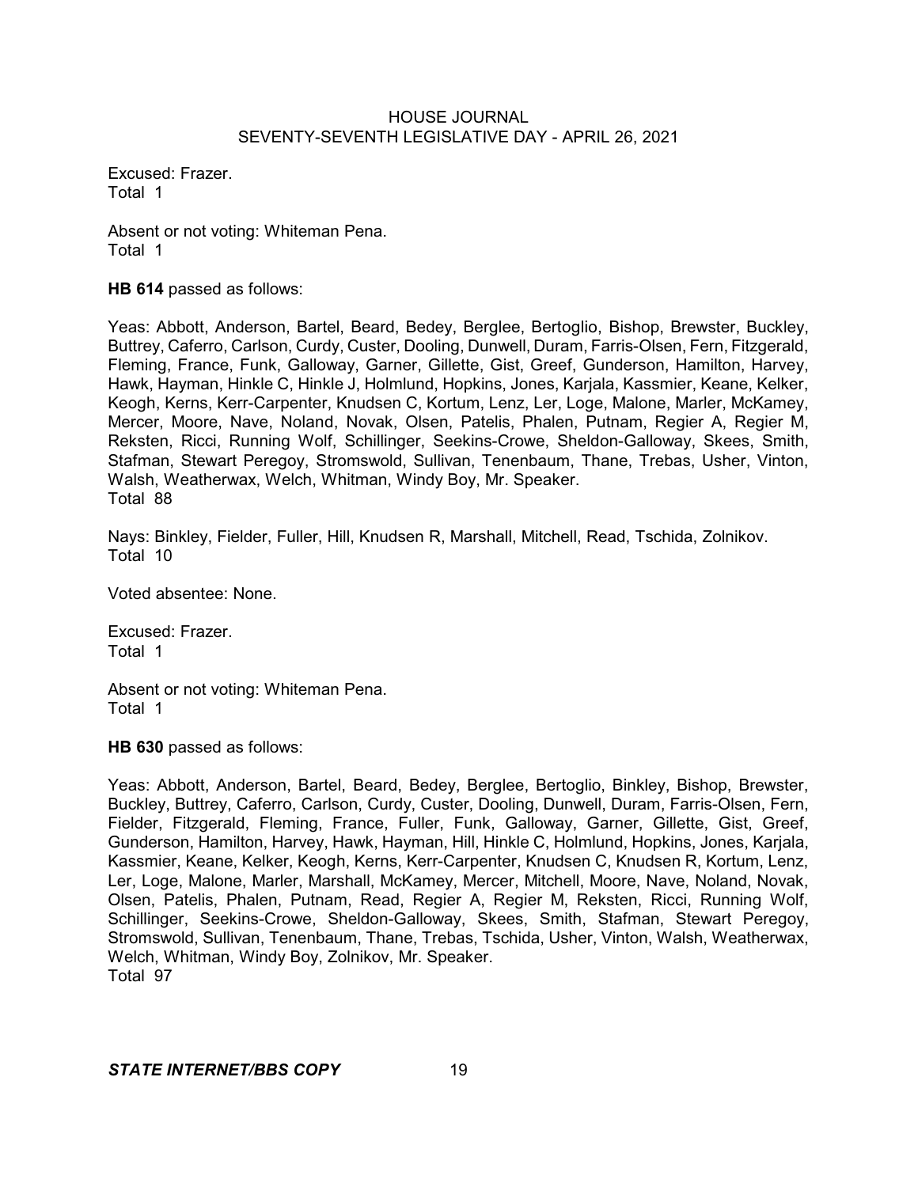Excused: Frazer.
Total 1

Absent or not voting: Whiteman Pena.
Total 1

**HB 614** passed as follows:

Yeas: Abbott, Anderson, Bartel, Beard, Bedey, Berglee, Bertoglio, Bishop, Brewster, Buckley, Buttrey, Caferro, Carlson, Curdy, Custer, Dooling, Dunwell, Duram, Farris-Olsen, Fern, Fitzgerald, Fleming, France, Funk, Galloway, Garner, Gillette, Gist, Greef, Gunderson, Hamilton, Harvey, Hawk, Hayman, Hinkle C, Hinkle J, Holmlund, Hopkins, Jones, Karjala, Kassmier, Keane, Kelker, Keogh, Kerns, Kerr-Carpenter, Knudsen C, Kortum, Lenz, Ler, Loge, Malone, Marler, McKamey, Mercer, Moore, Nave, Noland, Novak, Olsen, Patelis, Phalen, Putnam, Regier A, Regier M, Reksten, Ricci, Running Wolf, Schillinger, Seekins-Crowe, Sheldon-Galloway, Skees, Smith, Stafman, Stewart Peregoy, Stromswold, Sullivan, Tenenbaum, Thane, Trebas, Usher, Vinton, Walsh, Weatherwax, Welch, Whitman, Windy Boy, Mr. Speaker.
Total 88

Nays: Binkley, Fielder, Fuller, Hill, Knudsen R, Marshall, Mitchell, Read, Tschida, Zolnikov.
Total 10

Voted absentee: None.

Excused: Frazer.
Total 1

Absent or not voting: Whiteman Pena.
Total 1

**HB 630** passed as follows:

Yeas: Abbott, Anderson, Bartel, Beard, Bedey, Berglee, Bertoglio, Binkley, Bishop, Brewster, Buckley, Buttrey, Caferro, Carlson, Curdy, Custer, Dooling, Dunwell, Duram, Farris-Olsen, Fern, Fielder, Fitzgerald, Fleming, France, Fuller, Funk, Galloway, Garner, Gillette, Gist, Greef, Gunderson, Hamilton, Harvey, Hawk, Hayman, Hill, Hinkle C, Holmlund, Hopkins, Jones, Karjala, Kassmier, Keane, Kelker, Keogh, Kerns, Kerr-Carpenter, Knudsen C, Knudsen R, Kortum, Lenz, Ler, Loge, Malone, Marler, Marshall, McKamey, Mercer, Mitchell, Moore, Nave, Noland, Novak, Olsen, Patelis, Phalen, Putnam, Read, Regier A, Regier M, Reksten, Ricci, Running Wolf, Schillinger, Seekins-Crowe, Sheldon-Galloway, Skees, Smith, Stafman, Stewart Peregoy, Stromswold, Sullivan, Tenenbaum, Thane, Trebas, Tschida, Usher, Vinton, Walsh, Weatherwax, Welch, Whitman, Windy Boy, Zolnikov, Mr. Speaker.
Total 97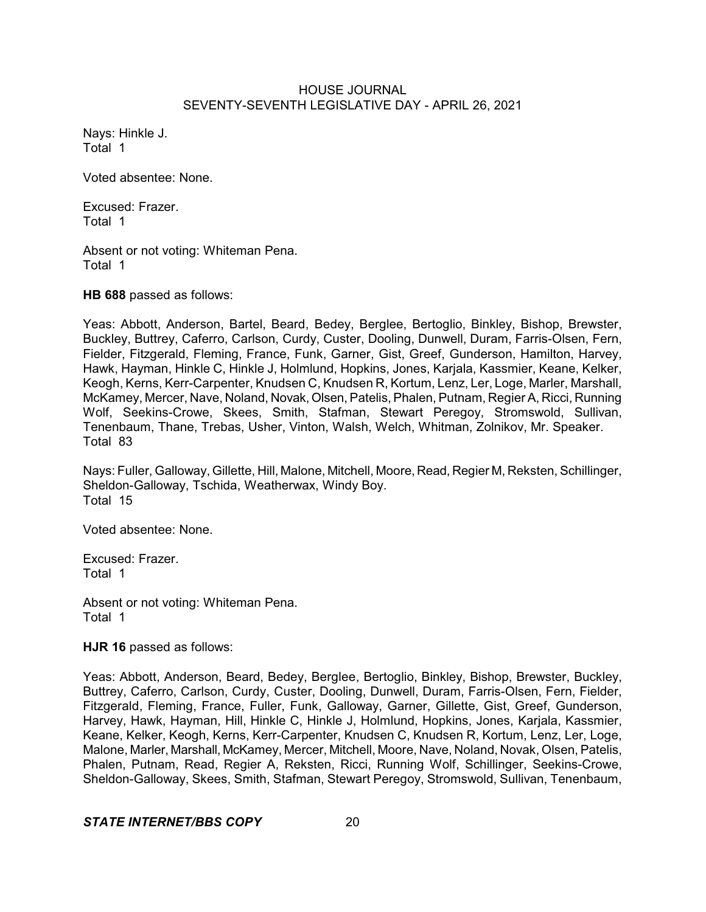Nays: Hinkle J.
Total 1

Voted absentee: None.

Excused: Frazer.
Total 1

Absent or not voting: Whiteman Pena.
Total 1

**HB 688** passed as follows:

Yeas: Abbott, Anderson, Bartel, Beard, Bedey, Berglee, Bertoglio, Binkley, Bishop, Brewster, Buckley, Buttrey, Caferro, Carlson, Curdy, Custer, Dooling, Dunwell, Duram, Farris-Olsen, Fern, Fielder, Fitzgerald, Fleming, France, Funk, Garner, Gist, Greef, Gunderson, Hamilton, Harvey, Hawk, Hayman, Hinkle C, Hinkle J, Holmlund, Hopkins, Jones, Karjala, Kassmier, Keane, Kelker, Keogh, Kerns, Kerr-Carpenter, Knudsen C, Knudsen R, Kortum, Lenz, Ler, Loge, Marler, Marshall, McKamey, Mercer, Nave, Noland, Novak, Olsen, Patelis, Phalen, Putnam, Regier A, Ricci, Running Wolf, Seekins-Crowe, Skees, Smith, Stafman, Stewart Peregoy, Stromswold, Sullivan, Tenenbaum, Thane, Trebas, Usher, Vinton, Walsh, Welch, Whitman, Zolnikov, Mr. Speaker.
Total 83

Nays: Fuller, Galloway, Gillette, Hill, Malone, Mitchell, Moore, Read, Regier M, Reksten, Schillinger, Sheldon-Galloway, Tschida, Weatherwax, Windy Boy.
Total 15

Voted absentee: None.

Excused: Frazer.
Total 1

Absent or not voting: Whiteman Pena.
Total 1

**HJR 16** passed as follows:

Yeas: Abbott, Anderson, Beard, Bedey, Berglee, Bertoglio, Binkley, Bishop, Brewster, Buckley, Buttrey, Caferro, Carlson, Curdy, Custer, Dooling, Dunwell, Duram, Farris-Olsen, Fern, Fielder, Fitzgerald, Fleming, France, Fuller, Funk, Galloway, Garner, Gillette, Gist, Greef, Gunderson, Harvey, Hawk, Hayman, Hill, Hinkle C, Hinkle J, Holmlund, Hopkins, Jones, Karjala, Kassmier, Keane, Kelker, Keogh, Kerns, Kerr-Carpenter, Knudsen C, Knudsen R, Kortum, Lenz, Ler, Loge, Malone, Marler, Marshall, McKamey, Mercer, Mitchell, Moore, Nave, Noland, Novak, Olsen, Patelis, Phalen, Putnam, Read, Regier A, Reksten, Ricci, Running Wolf, Schillinger, Seekins-Crowe, Sheldon-Galloway, Skees, Smith, Stafman, Stewart Peregoy, Stromswold, Sullivan, Tenenbaum,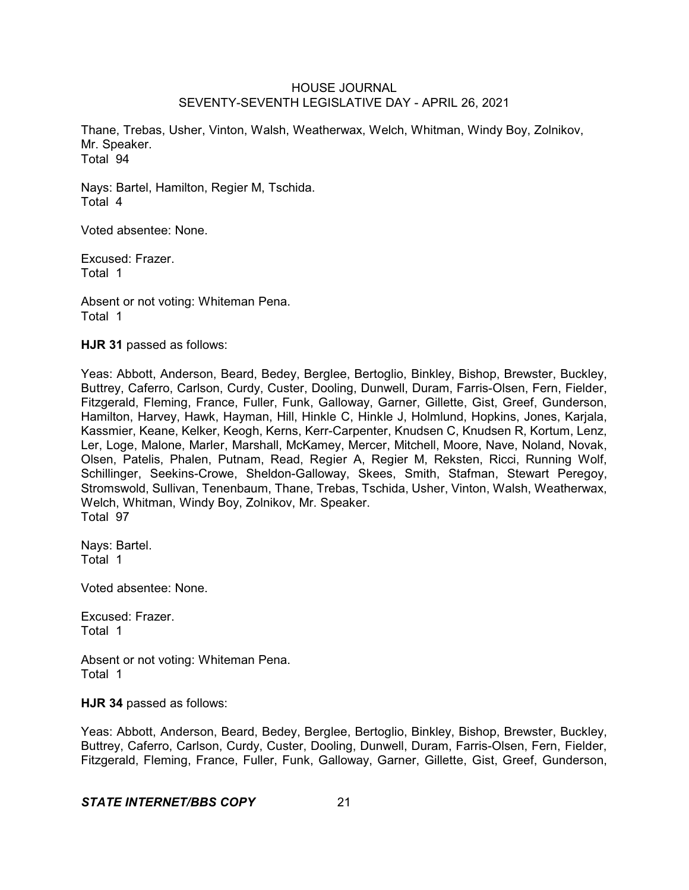Thane, Trebas, Usher, Vinton, Walsh, Weatherwax, Welch, Whitman, Windy Boy, Zolnikov, Mr. Speaker.
Total 94

Nays: Bartel, Hamilton, Regier M, Tschida.
Total 4

Voted absentee: None.

Excused: Frazer.
Total 1

Absent or not voting: Whiteman Pena.
Total 1

**HJR 31** passed as follows:

Yeas: Abbott, Anderson, Beard, Bedey, Berglee, Bertoglio, Binkley, Bishop, Brewster, Buckley, Buttrey, Caferro, Carlson, Curdy, Custer, Dooling, Dunwell, Duram, Farris-Olsen, Fern, Fielder, Fitzgerald, Fleming, France, Fuller, Funk, Galloway, Garner, Gillette, Gist, Greef, Gunderson, Hamilton, Harvey, Hawk, Hayman, Hill, Hinkle C, Hinkle J, Holmlund, Hopkins, Jones, Karjala, Kassmier, Keane, Kelker, Keogh, Kerns, Kerr-Carpenter, Knudsen C, Knudsen R, Kortum, Lenz, Ler, Loge, Malone, Marler, Marshall, McKamey, Mercer, Mitchell, Moore, Nave, Noland, Novak, Olsen, Patelis, Phalen, Putnam, Read, Regier A, Regier M, Reksten, Ricci, Running Wolf, Schillinger, Seekins-Crowe, Sheldon-Galloway, Skees, Smith, Stafman, Stewart Peregoy, Stromswold, Sullivan, Tenenbaum, Thane, Trebas, Tschida, Usher, Vinton, Walsh, Weatherwax, Welch, Whitman, Windy Boy, Zolnikov, Mr. Speaker.
Total 97

Nays: Bartel.
Total 1

Voted absentee: None.

Excused: Frazer.
Total 1

Absent or not voting: Whiteman Pena.
Total 1

**HJR 34** passed as follows:

Yeas: Abbott, Anderson, Beard, Bedey, Berglee, Bertoglio, Binkley, Bishop, Brewster, Buckley, Buttrey, Caferro, Carlson, Curdy, Custer, Dooling, Dunwell, Duram, Farris-Olsen, Fern, Fielder, Fitzgerald, Fleming, France, Fuller, Funk, Galloway, Garner, Gillette, Gist, Greef, Gunderson,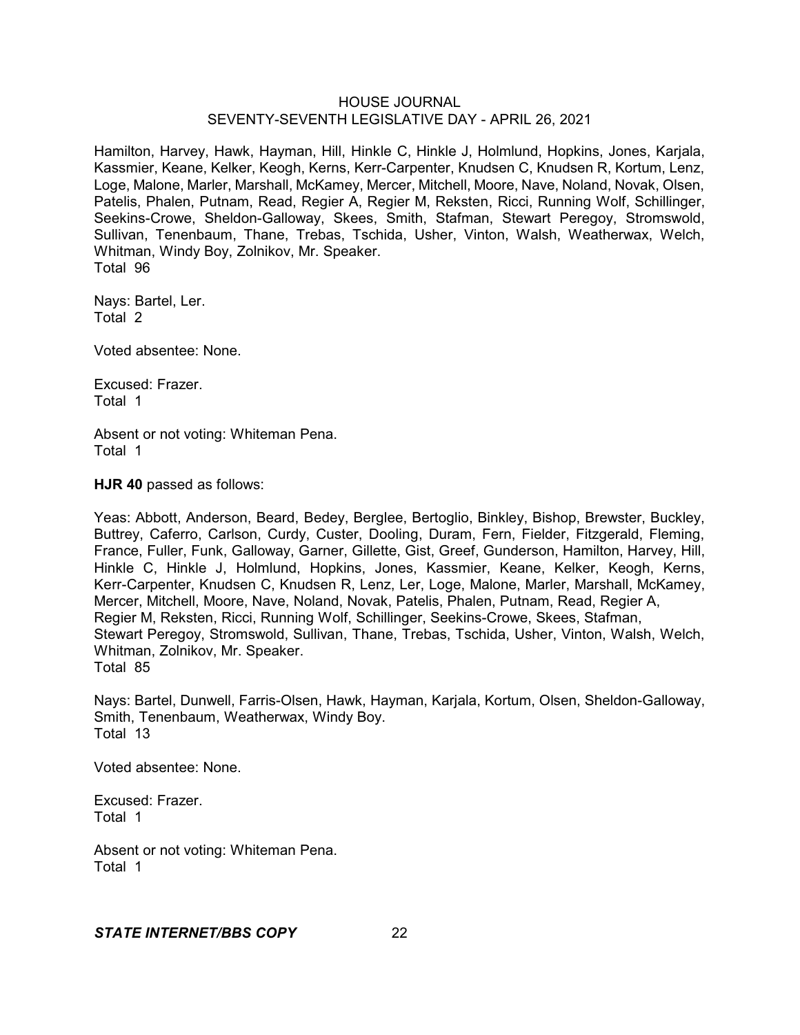Hamilton, Harvey, Hawk, Hayman, Hill, Hinkle C, Hinkle J, Holmlund, Hopkins, Jones, Karjala, Kassmier, Keane, Kelker, Keogh, Kerns, Kerr-Carpenter, Knudsen C, Knudsen R, Kortum, Lenz, Loge, Malone, Marler, Marshall, McKamey, Mercer, Mitchell, Moore, Nave, Noland, Novak, Olsen, Patelis, Phalen, Putnam, Read, Regier A, Regier M, Reksten, Ricci, Running Wolf, Schillinger, Seekins-Crowe, Sheldon-Galloway, Skees, Smith, Stafman, Stewart Peregoy, Stromswold, Sullivan, Tenenbaum, Thane, Trebas, Tschida, Usher, Vinton, Walsh, Weatherwax, Welch, Whitman, Windy Boy, Zolnikov, Mr. Speaker.
Total 96

Nays: Bartel, Ler.
Total 2

Voted absentee: None.

Excused: Frazer.
Total 1

Absent or not voting: Whiteman Pena.
Total 1

**HJR 40** passed as follows:

Yeas: Abbott, Anderson, Beard, Bedey, Berglee, Bertoglio, Binkley, Bishop, Brewster, Buckley, Buttrey, Caferro, Carlson, Curdy, Custer, Dooling, Duram, Fern, Fielder, Fitzgerald, Fleming, France, Fuller, Funk, Galloway, Garner, Gillette, Gist, Greef, Gunderson, Hamilton, Harvey, Hill, Hinkle C, Hinkle J, Holmlund, Hopkins, Jones, Kassmier, Keane, Kelker, Keogh, Kerns, Kerr-Carpenter, Knudsen C, Knudsen R, Lenz, Ler, Loge, Malone, Marler, Marshall, McKamey, Mercer, Mitchell, Moore, Nave, Noland, Novak, Patelis, Phalen, Putnam, Read, Regier A, Regier M, Reksten, Ricci, Running Wolf, Schillinger, Seekins-Crowe, Skees, Stafman, Stewart Peregoy, Stromswold, Sullivan, Thane, Trebas, Tschida, Usher, Vinton, Walsh, Welch, Whitman, Zolnikov, Mr. Speaker.
Total 85

Nays: Bartel, Dunwell, Farris-Olsen, Hawk, Hayman, Karjala, Kortum, Olsen, Sheldon-Galloway, Smith, Tenenbaum, Weatherwax, Windy Boy.
Total 13

Voted absentee: None.

Excused: Frazer.
Total 1

Absent or not voting: Whiteman Pena.
Total 1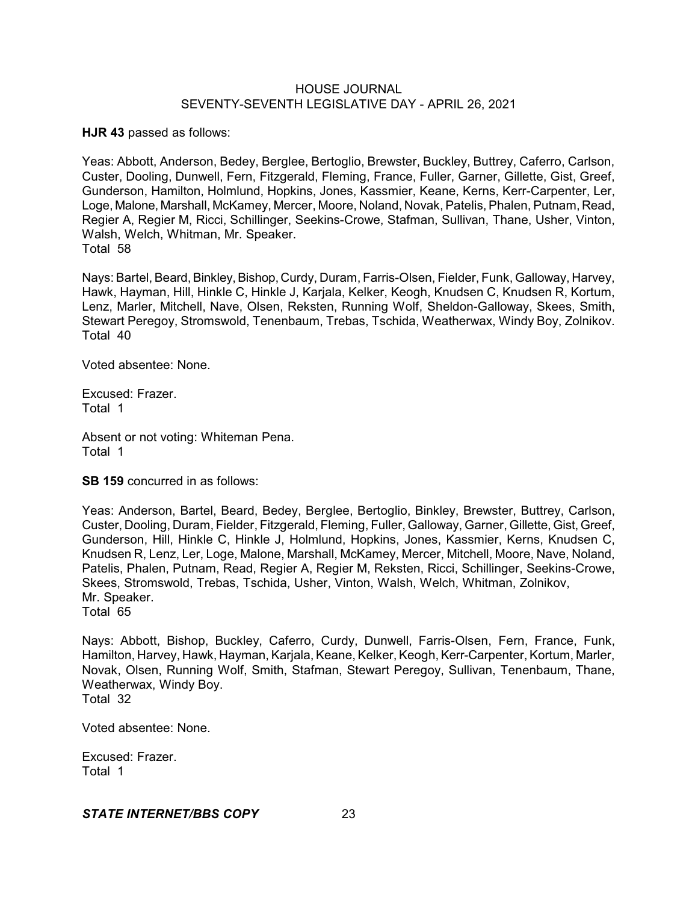**HJR 43** passed as follows:

Yeas: Abbott, Anderson, Bedey, Berglee, Bertoglio, Brewster, Buckley, Buttrey, Caferro, Carlson, Custer, Dooling, Dunwell, Fern, Fitzgerald, Fleming, France, Fuller, Garner, Gillette, Gist, Greef, Gunderson, Hamilton, Holmlund, Hopkins, Jones, Kassmier, Keane, Kerns, Kerr-Carpenter, Ler, Loge, Malone, Marshall, McKamey, Mercer, Moore, Noland, Novak, Patelis, Phalen, Putnam, Read, Regier A, Regier M, Ricci, Schillinger, Seekins-Crowe, Stafman, Sullivan, Thane, Usher, Vinton, Walsh, Welch, Whitman, Mr. Speaker.
Total 58

Nays: Bartel, Beard, Binkley, Bishop, Curdy, Duram, Farris-Olsen, Fielder, Funk, Galloway, Harvey, Hawk, Hayman, Hill, Hinkle C, Hinkle J, Karjala, Kelker, Keogh, Knudsen C, Knudsen R, Kortum, Lenz, Marler, Mitchell, Nave, Olsen, Reksten, Running Wolf, Sheldon-Galloway, Skees, Smith, Stewart Peregoy, Stromswold, Tenenbaum, Trebas, Tschida, Weatherwax, Windy Boy, Zolnikov.
Total 40

Voted absentee: None.

Excused: Frazer.
Total 1

Absent or not voting: Whiteman Pena.
Total 1

**SB 159** concurred in as follows:

Yeas: Anderson, Bartel, Beard, Bedey, Berglee, Bertoglio, Binkley, Brewster, Buttrey, Carlson, Custer, Dooling, Duram, Fielder, Fitzgerald, Fleming, Fuller, Galloway, Garner, Gillette, Gist, Greef, Gunderson, Hill, Hinkle C, Hinkle J, Holmlund, Hopkins, Jones, Kassmier, Kerns, Knudsen C, Knudsen R, Lenz, Ler, Loge, Malone, Marshall, McKamey, Mercer, Mitchell, Moore, Nave, Noland, Patelis, Phalen, Putnam, Read, Regier A, Regier M, Reksten, Ricci, Schillinger, Seekins-Crowe, Skees, Stromswold, Trebas, Tschida, Usher, Vinton, Walsh, Welch, Whitman, Zolnikov, Mr. Speaker.
Total 65

Nays: Abbott, Bishop, Buckley, Caferro, Curdy, Dunwell, Farris-Olsen, Fern, France, Funk, Hamilton, Harvey, Hawk, Hayman, Karjala, Keane, Kelker, Keogh, Kerr-Carpenter, Kortum, Marler, Novak, Olsen, Running Wolf, Smith, Stafman, Stewart Peregoy, Sullivan, Tenenbaum, Thane, Weatherwax, Windy Boy.
Total 32

Voted absentee: None.

Excused: Frazer.
Total 1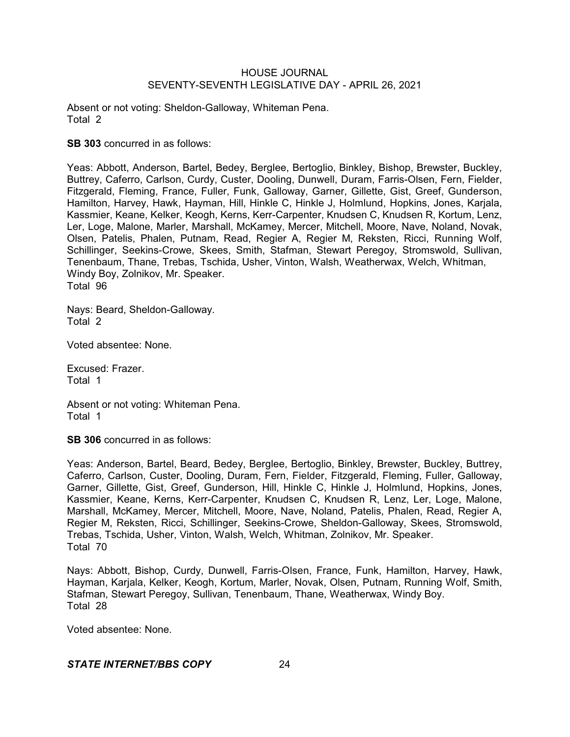Absent or not voting: Sheldon-Galloway, Whiteman Pena.
Total 2

**SB 303** concurred in as follows:

Yeas: Abbott, Anderson, Bartel, Bedey, Berglee, Bertoglio, Binkley, Bishop, Brewster, Buckley, Buttrey, Caferro, Carlson, Curdy, Custer, Dooling, Dunwell, Duram, Farris-Olsen, Fern, Fielder, Fitzgerald, Fleming, France, Fuller, Funk, Galloway, Garner, Gillette, Gist, Greef, Gunderson, Hamilton, Harvey, Hawk, Hayman, Hill, Hinkle C, Hinkle J, Holmlund, Hopkins, Jones, Karjala, Kassmier, Keane, Kelker, Keogh, Kerns, Kerr-Carpenter, Knudsen C, Knudsen R, Kortum, Lenz, Ler, Loge, Malone, Marler, Marshall, McKamey, Mercer, Mitchell, Moore, Nave, Noland, Novak, Olsen, Patelis, Phalen, Putnam, Read, Regier A, Regier M, Reksten, Ricci, Running Wolf, Schillinger, Seekins-Crowe, Skees, Smith, Stafman, Stewart Peregoy, Stromswold, Sullivan, Tenenbaum, Thane, Trebas, Tschida, Usher, Vinton, Walsh, Weatherwax, Welch, Whitman, Windy Boy, Zolnikov, Mr. Speaker.
Total 96

Nays: Beard, Sheldon-Galloway.
Total 2

Voted absentee: None.

Excused: Frazer.
Total 1

Absent or not voting: Whiteman Pena.
Total 1

**SB 306** concurred in as follows:

Yeas: Anderson, Bartel, Beard, Bedey, Berglee, Bertoglio, Binkley, Brewster, Buckley, Buttrey, Caferro, Carlson, Custer, Dooling, Duram, Fern, Fielder, Fitzgerald, Fleming, Fuller, Galloway, Garner, Gillette, Gist, Greef, Gunderson, Hill, Hinkle C, Hinkle J, Holmlund, Hopkins, Jones, Kassmier, Keane, Kerns, Kerr-Carpenter, Knudsen C, Knudsen R, Lenz, Ler, Loge, Malone, Marshall, McKamey, Mercer, Mitchell, Moore, Nave, Noland, Patelis, Phalen, Read, Regier A, Regier M, Reksten, Ricci, Schillinger, Seekins-Crowe, Sheldon-Galloway, Skees, Stromswold, Trebas, Tschida, Usher, Vinton, Walsh, Welch, Whitman, Zolnikov, Mr. Speaker.
Total 70

Nays: Abbott, Bishop, Curdy, Dunwell, Farris-Olsen, France, Funk, Hamilton, Harvey, Hawk, Hayman, Karjala, Kelker, Keogh, Kortum, Marler, Novak, Olsen, Putnam, Running Wolf, Smith, Stafman, Stewart Peregoy, Sullivan, Tenenbaum, Thane, Weatherwax, Windy Boy.
Total 28

Voted absentee: None.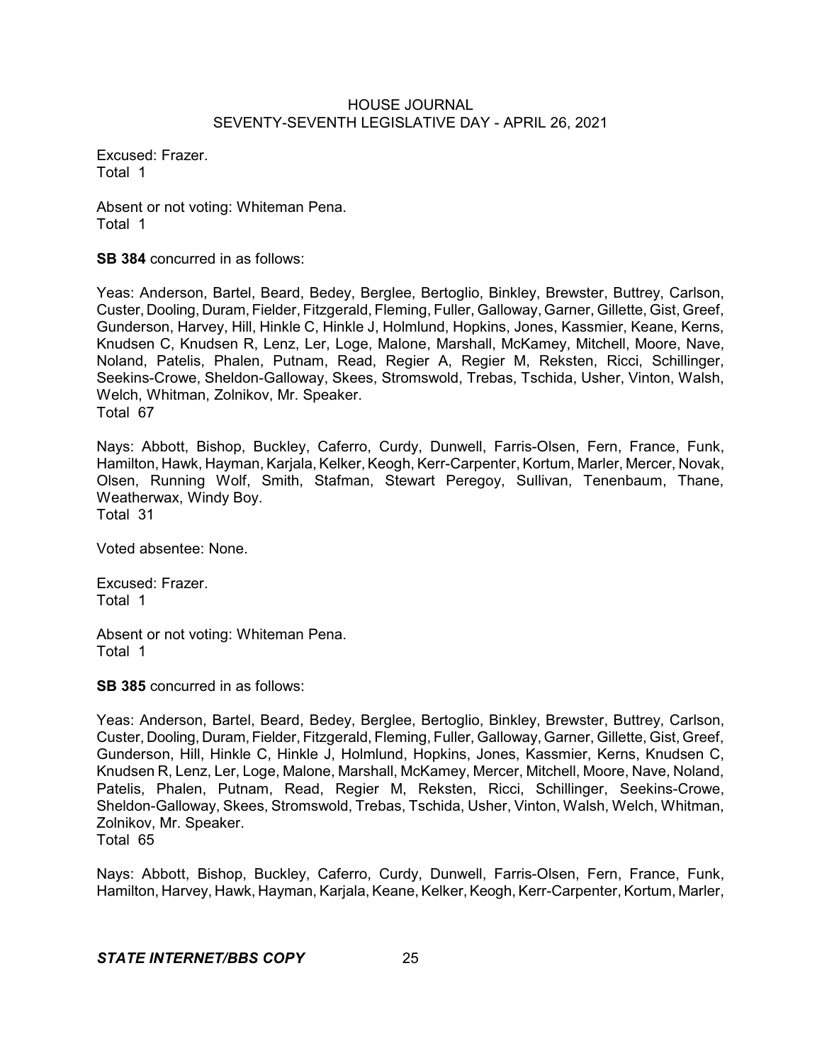Excused: Frazer.
Total 1

Absent or not voting: Whiteman Pena.
Total 1

**SB 384** concurred in as follows:

Yeas: Anderson, Bartel, Beard, Bedey, Berglee, Bertoglio, Binkley, Brewster, Buttrey, Carlson, Custer, Dooling, Duram, Fielder, Fitzgerald, Fleming, Fuller, Galloway, Garner, Gillette, Gist, Greef, Gunderson, Harvey, Hill, Hinkle C, Hinkle J, Holmlund, Hopkins, Jones, Kassmier, Keane, Kerns, Knudsen C, Knudsen R, Lenz, Ler, Loge, Malone, Marshall, McKamey, Mitchell, Moore, Nave, Noland, Patelis, Phalen, Putnam, Read, Regier A, Regier M, Reksten, Ricci, Schillinger, Seekins-Crowe, Sheldon-Galloway, Skees, Stromswold, Trebas, Tschida, Usher, Vinton, Walsh, Welch, Whitman, Zolnikov, Mr. Speaker.
Total 67

Nays: Abbott, Bishop, Buckley, Caferro, Curdy, Dunwell, Farris-Olsen, Fern, France, Funk, Hamilton, Hawk, Hayman, Karjala, Kelker, Keogh, Kerr-Carpenter, Kortum, Marler, Mercer, Novak, Olsen, Running Wolf, Smith, Stafman, Stewart Peregoy, Sullivan, Tenenbaum, Thane, Weatherwax, Windy Boy.
Total 31

Voted absentee: None.

Excused: Frazer.
Total 1

Absent or not voting: Whiteman Pena.
Total 1

**SB 385** concurred in as follows:

Yeas: Anderson, Bartel, Beard, Bedey, Berglee, Bertoglio, Binkley, Brewster, Buttrey, Carlson, Custer, Dooling, Duram, Fielder, Fitzgerald, Fleming, Fuller, Galloway, Garner, Gillette, Gist, Greef, Gunderson, Hill, Hinkle C, Hinkle J, Holmlund, Hopkins, Jones, Kassmier, Kerns, Knudsen C, Knudsen R, Lenz, Ler, Loge, Malone, Marshall, McKamey, Mercer, Mitchell, Moore, Nave, Noland, Patelis, Phalen, Putnam, Read, Regier M, Reksten, Ricci, Schillinger, Seekins-Crowe, Sheldon-Galloway, Skees, Stromswold, Trebas, Tschida, Usher, Vinton, Walsh, Welch, Whitman, Zolnikov, Mr. Speaker.
Total 65

Nays: Abbott, Bishop, Buckley, Caferro, Curdy, Dunwell, Farris-Olsen, Fern, France, Funk, Hamilton, Harvey, Hawk, Hayman, Karjala, Keane, Kelker, Keogh, Kerr-Carpenter, Kortum, Marler,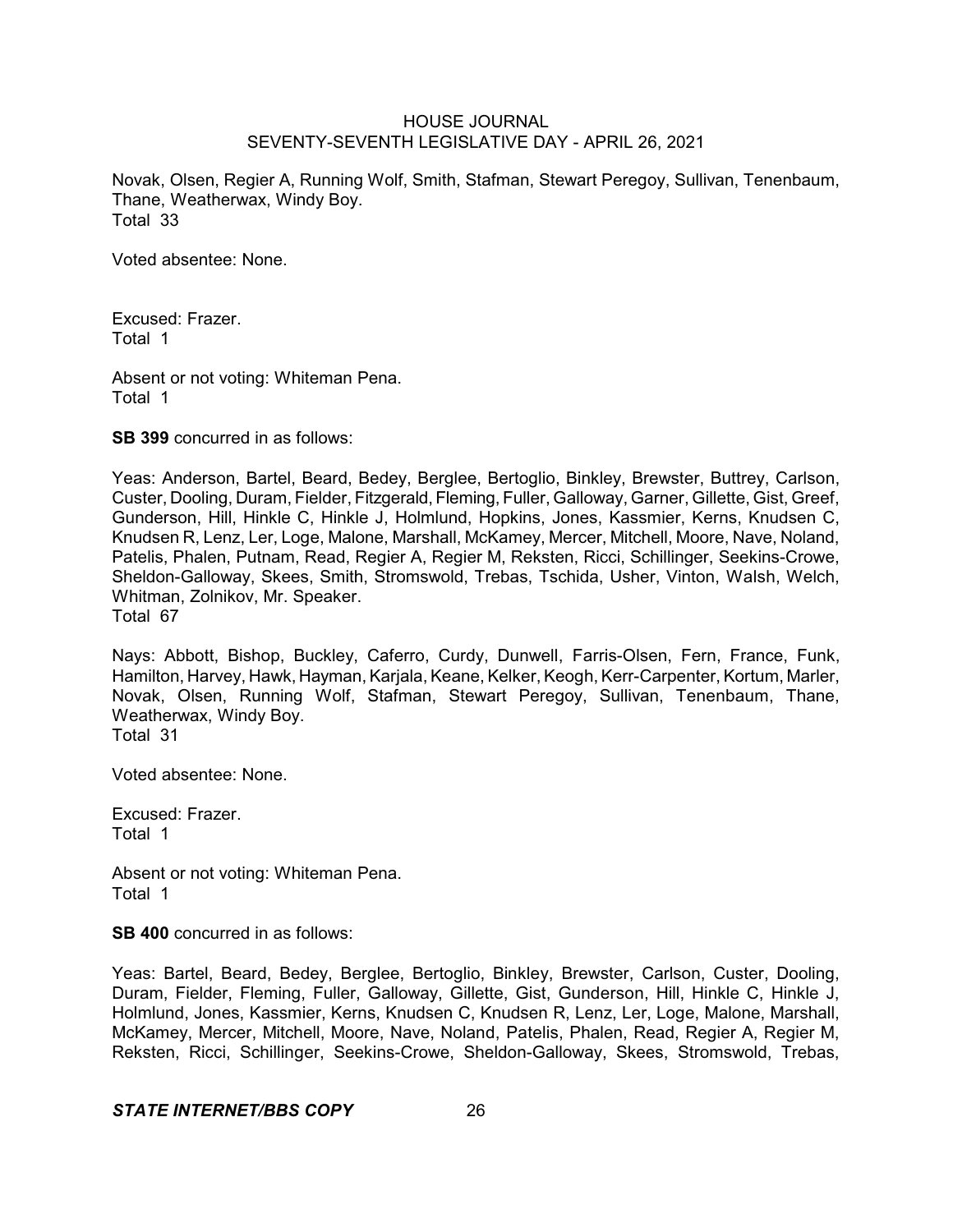Novak, Olsen, Regier A, Running Wolf, Smith, Stafman, Stewart Peregoy, Sullivan, Tenenbaum, Thane, Weatherwax, Windy Boy.
Total 33

Voted absentee: None.

Excused: Frazer.
Total 1

Absent or not voting: Whiteman Pena.
Total 1

**SB 399** concurred in as follows:

Yeas: Anderson, Bartel, Beard, Bedey, Berglee, Bertoglio, Binkley, Brewster, Buttrey, Carlson, Custer, Dooling, Duram, Fielder, Fitzgerald, Fleming, Fuller, Galloway, Garner, Gillette, Gist, Greef, Gunderson, Hill, Hinkle C, Hinkle J, Holmlund, Hopkins, Jones, Kassmier, Kerns, Knudsen C, Knudsen R, Lenz, Ler, Loge, Malone, Marshall, McKamey, Mercer, Mitchell, Moore, Nave, Noland, Patelis, Phalen, Putnam, Read, Regier A, Regier M, Reksten, Ricci, Schillinger, Seekins-Crowe, Sheldon-Galloway, Skees, Smith, Stromswold, Trebas, Tschida, Usher, Vinton, Walsh, Welch, Whitman, Zolnikov, Mr. Speaker.
Total 67

Nays: Abbott, Bishop, Buckley, Caferro, Curdy, Dunwell, Farris-Olsen, Fern, France, Funk, Hamilton, Harvey, Hawk, Hayman, Karjala, Keane, Kelker, Keogh, Kerr-Carpenter, Kortum, Marler, Novak, Olsen, Running Wolf, Stafman, Stewart Peregoy, Sullivan, Tenenbaum, Thane, Weatherwax, Windy Boy.
Total 31

Voted absentee: None.

Excused: Frazer.
Total 1

Absent or not voting: Whiteman Pena.
Total 1

**SB 400** concurred in as follows:

Yeas: Bartel, Beard, Bedey, Berglee, Bertoglio, Binkley, Brewster, Carlson, Custer, Dooling, Duram, Fielder, Fleming, Fuller, Galloway, Gillette, Gist, Gunderson, Hill, Hinkle C, Hinkle J, Holmlund, Jones, Kassmier, Kerns, Knudsen C, Knudsen R, Lenz, Ler, Loge, Malone, Marshall, McKamey, Mercer, Mitchell, Moore, Nave, Noland, Patelis, Phalen, Read, Regier A, Regier M, Reksten, Ricci, Schillinger, Seekins-Crowe, Sheldon-Galloway, Skees, Stromswold, Trebas,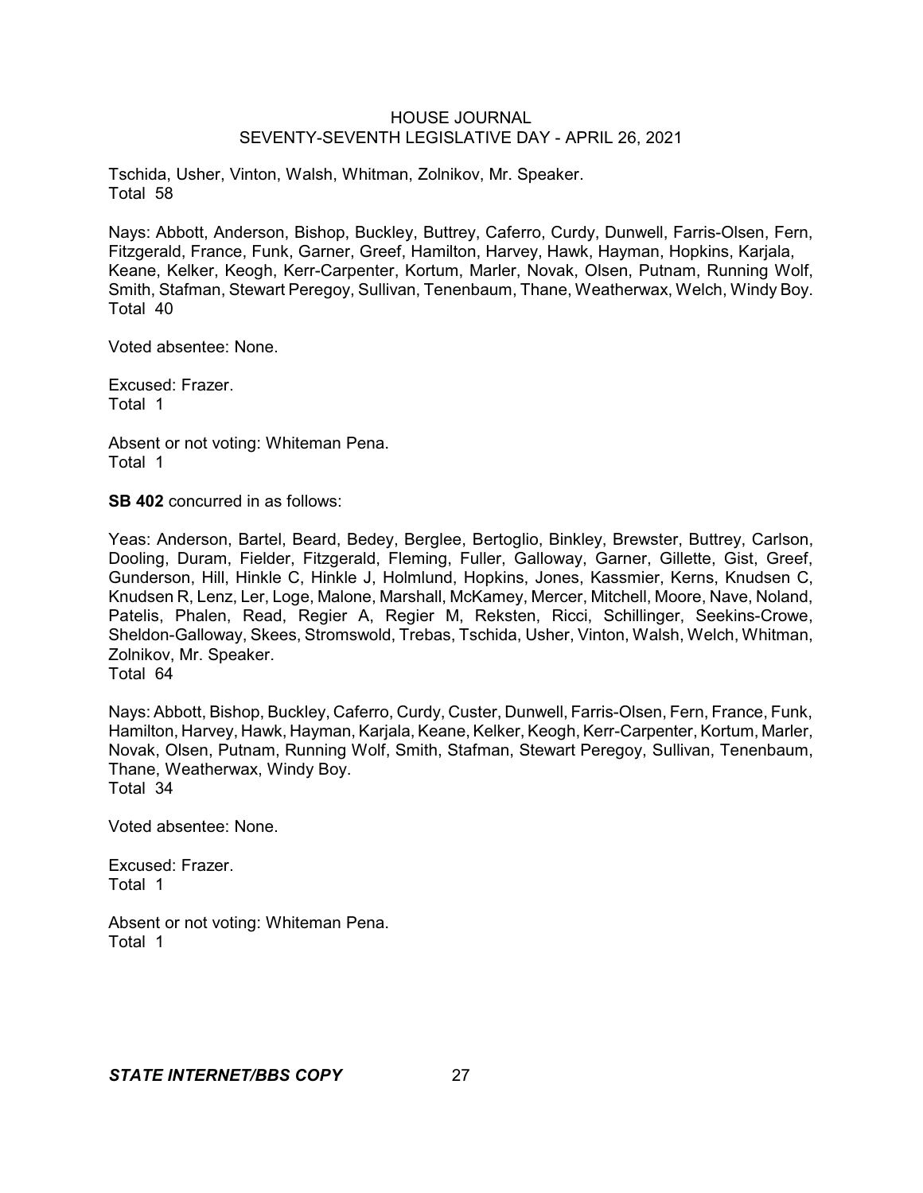Tschida, Usher, Vinton, Walsh, Whitman, Zolnikov, Mr. Speaker.
Total 58

Nays: Abbott, Anderson, Bishop, Buckley, Buttrey, Caferro, Curdy, Dunwell, Farris-Olsen, Fern, Fitzgerald, France, Funk, Garner, Greef, Hamilton, Harvey, Hawk, Hayman, Hopkins, Karjala, Keane, Kelker, Keogh, Kerr-Carpenter, Kortum, Marler, Novak, Olsen, Putnam, Running Wolf, Smith, Stafman, Stewart Peregoy, Sullivan, Tenenbaum, Thane, Weatherwax, Welch, Windy Boy.
Total 40

Voted absentee: None.

Excused: Frazer.
Total 1

Absent or not voting: Whiteman Pena.
Total 1

**SB 402** concurred in as follows:

Yeas: Anderson, Bartel, Beard, Bedey, Berglee, Bertoglio, Binkley, Brewster, Buttrey, Carlson, Dooling, Duram, Fielder, Fitzgerald, Fleming, Fuller, Galloway, Garner, Gillette, Gist, Greef, Gunderson, Hill, Hinkle C, Hinkle J, Holmlund, Hopkins, Jones, Kassmier, Kerns, Knudsen C, Knudsen R, Lenz, Ler, Loge, Malone, Marshall, McKamey, Mercer, Mitchell, Moore, Nave, Noland, Patelis, Phalen, Read, Regier A, Regier M, Reksten, Ricci, Schillinger, Seekins-Crowe, Sheldon-Galloway, Skees, Stromswold, Trebas, Tschida, Usher, Vinton, Walsh, Welch, Whitman, Zolnikov, Mr. Speaker.
Total 64

Nays: Abbott, Bishop, Buckley, Caferro, Curdy, Custer, Dunwell, Farris-Olsen, Fern, France, Funk, Hamilton, Harvey, Hawk, Hayman, Karjala, Keane, Kelker, Keogh, Kerr-Carpenter, Kortum, Marler, Novak, Olsen, Putnam, Running Wolf, Smith, Stafman, Stewart Peregoy, Sullivan, Tenenbaum, Thane, Weatherwax, Windy Boy.
Total 34

Voted absentee: None.

Excused: Frazer.
Total 1

Absent or not voting: Whiteman Pena.
Total 1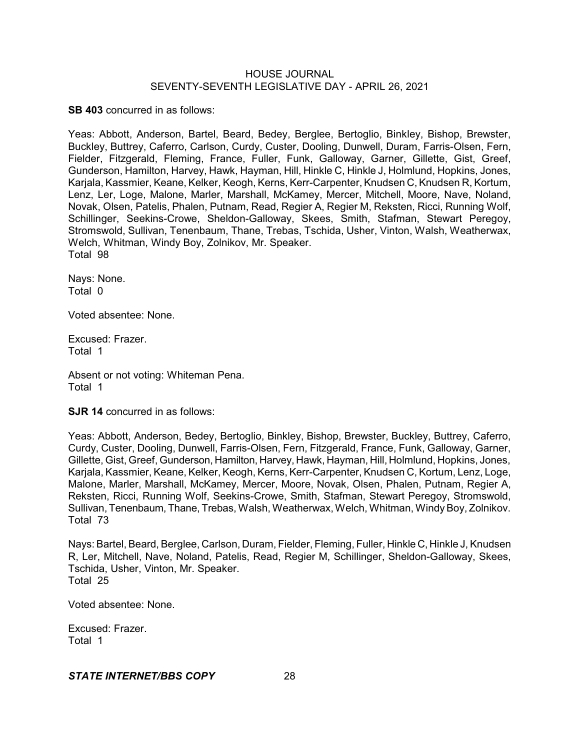**SB 403** concurred in as follows:

Yeas: Abbott, Anderson, Bartel, Beard, Bedey, Berglee, Bertoglio, Binkley, Bishop, Brewster, Buckley, Buttrey, Caferro, Carlson, Curdy, Custer, Dooling, Dunwell, Duram, Farris-Olsen, Fern, Fielder, Fitzgerald, Fleming, France, Fuller, Funk, Galloway, Garner, Gillette, Gist, Greef, Gunderson, Hamilton, Harvey, Hawk, Hayman, Hill, Hinkle C, Hinkle J, Holmlund, Hopkins, Jones, Karjala, Kassmier, Keane, Kelker, Keogh, Kerns, Kerr-Carpenter, Knudsen C, Knudsen R, Kortum, Lenz, Ler, Loge, Malone, Marler, Marshall, McKamey, Mercer, Mitchell, Moore, Nave, Noland, Novak, Olsen, Patelis, Phalen, Putnam, Read, Regier A, Regier M, Reksten, Ricci, Running Wolf, Schillinger, Seekins-Crowe, Sheldon-Galloway, Skees, Smith, Stafman, Stewart Peregoy, Stromswold, Sullivan, Tenenbaum, Thane, Trebas, Tschida, Usher, Vinton, Walsh, Weatherwax, Welch, Whitman, Windy Boy, Zolnikov, Mr. Speaker.
Total 98

Nays: None.
Total 0

Voted absentee: None.

Excused: Frazer.
Total 1

Absent or not voting: Whiteman Pena.
Total 1

**SJR 14** concurred in as follows:

Yeas: Abbott, Anderson, Bedey, Bertoglio, Binkley, Bishop, Brewster, Buckley, Buttrey, Caferro, Curdy, Custer, Dooling, Dunwell, Farris-Olsen, Fern, Fitzgerald, France, Funk, Galloway, Garner, Gillette, Gist, Greef, Gunderson, Hamilton, Harvey, Hawk, Hayman, Hill, Holmlund, Hopkins, Jones, Karjala, Kassmier, Keane, Kelker, Keogh, Kerns, Kerr-Carpenter, Knudsen C, Kortum, Lenz, Loge, Malone, Marler, Marshall, McKamey, Mercer, Moore, Novak, Olsen, Phalen, Putnam, Regier A, Reksten, Ricci, Running Wolf, Seekins-Crowe, Smith, Stafman, Stewart Peregoy, Stromswold, Sullivan, Tenenbaum, Thane, Trebas, Walsh, Weatherwax, Welch, Whitman, Windy Boy, Zolnikov.
Total 73

Nays: Bartel, Beard, Berglee, Carlson, Duram, Fielder, Fleming, Fuller, Hinkle C, Hinkle J, Knudsen R, Ler, Mitchell, Nave, Noland, Patelis, Read, Regier M, Schillinger, Sheldon-Galloway, Skees, Tschida, Usher, Vinton, Mr. Speaker.
Total 25

Voted absentee: None.

Excused: Frazer.
Total 1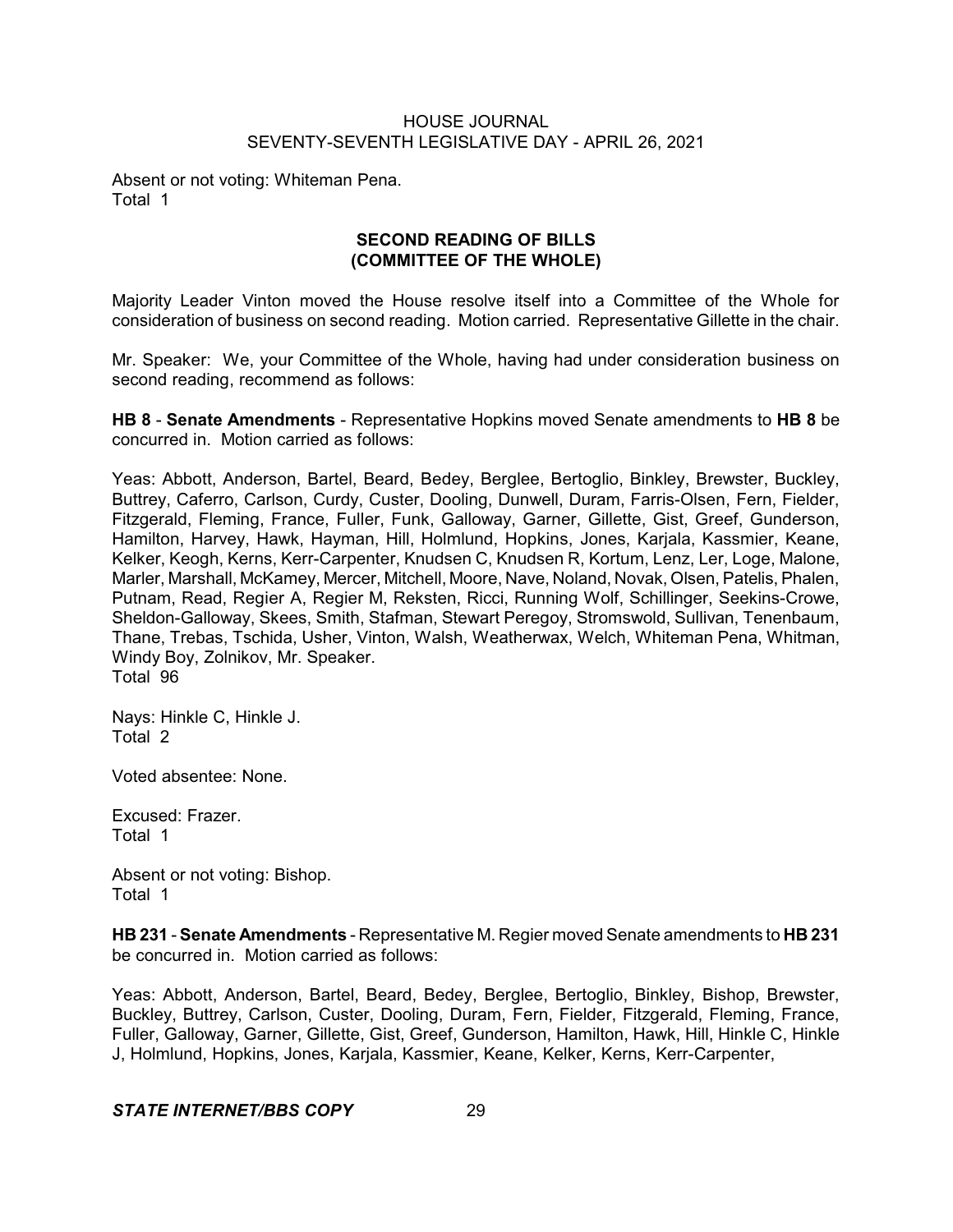Absent or not voting: Whiteman Pena.
Total 1

## SECOND READING OF BILLS
## (COMMITTEE OF THE WHOLE)

Majority Leader Vinton moved the House resolve itself into a Committee of the Whole for consideration of business on second reading. Motion carried. Representative Gillette in the chair.

Mr. Speaker: We, your Committee of the Whole, having had under consideration business on second reading, recommend as follows:

**HB 8** - **Senate Amendments** - Representative Hopkins moved Senate amendments to **HB 8** be concurred in. Motion carried as follows:

Yeas: Abbott, Anderson, Bartel, Beard, Bedey, Berglee, Bertoglio, Binkley, Brewster, Buckley, Buttrey, Caferro, Carlson, Curdy, Custer, Dooling, Dunwell, Duram, Farris-Olsen, Fern, Fielder, Fitzgerald, Fleming, France, Fuller, Funk, Galloway, Garner, Gillette, Gist, Greef, Gunderson, Hamilton, Harvey, Hawk, Hayman, Hill, Holmlund, Hopkins, Jones, Karjala, Kassmier, Keane, Kelker, Keogh, Kerns, Kerr-Carpenter, Knudsen C, Knudsen R, Kortum, Lenz, Ler, Loge, Malone, Marler, Marshall, McKamey, Mercer, Mitchell, Moore, Nave, Noland, Novak, Olsen, Patelis, Phalen, Putnam, Read, Regier A, Regier M, Reksten, Ricci, Running Wolf, Schillinger, Seekins-Crowe, Sheldon-Galloway, Skees, Smith, Stafman, Stewart Peregoy, Stromswold, Sullivan, Tenenbaum, Thane, Trebas, Tschida, Usher, Vinton, Walsh, Weatherwax, Welch, Whiteman Pena, Whitman, Windy Boy, Zolnikov, Mr. Speaker.
Total 96

Nays: Hinkle C, Hinkle J.
Total 2

Voted absentee: None.

Excused: Frazer.
Total 1

Absent or not voting: Bishop.
Total 1

**HB 231** - **Senate Amendments** - Representative M. Regier moved Senate amendments to **HB 231** be concurred in. Motion carried as follows:

Yeas: Abbott, Anderson, Bartel, Beard, Bedey, Berglee, Bertoglio, Binkley, Bishop, Brewster, Buckley, Buttrey, Carlson, Custer, Dooling, Duram, Fern, Fielder, Fitzgerald, Fleming, France, Fuller, Galloway, Garner, Gillette, Gist, Greef, Gunderson, Hamilton, Hawk, Hill, Hinkle C, Hinkle J, Holmlund, Hopkins, Jones, Karjala, Kassmier, Keane, Kelker, Kerns, Kerr-Carpenter,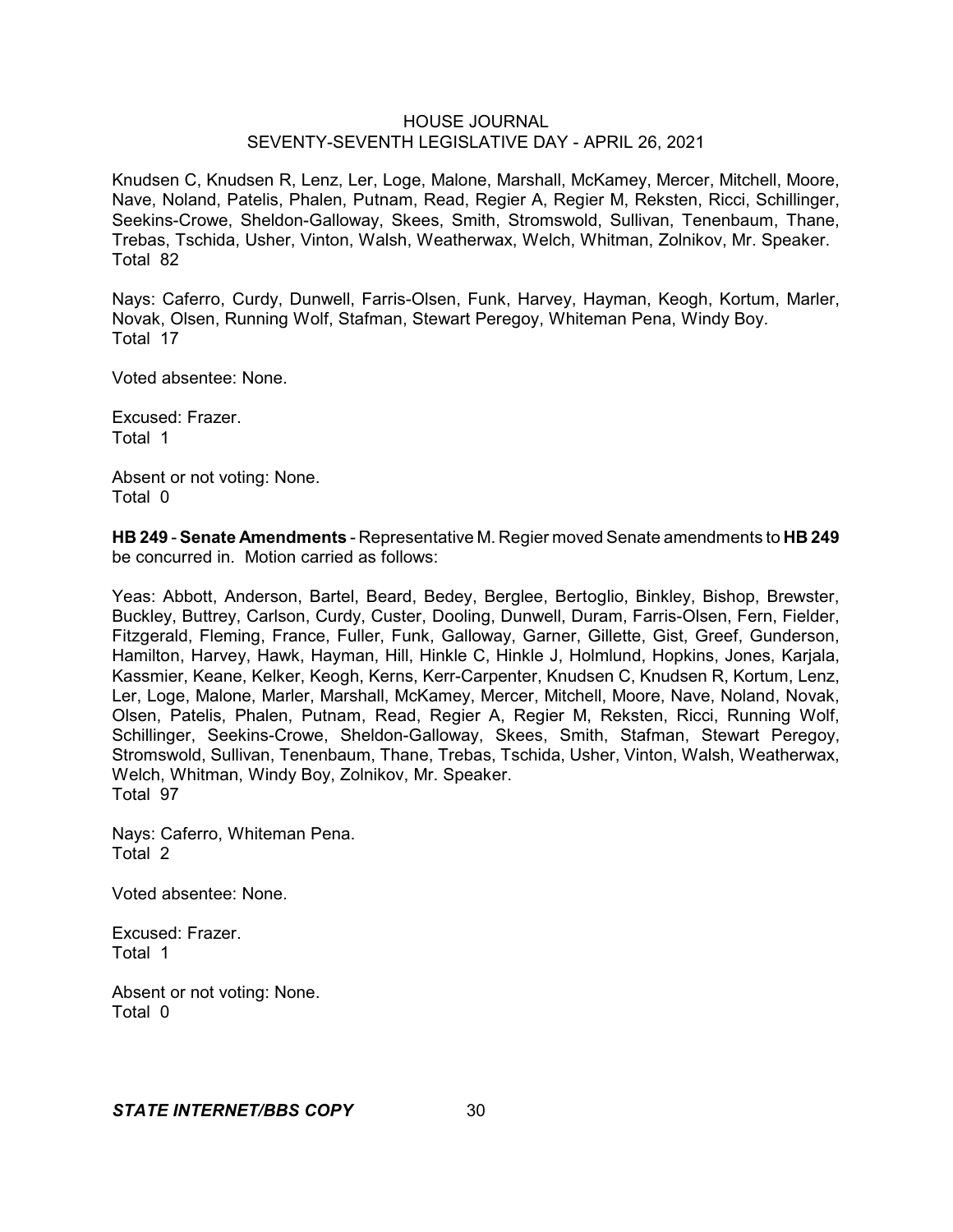Knudsen C, Knudsen R, Lenz, Ler, Loge, Malone, Marshall, McKamey, Mercer, Mitchell, Moore, Nave, Noland, Patelis, Phalen, Putnam, Read, Regier A, Regier M, Reksten, Ricci, Schillinger, Seekins-Crowe, Sheldon-Galloway, Skees, Smith, Stromswold, Sullivan, Tenenbaum, Thane, Trebas, Tschida, Usher, Vinton, Walsh, Weatherwax, Welch, Whitman, Zolnikov, Mr. Speaker.
Total 82

Nays: Caferro, Curdy, Dunwell, Farris-Olsen, Funk, Harvey, Hayman, Keogh, Kortum, Marler, Novak, Olsen, Running Wolf, Stafman, Stewart Peregoy, Whiteman Pena, Windy Boy.
Total 17

Voted absentee: None.

Excused: Frazer.
Total 1

Absent or not voting: None.
Total 0

**HB 249** - **Senate Amendments** - Representative M. Regier moved Senate amendments to **HB 249** be concurred in. Motion carried as follows:

Yeas: Abbott, Anderson, Bartel, Beard, Bedey, Berglee, Bertoglio, Binkley, Bishop, Brewster, Buckley, Buttrey, Carlson, Curdy, Custer, Dooling, Dunwell, Duram, Farris-Olsen, Fern, Fielder, Fitzgerald, Fleming, France, Fuller, Funk, Galloway, Garner, Gillette, Gist, Greef, Gunderson, Hamilton, Harvey, Hawk, Hayman, Hill, Hinkle C, Hinkle J, Holmlund, Hopkins, Jones, Karjala, Kassmier, Keane, Kelker, Keogh, Kerns, Kerr-Carpenter, Knudsen C, Knudsen R, Kortum, Lenz, Ler, Loge, Malone, Marler, Marshall, McKamey, Mercer, Mitchell, Moore, Nave, Noland, Novak, Olsen, Patelis, Phalen, Putnam, Read, Regier A, Regier M, Reksten, Ricci, Running Wolf, Schillinger, Seekins-Crowe, Sheldon-Galloway, Skees, Smith, Stafman, Stewart Peregoy, Stromswold, Sullivan, Tenenbaum, Thane, Trebas, Tschida, Usher, Vinton, Walsh, Weatherwax, Welch, Whitman, Windy Boy, Zolnikov, Mr. Speaker.
Total 97

Nays: Caferro, Whiteman Pena.
Total 2

Voted absentee: None.

Excused: Frazer.
Total 1

Absent or not voting: None.
Total 0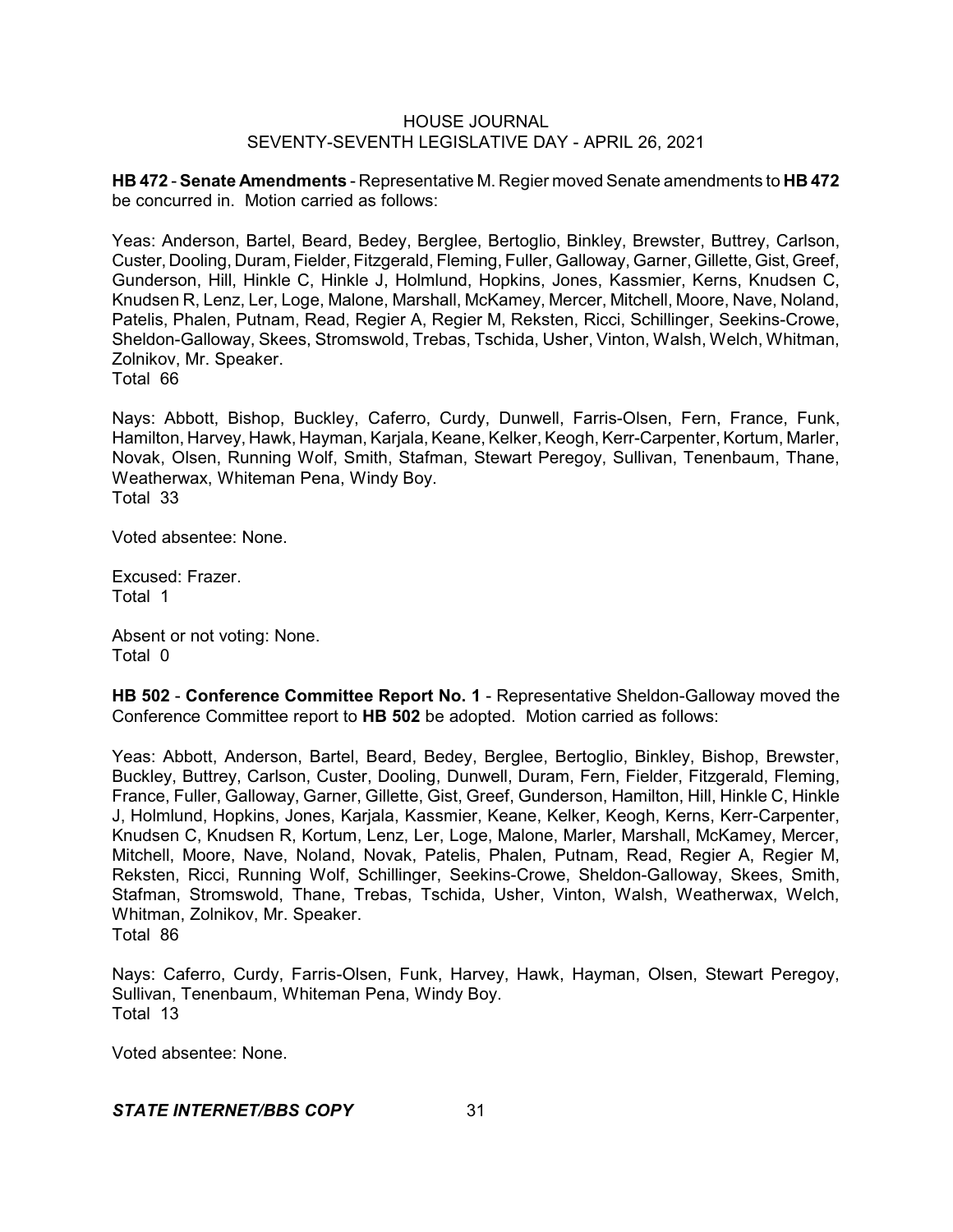**HB 472** - **Senate Amendments** - Representative M. Regier moved Senate amendments to **HB 472** be concurred in. Motion carried as follows:

Yeas: Anderson, Bartel, Beard, Bedey, Berglee, Bertoglio, Binkley, Brewster, Buttrey, Carlson, Custer, Dooling, Duram, Fielder, Fitzgerald, Fleming, Fuller, Galloway, Garner, Gillette, Gist, Greef, Gunderson, Hill, Hinkle C, Hinkle J, Holmlund, Hopkins, Jones, Kassmier, Kerns, Knudsen C, Knudsen R, Lenz, Ler, Loge, Malone, Marshall, McKamey, Mercer, Mitchell, Moore, Nave, Noland, Patelis, Phalen, Putnam, Read, Regier A, Regier M, Reksten, Ricci, Schillinger, Seekins-Crowe, Sheldon-Galloway, Skees, Stromswold, Trebas, Tschida, Usher, Vinton, Walsh, Welch, Whitman, Zolnikov, Mr. Speaker.
Total 66

Nays: Abbott, Bishop, Buckley, Caferro, Curdy, Dunwell, Farris-Olsen, Fern, France, Funk, Hamilton, Harvey, Hawk, Hayman, Karjala, Keane, Kelker, Keogh, Kerr-Carpenter, Kortum, Marler, Novak, Olsen, Running Wolf, Smith, Stafman, Stewart Peregoy, Sullivan, Tenenbaum, Thane, Weatherwax, Whiteman Pena, Windy Boy.
Total 33

Voted absentee: None.

Excused: Frazer.
Total 1

Absent or not voting: None.
Total 0

**HB 502** - **Conference Committee Report No. 1** - Representative Sheldon-Galloway moved the Conference Committee report to **HB 502** be adopted. Motion carried as follows:

Yeas: Abbott, Anderson, Bartel, Beard, Bedey, Berglee, Bertoglio, Binkley, Bishop, Brewster, Buckley, Buttrey, Carlson, Custer, Dooling, Dunwell, Duram, Fern, Fielder, Fitzgerald, Fleming, France, Fuller, Galloway, Garner, Gillette, Gist, Greef, Gunderson, Hamilton, Hill, Hinkle C, Hinkle J, Holmlund, Hopkins, Jones, Karjala, Kassmier, Keane, Kelker, Keogh, Kerns, Kerr-Carpenter, Knudsen C, Knudsen R, Kortum, Lenz, Ler, Loge, Malone, Marler, Marshall, McKamey, Mercer, Mitchell, Moore, Nave, Noland, Novak, Patelis, Phalen, Putnam, Read, Regier A, Regier M, Reksten, Ricci, Running Wolf, Schillinger, Seekins-Crowe, Sheldon-Galloway, Skees, Smith, Stafman, Stromswold, Thane, Trebas, Tschida, Usher, Vinton, Walsh, Weatherwax, Welch, Whitman, Zolnikov, Mr. Speaker.
Total 86

Nays: Caferro, Curdy, Farris-Olsen, Funk, Harvey, Hawk, Hayman, Olsen, Stewart Peregoy, Sullivan, Tenenbaum, Whiteman Pena, Windy Boy.
Total 13

Voted absentee: None.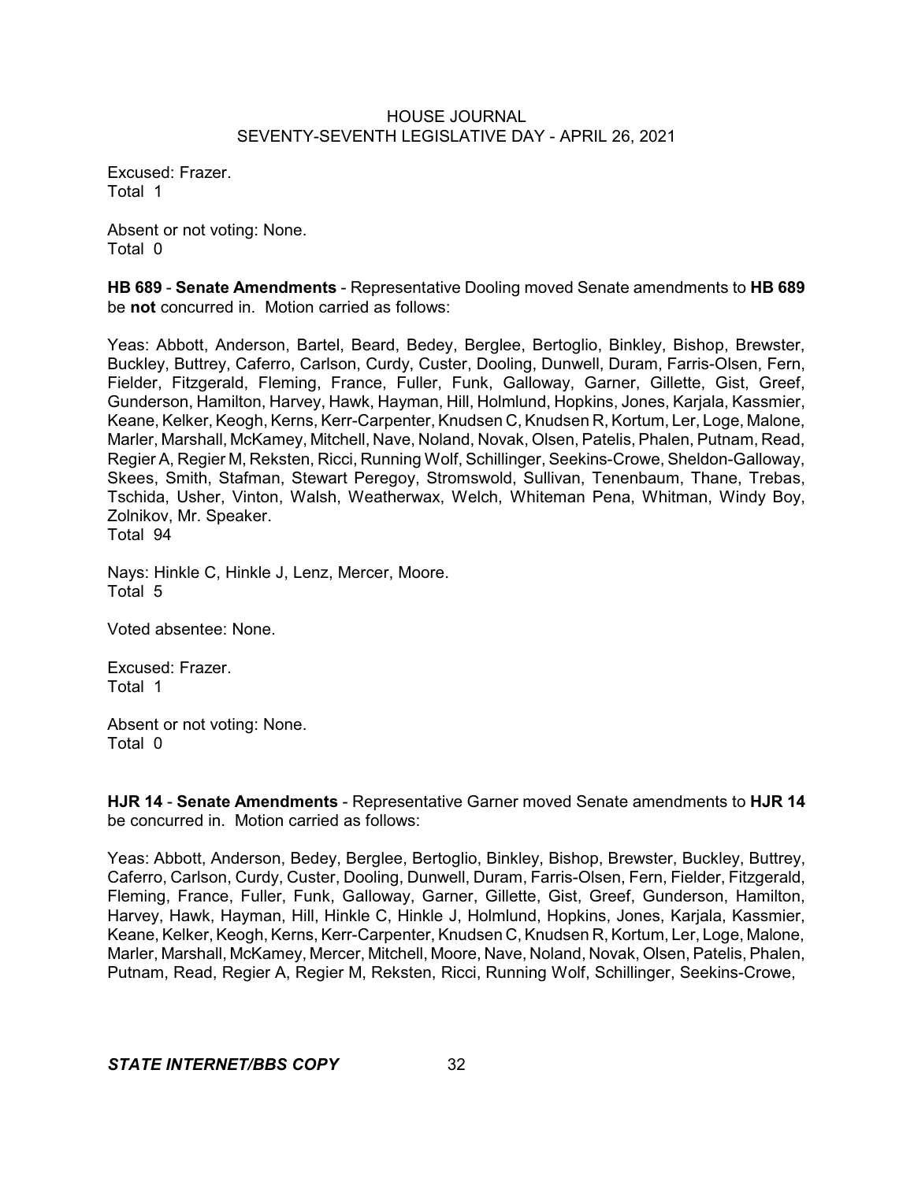Excused: Frazer.
Total 1

Absent or not voting: None.
Total 0

**HB 689** - **Senate Amendments** - Representative Dooling moved Senate amendments to **HB 689** be **not** concurred in. Motion carried as follows:

Yeas: Abbott, Anderson, Bartel, Beard, Bedey, Berglee, Bertoglio, Binkley, Bishop, Brewster, Buckley, Buttrey, Caferro, Carlson, Curdy, Custer, Dooling, Dunwell, Duram, Farris-Olsen, Fern, Fielder, Fitzgerald, Fleming, France, Fuller, Funk, Galloway, Garner, Gillette, Gist, Greef, Gunderson, Hamilton, Harvey, Hawk, Hayman, Hill, Holmlund, Hopkins, Jones, Karjala, Kassmier, Keane, Kelker, Keogh, Kerns, Kerr-Carpenter, Knudsen C, Knudsen R, Kortum, Ler, Loge, Malone, Marler, Marshall, McKamey, Mitchell, Nave, Noland, Novak, Olsen, Patelis, Phalen, Putnam, Read, Regier A, Regier M, Reksten, Ricci, Running Wolf, Schillinger, Seekins-Crowe, Sheldon-Galloway, Skees, Smith, Stafman, Stewart Peregoy, Stromswold, Sullivan, Tenenbaum, Thane, Trebas, Tschida, Usher, Vinton, Walsh, Weatherwax, Welch, Whiteman Pena, Whitman, Windy Boy, Zolnikov, Mr. Speaker.
Total 94

Nays: Hinkle C, Hinkle J, Lenz, Mercer, Moore.
Total 5

Voted absentee: None.

Excused: Frazer.
Total 1

Absent or not voting: None.
Total 0

**HJR 14** - **Senate Amendments** - Representative Garner moved Senate amendments to **HJR 14** be concurred in. Motion carried as follows:

Yeas: Abbott, Anderson, Bedey, Berglee, Bertoglio, Binkley, Bishop, Brewster, Buckley, Buttrey, Caferro, Carlson, Curdy, Custer, Dooling, Dunwell, Duram, Farris-Olsen, Fern, Fielder, Fitzgerald, Fleming, France, Fuller, Funk, Galloway, Garner, Gillette, Gist, Greef, Gunderson, Hamilton, Harvey, Hawk, Hayman, Hill, Hinkle C, Hinkle J, Holmlund, Hopkins, Jones, Karjala, Kassmier, Keane, Kelker, Keogh, Kerns, Kerr-Carpenter, Knudsen C, Knudsen R, Kortum, Ler, Loge, Malone, Marler, Marshall, McKamey, Mercer, Mitchell, Moore, Nave, Noland, Novak, Olsen, Patelis, Phalen, Putnam, Read, Regier A, Regier M, Reksten, Ricci, Running Wolf, Schillinger, Seekins-Crowe,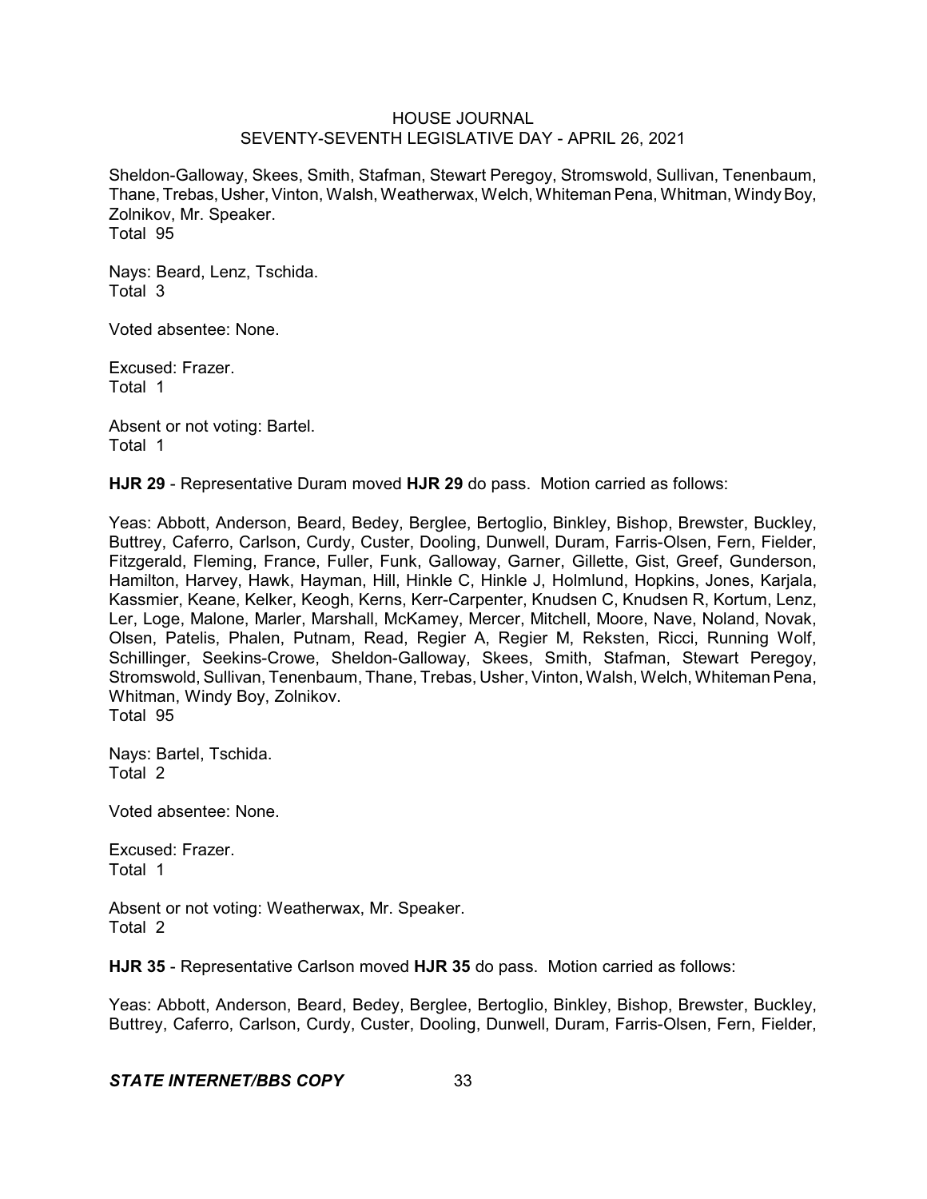Sheldon-Galloway, Skees, Smith, Stafman, Stewart Peregoy, Stromswold, Sullivan, Tenenbaum, Thane, Trebas, Usher, Vinton, Walsh, Weatherwax, Welch, Whiteman Pena, Whitman, Windy Boy, Zolnikov, Mr. Speaker.
Total 95

Nays: Beard, Lenz, Tschida.
Total 3

Voted absentee: None.

Excused: Frazer.
Total 1

Absent or not voting: Bartel.
Total 1

**HJR 29** - Representative Duram moved **HJR 29** do pass. Motion carried as follows:

Yeas: Abbott, Anderson, Beard, Bedey, Berglee, Bertoglio, Binkley, Bishop, Brewster, Buckley, Buttrey, Caferro, Carlson, Curdy, Custer, Dooling, Dunwell, Duram, Farris-Olsen, Fern, Fielder, Fitzgerald, Fleming, France, Fuller, Funk, Galloway, Garner, Gillette, Gist, Greef, Gunderson, Hamilton, Harvey, Hawk, Hayman, Hill, Hinkle C, Hinkle J, Holmlund, Hopkins, Jones, Karjala, Kassmier, Keane, Kelker, Keogh, Kerns, Kerr-Carpenter, Knudsen C, Knudsen R, Kortum, Lenz, Ler, Loge, Malone, Marler, Marshall, McKamey, Mercer, Mitchell, Moore, Nave, Noland, Novak, Olsen, Patelis, Phalen, Putnam, Read, Regier A, Regier M, Reksten, Ricci, Running Wolf, Schillinger, Seekins-Crowe, Sheldon-Galloway, Skees, Smith, Stafman, Stewart Peregoy, Stromswold, Sullivan, Tenenbaum, Thane, Trebas, Usher, Vinton, Walsh, Welch, Whiteman Pena, Whitman, Windy Boy, Zolnikov.
Total 95

Nays: Bartel, Tschida.
Total 2

Voted absentee: None.

Excused: Frazer.
Total 1

Absent or not voting: Weatherwax, Mr. Speaker.
Total 2

**HJR 35** - Representative Carlson moved **HJR 35** do pass. Motion carried as follows:

Yeas: Abbott, Anderson, Beard, Bedey, Berglee, Bertoglio, Binkley, Bishop, Brewster, Buckley, Buttrey, Caferro, Carlson, Curdy, Custer, Dooling, Dunwell, Duram, Farris-Olsen, Fern, Fielder,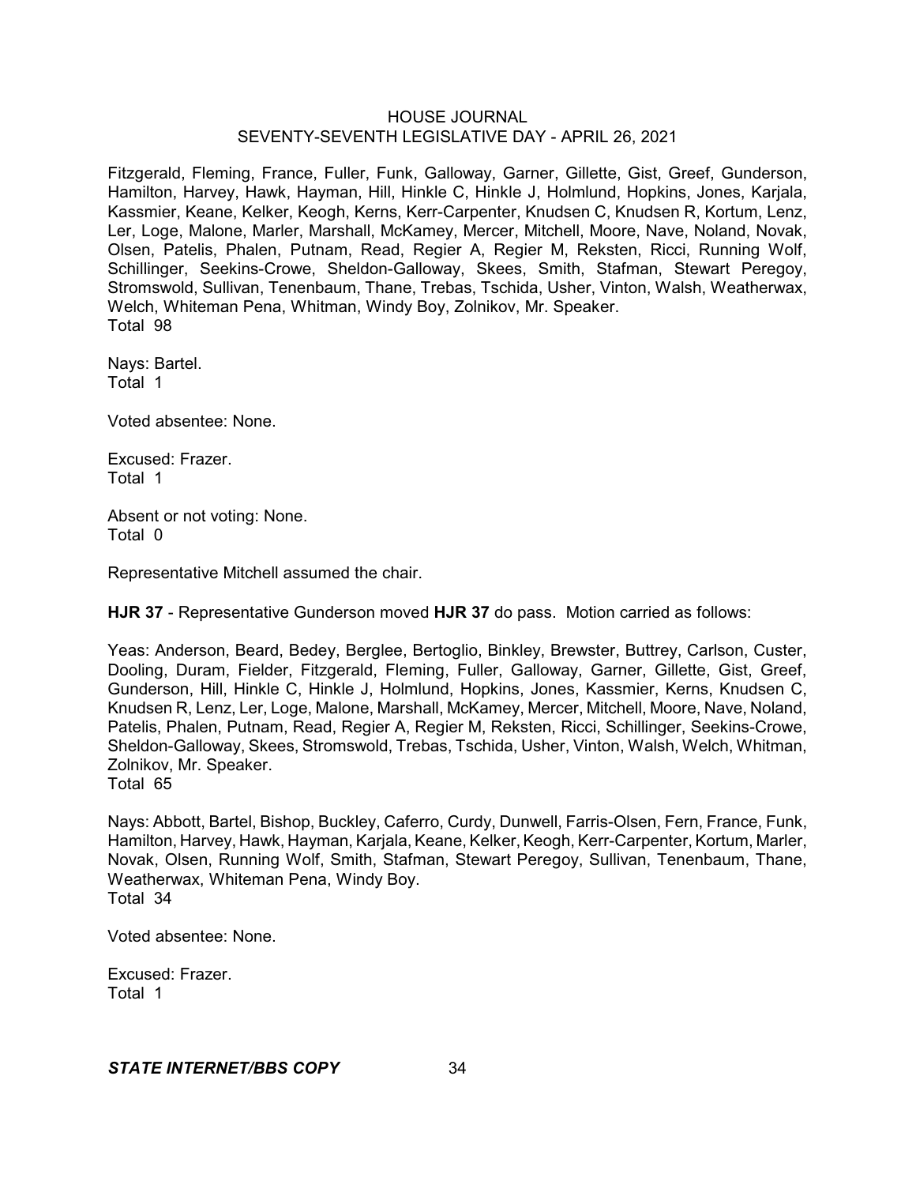Fitzgerald, Fleming, France, Fuller, Funk, Galloway, Garner, Gillette, Gist, Greef, Gunderson, Hamilton, Harvey, Hawk, Hayman, Hill, Hinkle C, Hinkle J, Holmlund, Hopkins, Jones, Karjala, Kassmier, Keane, Kelker, Keogh, Kerns, Kerr-Carpenter, Knudsen C, Knudsen R, Kortum, Lenz, Ler, Loge, Malone, Marler, Marshall, McKamey, Mercer, Mitchell, Moore, Nave, Noland, Novak, Olsen, Patelis, Phalen, Putnam, Read, Regier A, Regier M, Reksten, Ricci, Running Wolf, Schillinger, Seekins-Crowe, Sheldon-Galloway, Skees, Smith, Stafman, Stewart Peregoy, Stromswold, Sullivan, Tenenbaum, Thane, Trebas, Tschida, Usher, Vinton, Walsh, Weatherwax, Welch, Whiteman Pena, Whitman, Windy Boy, Zolnikov, Mr. Speaker.
Total 98

Nays: Bartel.
Total 1

Voted absentee: None.

Excused: Frazer.
Total 1

Absent or not voting: None.
Total 0

Representative Mitchell assumed the chair.

**HJR 37** - Representative Gunderson moved **HJR 37** do pass. Motion carried as follows:

Yeas: Anderson, Beard, Bedey, Berglee, Bertoglio, Binkley, Brewster, Buttrey, Carlson, Custer, Dooling, Duram, Fielder, Fitzgerald, Fleming, Fuller, Galloway, Garner, Gillette, Gist, Greef, Gunderson, Hill, Hinkle C, Hinkle J, Holmlund, Hopkins, Jones, Kassmier, Kerns, Knudsen C, Knudsen R, Lenz, Ler, Loge, Malone, Marshall, McKamey, Mercer, Mitchell, Moore, Nave, Noland, Patelis, Phalen, Putnam, Read, Regier A, Regier M, Reksten, Ricci, Schillinger, Seekins-Crowe, Sheldon-Galloway, Skees, Stromswold, Trebas, Tschida, Usher, Vinton, Walsh, Welch, Whitman, Zolnikov, Mr. Speaker.
Total 65

Nays: Abbott, Bartel, Bishop, Buckley, Caferro, Curdy, Dunwell, Farris-Olsen, Fern, France, Funk, Hamilton, Harvey, Hawk, Hayman, Karjala, Keane, Kelker, Keogh, Kerr-Carpenter, Kortum, Marler, Novak, Olsen, Running Wolf, Smith, Stafman, Stewart Peregoy, Sullivan, Tenenbaum, Thane, Weatherwax, Whiteman Pena, Windy Boy.
Total 34

Voted absentee: None.

Excused: Frazer.
Total 1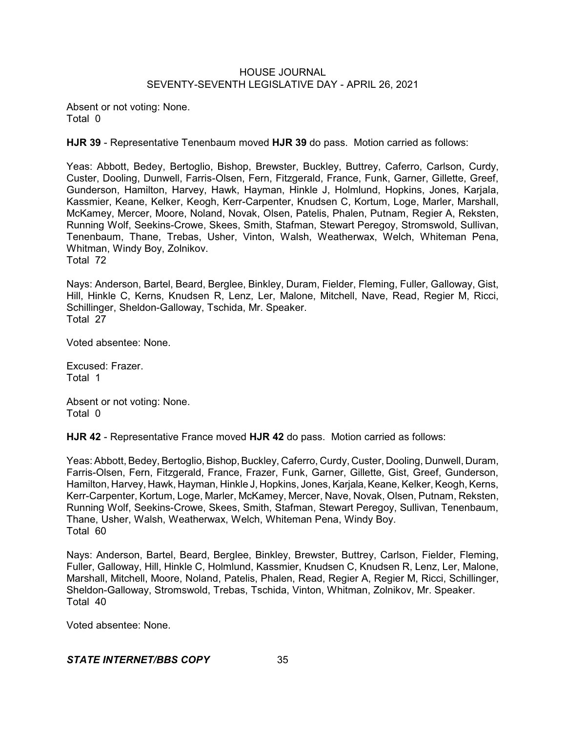Absent or not voting: None.
Total 0

**HJR 39** - Representative Tenenbaum moved **HJR 39** do pass. Motion carried as follows:

Yeas: Abbott, Bedey, Bertoglio, Bishop, Brewster, Buckley, Buttrey, Caferro, Carlson, Curdy, Custer, Dooling, Dunwell, Farris-Olsen, Fern, Fitzgerald, France, Funk, Garner, Gillette, Greef, Gunderson, Hamilton, Harvey, Hawk, Hayman, Hinkle J, Holmlund, Hopkins, Jones, Karjala, Kassmier, Keane, Kelker, Keogh, Kerr-Carpenter, Knudsen C, Kortum, Loge, Marler, Marshall, McKamey, Mercer, Moore, Noland, Novak, Olsen, Patelis, Phalen, Putnam, Regier A, Reksten, Running Wolf, Seekins-Crowe, Skees, Smith, Stafman, Stewart Peregoy, Stromswold, Sullivan, Tenenbaum, Thane, Trebas, Usher, Vinton, Walsh, Weatherwax, Welch, Whiteman Pena, Whitman, Windy Boy, Zolnikov.
Total 72

Nays: Anderson, Bartel, Beard, Berglee, Binkley, Duram, Fielder, Fleming, Fuller, Galloway, Gist, Hill, Hinkle C, Kerns, Knudsen R, Lenz, Ler, Malone, Mitchell, Nave, Read, Regier M, Ricci, Schillinger, Sheldon-Galloway, Tschida, Mr. Speaker.
Total 27

Voted absentee: None.

Excused: Frazer.
Total 1

Absent or not voting: None.
Total 0

**HJR 42** - Representative France moved **HJR 42** do pass. Motion carried as follows:

Yeas: Abbott, Bedey, Bertoglio, Bishop, Buckley, Caferro, Curdy, Custer, Dooling, Dunwell, Duram, Farris-Olsen, Fern, Fitzgerald, France, Frazer, Funk, Garner, Gillette, Gist, Greef, Gunderson, Hamilton, Harvey, Hawk, Hayman, Hinkle J, Hopkins, Jones, Karjala, Keane, Kelker, Keogh, Kerns, Kerr-Carpenter, Kortum, Loge, Marler, McKamey, Mercer, Nave, Novak, Olsen, Putnam, Reksten, Running Wolf, Seekins-Crowe, Skees, Smith, Stafman, Stewart Peregoy, Sullivan, Tenenbaum, Thane, Usher, Walsh, Weatherwax, Welch, Whiteman Pena, Windy Boy.
Total 60

Nays: Anderson, Bartel, Beard, Berglee, Binkley, Brewster, Buttrey, Carlson, Fielder, Fleming, Fuller, Galloway, Hill, Hinkle C, Holmlund, Kassmier, Knudsen C, Knudsen R, Lenz, Ler, Malone, Marshall, Mitchell, Moore, Noland, Patelis, Phalen, Read, Regier A, Regier M, Ricci, Schillinger, Sheldon-Galloway, Stromswold, Trebas, Tschida, Vinton, Whitman, Zolnikov, Mr. Speaker.
Total 40

Voted absentee: None.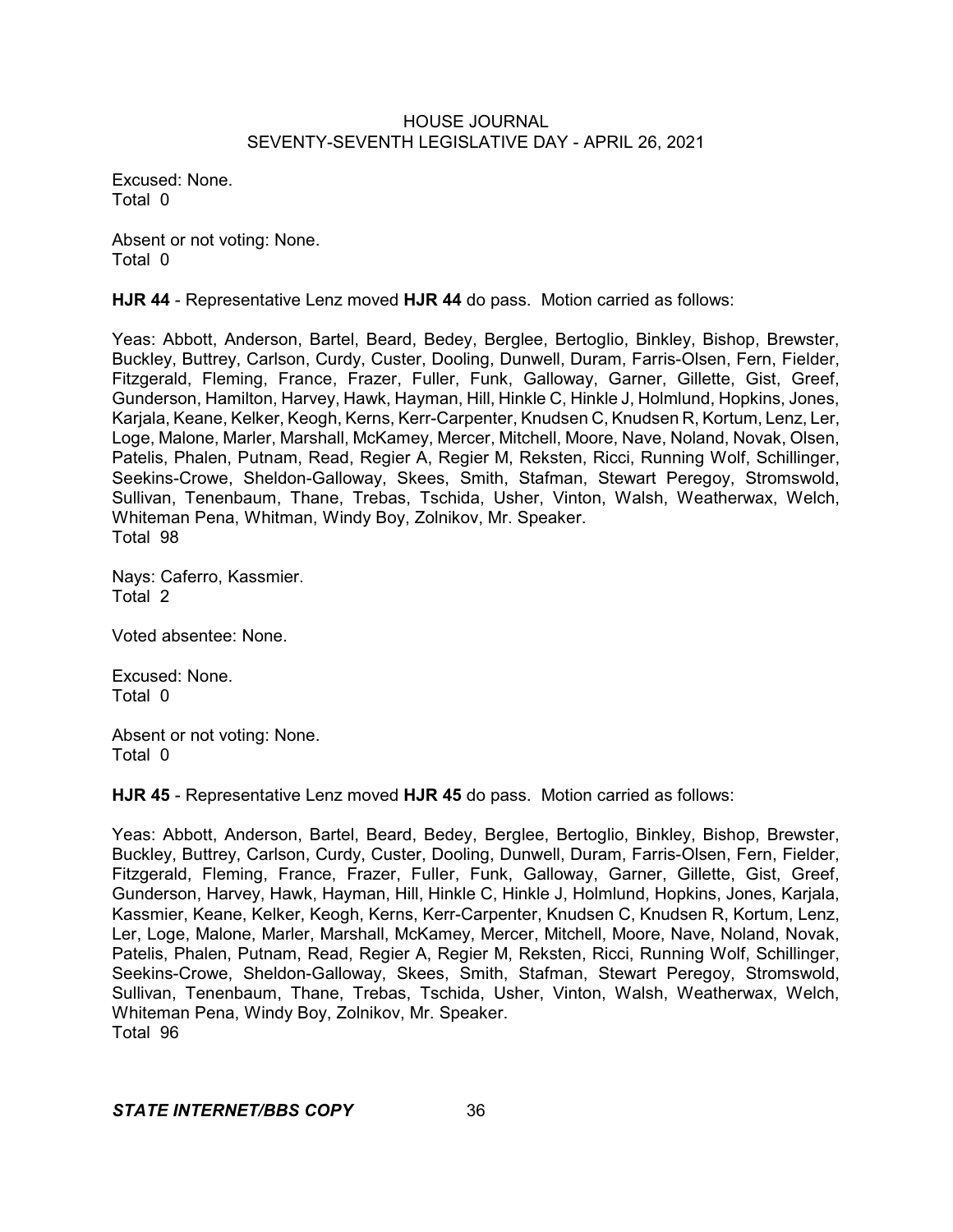Excused: None.
Total 0

Absent or not voting: None.
Total 0

**HJR 44** - Representative Lenz moved **HJR 44** do pass. Motion carried as follows:

Yeas: Abbott, Anderson, Bartel, Beard, Bedey, Berglee, Bertoglio, Binkley, Bishop, Brewster, Buckley, Buttrey, Carlson, Curdy, Custer, Dooling, Dunwell, Duram, Farris-Olsen, Fern, Fielder, Fitzgerald, Fleming, France, Frazer, Fuller, Funk, Galloway, Garner, Gillette, Gist, Greef, Gunderson, Hamilton, Harvey, Hawk, Hayman, Hill, Hinkle C, Hinkle J, Holmlund, Hopkins, Jones, Karjala, Keane, Kelker, Keogh, Kerns, Kerr-Carpenter, Knudsen C, Knudsen R, Kortum, Lenz, Ler, Loge, Malone, Marler, Marshall, McKamey, Mercer, Mitchell, Moore, Nave, Noland, Novak, Olsen, Patelis, Phalen, Putnam, Read, Regier A, Regier M, Reksten, Ricci, Running Wolf, Schillinger, Seekins-Crowe, Sheldon-Galloway, Skees, Smith, Stafman, Stewart Peregoy, Stromswold, Sullivan, Tenenbaum, Thane, Trebas, Tschida, Usher, Vinton, Walsh, Weatherwax, Welch, Whiteman Pena, Whitman, Windy Boy, Zolnikov, Mr. Speaker.
Total 98

Nays: Caferro, Kassmier.
Total 2

Voted absentee: None.

Excused: None.
Total 0

Absent or not voting: None.
Total 0

**HJR 45** - Representative Lenz moved **HJR 45** do pass. Motion carried as follows:

Yeas: Abbott, Anderson, Bartel, Beard, Bedey, Berglee, Bertoglio, Binkley, Bishop, Brewster, Buckley, Buttrey, Carlson, Curdy, Custer, Dooling, Dunwell, Duram, Farris-Olsen, Fern, Fielder, Fitzgerald, Fleming, France, Frazer, Fuller, Funk, Galloway, Garner, Gillette, Gist, Greef, Gunderson, Harvey, Hawk, Hayman, Hill, Hinkle C, Hinkle J, Holmlund, Hopkins, Jones, Karjala, Kassmier, Keane, Kelker, Keogh, Kerns, Kerr-Carpenter, Knudsen C, Knudsen R, Kortum, Lenz, Ler, Loge, Malone, Marler, Marshall, McKamey, Mercer, Mitchell, Moore, Nave, Noland, Novak, Patelis, Phalen, Putnam, Read, Regier A, Regier M, Reksten, Ricci, Running Wolf, Schillinger, Seekins-Crowe, Sheldon-Galloway, Skees, Smith, Stafman, Stewart Peregoy, Stromswold, Sullivan, Tenenbaum, Thane, Trebas, Tschida, Usher, Vinton, Walsh, Weatherwax, Welch, Whiteman Pena, Windy Boy, Zolnikov, Mr. Speaker.
Total 96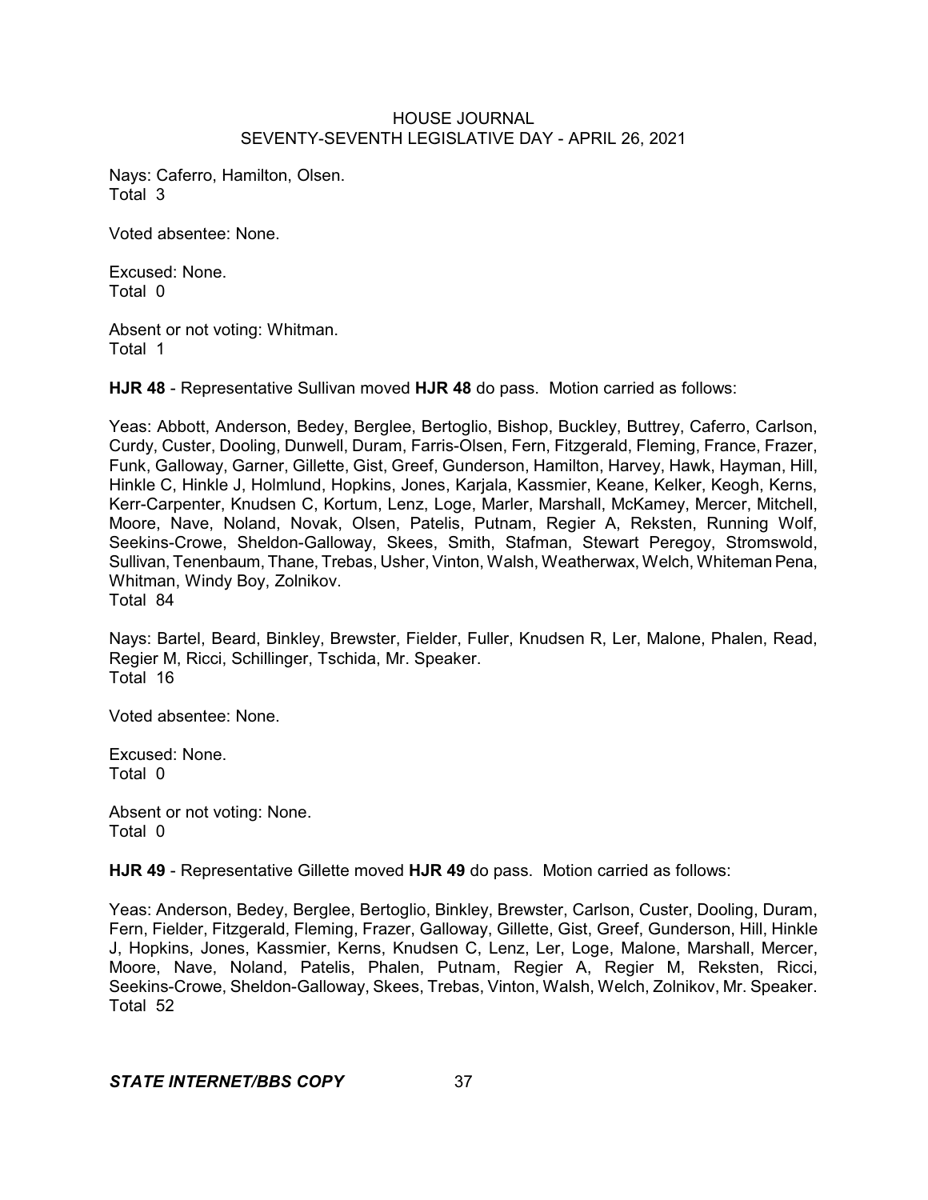Nays: Caferro, Hamilton, Olsen.
Total 3

Voted absentee: None.

Excused: None.
Total 0

Absent or not voting: Whitman.
Total 1

**HJR 48** - Representative Sullivan moved **HJR 48** do pass. Motion carried as follows:

Yeas: Abbott, Anderson, Bedey, Berglee, Bertoglio, Bishop, Buckley, Buttrey, Caferro, Carlson, Curdy, Custer, Dooling, Dunwell, Duram, Farris-Olsen, Fern, Fitzgerald, Fleming, France, Frazer, Funk, Galloway, Garner, Gillette, Gist, Greef, Gunderson, Hamilton, Harvey, Hawk, Hayman, Hill, Hinkle C, Hinkle J, Holmlund, Hopkins, Jones, Karjala, Kassmier, Keane, Kelker, Keogh, Kerns, Kerr-Carpenter, Knudsen C, Kortum, Lenz, Loge, Marler, Marshall, McKamey, Mercer, Mitchell, Moore, Nave, Noland, Novak, Olsen, Patelis, Putnam, Regier A, Reksten, Running Wolf, Seekins-Crowe, Sheldon-Galloway, Skees, Smith, Stafman, Stewart Peregoy, Stromswold, Sullivan, Tenenbaum, Thane, Trebas, Usher, Vinton, Walsh, Weatherwax, Welch, Whiteman Pena, Whitman, Windy Boy, Zolnikov.
Total 84

Nays: Bartel, Beard, Binkley, Brewster, Fielder, Fuller, Knudsen R, Ler, Malone, Phalen, Read, Regier M, Ricci, Schillinger, Tschida, Mr. Speaker.
Total 16

Voted absentee: None.

Excused: None.
Total 0

Absent or not voting: None.
Total 0

**HJR 49** - Representative Gillette moved **HJR 49** do pass. Motion carried as follows:

Yeas: Anderson, Bedey, Berglee, Bertoglio, Binkley, Brewster, Carlson, Custer, Dooling, Duram, Fern, Fielder, Fitzgerald, Fleming, Frazer, Galloway, Gillette, Gist, Greef, Gunderson, Hill, Hinkle J, Hopkins, Jones, Kassmier, Kerns, Knudsen C, Lenz, Ler, Loge, Malone, Marshall, Mercer, Moore, Nave, Noland, Patelis, Phalen, Putnam, Regier A, Regier M, Reksten, Ricci, Seekins-Crowe, Sheldon-Galloway, Skees, Trebas, Vinton, Walsh, Welch, Zolnikov, Mr. Speaker.
Total 52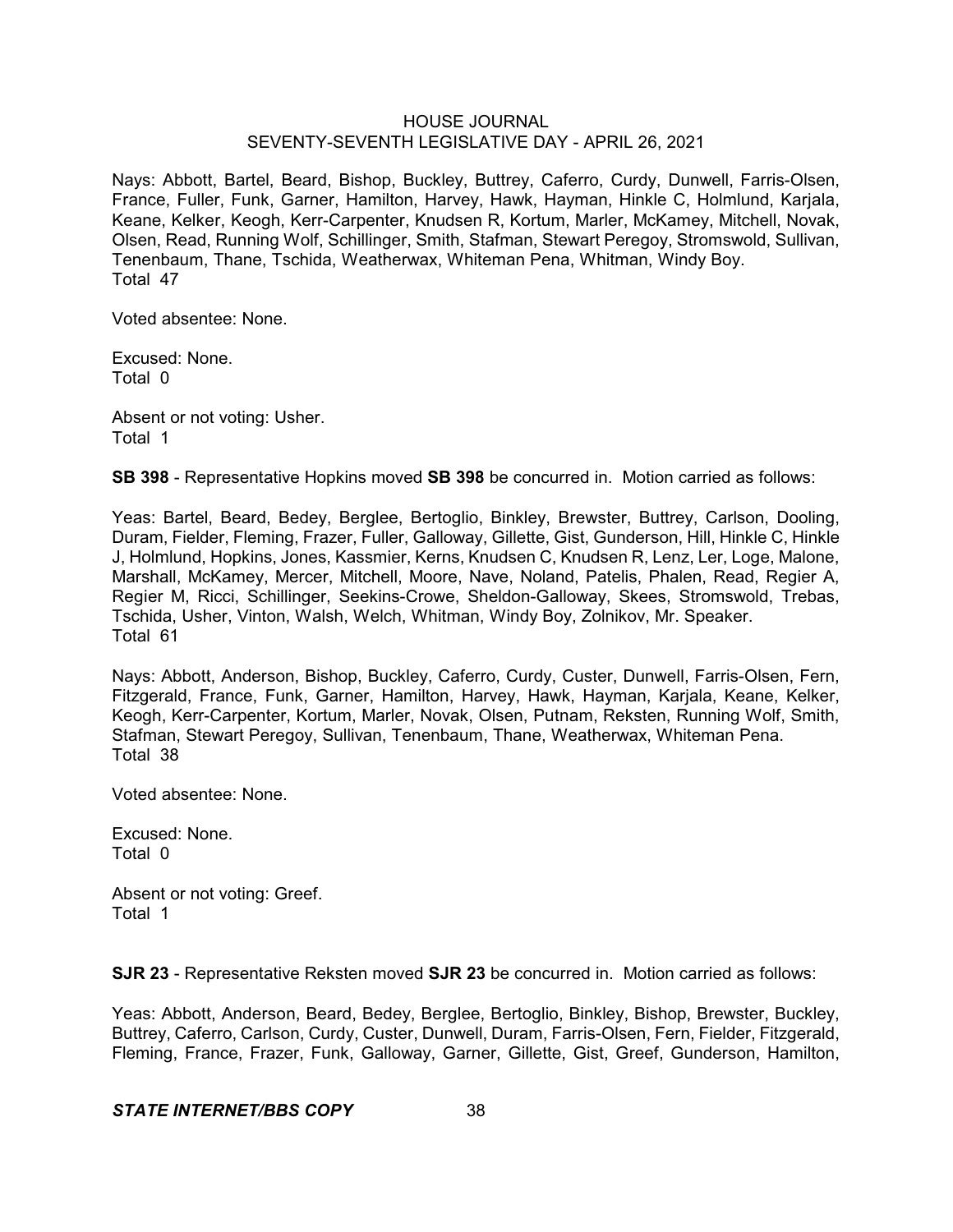Nays: Abbott, Bartel, Beard, Bishop, Buckley, Buttrey, Caferro, Curdy, Dunwell, Farris-Olsen, France, Fuller, Funk, Garner, Hamilton, Harvey, Hawk, Hayman, Hinkle C, Holmlund, Karjala, Keane, Kelker, Keogh, Kerr-Carpenter, Knudsen R, Kortum, Marler, McKamey, Mitchell, Novak, Olsen, Read, Running Wolf, Schillinger, Smith, Stafman, Stewart Peregoy, Stromswold, Sullivan, Tenenbaum, Thane, Tschida, Weatherwax, Whiteman Pena, Whitman, Windy Boy.
Total 47

Voted absentee: None.

Excused: None.
Total 0

Absent or not voting: Usher.
Total 1

**SB 398** - Representative Hopkins moved **SB 398** be concurred in. Motion carried as follows:

Yeas: Bartel, Beard, Bedey, Berglee, Bertoglio, Binkley, Brewster, Buttrey, Carlson, Dooling, Duram, Fielder, Fleming, Frazer, Fuller, Galloway, Gillette, Gist, Gunderson, Hill, Hinkle C, Hinkle J, Holmlund, Hopkins, Jones, Kassmier, Kerns, Knudsen C, Knudsen R, Lenz, Ler, Loge, Malone, Marshall, McKamey, Mercer, Mitchell, Moore, Nave, Noland, Patelis, Phalen, Read, Regier A, Regier M, Ricci, Schillinger, Seekins-Crowe, Sheldon-Galloway, Skees, Stromswold, Trebas, Tschida, Usher, Vinton, Walsh, Welch, Whitman, Windy Boy, Zolnikov, Mr. Speaker.
Total 61

Nays: Abbott, Anderson, Bishop, Buckley, Caferro, Curdy, Custer, Dunwell, Farris-Olsen, Fern, Fitzgerald, France, Funk, Garner, Hamilton, Harvey, Hawk, Hayman, Karjala, Keane, Kelker, Keogh, Kerr-Carpenter, Kortum, Marler, Novak, Olsen, Putnam, Reksten, Running Wolf, Smith, Stafman, Stewart Peregoy, Sullivan, Tenenbaum, Thane, Weatherwax, Whiteman Pena.
Total 38

Voted absentee: None.

Excused: None.
Total 0

Absent or not voting: Greef.
Total 1

**SJR 23** - Representative Reksten moved **SJR 23** be concurred in. Motion carried as follows:

Yeas: Abbott, Anderson, Beard, Bedey, Berglee, Bertoglio, Binkley, Bishop, Brewster, Buckley, Buttrey, Caferro, Carlson, Curdy, Custer, Dunwell, Duram, Farris-Olsen, Fern, Fielder, Fitzgerald, Fleming, France, Frazer, Funk, Galloway, Garner, Gillette, Gist, Greef, Gunderson, Hamilton,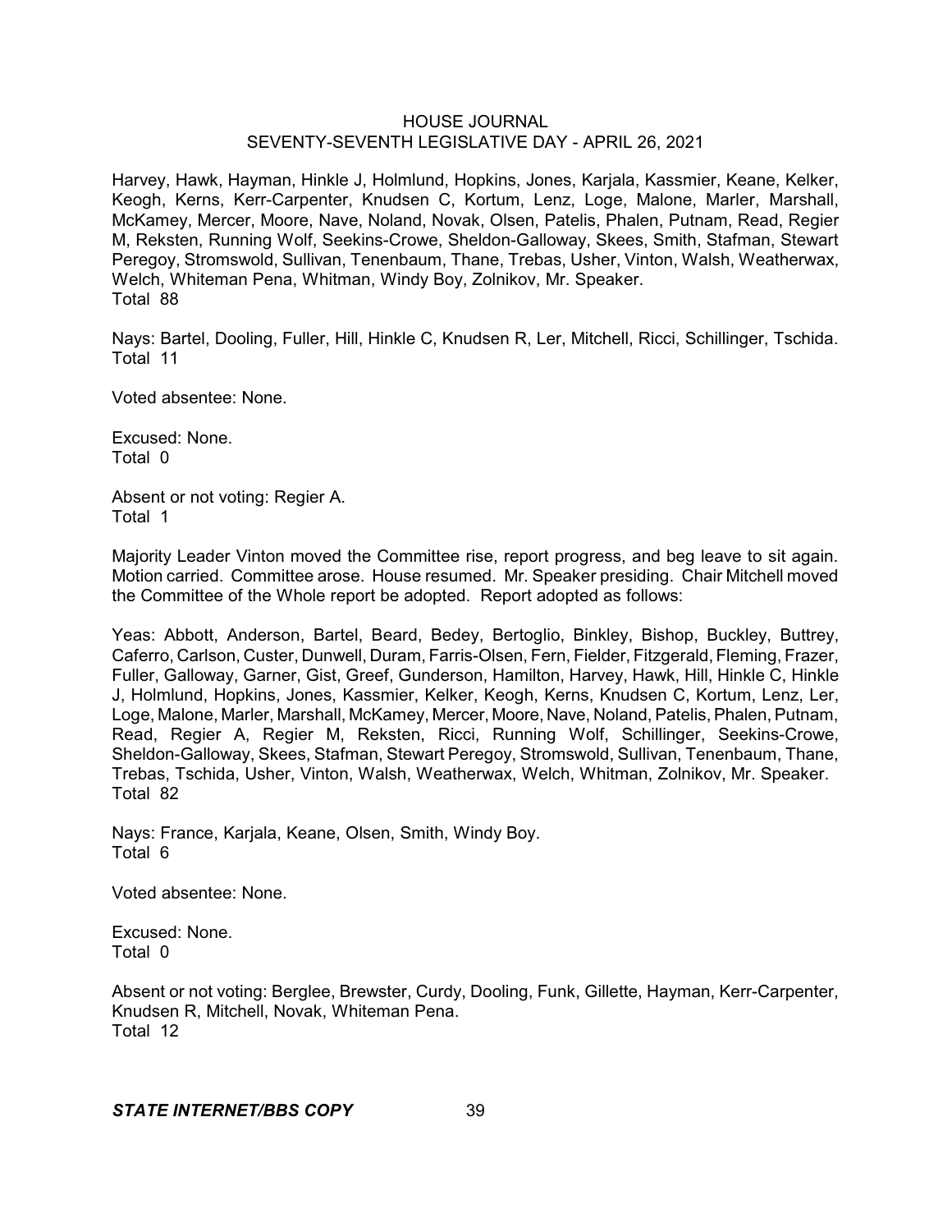Harvey, Hawk, Hayman, Hinkle J, Holmlund, Hopkins, Jones, Karjala, Kassmier, Keane, Kelker, Keogh, Kerns, Kerr-Carpenter, Knudsen C, Kortum, Lenz, Loge, Malone, Marler, Marshall, McKamey, Mercer, Moore, Nave, Noland, Novak, Olsen, Patelis, Phalen, Putnam, Read, Regier M, Reksten, Running Wolf, Seekins-Crowe, Sheldon-Galloway, Skees, Smith, Stafman, Stewart Peregoy, Stromswold, Sullivan, Tenenbaum, Thane, Trebas, Usher, Vinton, Walsh, Weatherwax, Welch, Whiteman Pena, Whitman, Windy Boy, Zolnikov, Mr. Speaker.
Total 88

Nays: Bartel, Dooling, Fuller, Hill, Hinkle C, Knudsen R, Ler, Mitchell, Ricci, Schillinger, Tschida.
Total 11

Voted absentee: None.

Excused: None.
Total 0

Absent or not voting: Regier A.
Total 1

Majority Leader Vinton moved the Committee rise, report progress, and beg leave to sit again. Motion carried. Committee arose. House resumed. Mr. Speaker presiding. Chair Mitchell moved the Committee of the Whole report be adopted. Report adopted as follows:

Yeas: Abbott, Anderson, Bartel, Beard, Bedey, Bertoglio, Binkley, Bishop, Buckley, Buttrey, Caferro, Carlson, Custer, Dunwell, Duram, Farris-Olsen, Fern, Fielder, Fitzgerald, Fleming, Frazer, Fuller, Galloway, Garner, Gist, Greef, Gunderson, Hamilton, Harvey, Hawk, Hill, Hinkle C, Hinkle J, Holmlund, Hopkins, Jones, Kassmier, Kelker, Keogh, Kerns, Knudsen C, Kortum, Lenz, Ler, Loge, Malone, Marler, Marshall, McKamey, Mercer, Moore, Nave, Noland, Patelis, Phalen, Putnam, Read, Regier A, Regier M, Reksten, Ricci, Running Wolf, Schillinger, Seekins-Crowe, Sheldon-Galloway, Skees, Stafman, Stewart Peregoy, Stromswold, Sullivan, Tenenbaum, Thane, Trebas, Tschida, Usher, Vinton, Walsh, Weatherwax, Welch, Whitman, Zolnikov, Mr. Speaker.
Total 82

Nays: France, Karjala, Keane, Olsen, Smith, Windy Boy.
Total 6

Voted absentee: None.

Excused: None.
Total 0

Absent or not voting: Berglee, Brewster, Curdy, Dooling, Funk, Gillette, Hayman, Kerr-Carpenter, Knudsen R, Mitchell, Novak, Whiteman Pena.
Total 12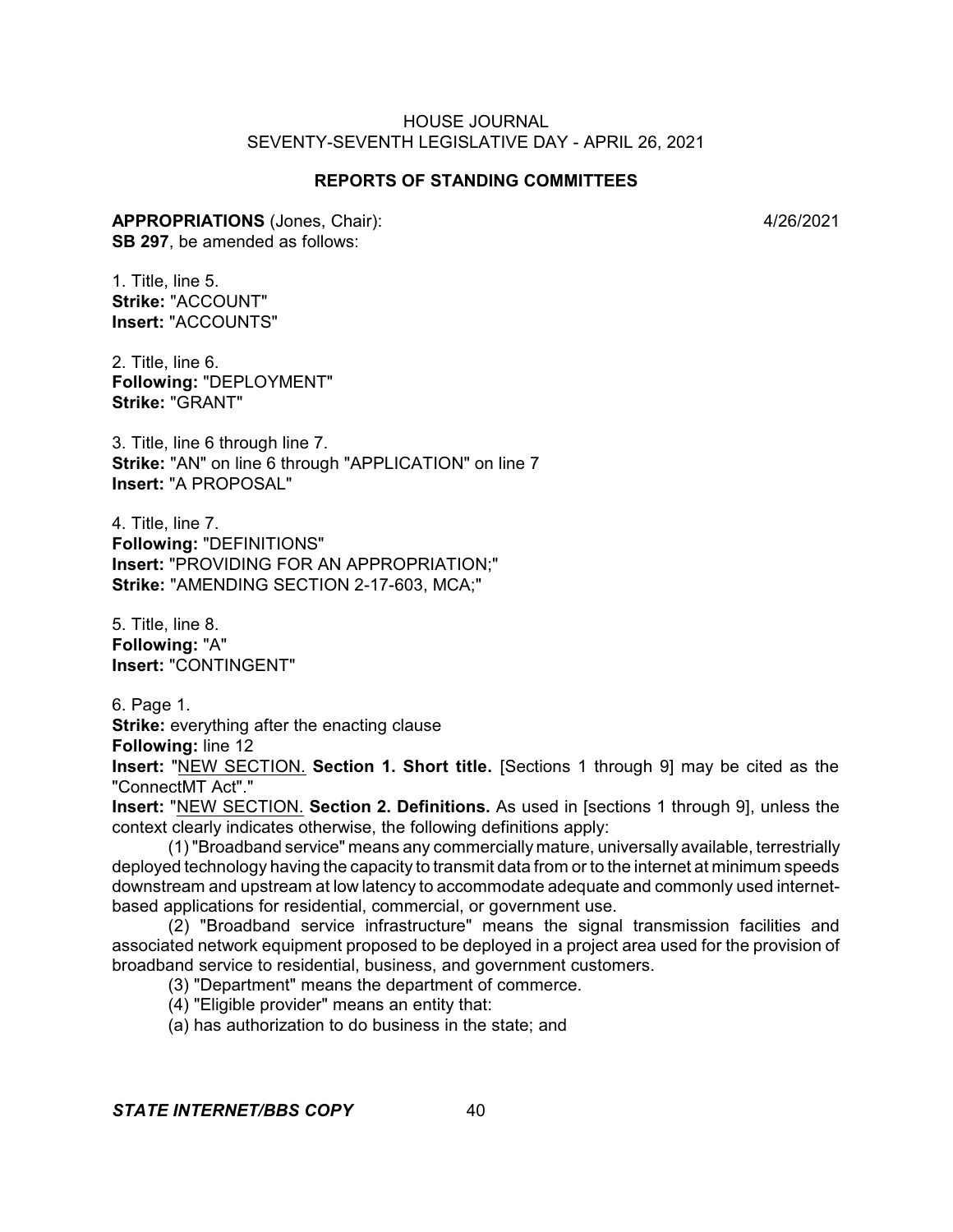### REPORTS OF STANDING COMMITTEES

**APPROPRIATIONS** (Jones, Chair): 4/26/2021
**SB 297**, be amended as follows:

1. Title, line 5.
**Strike:** "ACCOUNT"
**Insert:** "ACCOUNTS"

2. Title, line 6.
**Following:** "DEPLOYMENT"
**Strike:** "GRANT"

3. Title, line 6 through line 7.
**Strike:** "AN" on line 6 through "APPLICATION" on line 7
**Insert:** "A PROPOSAL"

4. Title, line 7.
**Following:** "DEFINITIONS"
**Insert:** "PROVIDING FOR AN APPROPRIATION;"
**Strike:** "AMENDING SECTION 2-17-603, MCA;"

5. Title, line 8.
**Following:** "A"
**Insert:** "CONTINGENT"

6. Page 1.
**Strike:** everything after the enacting clause
**Following:** line 12
**Insert:** "NEW SECTION. **Section 1. Short title.** [Sections 1 through 9] may be cited as the "ConnectMT Act"."
**Insert:** "NEW SECTION. **Section 2. Definitions.** As used in [sections 1 through 9], unless the context clearly indicates otherwise, the following definitions apply:

(1) "Broadband service" means any commercially mature, universally available, terrestrially deployed technology having the capacity to transmit data from or to the internet at minimum speeds downstream and upstream at low latency to accommodate adequate and commonly used internet-based applications for residential, commercial, or government use.

(2) "Broadband service infrastructure" means the signal transmission facilities and associated network equipment proposed to be deployed in a project area used for the provision of broadband service to residential, business, and government customers.

(3) "Department" means the department of commerce.

(4) "Eligible provider" means an entity that:

(a) has authorization to do business in the state; and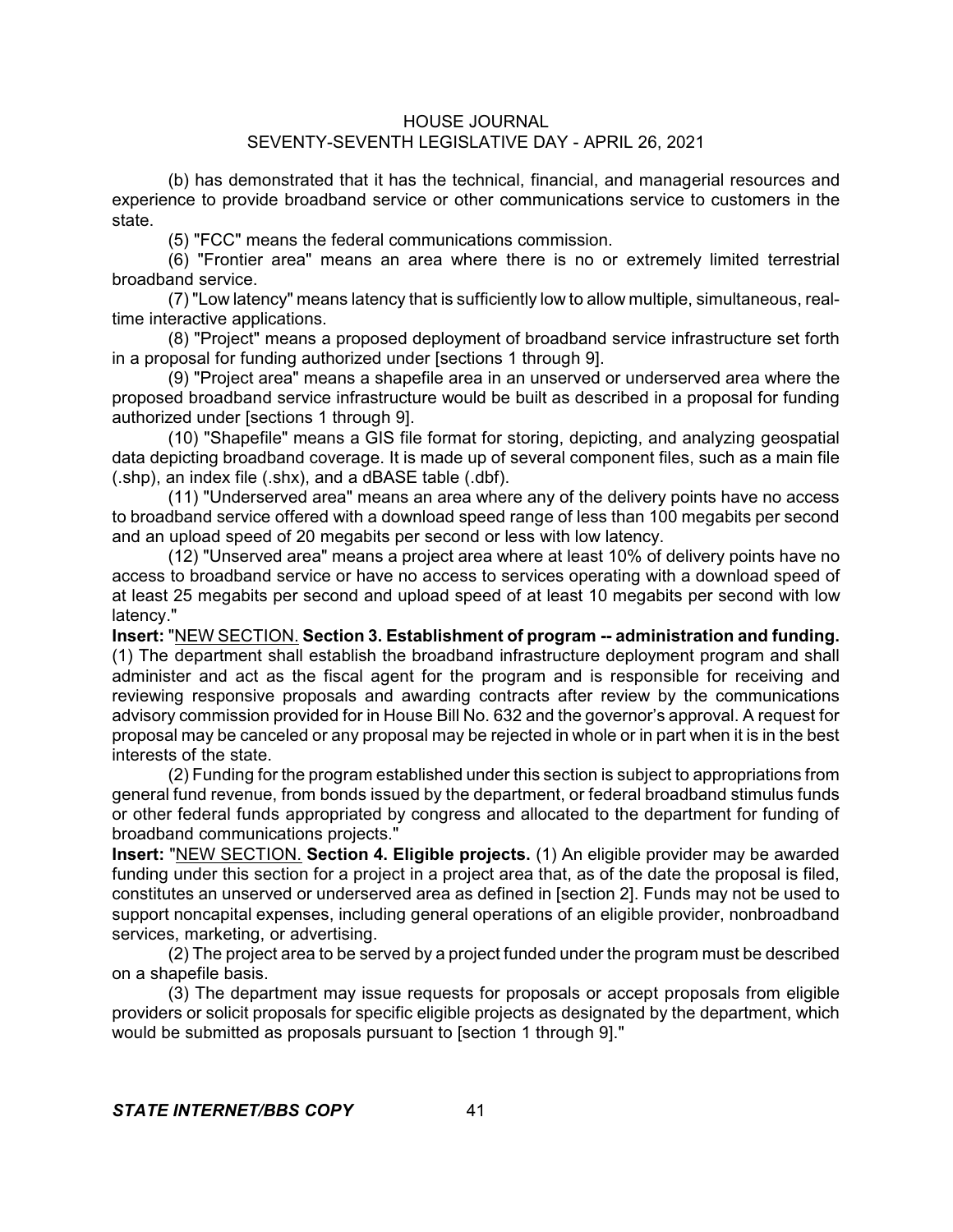(b) has demonstrated that it has the technical, financial, and managerial resources and experience to provide broadband service or other communications service to customers in the state.

(5) "FCC" means the federal communications commission.

(6) "Frontier area" means an area where there is no or extremely limited terrestrial broadband service.

(7) "Low latency" means latency that is sufficiently low to allow multiple, simultaneous, real-time interactive applications.

(8) "Project" means a proposed deployment of broadband service infrastructure set forth in a proposal for funding authorized under [sections 1 through 9].

(9) "Project area" means a shapefile area in an unserved or underserved area where the proposed broadband service infrastructure would be built as described in a proposal for funding authorized under [sections 1 through 9].

(10) "Shapefile" means a GIS file format for storing, depicting, and analyzing geospatial data depicting broadband coverage. It is made up of several component files, such as a main file (.shp), an index file (.shx), and a dBASE table (.dbf).

(11) "Underserved area" means an area where any of the delivery points have no access to broadband service offered with a download speed range of less than 100 megabits per second and an upload speed of 20 megabits per second or less with low latency.

(12) "Unserved area" means a project area where at least 10% of delivery points have no access to broadband service or have no access to services operating with a download speed of at least 25 megabits per second and upload speed of at least 10 megabits per second with low latency."

**Insert:** "NEW SECTION. **Section 3. Establishment of program -- administration and funding.** (1) The department shall establish the broadband infrastructure deployment program and shall administer and act as the fiscal agent for the program and is responsible for receiving and reviewing responsive proposals and awarding contracts after review by the communications advisory commission provided for in House Bill No. 632 and the governor's approval. A request for proposal may be canceled or any proposal may be rejected in whole or in part when it is in the best interests of the state.

(2) Funding for the program established under this section is subject to appropriations from general fund revenue, from bonds issued by the department, or federal broadband stimulus funds or other federal funds appropriated by congress and allocated to the department for funding of broadband communications projects."

**Insert:** "NEW SECTION. **Section 4. Eligible projects.** (1) An eligible provider may be awarded funding under this section for a project in a project area that, as of the date the proposal is filed, constitutes an unserved or underserved area as defined in [section 2]. Funds may not be used to support noncapital expenses, including general operations of an eligible provider, nonbroadband services, marketing, or advertising.

(2) The project area to be served by a project funded under the program must be described on a shapefile basis.

(3) The department may issue requests for proposals or accept proposals from eligible providers or solicit proposals for specific eligible projects as designated by the department, which would be submitted as proposals pursuant to [section 1 through 9]."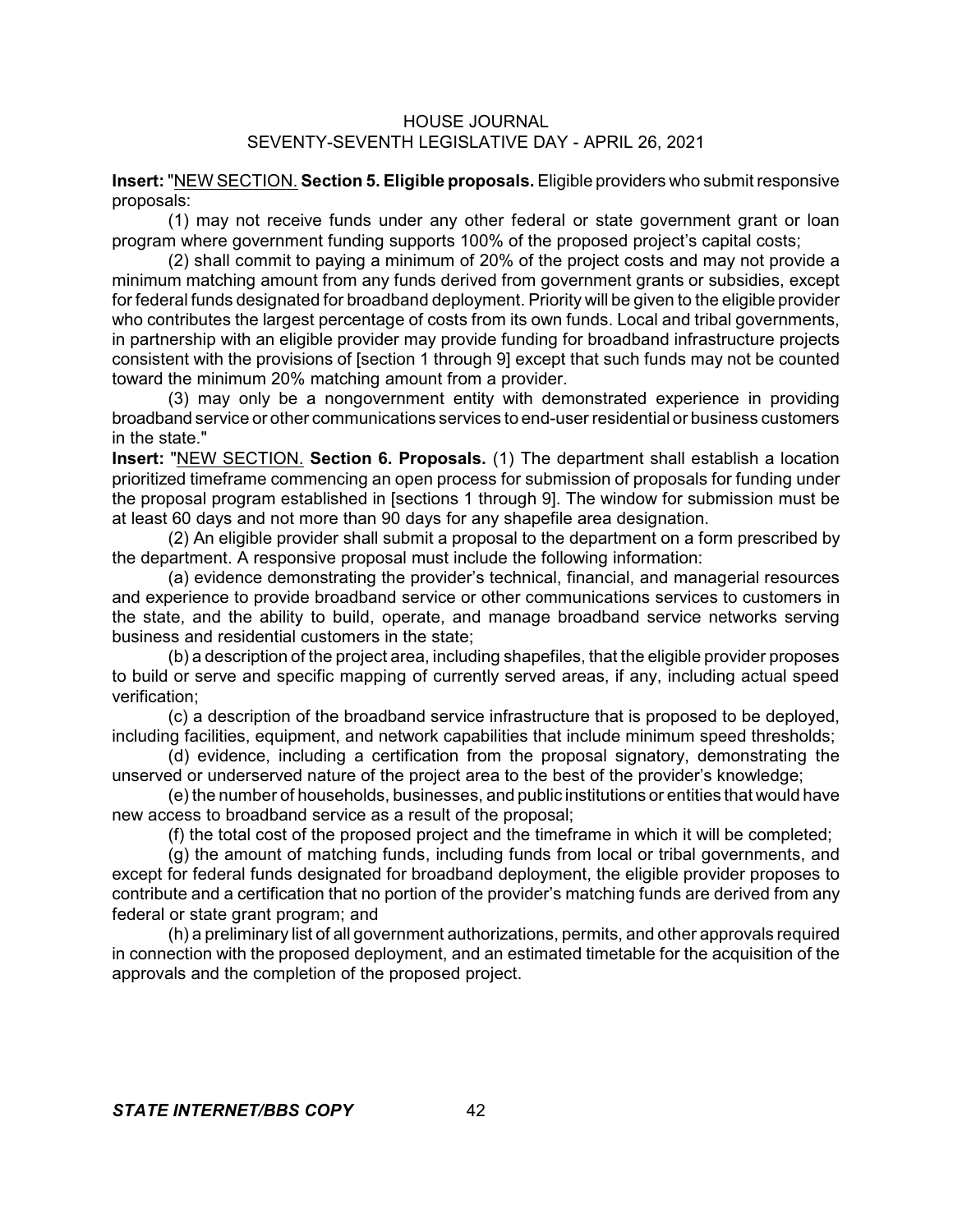**Insert:** "<u>NEW SECTION.</u> **Section 5. Eligible proposals.** Eligible providers who submit responsive proposals:

(1) may not receive funds under any other federal or state government grant or loan program where government funding supports 100% of the proposed project's capital costs;

(2) shall commit to paying a minimum of 20% of the project costs and may not provide a minimum matching amount from any funds derived from government grants or subsidies, except for federal funds designated for broadband deployment. Priority will be given to the eligible provider who contributes the largest percentage of costs from its own funds. Local and tribal governments, in partnership with an eligible provider may provide funding for broadband infrastructure projects consistent with the provisions of [section 1 through 9] except that such funds may not be counted toward the minimum 20% matching amount from a provider.

(3) may only be a nongovernment entity with demonstrated experience in providing broadband service or other communications services to end-user residential or business customers in the state."

**Insert:** "<u>NEW SECTION.</u> **Section 6. Proposals.** (1) The department shall establish a location prioritized timeframe commencing an open process for submission of proposals for funding under the proposal program established in [sections 1 through 9]. The window for submission must be at least 60 days and not more than 90 days for any shapefile area designation.

(2) An eligible provider shall submit a proposal to the department on a form prescribed by the department. A responsive proposal must include the following information:

(a) evidence demonstrating the provider's technical, financial, and managerial resources and experience to provide broadband service or other communications services to customers in the state, and the ability to build, operate, and manage broadband service networks serving business and residential customers in the state;

(b) a description of the project area, including shapefiles, that the eligible provider proposes to build or serve and specific mapping of currently served areas, if any, including actual speed verification;

(c) a description of the broadband service infrastructure that is proposed to be deployed, including facilities, equipment, and network capabilities that include minimum speed thresholds;

(d) evidence, including a certification from the proposal signatory, demonstrating the unserved or underserved nature of the project area to the best of the provider's knowledge;

(e) the number of households, businesses, and public institutions or entities that would have new access to broadband service as a result of the proposal;

(f) the total cost of the proposed project and the timeframe in which it will be completed;

(g) the amount of matching funds, including funds from local or tribal governments, and except for federal funds designated for broadband deployment, the eligible provider proposes to contribute and a certification that no portion of the provider's matching funds are derived from any federal or state grant program; and

(h) a preliminary list of all government authorizations, permits, and other approvals required in connection with the proposed deployment, and an estimated timetable for the acquisition of the approvals and the completion of the proposed project.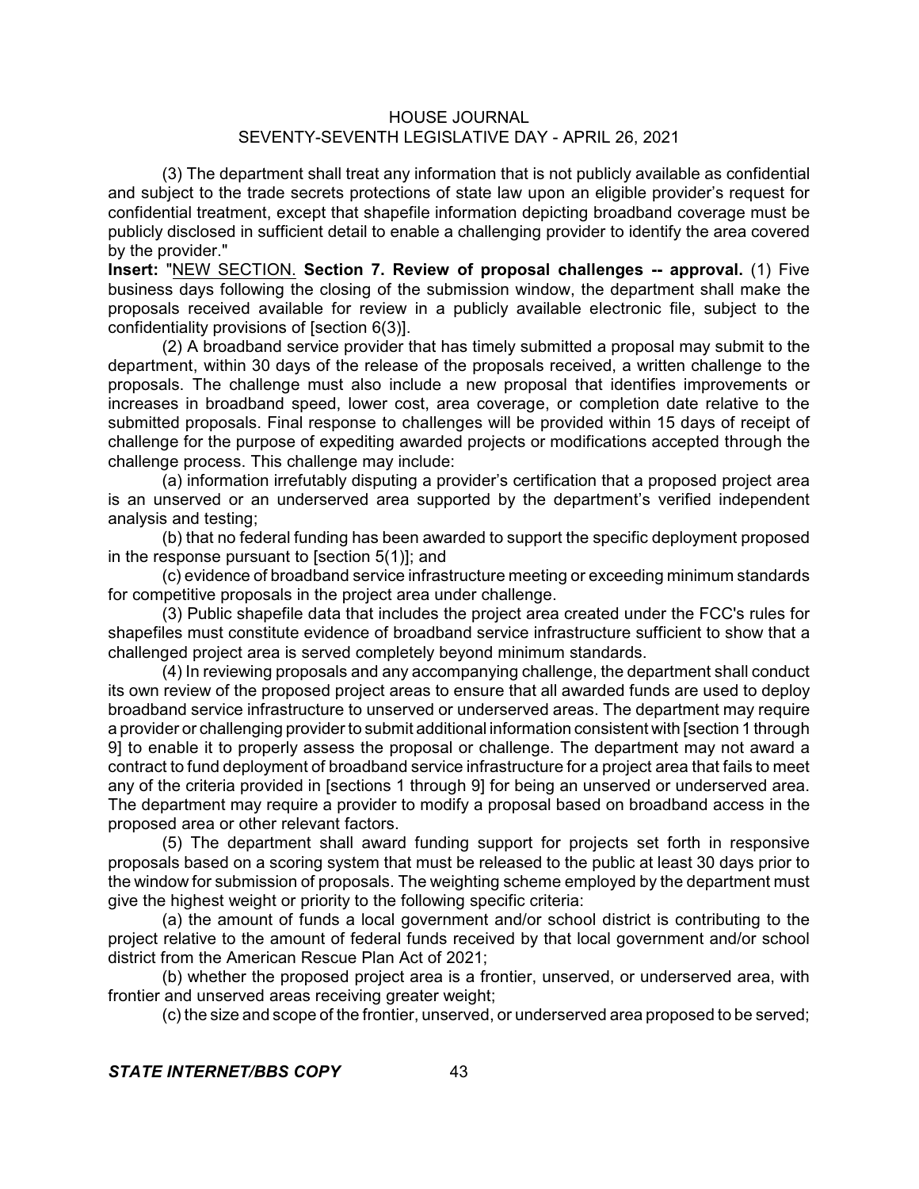(3) The department shall treat any information that is not publicly available as confidential and subject to the trade secrets protections of state law upon an eligible provider's request for confidential treatment, except that shapefile information depicting broadband coverage must be publicly disclosed in sufficient detail to enable a challenging provider to identify the area covered by the provider."

**Insert:** "NEW SECTION. **Section 7. Review of proposal challenges -- approval.** (1) Five business days following the closing of the submission window, the department shall make the proposals received available for review in a publicly available electronic file, subject to the confidentiality provisions of [section 6(3)].

(2) A broadband service provider that has timely submitted a proposal may submit to the department, within 30 days of the release of the proposals received, a written challenge to the proposals. The challenge must also include a new proposal that identifies improvements or increases in broadband speed, lower cost, area coverage, or completion date relative to the submitted proposals. Final response to challenges will be provided within 15 days of receipt of challenge for the purpose of expediting awarded projects or modifications accepted through the challenge process. This challenge may include:

(a) information irrefutably disputing a provider's certification that a proposed project area is an unserved or an underserved area supported by the department's verified independent analysis and testing;

(b) that no federal funding has been awarded to support the specific deployment proposed in the response pursuant to [section 5(1)]; and

(c) evidence of broadband service infrastructure meeting or exceeding minimum standards for competitive proposals in the project area under challenge.

(3) Public shapefile data that includes the project area created under the FCC's rules for shapefiles must constitute evidence of broadband service infrastructure sufficient to show that a challenged project area is served completely beyond minimum standards.

(4) In reviewing proposals and any accompanying challenge, the department shall conduct its own review of the proposed project areas to ensure that all awarded funds are used to deploy broadband service infrastructure to unserved or underserved areas. The department may require a provider or challenging provider to submit additional information consistent with [section 1 through 9] to enable it to properly assess the proposal or challenge. The department may not award a contract to fund deployment of broadband service infrastructure for a project area that fails to meet any of the criteria provided in [sections 1 through 9] for being an unserved or underserved area. The department may require a provider to modify a proposal based on broadband access in the proposed area or other relevant factors.

(5) The department shall award funding support for projects set forth in responsive proposals based on a scoring system that must be released to the public at least 30 days prior to the window for submission of proposals. The weighting scheme employed by the department must give the highest weight or priority to the following specific criteria:

(a) the amount of funds a local government and/or school district is contributing to the project relative to the amount of federal funds received by that local government and/or school district from the American Rescue Plan Act of 2021;

(b) whether the proposed project area is a frontier, unserved, or underserved area, with frontier and unserved areas receiving greater weight;

(c) the size and scope of the frontier, unserved, or underserved area proposed to be served;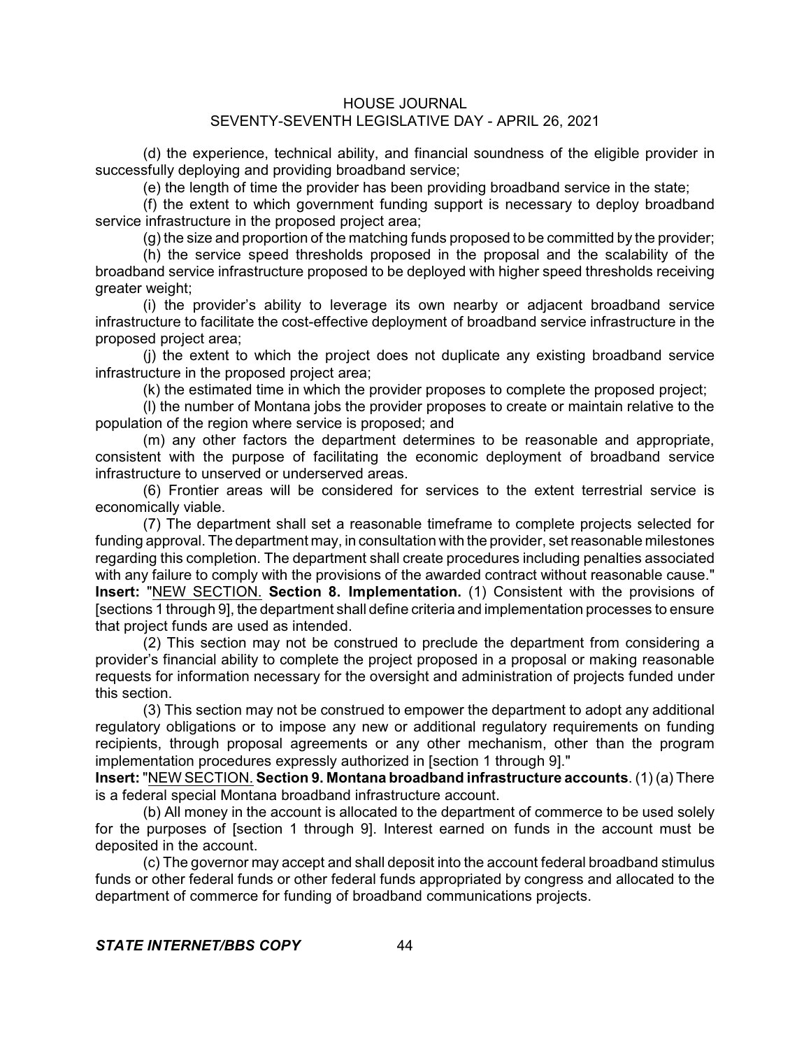(d) the experience, technical ability, and financial soundness of the eligible provider in successfully deploying and providing broadband service;

(e) the length of time the provider has been providing broadband service in the state;

(f) the extent to which government funding support is necessary to deploy broadband service infrastructure in the proposed project area;

(g) the size and proportion of the matching funds proposed to be committed by the provider;

(h) the service speed thresholds proposed in the proposal and the scalability of the broadband service infrastructure proposed to be deployed with higher speed thresholds receiving greater weight;

(i) the provider's ability to leverage its own nearby or adjacent broadband service infrastructure to facilitate the cost-effective deployment of broadband service infrastructure in the proposed project area;

(j) the extent to which the project does not duplicate any existing broadband service infrastructure in the proposed project area;

(k) the estimated time in which the provider proposes to complete the proposed project;

(l) the number of Montana jobs the provider proposes to create or maintain relative to the population of the region where service is proposed; and

(m) any other factors the department determines to be reasonable and appropriate, consistent with the purpose of facilitating the economic deployment of broadband service infrastructure to unserved or underserved areas.

(6) Frontier areas will be considered for services to the extent terrestrial service is economically viable.

(7) The department shall set a reasonable timeframe to complete projects selected for funding approval. The department may, in consultation with the provider, set reasonable milestones regarding this completion. The department shall create procedures including penalties associated with any failure to comply with the provisions of the awarded contract without reasonable cause."

**Insert:** "NEW SECTION. **Section 8. Implementation.** (1) Consistent with the provisions of [sections 1 through 9], the department shall define criteria and implementation processes to ensure that project funds are used as intended.

(2) This section may not be construed to preclude the department from considering a provider's financial ability to complete the project proposed in a proposal or making reasonable requests for information necessary for the oversight and administration of projects funded under this section.

(3) This section may not be construed to empower the department to adopt any additional regulatory obligations or to impose any new or additional regulatory requirements on funding recipients, through proposal agreements or any other mechanism, other than the program implementation procedures expressly authorized in [section 1 through 9]."

**Insert:** "NEW SECTION. **Section 9. Montana broadband infrastructure accounts**. (1) (a) There is a federal special Montana broadband infrastructure account.

(b) All money in the account is allocated to the department of commerce to be used solely for the purposes of [section 1 through 9]. Interest earned on funds in the account must be deposited in the account.

(c) The governor may accept and shall deposit into the account federal broadband stimulus funds or other federal funds or other federal funds appropriated by congress and allocated to the department of commerce for funding of broadband communications projects.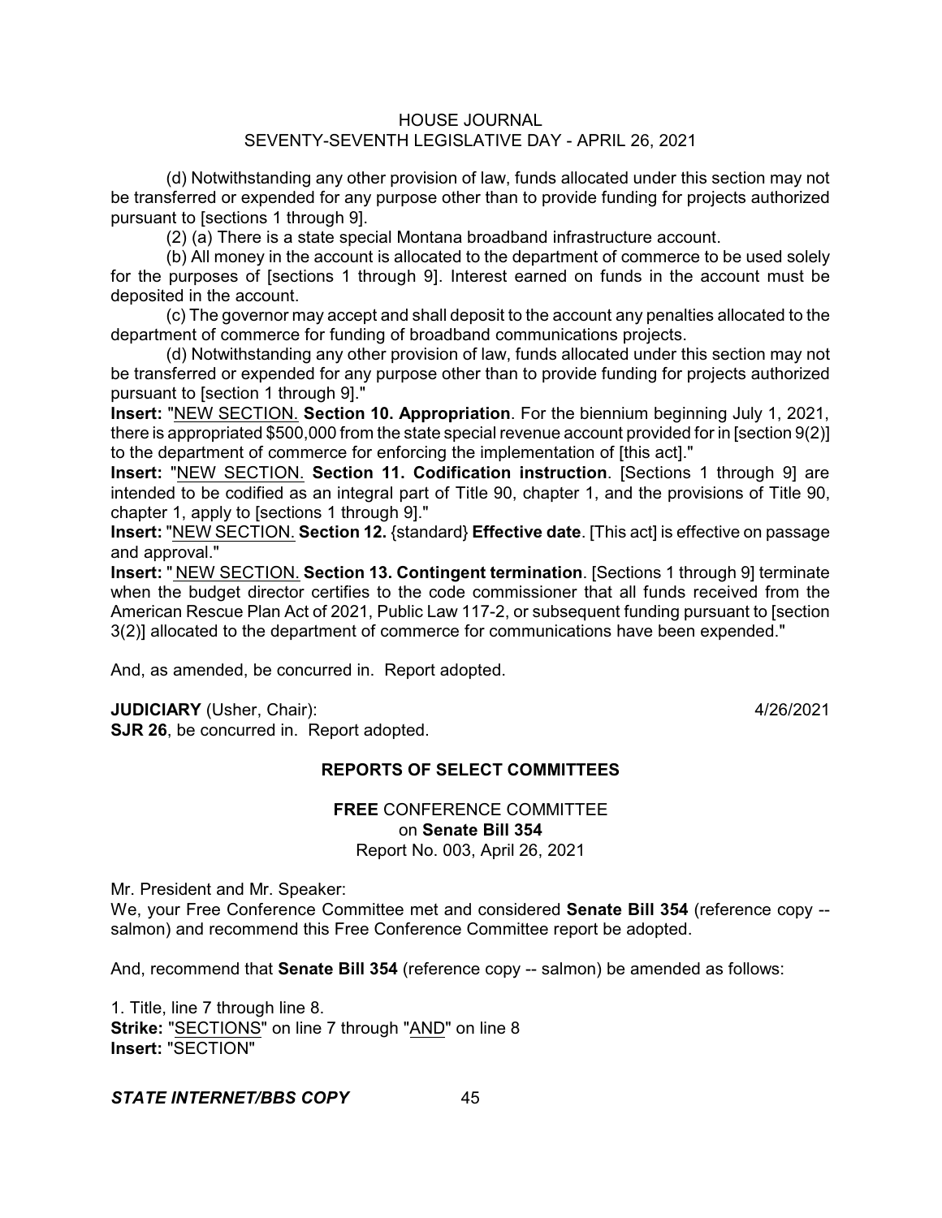(d) Notwithstanding any other provision of law, funds allocated under this section may not be transferred or expended for any purpose other than to provide funding for projects authorized pursuant to [sections 1 through 9].

(2) (a) There is a state special Montana broadband infrastructure account.

(b) All money in the account is allocated to the department of commerce to be used solely for the purposes of [sections 1 through 9]. Interest earned on funds in the account must be deposited in the account.

(c) The governor may accept and shall deposit to the account any penalties allocated to the department of commerce for funding of broadband communications projects.

(d) Notwithstanding any other provision of law, funds allocated under this section may not be transferred or expended for any purpose other than to provide funding for projects authorized pursuant to [section 1 through 9]."

**Insert:** "NEW SECTION. **Section 10. Appropriation**. For the biennium beginning July 1, 2021, there is appropriated $500,000 from the state special revenue account provided for in [section 9(2)] to the department of commerce for enforcing the implementation of [this act]."

**Insert:** "NEW SECTION. **Section 11. Codification instruction**. [Sections 1 through 9] are intended to be codified as an integral part of Title 90, chapter 1, and the provisions of Title 90, chapter 1, apply to [sections 1 through 9]."

**Insert:** "NEW SECTION. **Section 12.** {standard} **Effective date**. [This act] is effective on passage and approval."

**Insert:** " NEW SECTION. **Section 13. Contingent termination**. [Sections 1 through 9] terminate when the budget director certifies to the code commissioner that all funds received from the American Rescue Plan Act of 2021, Public Law 117-2, or subsequent funding pursuant to [section 3(2)] allocated to the department of commerce for communications have been expended."

And, as amended, be concurred in. Report adopted.

**JUDICIARY** (Usher, Chair): 4/26/2021

**SJR 26**, be concurred in. Report adopted.

## REPORTS OF SELECT COMMITTEES

**FREE** CONFERENCE COMMITTEE
on **Senate Bill 354**
Report No. 003, April 26, 2021

Mr. President and Mr. Speaker:

We, your Free Conference Committee met and considered **Senate Bill 354** (reference copy -- salmon) and recommend this Free Conference Committee report be adopted.

And, recommend that **Senate Bill 354** (reference copy -- salmon) be amended as follows:

1. Title, line 7 through line 8.

**Strike:** "SECTIONS" on line 7 through "AND" on line 8

**Insert:** "SECTION"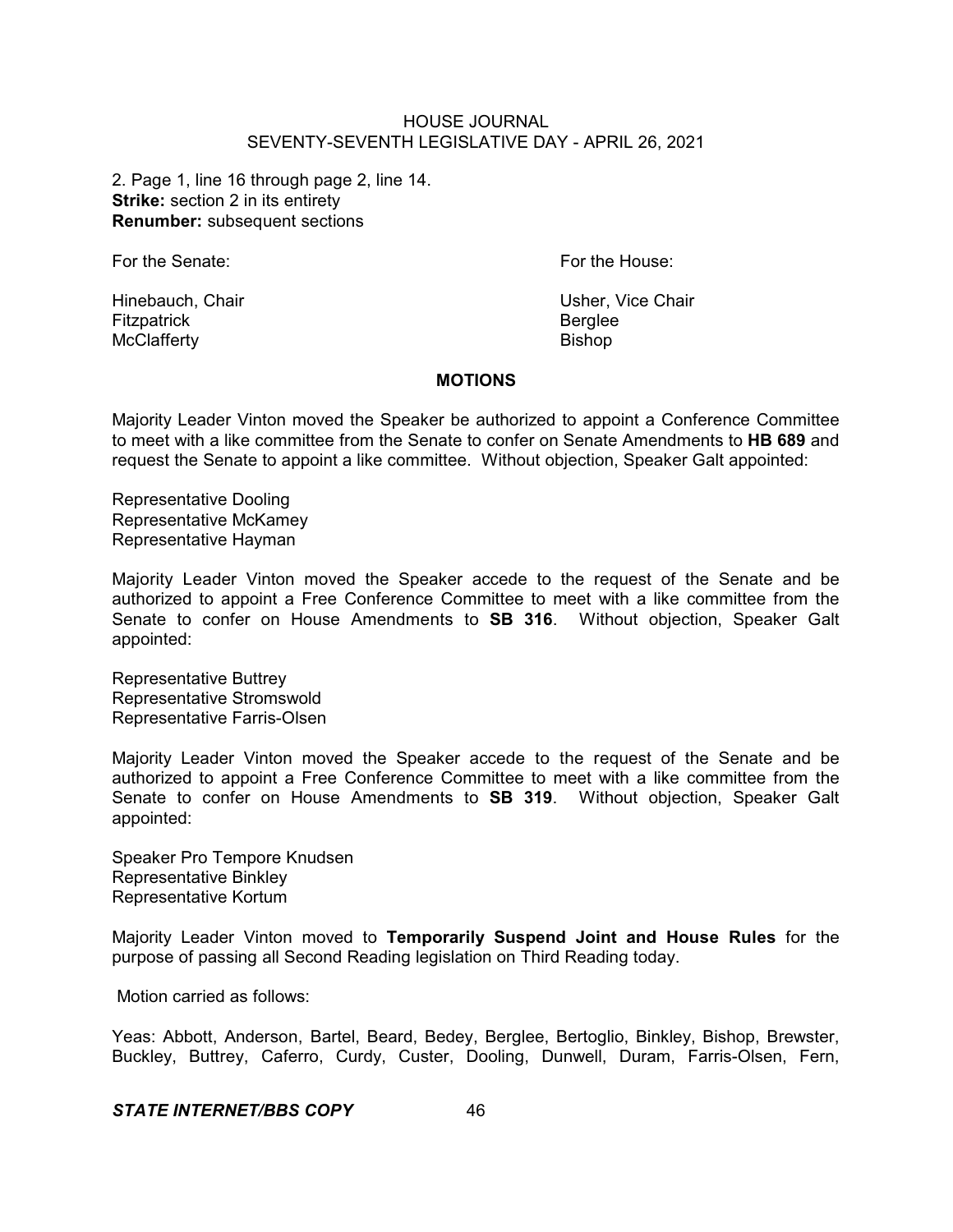2. Page 1, line 16 through page 2, line 14.
**Strike:** section 2 in its entirety
**Renumber:** subsequent sections

| For the Senate: | For the House: |
| --- | --- |
| Hinebauch, Chair | Usher, Vice Chair |
| Fitzpatrick | Berglee |
| McClafferty | Bishop |

## MOTIONS

Majority Leader Vinton moved the Speaker be authorized to appoint a Conference Committee to meet with a like committee from the Senate to confer on Senate Amendments to **HB 689** and request the Senate to appoint a like committee. Without objection, Speaker Galt appointed:

Representative Dooling
Representative McKamey
Representative Hayman

Majority Leader Vinton moved the Speaker accede to the request of the Senate and be authorized to appoint a Free Conference Committee to meet with a like committee from the Senate to confer on House Amendments to **SB 316**. Without objection, Speaker Galt appointed:

Representative Buttrey
Representative Stromswold
Representative Farris-Olsen

Majority Leader Vinton moved the Speaker accede to the request of the Senate and be authorized to appoint a Free Conference Committee to meet with a like committee from the Senate to confer on House Amendments to **SB 319**. Without objection, Speaker Galt appointed:

Speaker Pro Tempore Knudsen
Representative Binkley
Representative Kortum

Majority Leader Vinton moved to **Temporarily Suspend Joint and House Rules** for the purpose of passing all Second Reading legislation on Third Reading today.

Motion carried as follows:

Yeas: Abbott, Anderson, Bartel, Beard, Bedey, Berglee, Bertoglio, Binkley, Bishop, Brewster, Buckley, Buttrey, Caferro, Curdy, Custer, Dooling, Dunwell, Duram, Farris-Olsen, Fern,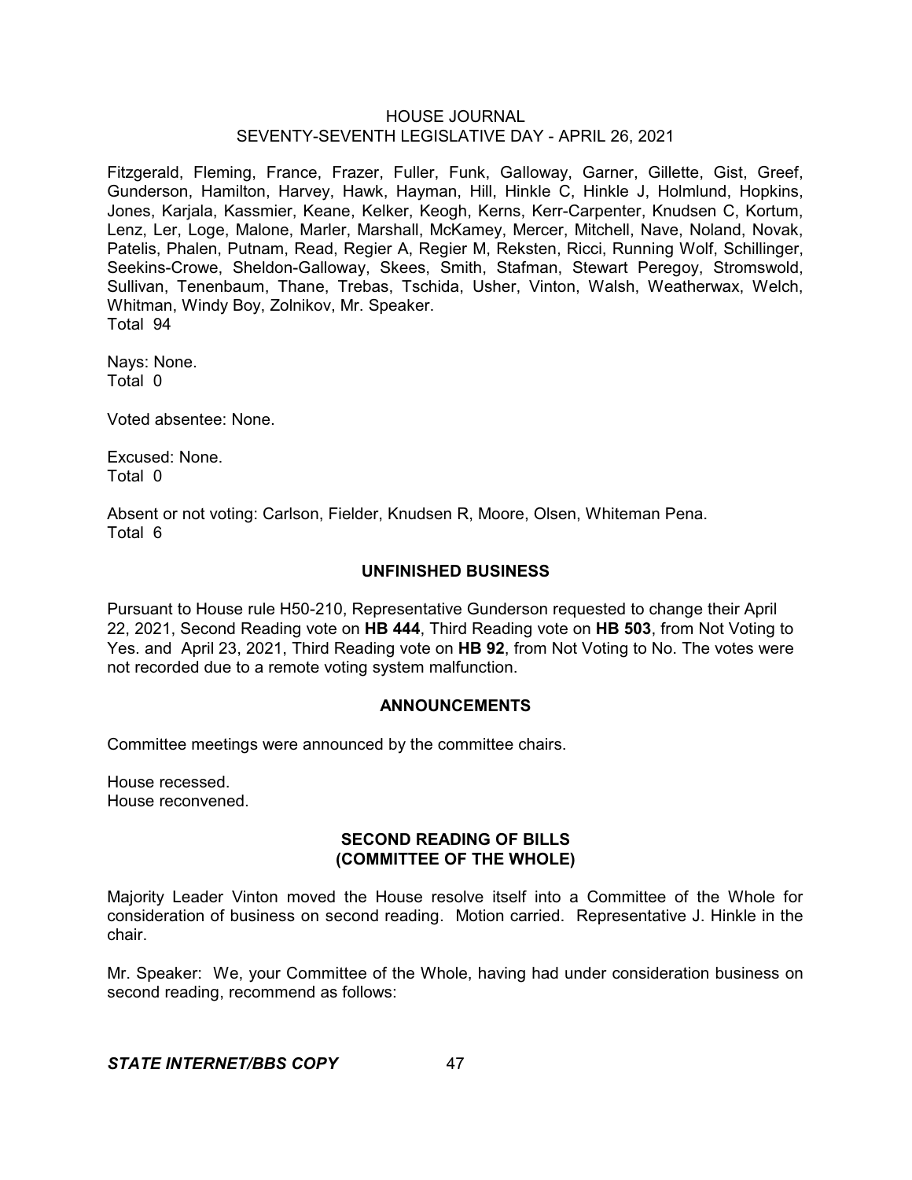Fitzgerald, Fleming, France, Frazer, Fuller, Funk, Galloway, Garner, Gillette, Gist, Greef, Gunderson, Hamilton, Harvey, Hawk, Hayman, Hill, Hinkle C, Hinkle J, Holmlund, Hopkins, Jones, Karjala, Kassmier, Keane, Kelker, Keogh, Kerns, Kerr-Carpenter, Knudsen C, Kortum, Lenz, Ler, Loge, Malone, Marler, Marshall, McKamey, Mercer, Mitchell, Nave, Noland, Novak, Patelis, Phalen, Putnam, Read, Regier A, Regier M, Reksten, Ricci, Running Wolf, Schillinger, Seekins-Crowe, Sheldon-Galloway, Skees, Smith, Stafman, Stewart Peregoy, Stromswold, Sullivan, Tenenbaum, Thane, Trebas, Tschida, Usher, Vinton, Walsh, Weatherwax, Welch, Whitman, Windy Boy, Zolnikov, Mr. Speaker.
Total 94

Nays: None.
Total 0

Voted absentee: None.

Excused: None.
Total 0

Absent or not voting: Carlson, Fielder, Knudsen R, Moore, Olsen, Whiteman Pena.
Total 6

## UNFINISHED BUSINESS

Pursuant to House rule H50-210, Representative Gunderson requested to change their April 22, 2021, Second Reading vote on **HB 444**, Third Reading vote on **HB 503**, from Not Voting to Yes. and April 23, 2021, Third Reading vote on **HB 92**, from Not Voting to No. The votes were not recorded due to a remote voting system malfunction.

## ANNOUNCEMENTS

Committee meetings were announced by the committee chairs.

House recessed.
House reconvened.

## SECOND READING OF BILLS (COMMITTEE OF THE WHOLE)

Majority Leader Vinton moved the House resolve itself into a Committee of the Whole for consideration of business on second reading. Motion carried. Representative J. Hinkle in the chair.

Mr. Speaker: We, your Committee of the Whole, having had under consideration business on second reading, recommend as follows: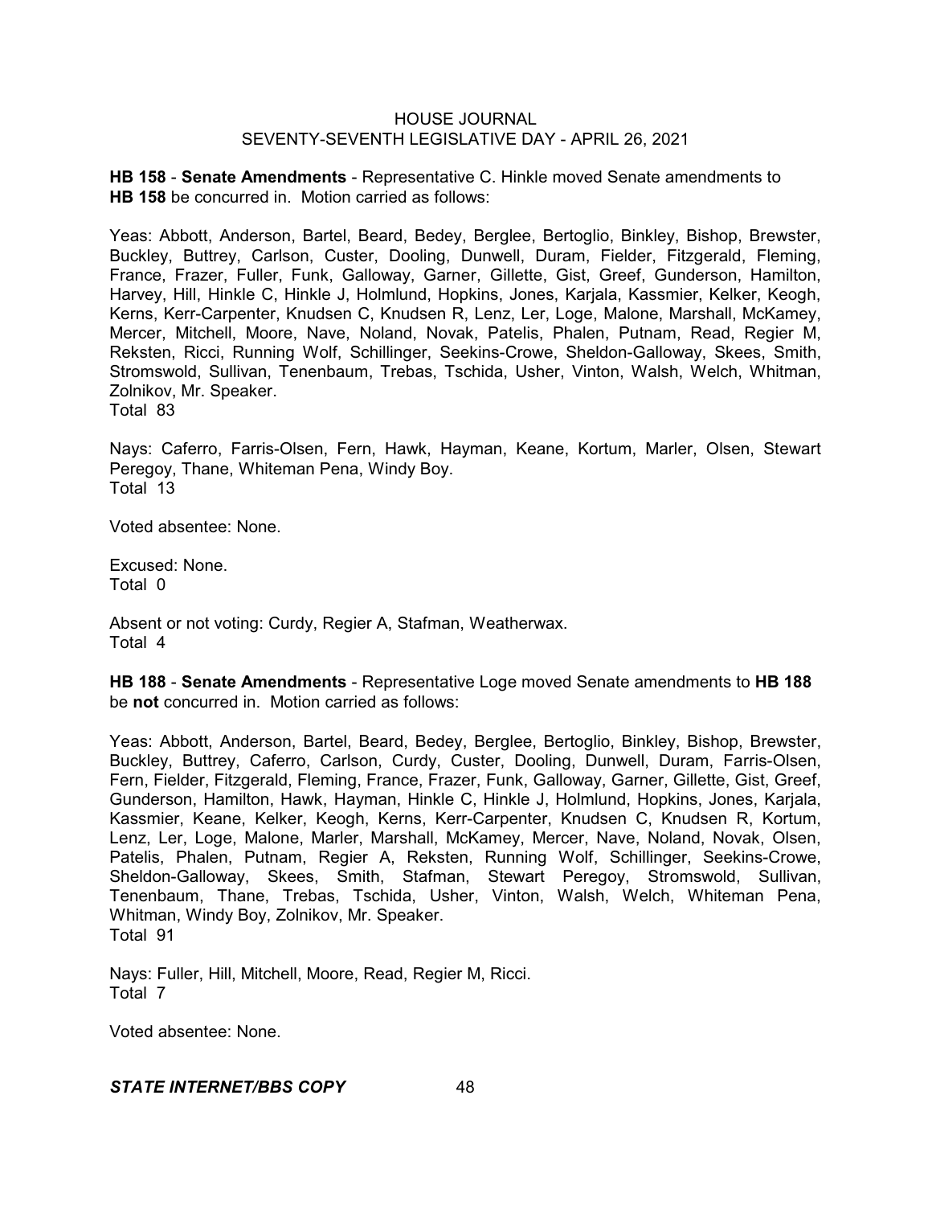**HB 158** - **Senate Amendments** - Representative C. Hinkle moved Senate amendments to **HB 158** be concurred in. Motion carried as follows:

Yeas: Abbott, Anderson, Bartel, Beard, Bedey, Berglee, Bertoglio, Binkley, Bishop, Brewster, Buckley, Buttrey, Carlson, Custer, Dooling, Dunwell, Duram, Fielder, Fitzgerald, Fleming, France, Frazer, Fuller, Funk, Galloway, Garner, Gillette, Gist, Greef, Gunderson, Hamilton, Harvey, Hill, Hinkle C, Hinkle J, Holmlund, Hopkins, Jones, Karjala, Kassmier, Kelker, Keogh, Kerns, Kerr-Carpenter, Knudsen C, Knudsen R, Lenz, Ler, Loge, Malone, Marshall, McKamey, Mercer, Mitchell, Moore, Nave, Noland, Novak, Patelis, Phalen, Putnam, Read, Regier M, Reksten, Ricci, Running Wolf, Schillinger, Seekins-Crowe, Sheldon-Galloway, Skees, Smith, Stromswold, Sullivan, Tenenbaum, Trebas, Tschida, Usher, Vinton, Walsh, Welch, Whitman, Zolnikov, Mr. Speaker.
Total 83

Nays: Caferro, Farris-Olsen, Fern, Hawk, Hayman, Keane, Kortum, Marler, Olsen, Stewart Peregoy, Thane, Whiteman Pena, Windy Boy.
Total 13

Voted absentee: None.

Excused: None.
Total 0

Absent or not voting: Curdy, Regier A, Stafman, Weatherwax.
Total 4

**HB 188** - **Senate Amendments** - Representative Loge moved Senate amendments to **HB 188** be **not** concurred in. Motion carried as follows:

Yeas: Abbott, Anderson, Bartel, Beard, Bedey, Berglee, Bertoglio, Binkley, Bishop, Brewster, Buckley, Buttrey, Caferro, Carlson, Curdy, Custer, Dooling, Dunwell, Duram, Farris-Olsen, Fern, Fielder, Fitzgerald, Fleming, France, Frazer, Funk, Galloway, Garner, Gillette, Gist, Greef, Gunderson, Hamilton, Hawk, Hayman, Hinkle C, Hinkle J, Holmlund, Hopkins, Jones, Karjala, Kassmier, Keane, Kelker, Keogh, Kerns, Kerr-Carpenter, Knudsen C, Knudsen R, Kortum, Lenz, Ler, Loge, Malone, Marler, Marshall, McKamey, Mercer, Nave, Noland, Novak, Olsen, Patelis, Phalen, Putnam, Regier A, Reksten, Running Wolf, Schillinger, Seekins-Crowe, Sheldon-Galloway, Skees, Smith, Stafman, Stewart Peregoy, Stromswold, Sullivan, Tenenbaum, Thane, Trebas, Tschida, Usher, Vinton, Walsh, Welch, Whiteman Pena, Whitman, Windy Boy, Zolnikov, Mr. Speaker.
Total 91

Nays: Fuller, Hill, Mitchell, Moore, Read, Regier M, Ricci.
Total 7

Voted absentee: None.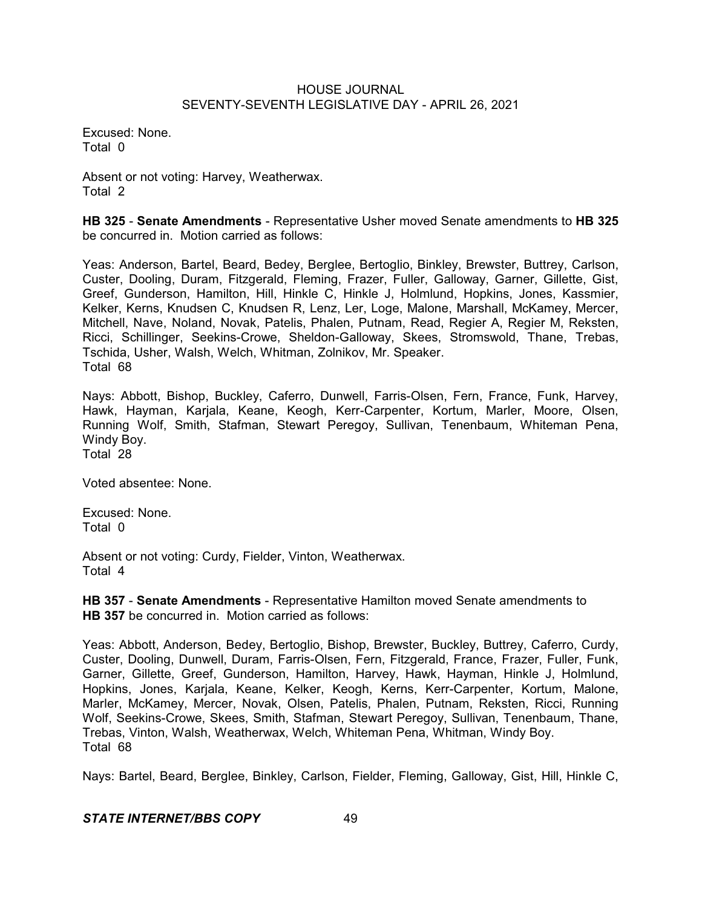Excused: None.
Total 0

Absent or not voting: Harvey, Weatherwax.
Total 2

**HB 325** - **Senate Amendments** - Representative Usher moved Senate amendments to **HB 325** be concurred in. Motion carried as follows:

Yeas: Anderson, Bartel, Beard, Bedey, Berglee, Bertoglio, Binkley, Brewster, Buttrey, Carlson, Custer, Dooling, Duram, Fitzgerald, Fleming, Frazer, Fuller, Galloway, Garner, Gillette, Gist, Greef, Gunderson, Hamilton, Hill, Hinkle C, Hinkle J, Holmlund, Hopkins, Jones, Kassmier, Kelker, Kerns, Knudsen C, Knudsen R, Lenz, Ler, Loge, Malone, Marshall, McKamey, Mercer, Mitchell, Nave, Noland, Novak, Patelis, Phalen, Putnam, Read, Regier A, Regier M, Reksten, Ricci, Schillinger, Seekins-Crowe, Sheldon-Galloway, Skees, Stromswold, Thane, Trebas, Tschida, Usher, Walsh, Welch, Whitman, Zolnikov, Mr. Speaker.
Total 68

Nays: Abbott, Bishop, Buckley, Caferro, Dunwell, Farris-Olsen, Fern, France, Funk, Harvey, Hawk, Hayman, Karjala, Keane, Keogh, Kerr-Carpenter, Kortum, Marler, Moore, Olsen, Running Wolf, Smith, Stafman, Stewart Peregoy, Sullivan, Tenenbaum, Whiteman Pena, Windy Boy.
Total 28

Voted absentee: None.

Excused: None.
Total 0

Absent or not voting: Curdy, Fielder, Vinton, Weatherwax.
Total 4

**HB 357** - **Senate Amendments** - Representative Hamilton moved Senate amendments to **HB 357** be concurred in. Motion carried as follows:

Yeas: Abbott, Anderson, Bedey, Bertoglio, Bishop, Brewster, Buckley, Buttrey, Caferro, Curdy, Custer, Dooling, Dunwell, Duram, Farris-Olsen, Fern, Fitzgerald, France, Frazer, Fuller, Funk, Garner, Gillette, Greef, Gunderson, Hamilton, Harvey, Hawk, Hayman, Hinkle J, Holmlund, Hopkins, Jones, Karjala, Keane, Kelker, Keogh, Kerns, Kerr-Carpenter, Kortum, Malone, Marler, McKamey, Mercer, Novak, Olsen, Patelis, Phalen, Putnam, Reksten, Ricci, Running Wolf, Seekins-Crowe, Skees, Smith, Stafman, Stewart Peregoy, Sullivan, Tenenbaum, Thane, Trebas, Vinton, Walsh, Weatherwax, Welch, Whiteman Pena, Whitman, Windy Boy.
Total 68

Nays: Bartel, Beard, Berglee, Binkley, Carlson, Fielder, Fleming, Galloway, Gist, Hill, Hinkle C,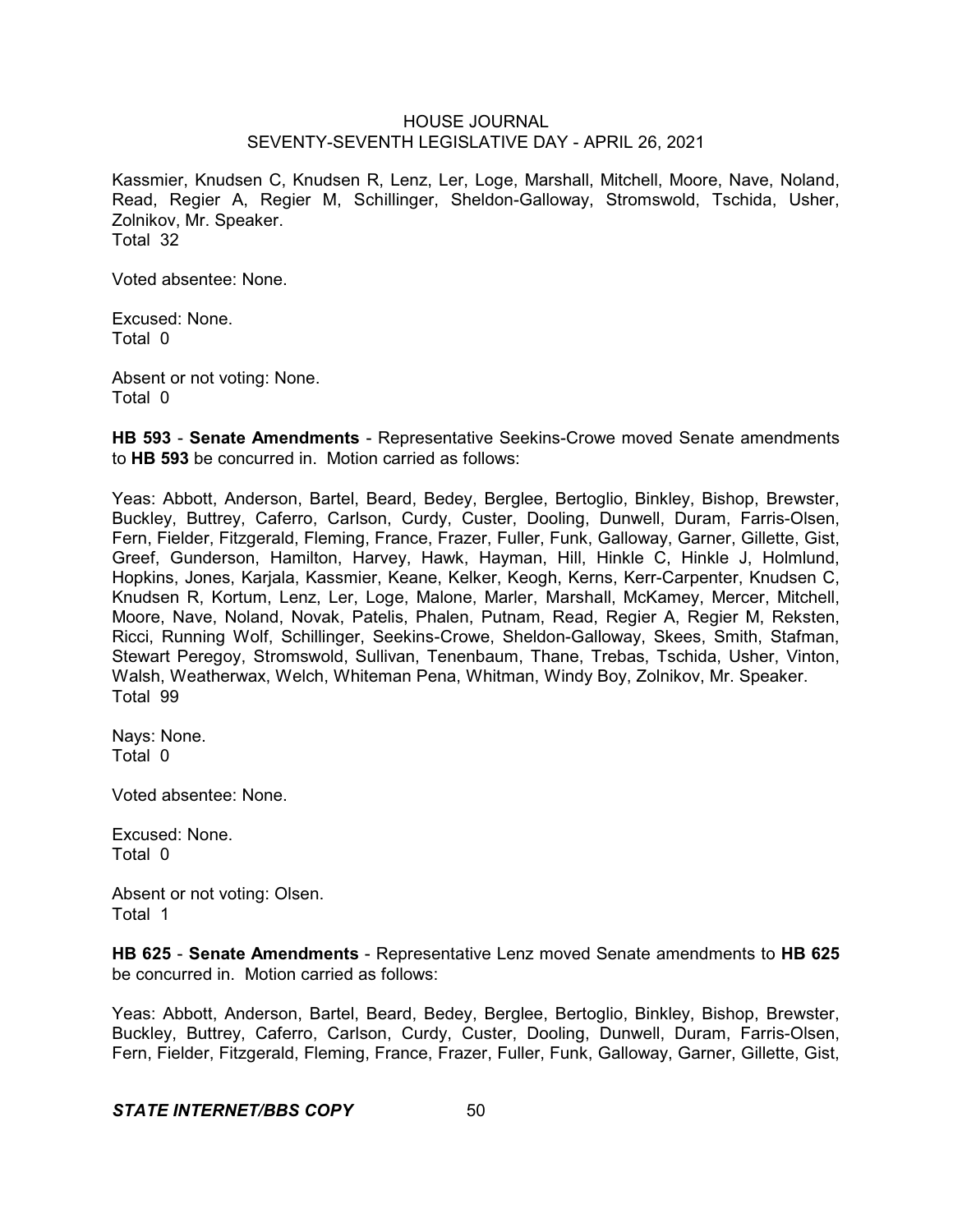Kassmier, Knudsen C, Knudsen R, Lenz, Ler, Loge, Marshall, Mitchell, Moore, Nave, Noland, Read, Regier A, Regier M, Schillinger, Sheldon-Galloway, Stromswold, Tschida, Usher, Zolnikov, Mr. Speaker.
Total 32

Voted absentee: None.

Excused: None.
Total 0

Absent or not voting: None.
Total 0

**HB 593** - **Senate Amendments** - Representative Seekins-Crowe moved Senate amendments to **HB 593** be concurred in. Motion carried as follows:

Yeas: Abbott, Anderson, Bartel, Beard, Bedey, Berglee, Bertoglio, Binkley, Bishop, Brewster, Buckley, Buttrey, Caferro, Carlson, Curdy, Custer, Dooling, Dunwell, Duram, Farris-Olsen, Fern, Fielder, Fitzgerald, Fleming, France, Frazer, Fuller, Funk, Galloway, Garner, Gillette, Gist, Greef, Gunderson, Hamilton, Harvey, Hawk, Hayman, Hill, Hinkle C, Hinkle J, Holmlund, Hopkins, Jones, Karjala, Kassmier, Keane, Kelker, Keogh, Kerns, Kerr-Carpenter, Knudsen C, Knudsen R, Kortum, Lenz, Ler, Loge, Malone, Marler, Marshall, McKamey, Mercer, Mitchell, Moore, Nave, Noland, Novak, Patelis, Phalen, Putnam, Read, Regier A, Regier M, Reksten, Ricci, Running Wolf, Schillinger, Seekins-Crowe, Sheldon-Galloway, Skees, Smith, Stafman, Stewart Peregoy, Stromswold, Sullivan, Tenenbaum, Thane, Trebas, Tschida, Usher, Vinton, Walsh, Weatherwax, Welch, Whiteman Pena, Whitman, Windy Boy, Zolnikov, Mr. Speaker.
Total 99

Nays: None.
Total 0

Voted absentee: None.

Excused: None.
Total 0

Absent or not voting: Olsen.
Total 1

**HB 625** - **Senate Amendments** - Representative Lenz moved Senate amendments to **HB 625** be concurred in. Motion carried as follows:

Yeas: Abbott, Anderson, Bartel, Beard, Bedey, Berglee, Bertoglio, Binkley, Bishop, Brewster, Buckley, Buttrey, Caferro, Carlson, Curdy, Custer, Dooling, Dunwell, Duram, Farris-Olsen, Fern, Fielder, Fitzgerald, Fleming, France, Frazer, Fuller, Funk, Galloway, Garner, Gillette, Gist,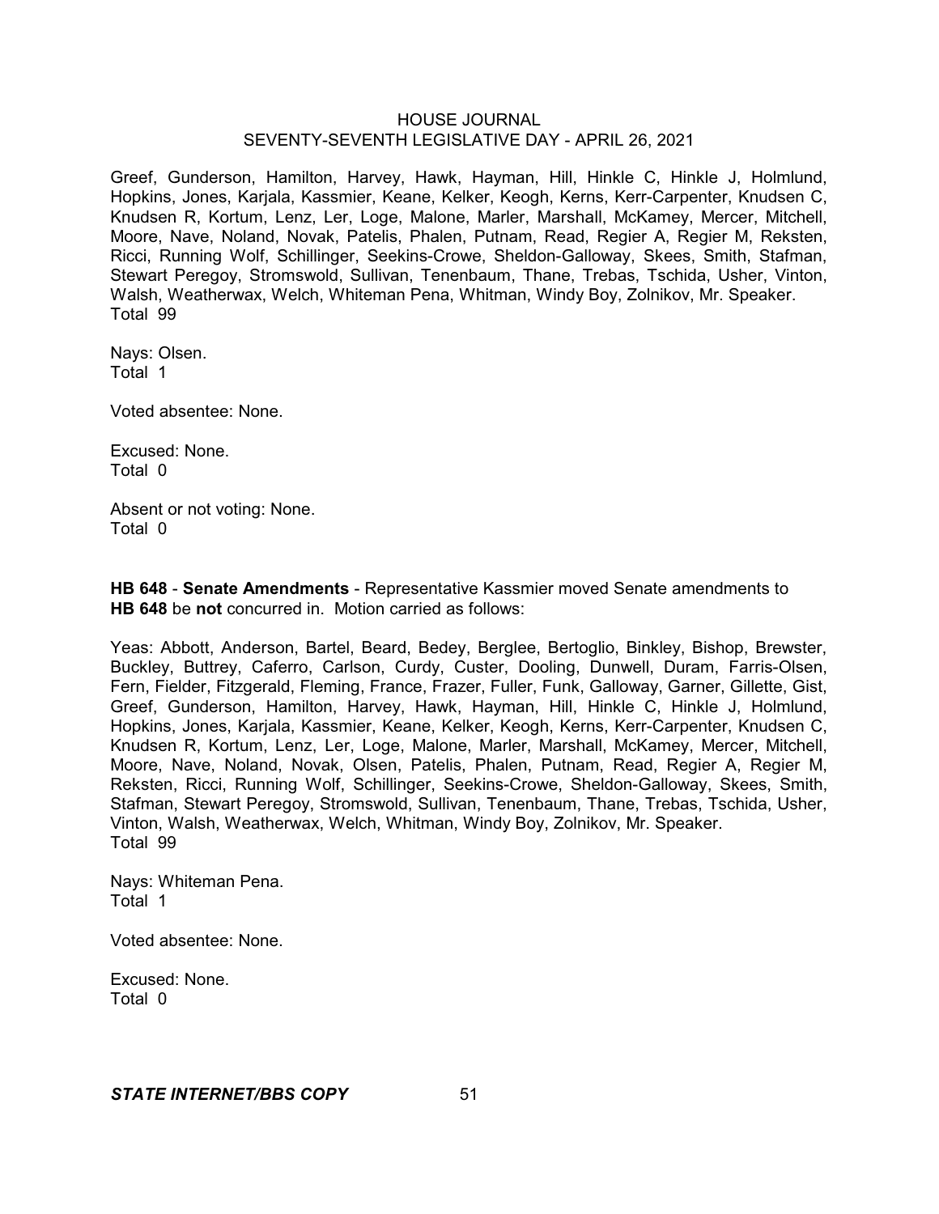Greef, Gunderson, Hamilton, Harvey, Hawk, Hayman, Hill, Hinkle C, Hinkle J, Holmlund, Hopkins, Jones, Karjala, Kassmier, Keane, Kelker, Keogh, Kerns, Kerr-Carpenter, Knudsen C, Knudsen R, Kortum, Lenz, Ler, Loge, Malone, Marler, Marshall, McKamey, Mercer, Mitchell, Moore, Nave, Noland, Novak, Patelis, Phalen, Putnam, Read, Regier A, Regier M, Reksten, Ricci, Running Wolf, Schillinger, Seekins-Crowe, Sheldon-Galloway, Skees, Smith, Stafman, Stewart Peregoy, Stromswold, Sullivan, Tenenbaum, Thane, Trebas, Tschida, Usher, Vinton, Walsh, Weatherwax, Welch, Whiteman Pena, Whitman, Windy Boy, Zolnikov, Mr. Speaker.
Total 99

Nays: Olsen.
Total 1

Voted absentee: None.

Excused: None.
Total 0

Absent or not voting: None.
Total 0

**HB 648** - **Senate Amendments** - Representative Kassmier moved Senate amendments to **HB 648** be **not** concurred in. Motion carried as follows:

Yeas: Abbott, Anderson, Bartel, Beard, Bedey, Berglee, Bertoglio, Binkley, Bishop, Brewster, Buckley, Buttrey, Caferro, Carlson, Curdy, Custer, Dooling, Dunwell, Duram, Farris-Olsen, Fern, Fielder, Fitzgerald, Fleming, France, Frazer, Fuller, Funk, Galloway, Garner, Gillette, Gist, Greef, Gunderson, Hamilton, Harvey, Hawk, Hayman, Hill, Hinkle C, Hinkle J, Holmlund, Hopkins, Jones, Karjala, Kassmier, Keane, Kelker, Keogh, Kerns, Kerr-Carpenter, Knudsen C, Knudsen R, Kortum, Lenz, Ler, Loge, Malone, Marler, Marshall, McKamey, Mercer, Mitchell, Moore, Nave, Noland, Novak, Olsen, Patelis, Phalen, Putnam, Read, Regier A, Regier M, Reksten, Ricci, Running Wolf, Schillinger, Seekins-Crowe, Sheldon-Galloway, Skees, Smith, Stafman, Stewart Peregoy, Stromswold, Sullivan, Tenenbaum, Thane, Trebas, Tschida, Usher, Vinton, Walsh, Weatherwax, Welch, Whitman, Windy Boy, Zolnikov, Mr. Speaker.
Total 99

Nays: Whiteman Pena.
Total 1

Voted absentee: None.

Excused: None.
Total 0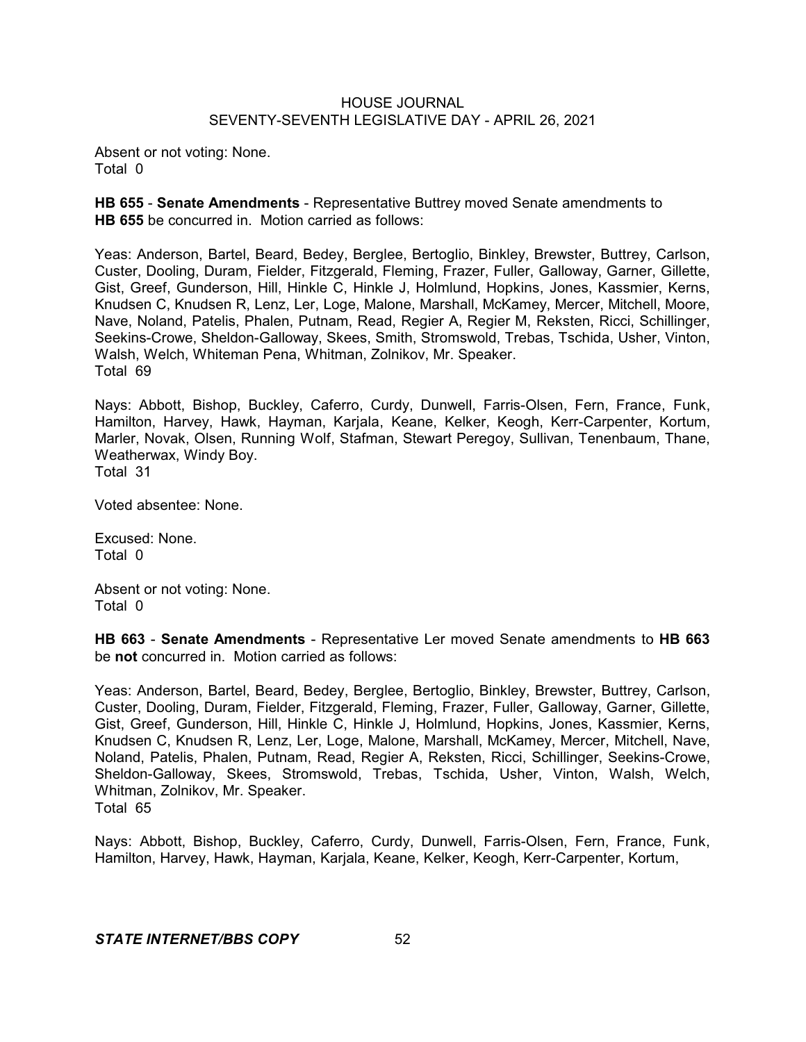Absent or not voting: None.
Total 0

**HB 655** - **Senate Amendments** - Representative Buttrey moved Senate amendments to **HB 655** be concurred in. Motion carried as follows:

Yeas: Anderson, Bartel, Beard, Bedey, Berglee, Bertoglio, Binkley, Brewster, Buttrey, Carlson, Custer, Dooling, Duram, Fielder, Fitzgerald, Fleming, Frazer, Fuller, Galloway, Garner, Gillette, Gist, Greef, Gunderson, Hill, Hinkle C, Hinkle J, Holmlund, Hopkins, Jones, Kassmier, Kerns, Knudsen C, Knudsen R, Lenz, Ler, Loge, Malone, Marshall, McKamey, Mercer, Mitchell, Moore, Nave, Noland, Patelis, Phalen, Putnam, Read, Regier A, Regier M, Reksten, Ricci, Schillinger, Seekins-Crowe, Sheldon-Galloway, Skees, Smith, Stromswold, Trebas, Tschida, Usher, Vinton, Walsh, Welch, Whiteman Pena, Whitman, Zolnikov, Mr. Speaker.
Total 69

Nays: Abbott, Bishop, Buckley, Caferro, Curdy, Dunwell, Farris-Olsen, Fern, France, Funk, Hamilton, Harvey, Hawk, Hayman, Karjala, Keane, Kelker, Keogh, Kerr-Carpenter, Kortum, Marler, Novak, Olsen, Running Wolf, Stafman, Stewart Peregoy, Sullivan, Tenenbaum, Thane, Weatherwax, Windy Boy.
Total 31

Voted absentee: None.

Excused: None.
Total 0

Absent or not voting: None.
Total 0

**HB 663** - **Senate Amendments** - Representative Ler moved Senate amendments to **HB 663** be **not** concurred in. Motion carried as follows:

Yeas: Anderson, Bartel, Beard, Bedey, Berglee, Bertoglio, Binkley, Brewster, Buttrey, Carlson, Custer, Dooling, Duram, Fielder, Fitzgerald, Fleming, Frazer, Fuller, Galloway, Garner, Gillette, Gist, Greef, Gunderson, Hill, Hinkle C, Hinkle J, Holmlund, Hopkins, Jones, Kassmier, Kerns, Knudsen C, Knudsen R, Lenz, Ler, Loge, Malone, Marshall, McKamey, Mercer, Mitchell, Nave, Noland, Patelis, Phalen, Putnam, Read, Regier A, Reksten, Ricci, Schillinger, Seekins-Crowe, Sheldon-Galloway, Skees, Stromswold, Trebas, Tschida, Usher, Vinton, Walsh, Welch, Whitman, Zolnikov, Mr. Speaker.
Total 65

Nays: Abbott, Bishop, Buckley, Caferro, Curdy, Dunwell, Farris-Olsen, Fern, France, Funk, Hamilton, Harvey, Hawk, Hayman, Karjala, Keane, Kelker, Keogh, Kerr-Carpenter, Kortum,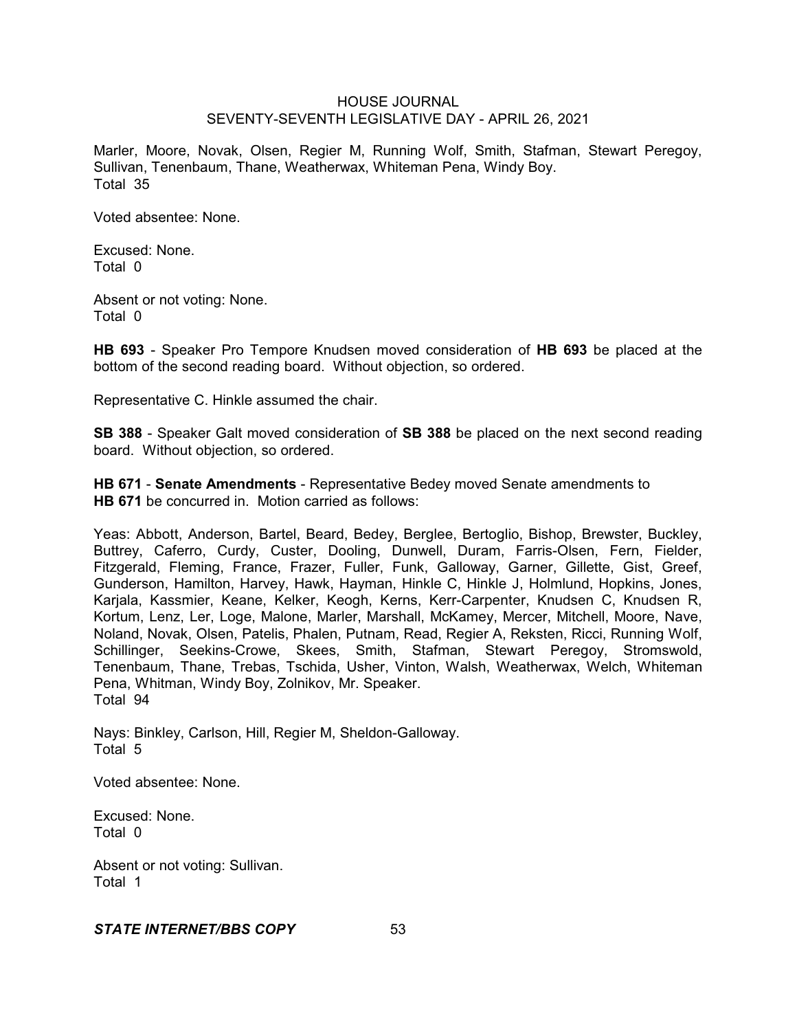Marler, Moore, Novak, Olsen, Regier M, Running Wolf, Smith, Stafman, Stewart Peregoy, Sullivan, Tenenbaum, Thane, Weatherwax, Whiteman Pena, Windy Boy.
Total 35

Voted absentee: None.

Excused: None.
Total 0

Absent or not voting: None.
Total 0

**HB 693** - Speaker Pro Tempore Knudsen moved consideration of **HB 693** be placed at the bottom of the second reading board. Without objection, so ordered.

Representative C. Hinkle assumed the chair.

**SB 388** - Speaker Galt moved consideration of **SB 388** be placed on the next second reading board. Without objection, so ordered.

**HB 671** - **Senate Amendments** - Representative Bedey moved Senate amendments to **HB 671** be concurred in. Motion carried as follows:

Yeas: Abbott, Anderson, Bartel, Beard, Bedey, Berglee, Bertoglio, Bishop, Brewster, Buckley, Buttrey, Caferro, Curdy, Custer, Dooling, Dunwell, Duram, Farris-Olsen, Fern, Fielder, Fitzgerald, Fleming, France, Frazer, Fuller, Funk, Galloway, Garner, Gillette, Gist, Greef, Gunderson, Hamilton, Harvey, Hawk, Hayman, Hinkle C, Hinkle J, Holmlund, Hopkins, Jones, Karjala, Kassmier, Keane, Kelker, Keogh, Kerns, Kerr-Carpenter, Knudsen C, Knudsen R, Kortum, Lenz, Ler, Loge, Malone, Marler, Marshall, McKamey, Mercer, Mitchell, Moore, Nave, Noland, Novak, Olsen, Patelis, Phalen, Putnam, Read, Regier A, Reksten, Ricci, Running Wolf, Schillinger, Seekins-Crowe, Skees, Smith, Stafman, Stewart Peregoy, Stromswold, Tenenbaum, Thane, Trebas, Tschida, Usher, Vinton, Walsh, Weatherwax, Welch, Whiteman Pena, Whitman, Windy Boy, Zolnikov, Mr. Speaker.
Total 94

Nays: Binkley, Carlson, Hill, Regier M, Sheldon-Galloway.
Total 5

Voted absentee: None.

Excused: None.
Total 0

Absent or not voting: Sullivan.
Total 1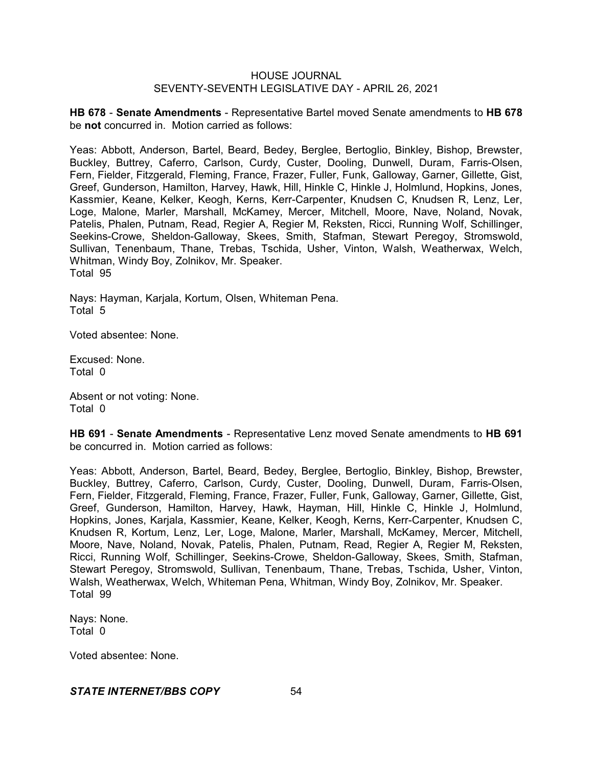**HB 678** - **Senate Amendments** - Representative Bartel moved Senate amendments to **HB 678** be **not** concurred in. Motion carried as follows:

Yeas: Abbott, Anderson, Bartel, Beard, Bedey, Berglee, Bertoglio, Binkley, Bishop, Brewster, Buckley, Buttrey, Caferro, Carlson, Curdy, Custer, Dooling, Dunwell, Duram, Farris-Olsen, Fern, Fielder, Fitzgerald, Fleming, France, Frazer, Fuller, Funk, Galloway, Garner, Gillette, Gist, Greef, Gunderson, Hamilton, Harvey, Hawk, Hill, Hinkle C, Hinkle J, Holmlund, Hopkins, Jones, Kassmier, Keane, Kelker, Keogh, Kerns, Kerr-Carpenter, Knudsen C, Knudsen R, Lenz, Ler, Loge, Malone, Marler, Marshall, McKamey, Mercer, Mitchell, Moore, Nave, Noland, Novak, Patelis, Phalen, Putnam, Read, Regier A, Regier M, Reksten, Ricci, Running Wolf, Schillinger, Seekins-Crowe, Sheldon-Galloway, Skees, Smith, Stafman, Stewart Peregoy, Stromswold, Sullivan, Tenenbaum, Thane, Trebas, Tschida, Usher, Vinton, Walsh, Weatherwax, Welch, Whitman, Windy Boy, Zolnikov, Mr. Speaker.
Total 95

Nays: Hayman, Karjala, Kortum, Olsen, Whiteman Pena.
Total 5

Voted absentee: None.

Excused: None.
Total 0

Absent or not voting: None.
Total 0

**HB 691** - **Senate Amendments** - Representative Lenz moved Senate amendments to **HB 691** be concurred in. Motion carried as follows:

Yeas: Abbott, Anderson, Bartel, Beard, Bedey, Berglee, Bertoglio, Binkley, Bishop, Brewster, Buckley, Buttrey, Caferro, Carlson, Curdy, Custer, Dooling, Dunwell, Duram, Farris-Olsen, Fern, Fielder, Fitzgerald, Fleming, France, Frazer, Fuller, Funk, Galloway, Garner, Gillette, Gist, Greef, Gunderson, Hamilton, Harvey, Hawk, Hayman, Hill, Hinkle C, Hinkle J, Holmlund, Hopkins, Jones, Karjala, Kassmier, Keane, Kelker, Keogh, Kerns, Kerr-Carpenter, Knudsen C, Knudsen R, Kortum, Lenz, Ler, Loge, Malone, Marler, Marshall, McKamey, Mercer, Mitchell, Moore, Nave, Noland, Novak, Patelis, Phalen, Putnam, Read, Regier A, Regier M, Reksten, Ricci, Running Wolf, Schillinger, Seekins-Crowe, Sheldon-Galloway, Skees, Smith, Stafman, Stewart Peregoy, Stromswold, Sullivan, Tenenbaum, Thane, Trebas, Tschida, Usher, Vinton, Walsh, Weatherwax, Welch, Whiteman Pena, Whitman, Windy Boy, Zolnikov, Mr. Speaker.
Total 99

Nays: None.
Total 0

Voted absentee: None.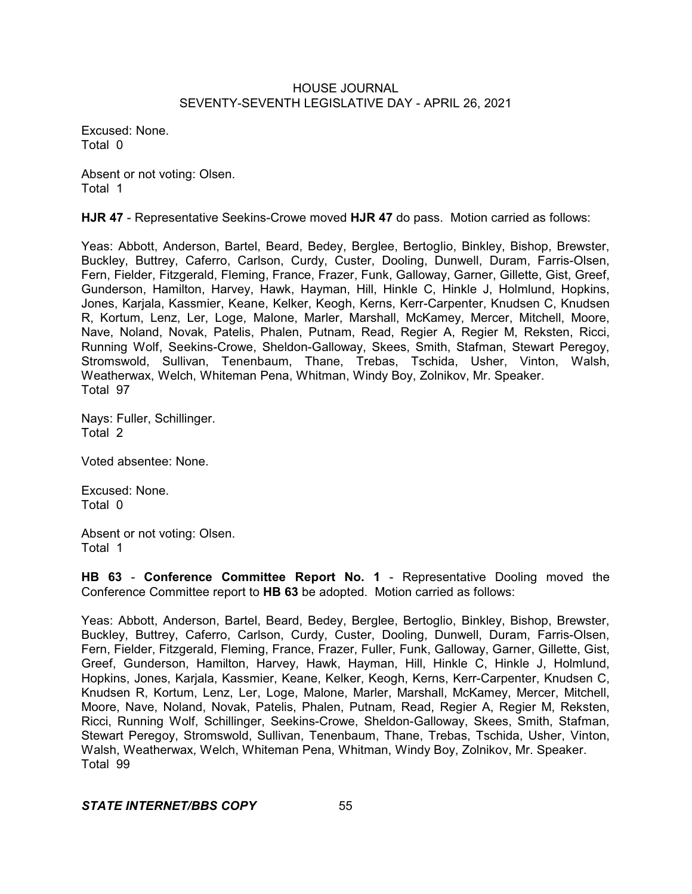Excused: None.
Total 0

Absent or not voting: Olsen.
Total 1

**HJR 47** - Representative Seekins-Crowe moved **HJR 47** do pass. Motion carried as follows:

Yeas: Abbott, Anderson, Bartel, Beard, Bedey, Berglee, Bertoglio, Binkley, Bishop, Brewster, Buckley, Buttrey, Caferro, Carlson, Curdy, Custer, Dooling, Dunwell, Duram, Farris-Olsen, Fern, Fielder, Fitzgerald, Fleming, France, Frazer, Funk, Galloway, Garner, Gillette, Gist, Greef, Gunderson, Hamilton, Harvey, Hawk, Hayman, Hill, Hinkle C, Hinkle J, Holmlund, Hopkins, Jones, Karjala, Kassmier, Keane, Kelker, Keogh, Kerns, Kerr-Carpenter, Knudsen C, Knudsen R, Kortum, Lenz, Ler, Loge, Malone, Marler, Marshall, McKamey, Mercer, Mitchell, Moore, Nave, Noland, Novak, Patelis, Phalen, Putnam, Read, Regier A, Regier M, Reksten, Ricci, Running Wolf, Seekins-Crowe, Sheldon-Galloway, Skees, Smith, Stafman, Stewart Peregoy, Stromswold, Sullivan, Tenenbaum, Thane, Trebas, Tschida, Usher, Vinton, Walsh, Weatherwax, Welch, Whiteman Pena, Whitman, Windy Boy, Zolnikov, Mr. Speaker.
Total 97

Nays: Fuller, Schillinger.
Total 2

Voted absentee: None.

Excused: None.
Total 0

Absent or not voting: Olsen.
Total 1

**HB 63** - **Conference Committee Report No. 1** - Representative Dooling moved the Conference Committee report to **HB 63** be adopted. Motion carried as follows:

Yeas: Abbott, Anderson, Bartel, Beard, Bedey, Berglee, Bertoglio, Binkley, Bishop, Brewster, Buckley, Buttrey, Caferro, Carlson, Curdy, Custer, Dooling, Dunwell, Duram, Farris-Olsen, Fern, Fielder, Fitzgerald, Fleming, France, Frazer, Fuller, Funk, Galloway, Garner, Gillette, Gist, Greef, Gunderson, Hamilton, Harvey, Hawk, Hayman, Hill, Hinkle C, Hinkle J, Holmlund, Hopkins, Jones, Karjala, Kassmier, Keane, Kelker, Keogh, Kerns, Kerr-Carpenter, Knudsen C, Knudsen R, Kortum, Lenz, Ler, Loge, Malone, Marler, Marshall, McKamey, Mercer, Mitchell, Moore, Nave, Noland, Novak, Patelis, Phalen, Putnam, Read, Regier A, Regier M, Reksten, Ricci, Running Wolf, Schillinger, Seekins-Crowe, Sheldon-Galloway, Skees, Smith, Stafman, Stewart Peregoy, Stromswold, Sullivan, Tenenbaum, Thane, Trebas, Tschida, Usher, Vinton, Walsh, Weatherwax, Welch, Whiteman Pena, Whitman, Windy Boy, Zolnikov, Mr. Speaker.
Total 99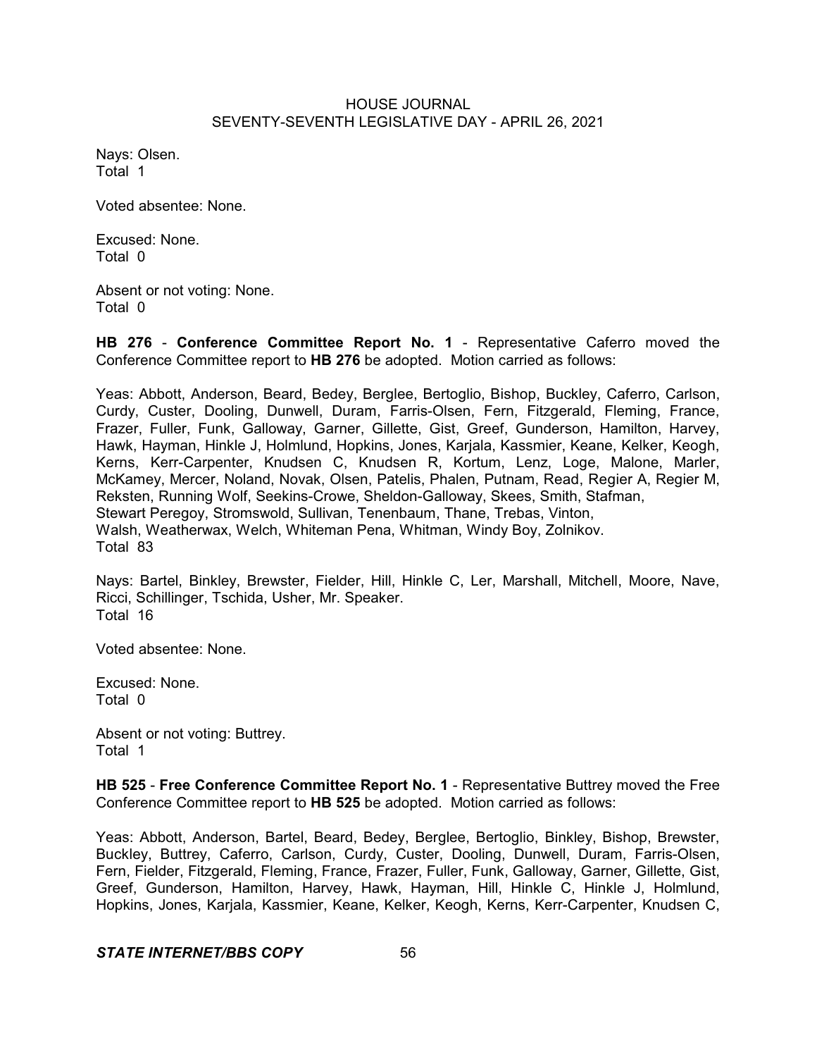Nays: Olsen.
Total 1

Voted absentee: None.

Excused: None.
Total 0

Absent or not voting: None.
Total 0

**HB 276** - **Conference Committee Report No. 1** - Representative Caferro moved the Conference Committee report to **HB 276** be adopted. Motion carried as follows:

Yeas: Abbott, Anderson, Beard, Bedey, Berglee, Bertoglio, Bishop, Buckley, Caferro, Carlson, Curdy, Custer, Dooling, Dunwell, Duram, Farris-Olsen, Fern, Fitzgerald, Fleming, France, Frazer, Fuller, Funk, Galloway, Garner, Gillette, Gist, Greef, Gunderson, Hamilton, Harvey, Hawk, Hayman, Hinkle J, Holmlund, Hopkins, Jones, Karjala, Kassmier, Keane, Kelker, Keogh, Kerns, Kerr-Carpenter, Knudsen C, Knudsen R, Kortum, Lenz, Loge, Malone, Marler, McKamey, Mercer, Noland, Novak, Olsen, Patelis, Phalen, Putnam, Read, Regier A, Regier M, Reksten, Running Wolf, Seekins-Crowe, Sheldon-Galloway, Skees, Smith, Stafman, Stewart Peregoy, Stromswold, Sullivan, Tenenbaum, Thane, Trebas, Vinton, Walsh, Weatherwax, Welch, Whiteman Pena, Whitman, Windy Boy, Zolnikov.
Total 83

Nays: Bartel, Binkley, Brewster, Fielder, Hill, Hinkle C, Ler, Marshall, Mitchell, Moore, Nave, Ricci, Schillinger, Tschida, Usher, Mr. Speaker.
Total 16

Voted absentee: None.

Excused: None.
Total 0

Absent or not voting: Buttrey.
Total 1

**HB 525** - **Free Conference Committee Report No. 1** - Representative Buttrey moved the Free Conference Committee report to **HB 525** be adopted. Motion carried as follows:

Yeas: Abbott, Anderson, Bartel, Beard, Bedey, Berglee, Bertoglio, Binkley, Bishop, Brewster, Buckley, Buttrey, Caferro, Carlson, Curdy, Custer, Dooling, Dunwell, Duram, Farris-Olsen, Fern, Fielder, Fitzgerald, Fleming, France, Frazer, Fuller, Funk, Galloway, Garner, Gillette, Gist, Greef, Gunderson, Hamilton, Harvey, Hawk, Hayman, Hill, Hinkle C, Hinkle J, Holmlund, Hopkins, Jones, Karjala, Kassmier, Keane, Kelker, Keogh, Kerns, Kerr-Carpenter, Knudsen C,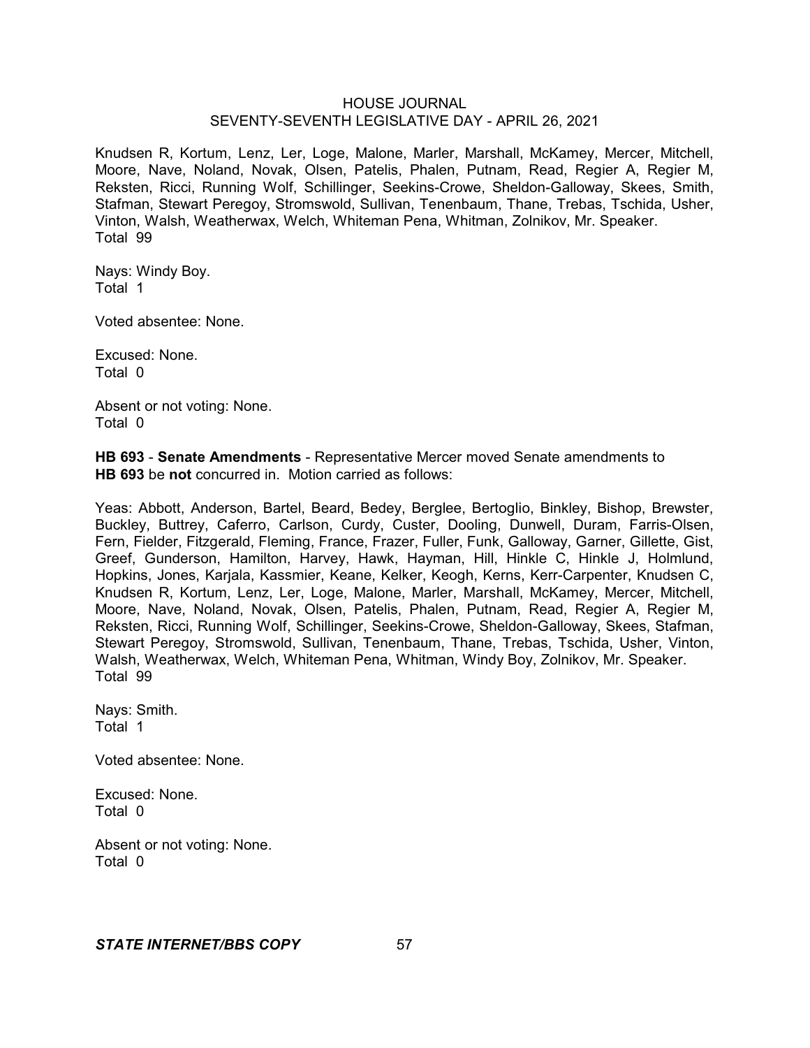Knudsen R, Kortum, Lenz, Ler, Loge, Malone, Marler, Marshall, McKamey, Mercer, Mitchell, Moore, Nave, Noland, Novak, Olsen, Patelis, Phalen, Putnam, Read, Regier A, Regier M, Reksten, Ricci, Running Wolf, Schillinger, Seekins-Crowe, Sheldon-Galloway, Skees, Smith, Stafman, Stewart Peregoy, Stromswold, Sullivan, Tenenbaum, Thane, Trebas, Tschida, Usher, Vinton, Walsh, Weatherwax, Welch, Whiteman Pena, Whitman, Zolnikov, Mr. Speaker.
Total 99

Nays: Windy Boy.
Total 1

Voted absentee: None.

Excused: None.
Total 0

Absent or not voting: None.
Total 0

**HB 693** - **Senate Amendments** - Representative Mercer moved Senate amendments to **HB 693** be **not** concurred in. Motion carried as follows:

Yeas: Abbott, Anderson, Bartel, Beard, Bedey, Berglee, Bertoglio, Binkley, Bishop, Brewster, Buckley, Buttrey, Caferro, Carlson, Curdy, Custer, Dooling, Dunwell, Duram, Farris-Olsen, Fern, Fielder, Fitzgerald, Fleming, France, Frazer, Fuller, Funk, Galloway, Garner, Gillette, Gist, Greef, Gunderson, Hamilton, Harvey, Hawk, Hayman, Hill, Hinkle C, Hinkle J, Holmlund, Hopkins, Jones, Karjala, Kassmier, Keane, Kelker, Keogh, Kerns, Kerr-Carpenter, Knudsen C, Knudsen R, Kortum, Lenz, Ler, Loge, Malone, Marler, Marshall, McKamey, Mercer, Mitchell, Moore, Nave, Noland, Novak, Olsen, Patelis, Phalen, Putnam, Read, Regier A, Regier M, Reksten, Ricci, Running Wolf, Schillinger, Seekins-Crowe, Sheldon-Galloway, Skees, Stafman, Stewart Peregoy, Stromswold, Sullivan, Tenenbaum, Thane, Trebas, Tschida, Usher, Vinton, Walsh, Weatherwax, Welch, Whiteman Pena, Whitman, Windy Boy, Zolnikov, Mr. Speaker.
Total 99

Nays: Smith.
Total 1

Voted absentee: None.

Excused: None.
Total 0

Absent or not voting: None.
Total 0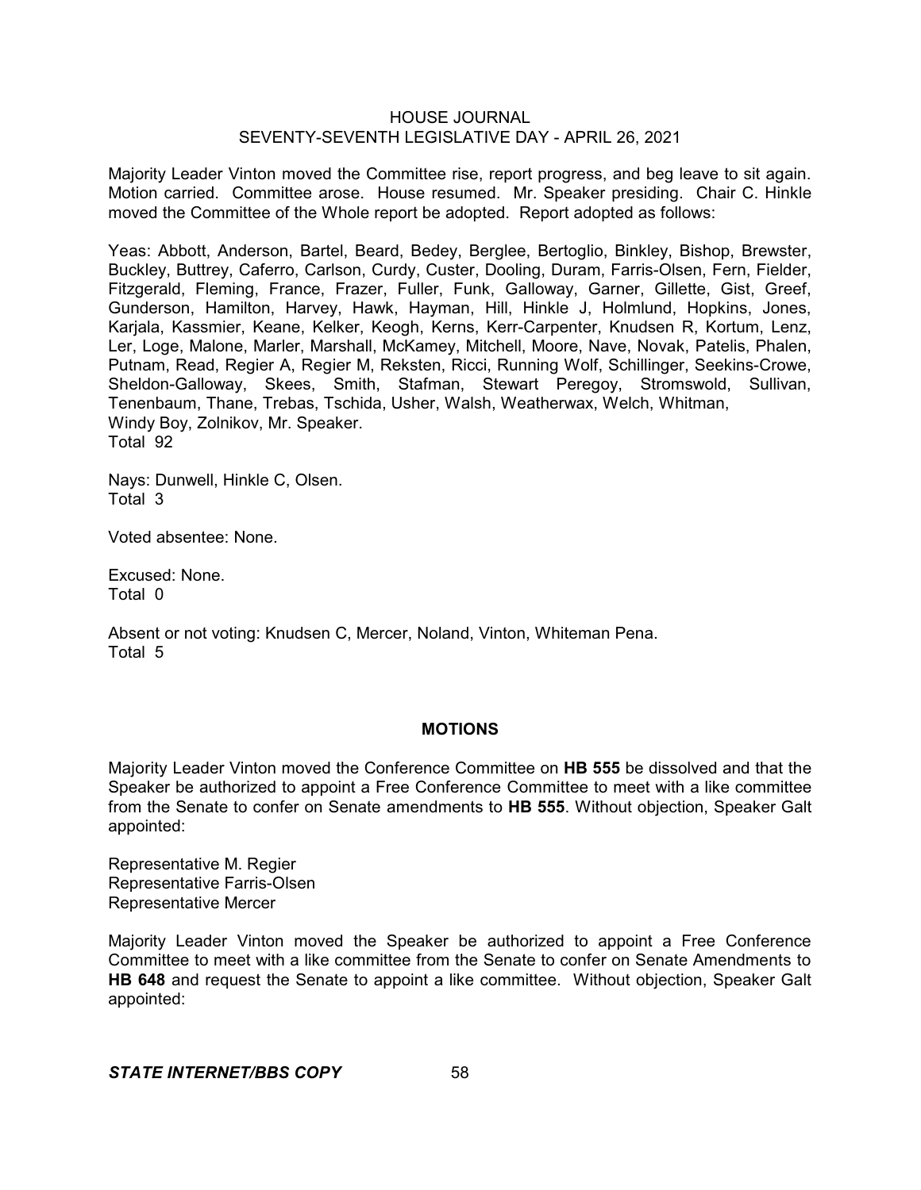Majority Leader Vinton moved the Committee rise, report progress, and beg leave to sit again. Motion carried. Committee arose. House resumed. Mr. Speaker presiding. Chair C. Hinkle moved the Committee of the Whole report be adopted. Report adopted as follows:

Yeas: Abbott, Anderson, Bartel, Beard, Bedey, Berglee, Bertoglio, Binkley, Bishop, Brewster, Buckley, Buttrey, Caferro, Carlson, Curdy, Custer, Dooling, Duram, Farris-Olsen, Fern, Fielder, Fitzgerald, Fleming, France, Frazer, Fuller, Funk, Galloway, Garner, Gillette, Gist, Greef, Gunderson, Hamilton, Harvey, Hawk, Hayman, Hill, Hinkle J, Holmlund, Hopkins, Jones, Karjala, Kassmier, Keane, Kelker, Keogh, Kerns, Kerr-Carpenter, Knudsen R, Kortum, Lenz, Ler, Loge, Malone, Marler, Marshall, McKamey, Mitchell, Moore, Nave, Novak, Patelis, Phalen, Putnam, Read, Regier A, Regier M, Reksten, Ricci, Running Wolf, Schillinger, Seekins-Crowe, Sheldon-Galloway, Skees, Smith, Stafman, Stewart Peregoy, Stromswold, Sullivan, Tenenbaum, Thane, Trebas, Tschida, Usher, Walsh, Weatherwax, Welch, Whitman, Windy Boy, Zolnikov, Mr. Speaker.
Total 92

Nays: Dunwell, Hinkle C, Olsen.
Total 3

Voted absentee: None.

Excused: None.
Total 0

Absent or not voting: Knudsen C, Mercer, Noland, Vinton, Whiteman Pena.
Total 5

## MOTIONS

Majority Leader Vinton moved the Conference Committee on **HB 555** be dissolved and that the Speaker be authorized to appoint a Free Conference Committee to meet with a like committee from the Senate to confer on Senate amendments to **HB 555**. Without objection, Speaker Galt appointed:

Representative M. Regier
Representative Farris-Olsen
Representative Mercer

Majority Leader Vinton moved the Speaker be authorized to appoint a Free Conference Committee to meet with a like committee from the Senate to confer on Senate Amendments to **HB 648** and request the Senate to appoint a like committee. Without objection, Speaker Galt appointed: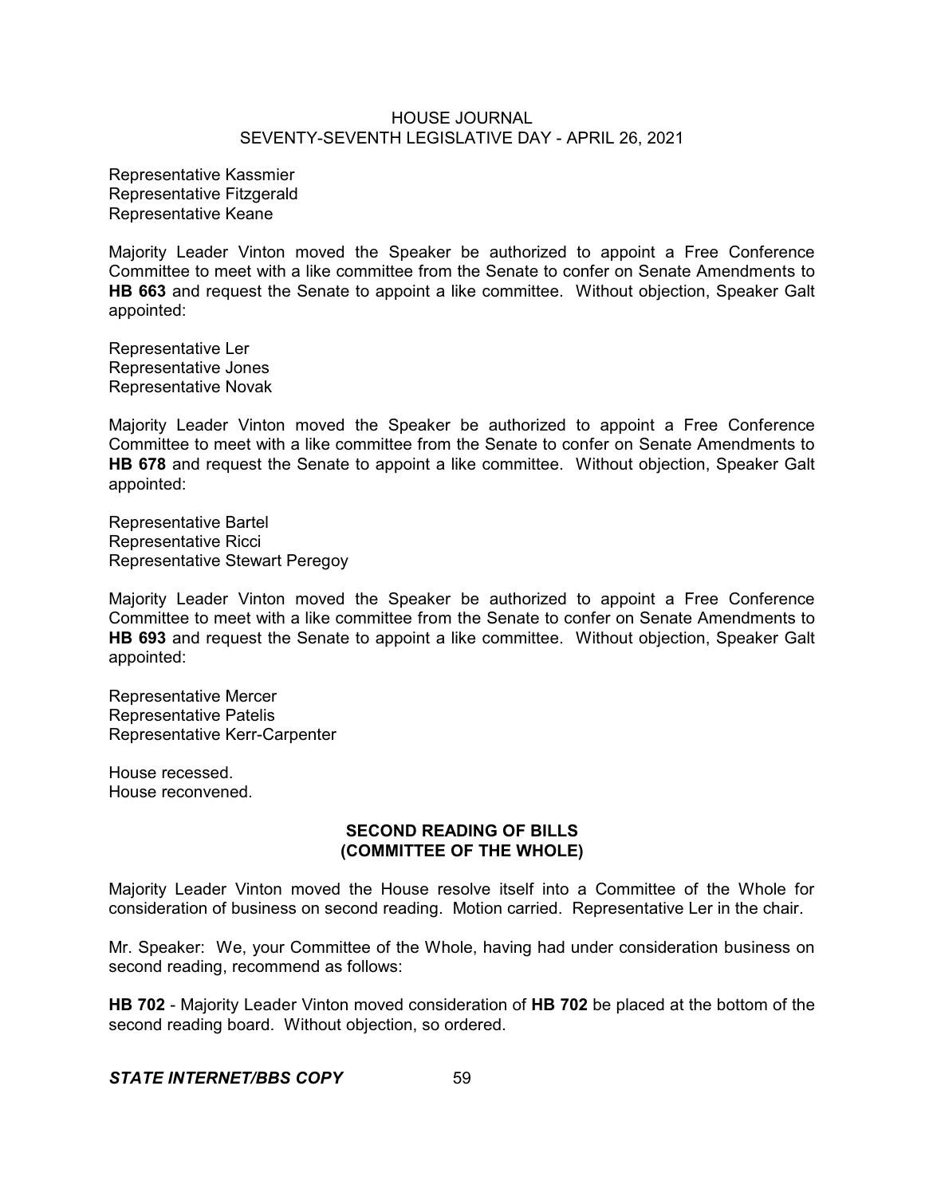Representative Kassmier
Representative Fitzgerald
Representative Keane

Majority Leader Vinton moved the Speaker be authorized to appoint a Free Conference Committee to meet with a like committee from the Senate to confer on Senate Amendments to **HB 663** and request the Senate to appoint a like committee. Without objection, Speaker Galt appointed:

Representative Ler
Representative Jones
Representative Novak

Majority Leader Vinton moved the Speaker be authorized to appoint a Free Conference Committee to meet with a like committee from the Senate to confer on Senate Amendments to **HB 678** and request the Senate to appoint a like committee. Without objection, Speaker Galt appointed:

Representative Bartel
Representative Ricci
Representative Stewart Peregoy

Majority Leader Vinton moved the Speaker be authorized to appoint a Free Conference Committee to meet with a like committee from the Senate to confer on Senate Amendments to **HB 693** and request the Senate to appoint a like committee. Without objection, Speaker Galt appointed:

Representative Mercer
Representative Patelis
Representative Kerr-Carpenter

House recessed.
House reconvened.

## SECOND READING OF BILLS (COMMITTEE OF THE WHOLE)

Majority Leader Vinton moved the House resolve itself into a Committee of the Whole for consideration of business on second reading. Motion carried. Representative Ler in the chair.

Mr. Speaker: We, your Committee of the Whole, having had under consideration business on second reading, recommend as follows:

**HB 702** - Majority Leader Vinton moved consideration of **HB 702** be placed at the bottom of the second reading board. Without objection, so ordered.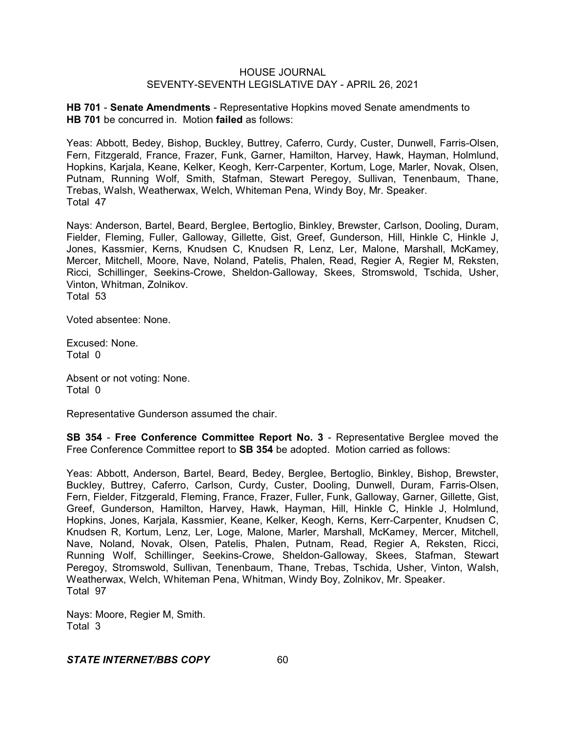**HB 701** - **Senate Amendments** - Representative Hopkins moved Senate amendments to **HB 701** be concurred in. Motion **failed** as follows:

Yeas: Abbott, Bedey, Bishop, Buckley, Buttrey, Caferro, Curdy, Custer, Dunwell, Farris-Olsen, Fern, Fitzgerald, France, Frazer, Funk, Garner, Hamilton, Harvey, Hawk, Hayman, Holmlund, Hopkins, Karjala, Keane, Kelker, Keogh, Kerr-Carpenter, Kortum, Loge, Marler, Novak, Olsen, Putnam, Running Wolf, Smith, Stafman, Stewart Peregoy, Sullivan, Tenenbaum, Thane, Trebas, Walsh, Weatherwax, Welch, Whiteman Pena, Windy Boy, Mr. Speaker.
Total 47

Nays: Anderson, Bartel, Beard, Berglee, Bertoglio, Binkley, Brewster, Carlson, Dooling, Duram, Fielder, Fleming, Fuller, Galloway, Gillette, Gist, Greef, Gunderson, Hill, Hinkle C, Hinkle J, Jones, Kassmier, Kerns, Knudsen C, Knudsen R, Lenz, Ler, Malone, Marshall, McKamey, Mercer, Mitchell, Moore, Nave, Noland, Patelis, Phalen, Read, Regier A, Regier M, Reksten, Ricci, Schillinger, Seekins-Crowe, Sheldon-Galloway, Skees, Stromswold, Tschida, Usher, Vinton, Whitman, Zolnikov.
Total 53

Voted absentee: None.

Excused: None.
Total 0

Absent or not voting: None.
Total 0

Representative Gunderson assumed the chair.

**SB 354** - **Free Conference Committee Report No. 3** - Representative Berglee moved the Free Conference Committee report to **SB 354** be adopted. Motion carried as follows:

Yeas: Abbott, Anderson, Bartel, Beard, Bedey, Berglee, Bertoglio, Binkley, Bishop, Brewster, Buckley, Buttrey, Caferro, Carlson, Curdy, Custer, Dooling, Dunwell, Duram, Farris-Olsen, Fern, Fielder, Fitzgerald, Fleming, France, Frazer, Fuller, Funk, Galloway, Garner, Gillette, Gist, Greef, Gunderson, Hamilton, Harvey, Hawk, Hayman, Hill, Hinkle C, Hinkle J, Holmlund, Hopkins, Jones, Karjala, Kassmier, Keane, Kelker, Keogh, Kerns, Kerr-Carpenter, Knudsen C, Knudsen R, Kortum, Lenz, Ler, Loge, Malone, Marler, Marshall, McKamey, Mercer, Mitchell, Nave, Noland, Novak, Olsen, Patelis, Phalen, Putnam, Read, Regier A, Reksten, Ricci, Running Wolf, Schillinger, Seekins-Crowe, Sheldon-Galloway, Skees, Stafman, Stewart Peregoy, Stromswold, Sullivan, Tenenbaum, Thane, Trebas, Tschida, Usher, Vinton, Walsh, Weatherwax, Welch, Whiteman Pena, Whitman, Windy Boy, Zolnikov, Mr. Speaker.
Total 97

Nays: Moore, Regier M, Smith.
Total 3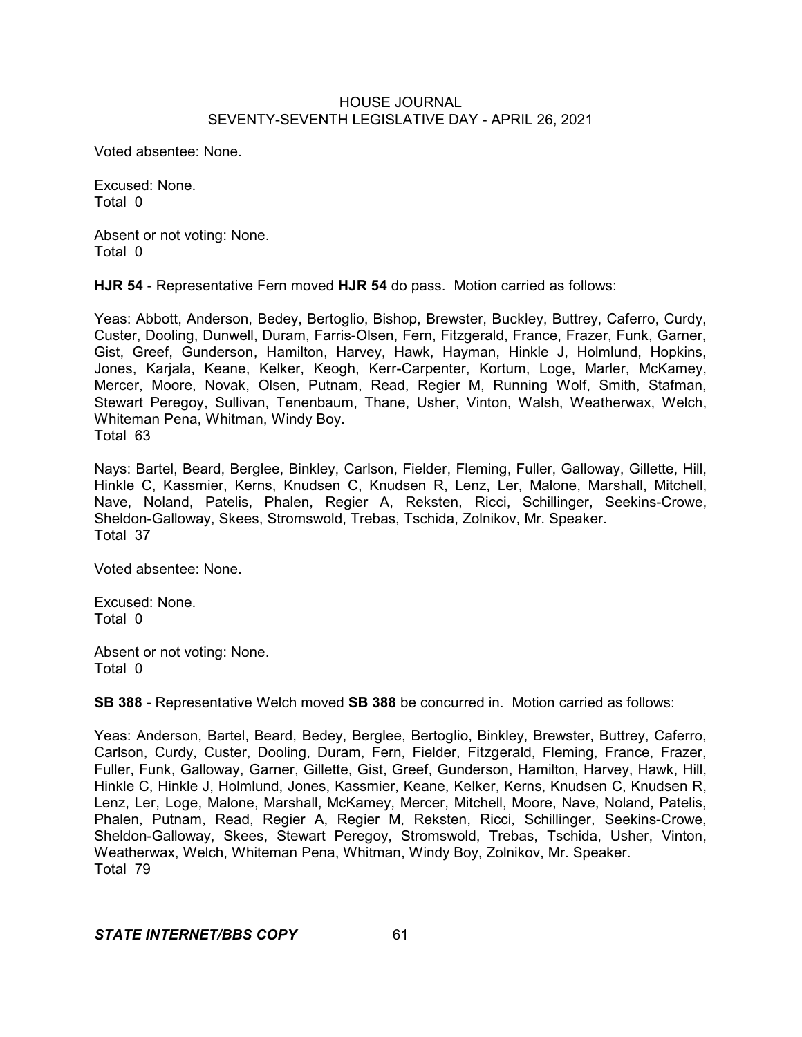Voted absentee: None.

Excused: None.
Total 0

Absent or not voting: None.
Total 0

**HJR 54** - Representative Fern moved **HJR 54** do pass. Motion carried as follows:

Yeas: Abbott, Anderson, Bedey, Bertoglio, Bishop, Brewster, Buckley, Buttrey, Caferro, Curdy, Custer, Dooling, Dunwell, Duram, Farris-Olsen, Fern, Fitzgerald, France, Frazer, Funk, Garner, Gist, Greef, Gunderson, Hamilton, Harvey, Hawk, Hayman, Hinkle J, Holmlund, Hopkins, Jones, Karjala, Keane, Kelker, Keogh, Kerr-Carpenter, Kortum, Loge, Marler, McKamey, Mercer, Moore, Novak, Olsen, Putnam, Read, Regier M, Running Wolf, Smith, Stafman, Stewart Peregoy, Sullivan, Tenenbaum, Thane, Usher, Vinton, Walsh, Weatherwax, Welch, Whiteman Pena, Whitman, Windy Boy.
Total 63

Nays: Bartel, Beard, Berglee, Binkley, Carlson, Fielder, Fleming, Fuller, Galloway, Gillette, Hill, Hinkle C, Kassmier, Kerns, Knudsen C, Knudsen R, Lenz, Ler, Malone, Marshall, Mitchell, Nave, Noland, Patelis, Phalen, Regier A, Reksten, Ricci, Schillinger, Seekins-Crowe, Sheldon-Galloway, Skees, Stromswold, Trebas, Tschida, Zolnikov, Mr. Speaker.
Total 37

Voted absentee: None.

Excused: None.
Total 0

Absent or not voting: None.
Total 0

**SB 388** - Representative Welch moved **SB 388** be concurred in. Motion carried as follows:

Yeas: Anderson, Bartel, Beard, Bedey, Berglee, Bertoglio, Binkley, Brewster, Buttrey, Caferro, Carlson, Curdy, Custer, Dooling, Duram, Fern, Fielder, Fitzgerald, Fleming, France, Frazer, Fuller, Funk, Galloway, Garner, Gillette, Gist, Greef, Gunderson, Hamilton, Harvey, Hawk, Hill, Hinkle C, Hinkle J, Holmlund, Jones, Kassmier, Keane, Kelker, Kerns, Knudsen C, Knudsen R, Lenz, Ler, Loge, Malone, Marshall, McKamey, Mercer, Mitchell, Moore, Nave, Noland, Patelis, Phalen, Putnam, Read, Regier A, Regier M, Reksten, Ricci, Schillinger, Seekins-Crowe, Sheldon-Galloway, Skees, Stewart Peregoy, Stromswold, Trebas, Tschida, Usher, Vinton, Weatherwax, Welch, Whiteman Pena, Whitman, Windy Boy, Zolnikov, Mr. Speaker.
Total 79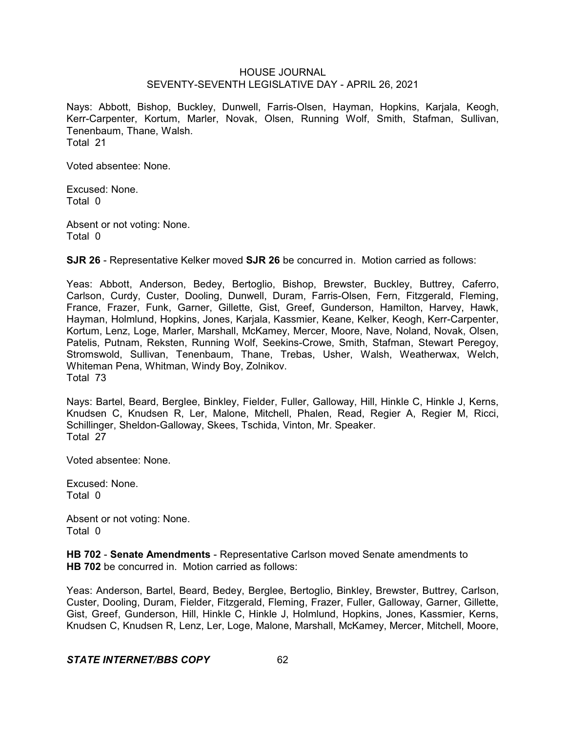Nays: Abbott, Bishop, Buckley, Dunwell, Farris-Olsen, Hayman, Hopkins, Karjala, Keogh, Kerr-Carpenter, Kortum, Marler, Novak, Olsen, Running Wolf, Smith, Stafman, Sullivan, Tenenbaum, Thane, Walsh.
Total 21

Voted absentee: None.

Excused: None.
Total 0

Absent or not voting: None.
Total 0

**SJR 26** - Representative Kelker moved **SJR 26** be concurred in. Motion carried as follows:

Yeas: Abbott, Anderson, Bedey, Bertoglio, Bishop, Brewster, Buckley, Buttrey, Caferro, Carlson, Curdy, Custer, Dooling, Dunwell, Duram, Farris-Olsen, Fern, Fitzgerald, Fleming, France, Frazer, Funk, Garner, Gillette, Gist, Greef, Gunderson, Hamilton, Harvey, Hawk, Hayman, Holmlund, Hopkins, Jones, Karjala, Kassmier, Keane, Kelker, Keogh, Kerr-Carpenter, Kortum, Lenz, Loge, Marler, Marshall, McKamey, Mercer, Moore, Nave, Noland, Novak, Olsen, Patelis, Putnam, Reksten, Running Wolf, Seekins-Crowe, Smith, Stafman, Stewart Peregoy, Stromswold, Sullivan, Tenenbaum, Thane, Trebas, Usher, Walsh, Weatherwax, Welch, Whiteman Pena, Whitman, Windy Boy, Zolnikov.
Total 73

Nays: Bartel, Beard, Berglee, Binkley, Fielder, Fuller, Galloway, Hill, Hinkle C, Hinkle J, Kerns, Knudsen C, Knudsen R, Ler, Malone, Mitchell, Phalen, Read, Regier A, Regier M, Ricci, Schillinger, Sheldon-Galloway, Skees, Tschida, Vinton, Mr. Speaker.
Total 27

Voted absentee: None.

Excused: None.
Total 0

Absent or not voting: None.
Total 0

**HB 702** - **Senate Amendments** - Representative Carlson moved Senate amendments to **HB 702** be concurred in. Motion carried as follows:

Yeas: Anderson, Bartel, Beard, Bedey, Berglee, Bertoglio, Binkley, Brewster, Buttrey, Carlson, Custer, Dooling, Duram, Fielder, Fitzgerald, Fleming, Frazer, Fuller, Galloway, Garner, Gillette, Gist, Greef, Gunderson, Hill, Hinkle C, Hinkle J, Holmlund, Hopkins, Jones, Kassmier, Kerns, Knudsen C, Knudsen R, Lenz, Ler, Loge, Malone, Marshall, McKamey, Mercer, Mitchell, Moore,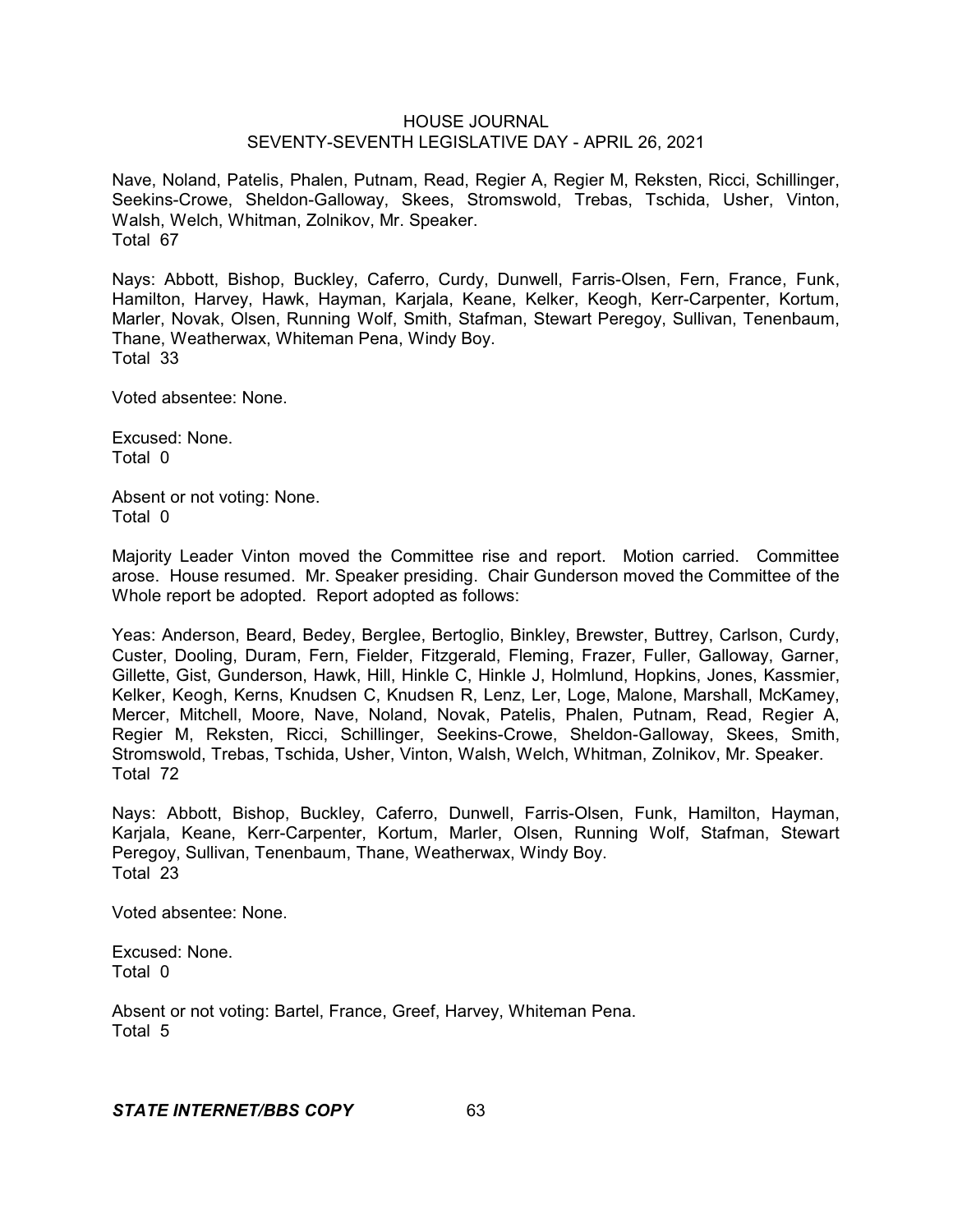Nave, Noland, Patelis, Phalen, Putnam, Read, Regier A, Regier M, Reksten, Ricci, Schillinger, Seekins-Crowe, Sheldon-Galloway, Skees, Stromswold, Trebas, Tschida, Usher, Vinton, Walsh, Welch, Whitman, Zolnikov, Mr. Speaker.
Total 67

Nays: Abbott, Bishop, Buckley, Caferro, Curdy, Dunwell, Farris-Olsen, Fern, France, Funk, Hamilton, Harvey, Hawk, Hayman, Karjala, Keane, Kelker, Keogh, Kerr-Carpenter, Kortum, Marler, Novak, Olsen, Running Wolf, Smith, Stafman, Stewart Peregoy, Sullivan, Tenenbaum, Thane, Weatherwax, Whiteman Pena, Windy Boy.
Total 33

Voted absentee: None.

Excused: None.
Total 0

Absent or not voting: None.
Total 0

Majority Leader Vinton moved the Committee rise and report. Motion carried. Committee arose. House resumed. Mr. Speaker presiding. Chair Gunderson moved the Committee of the Whole report be adopted. Report adopted as follows:

Yeas: Anderson, Beard, Bedey, Berglee, Bertoglio, Binkley, Brewster, Buttrey, Carlson, Curdy, Custer, Dooling, Duram, Fern, Fielder, Fitzgerald, Fleming, Frazer, Fuller, Galloway, Garner, Gillette, Gist, Gunderson, Hawk, Hill, Hinkle C, Hinkle J, Holmlund, Hopkins, Jones, Kassmier, Kelker, Keogh, Kerns, Knudsen C, Knudsen R, Lenz, Ler, Loge, Malone, Marshall, McKamey, Mercer, Mitchell, Moore, Nave, Noland, Novak, Patelis, Phalen, Putnam, Read, Regier A, Regier M, Reksten, Ricci, Schillinger, Seekins-Crowe, Sheldon-Galloway, Skees, Smith, Stromswold, Trebas, Tschida, Usher, Vinton, Walsh, Welch, Whitman, Zolnikov, Mr. Speaker.
Total 72

Nays: Abbott, Bishop, Buckley, Caferro, Dunwell, Farris-Olsen, Funk, Hamilton, Hayman, Karjala, Keane, Kerr-Carpenter, Kortum, Marler, Olsen, Running Wolf, Stafman, Stewart Peregoy, Sullivan, Tenenbaum, Thane, Weatherwax, Windy Boy.
Total 23

Voted absentee: None.

Excused: None.
Total 0

Absent or not voting: Bartel, France, Greef, Harvey, Whiteman Pena.
Total 5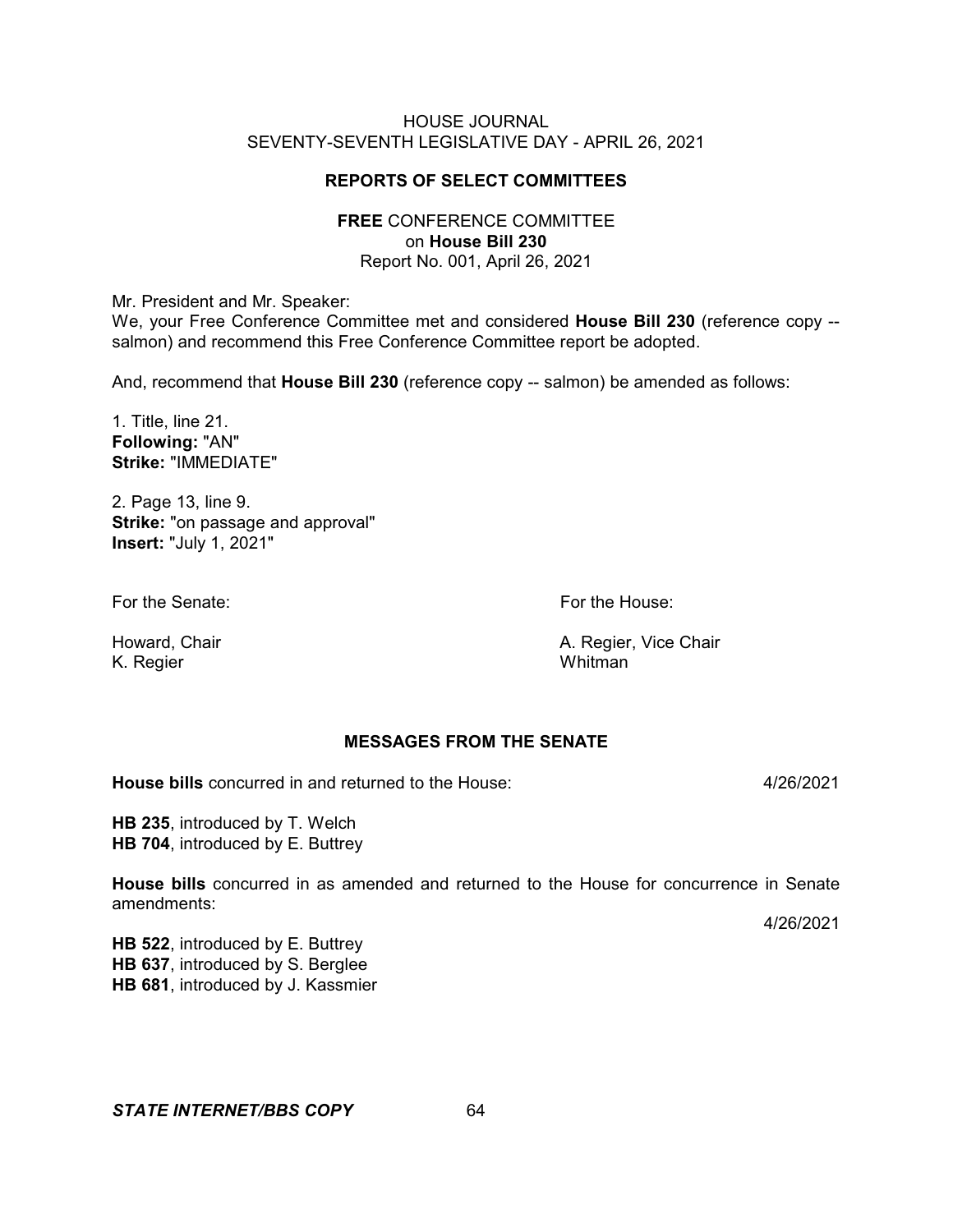HOUSE JOURNAL
SEVENTY-SEVENTH LEGISLATIVE DAY - APRIL 26, 2021

## REPORTS OF SELECT COMMITTEES

**FREE** CONFERENCE COMMITTEE
on **House Bill 230**
Report No. 001, April 26, 2021

Mr. President and Mr. Speaker:
We, your Free Conference Committee met and considered **House Bill 230** (reference copy -- salmon) and recommend this Free Conference Committee report be adopted.

And, recommend that **House Bill 230** (reference copy -- salmon) be amended as follows:

1. Title, line 21.
**Following:** "AN"
**Strike:** "IMMEDIATE"

2. Page 13, line 9.
**Strike:** "on passage and approval"
**Insert:** "July 1, 2021"

For the Senate:

Howard, Chair
K. Regier

For the House:

A. Regier, Vice Chair
Whitman

## MESSAGES FROM THE SENATE

**House bills** concurred in and returned to the House: 4/26/2021

**HB 235**, introduced by T. Welch
**HB 704**, introduced by E. Buttrey

**House bills** concurred in as amended and returned to the House for concurrence in Senate amendments: 4/26/2021

**HB 522**, introduced by E. Buttrey
**HB 637**, introduced by S. Berglee
**HB 681**, introduced by J. Kassmier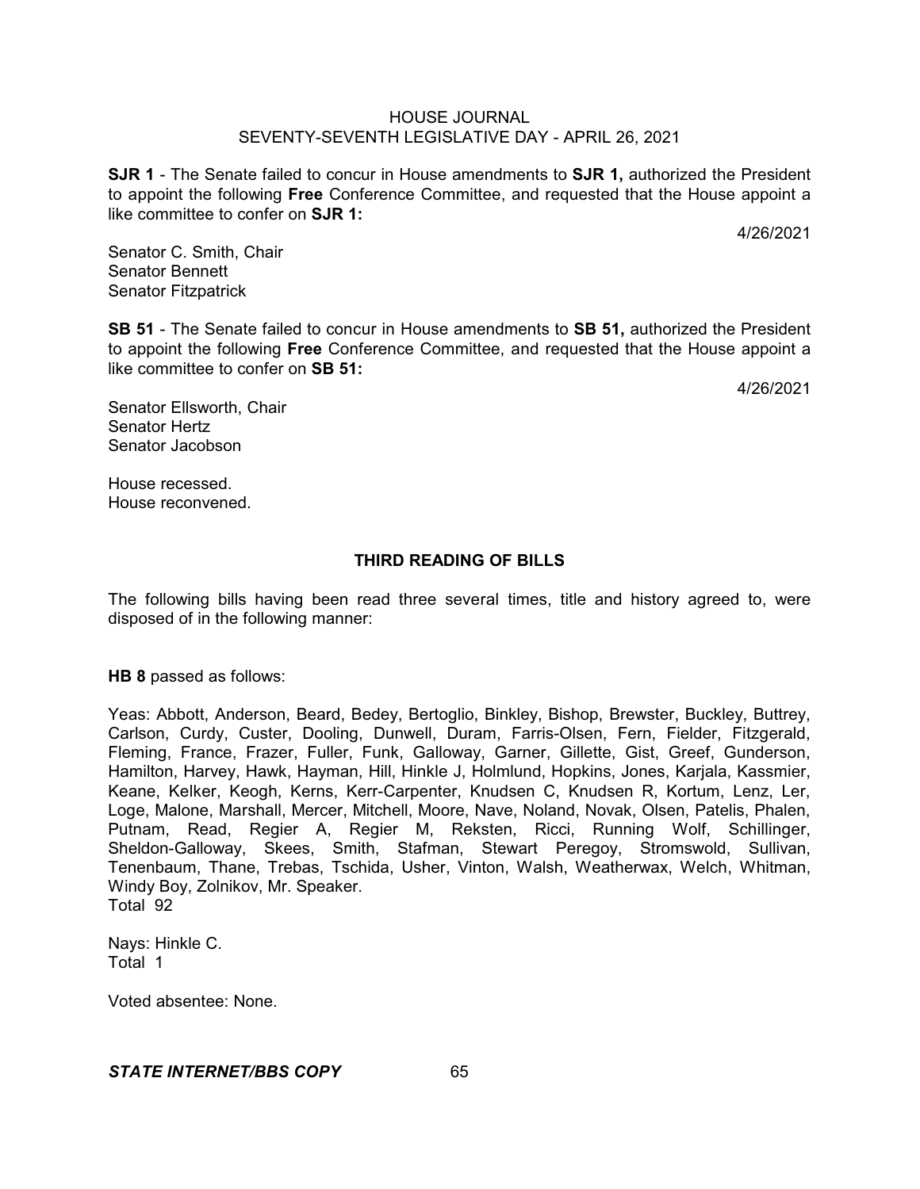**SJR 1** - The Senate failed to concur in House amendments to **SJR 1,** authorized the President to appoint the following **Free** Conference Committee, and requested that the House appoint a like committee to confer on **SJR 1:**

4/26/2021

Senator C. Smith, Chair
Senator Bennett
Senator Fitzpatrick

**SB 51** - The Senate failed to concur in House amendments to **SB 51,** authorized the President to appoint the following **Free** Conference Committee, and requested that the House appoint a like committee to confer on **SB 51:**

4/26/2021

Senator Ellsworth, Chair
Senator Hertz
Senator Jacobson

House recessed.
House reconvened.

## THIRD READING OF BILLS

The following bills having been read three several times, title and history agreed to, were disposed of in the following manner:

**HB 8** passed as follows:

Yeas: Abbott, Anderson, Beard, Bedey, Bertoglio, Binkley, Bishop, Brewster, Buckley, Buttrey, Carlson, Curdy, Custer, Dooling, Dunwell, Duram, Farris-Olsen, Fern, Fielder, Fitzgerald, Fleming, France, Frazer, Fuller, Funk, Galloway, Garner, Gillette, Gist, Greef, Gunderson, Hamilton, Harvey, Hawk, Hayman, Hill, Hinkle J, Holmlund, Hopkins, Jones, Karjala, Kassmier, Keane, Kelker, Keogh, Kerns, Kerr-Carpenter, Knudsen C, Knudsen R, Kortum, Lenz, Ler, Loge, Malone, Marshall, Mercer, Mitchell, Moore, Nave, Noland, Novak, Olsen, Patelis, Phalen, Putnam, Read, Regier A, Regier M, Reksten, Ricci, Running Wolf, Schillinger, Sheldon-Galloway, Skees, Smith, Stafman, Stewart Peregoy, Stromswold, Sullivan, Tenenbaum, Thane, Trebas, Tschida, Usher, Vinton, Walsh, Weatherwax, Welch, Whitman, Windy Boy, Zolnikov, Mr. Speaker.
Total 92

Nays: Hinkle C.
Total 1

Voted absentee: None.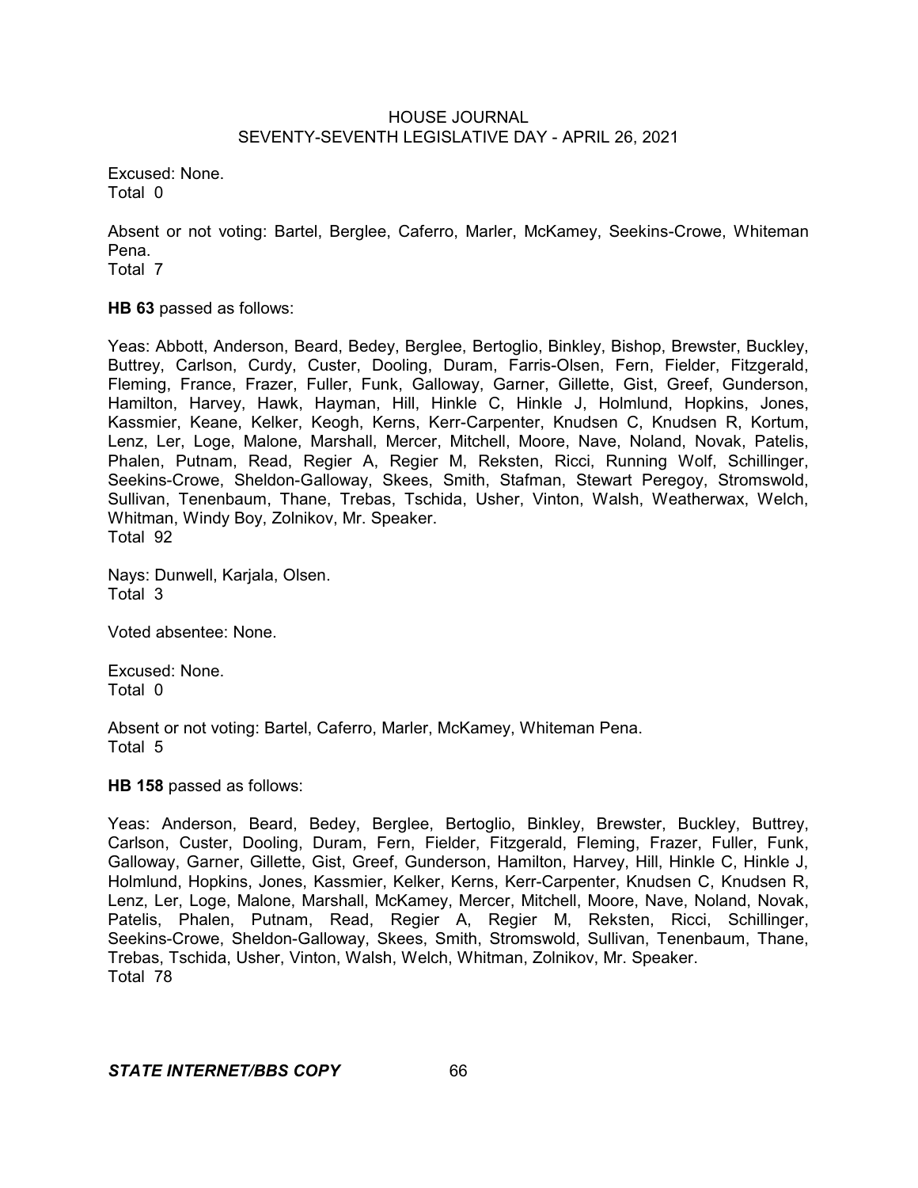Excused: None.
Total 0

Absent or not voting: Bartel, Berglee, Caferro, Marler, McKamey, Seekins-Crowe, Whiteman Pena.
Total 7

**HB 63** passed as follows:

Yeas: Abbott, Anderson, Beard, Bedey, Berglee, Bertoglio, Binkley, Bishop, Brewster, Buckley, Buttrey, Carlson, Curdy, Custer, Dooling, Duram, Farris-Olsen, Fern, Fielder, Fitzgerald, Fleming, France, Frazer, Fuller, Funk, Galloway, Garner, Gillette, Gist, Greef, Gunderson, Hamilton, Harvey, Hawk, Hayman, Hill, Hinkle C, Hinkle J, Holmlund, Hopkins, Jones, Kassmier, Keane, Kelker, Keogh, Kerns, Kerr-Carpenter, Knudsen C, Knudsen R, Kortum, Lenz, Ler, Loge, Malone, Marshall, Mercer, Mitchell, Moore, Nave, Noland, Novak, Patelis, Phalen, Putnam, Read, Regier A, Regier M, Reksten, Ricci, Running Wolf, Schillinger, Seekins-Crowe, Sheldon-Galloway, Skees, Smith, Stafman, Stewart Peregoy, Stromswold, Sullivan, Tenenbaum, Thane, Trebas, Tschida, Usher, Vinton, Walsh, Weatherwax, Welch, Whitman, Windy Boy, Zolnikov, Mr. Speaker.
Total 92

Nays: Dunwell, Karjala, Olsen.
Total 3

Voted absentee: None.

Excused: None.
Total 0

Absent or not voting: Bartel, Caferro, Marler, McKamey, Whiteman Pena.
Total 5

**HB 158** passed as follows:

Yeas: Anderson, Beard, Bedey, Berglee, Bertoglio, Binkley, Brewster, Buckley, Buttrey, Carlson, Custer, Dooling, Duram, Fern, Fielder, Fitzgerald, Fleming, Frazer, Fuller, Funk, Galloway, Garner, Gillette, Gist, Greef, Gunderson, Hamilton, Harvey, Hill, Hinkle C, Hinkle J, Holmlund, Hopkins, Jones, Kassmier, Kelker, Kerns, Kerr-Carpenter, Knudsen C, Knudsen R, Lenz, Ler, Loge, Malone, Marshall, McKamey, Mercer, Mitchell, Moore, Nave, Noland, Novak, Patelis, Phalen, Putnam, Read, Regier A, Regier M, Reksten, Ricci, Schillinger, Seekins-Crowe, Sheldon-Galloway, Skees, Smith, Stromswold, Sullivan, Tenenbaum, Thane, Trebas, Tschida, Usher, Vinton, Walsh, Welch, Whitman, Zolnikov, Mr. Speaker.
Total 78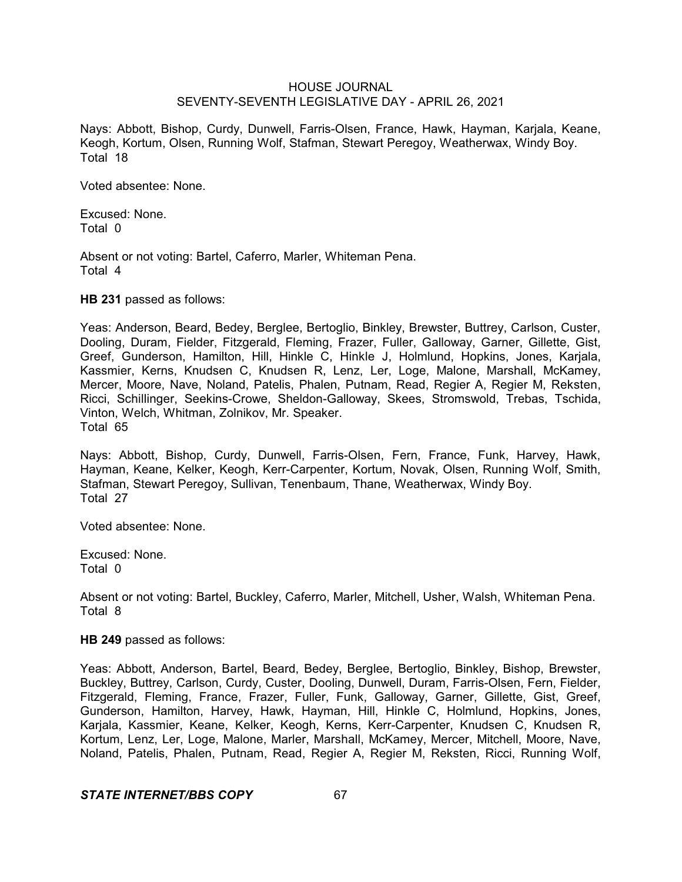Nays: Abbott, Bishop, Curdy, Dunwell, Farris-Olsen, France, Hawk, Hayman, Karjala, Keane, Keogh, Kortum, Olsen, Running Wolf, Stafman, Stewart Peregoy, Weatherwax, Windy Boy.
Total 18

Voted absentee: None.

Excused: None.
Total 0

Absent or not voting: Bartel, Caferro, Marler, Whiteman Pena.
Total 4

**HB 231** passed as follows:

Yeas: Anderson, Beard, Bedey, Berglee, Bertoglio, Binkley, Brewster, Buttrey, Carlson, Custer, Dooling, Duram, Fielder, Fitzgerald, Fleming, Frazer, Fuller, Galloway, Garner, Gillette, Gist, Greef, Gunderson, Hamilton, Hill, Hinkle C, Hinkle J, Holmlund, Hopkins, Jones, Karjala, Kassmier, Kerns, Knudsen C, Knudsen R, Lenz, Ler, Loge, Malone, Marshall, McKamey, Mercer, Moore, Nave, Noland, Patelis, Phalen, Putnam, Read, Regier A, Regier M, Reksten, Ricci, Schillinger, Seekins-Crowe, Sheldon-Galloway, Skees, Stromswold, Trebas, Tschida, Vinton, Welch, Whitman, Zolnikov, Mr. Speaker.
Total 65

Nays: Abbott, Bishop, Curdy, Dunwell, Farris-Olsen, Fern, France, Funk, Harvey, Hawk, Hayman, Keane, Kelker, Keogh, Kerr-Carpenter, Kortum, Novak, Olsen, Running Wolf, Smith, Stafman, Stewart Peregoy, Sullivan, Tenenbaum, Thane, Weatherwax, Windy Boy.
Total 27

Voted absentee: None.

Excused: None.
Total 0

Absent or not voting: Bartel, Buckley, Caferro, Marler, Mitchell, Usher, Walsh, Whiteman Pena.
Total 8

**HB 249** passed as follows:

Yeas: Abbott, Anderson, Bartel, Beard, Bedey, Berglee, Bertoglio, Binkley, Bishop, Brewster, Buckley, Buttrey, Carlson, Curdy, Custer, Dooling, Dunwell, Duram, Farris-Olsen, Fern, Fielder, Fitzgerald, Fleming, France, Frazer, Fuller, Funk, Galloway, Garner, Gillette, Gist, Greef, Gunderson, Hamilton, Harvey, Hawk, Hayman, Hill, Hinkle C, Holmlund, Hopkins, Jones, Karjala, Kassmier, Keane, Kelker, Keogh, Kerns, Kerr-Carpenter, Knudsen C, Knudsen R, Kortum, Lenz, Ler, Loge, Malone, Marler, Marshall, McKamey, Mercer, Mitchell, Moore, Nave, Noland, Patelis, Phalen, Putnam, Read, Regier A, Regier M, Reksten, Ricci, Running Wolf,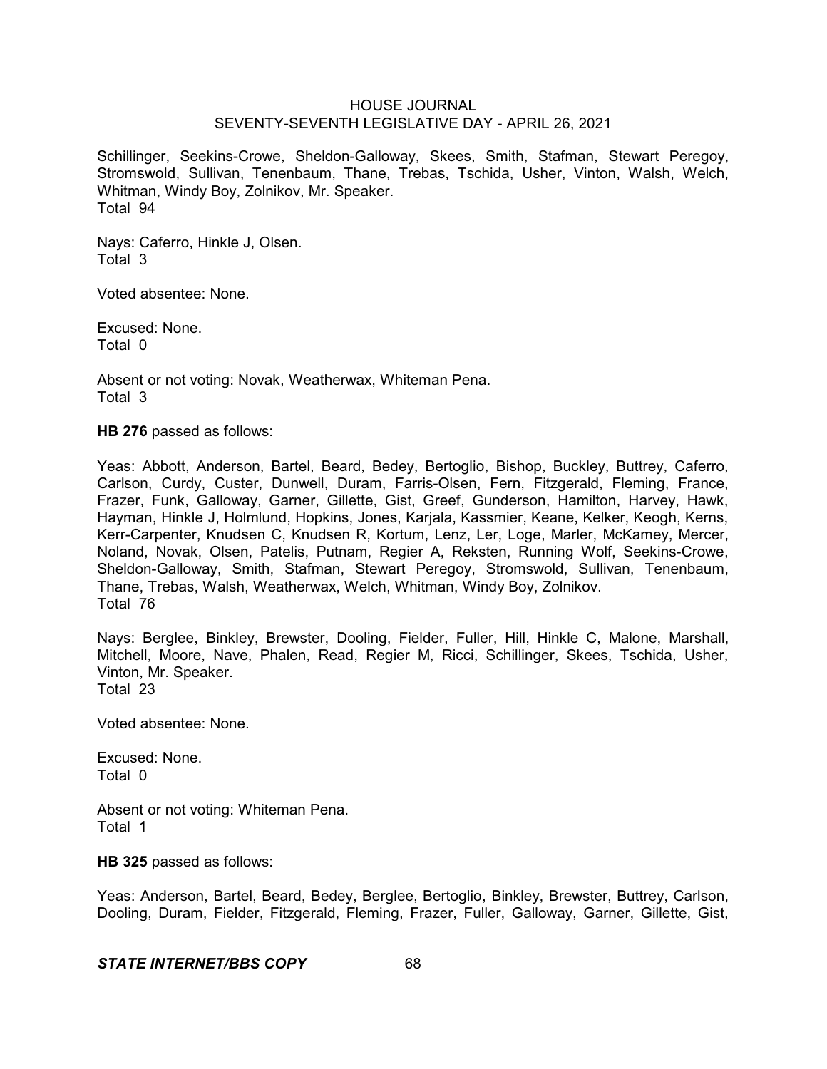Schillinger, Seekins-Crowe, Sheldon-Galloway, Skees, Smith, Stafman, Stewart Peregoy, Stromswold, Sullivan, Tenenbaum, Thane, Trebas, Tschida, Usher, Vinton, Walsh, Welch, Whitman, Windy Boy, Zolnikov, Mr. Speaker.
Total 94

Nays: Caferro, Hinkle J, Olsen.
Total 3

Voted absentee: None.

Excused: None.
Total 0

Absent or not voting: Novak, Weatherwax, Whiteman Pena.
Total 3

**HB 276** passed as follows:

Yeas: Abbott, Anderson, Bartel, Beard, Bedey, Bertoglio, Bishop, Buckley, Buttrey, Caferro, Carlson, Curdy, Custer, Dunwell, Duram, Farris-Olsen, Fern, Fitzgerald, Fleming, France, Frazer, Funk, Galloway, Garner, Gillette, Gist, Greef, Gunderson, Hamilton, Harvey, Hawk, Hayman, Hinkle J, Holmlund, Hopkins, Jones, Karjala, Kassmier, Keane, Kelker, Keogh, Kerns, Kerr-Carpenter, Knudsen C, Knudsen R, Kortum, Lenz, Ler, Loge, Marler, McKamey, Mercer, Noland, Novak, Olsen, Patelis, Putnam, Regier A, Reksten, Running Wolf, Seekins-Crowe, Sheldon-Galloway, Smith, Stafman, Stewart Peregoy, Stromswold, Sullivan, Tenenbaum, Thane, Trebas, Walsh, Weatherwax, Welch, Whitman, Windy Boy, Zolnikov.
Total 76

Nays: Berglee, Binkley, Brewster, Dooling, Fielder, Fuller, Hill, Hinkle C, Malone, Marshall, Mitchell, Moore, Nave, Phalen, Read, Regier M, Ricci, Schillinger, Skees, Tschida, Usher, Vinton, Mr. Speaker.
Total 23

Voted absentee: None.

Excused: None.
Total 0

Absent or not voting: Whiteman Pena.
Total 1

**HB 325** passed as follows:

Yeas: Anderson, Bartel, Beard, Bedey, Berglee, Bertoglio, Binkley, Brewster, Buttrey, Carlson, Dooling, Duram, Fielder, Fitzgerald, Fleming, Frazer, Fuller, Galloway, Garner, Gillette, Gist,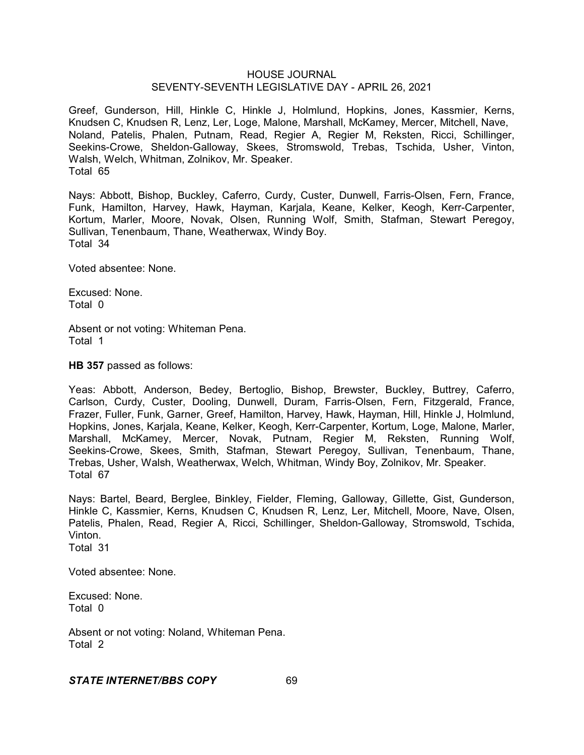Greef, Gunderson, Hill, Hinkle C, Hinkle J, Holmlund, Hopkins, Jones, Kassmier, Kerns, Knudsen C, Knudsen R, Lenz, Ler, Loge, Malone, Marshall, McKamey, Mercer, Mitchell, Nave, Noland, Patelis, Phalen, Putnam, Read, Regier A, Regier M, Reksten, Ricci, Schillinger, Seekins-Crowe, Sheldon-Galloway, Skees, Stromswold, Trebas, Tschida, Usher, Vinton, Walsh, Welch, Whitman, Zolnikov, Mr. Speaker.
Total 65

Nays: Abbott, Bishop, Buckley, Caferro, Curdy, Custer, Dunwell, Farris-Olsen, Fern, France, Funk, Hamilton, Harvey, Hawk, Hayman, Karjala, Keane, Kelker, Keogh, Kerr-Carpenter, Kortum, Marler, Moore, Novak, Olsen, Running Wolf, Smith, Stafman, Stewart Peregoy, Sullivan, Tenenbaum, Thane, Weatherwax, Windy Boy.
Total 34

Voted absentee: None.

Excused: None.
Total 0

Absent or not voting: Whiteman Pena.
Total 1

**HB 357** passed as follows:

Yeas: Abbott, Anderson, Bedey, Bertoglio, Bishop, Brewster, Buckley, Buttrey, Caferro, Carlson, Curdy, Custer, Dooling, Dunwell, Duram, Farris-Olsen, Fern, Fitzgerald, France, Frazer, Fuller, Funk, Garner, Greef, Hamilton, Harvey, Hawk, Hayman, Hill, Hinkle J, Holmlund, Hopkins, Jones, Karjala, Keane, Kelker, Keogh, Kerr-Carpenter, Kortum, Loge, Malone, Marler, Marshall, McKamey, Mercer, Novak, Putnam, Regier M, Reksten, Running Wolf, Seekins-Crowe, Skees, Smith, Stafman, Stewart Peregoy, Sullivan, Tenenbaum, Thane, Trebas, Usher, Walsh, Weatherwax, Welch, Whitman, Windy Boy, Zolnikov, Mr. Speaker.
Total 67

Nays: Bartel, Beard, Berglee, Binkley, Fielder, Fleming, Galloway, Gillette, Gist, Gunderson, Hinkle C, Kassmier, Kerns, Knudsen C, Knudsen R, Lenz, Ler, Mitchell, Moore, Nave, Olsen, Patelis, Phalen, Read, Regier A, Ricci, Schillinger, Sheldon-Galloway, Stromswold, Tschida, Vinton.
Total 31

Voted absentee: None.

Excused: None.
Total 0

Absent or not voting: Noland, Whiteman Pena.
Total 2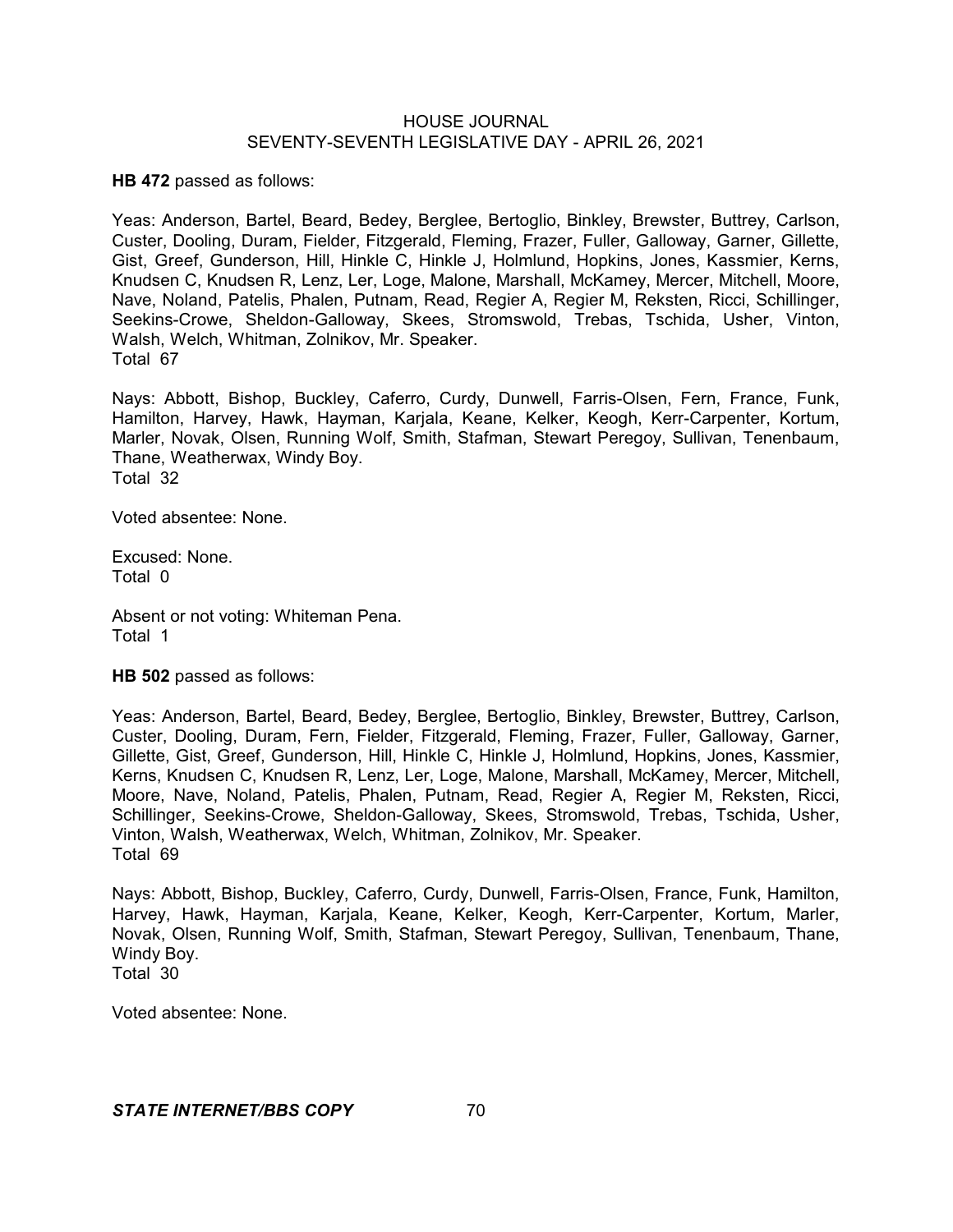**HB 472** passed as follows:

Yeas: Anderson, Bartel, Beard, Bedey, Berglee, Bertoglio, Binkley, Brewster, Buttrey, Carlson, Custer, Dooling, Duram, Fielder, Fitzgerald, Fleming, Frazer, Fuller, Galloway, Garner, Gillette, Gist, Greef, Gunderson, Hill, Hinkle C, Hinkle J, Holmlund, Hopkins, Jones, Kassmier, Kerns, Knudsen C, Knudsen R, Lenz, Ler, Loge, Malone, Marshall, McKamey, Mercer, Mitchell, Moore, Nave, Noland, Patelis, Phalen, Putnam, Read, Regier A, Regier M, Reksten, Ricci, Schillinger, Seekins-Crowe, Sheldon-Galloway, Skees, Stromswold, Trebas, Tschida, Usher, Vinton, Walsh, Welch, Whitman, Zolnikov, Mr. Speaker.
Total 67

Nays: Abbott, Bishop, Buckley, Caferro, Curdy, Dunwell, Farris-Olsen, Fern, France, Funk, Hamilton, Harvey, Hawk, Hayman, Karjala, Keane, Kelker, Keogh, Kerr-Carpenter, Kortum, Marler, Novak, Olsen, Running Wolf, Smith, Stafman, Stewart Peregoy, Sullivan, Tenenbaum, Thane, Weatherwax, Windy Boy.
Total 32

Voted absentee: None.

Excused: None.
Total 0

Absent or not voting: Whiteman Pena.
Total 1

**HB 502** passed as follows:

Yeas: Anderson, Bartel, Beard, Bedey, Berglee, Bertoglio, Binkley, Brewster, Buttrey, Carlson, Custer, Dooling, Duram, Fern, Fielder, Fitzgerald, Fleming, Frazer, Fuller, Galloway, Garner, Gillette, Gist, Greef, Gunderson, Hill, Hinkle C, Hinkle J, Holmlund, Hopkins, Jones, Kassmier, Kerns, Knudsen C, Knudsen R, Lenz, Ler, Loge, Malone, Marshall, McKamey, Mercer, Mitchell, Moore, Nave, Noland, Patelis, Phalen, Putnam, Read, Regier A, Regier M, Reksten, Ricci, Schillinger, Seekins-Crowe, Sheldon-Galloway, Skees, Stromswold, Trebas, Tschida, Usher, Vinton, Walsh, Weatherwax, Welch, Whitman, Zolnikov, Mr. Speaker.
Total 69

Nays: Abbott, Bishop, Buckley, Caferro, Curdy, Dunwell, Farris-Olsen, France, Funk, Hamilton, Harvey, Hawk, Hayman, Karjala, Keane, Kelker, Keogh, Kerr-Carpenter, Kortum, Marler, Novak, Olsen, Running Wolf, Smith, Stafman, Stewart Peregoy, Sullivan, Tenenbaum, Thane, Windy Boy.
Total 30

Voted absentee: None.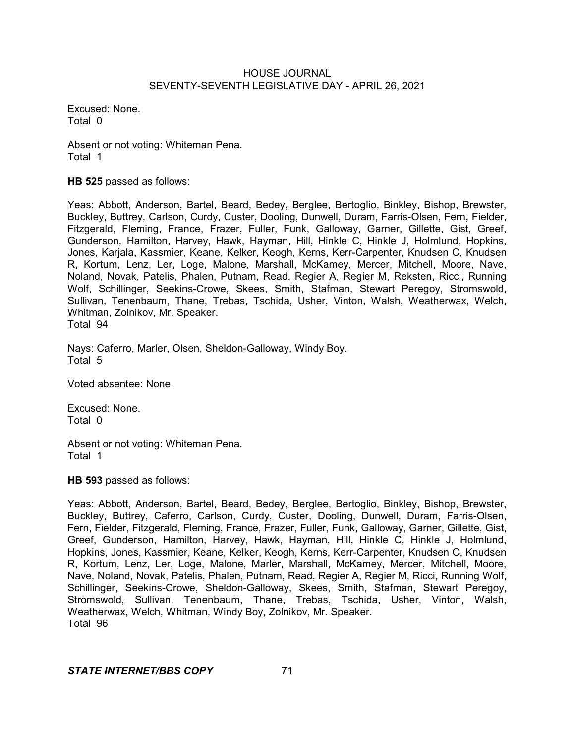Excused: None.
Total 0

Absent or not voting: Whiteman Pena.
Total 1

**HB 525** passed as follows:

Yeas: Abbott, Anderson, Bartel, Beard, Bedey, Berglee, Bertoglio, Binkley, Bishop, Brewster, Buckley, Buttrey, Carlson, Curdy, Custer, Dooling, Dunwell, Duram, Farris-Olsen, Fern, Fielder, Fitzgerald, Fleming, France, Frazer, Fuller, Funk, Galloway, Garner, Gillette, Gist, Greef, Gunderson, Hamilton, Harvey, Hawk, Hayman, Hill, Hinkle C, Hinkle J, Holmlund, Hopkins, Jones, Karjala, Kassmier, Keane, Kelker, Keogh, Kerns, Kerr-Carpenter, Knudsen C, Knudsen R, Kortum, Lenz, Ler, Loge, Malone, Marshall, McKamey, Mercer, Mitchell, Moore, Nave, Noland, Novak, Patelis, Phalen, Putnam, Read, Regier A, Regier M, Reksten, Ricci, Running Wolf, Schillinger, Seekins-Crowe, Skees, Smith, Stafman, Stewart Peregoy, Stromswold, Sullivan, Tenenbaum, Thane, Trebas, Tschida, Usher, Vinton, Walsh, Weatherwax, Welch, Whitman, Zolnikov, Mr. Speaker.
Total 94

Nays: Caferro, Marler, Olsen, Sheldon-Galloway, Windy Boy.
Total 5

Voted absentee: None.

Excused: None.
Total 0

Absent or not voting: Whiteman Pena.
Total 1

**HB 593** passed as follows:

Yeas: Abbott, Anderson, Bartel, Beard, Bedey, Berglee, Bertoglio, Binkley, Bishop, Brewster, Buckley, Buttrey, Caferro, Carlson, Curdy, Custer, Dooling, Dunwell, Duram, Farris-Olsen, Fern, Fielder, Fitzgerald, Fleming, France, Frazer, Fuller, Funk, Galloway, Garner, Gillette, Gist, Greef, Gunderson, Hamilton, Harvey, Hawk, Hayman, Hill, Hinkle C, Hinkle J, Holmlund, Hopkins, Jones, Kassmier, Keane, Kelker, Keogh, Kerns, Kerr-Carpenter, Knudsen C, Knudsen R, Kortum, Lenz, Ler, Loge, Malone, Marler, Marshall, McKamey, Mercer, Mitchell, Moore, Nave, Noland, Novak, Patelis, Phalen, Putnam, Read, Regier A, Regier M, Ricci, Running Wolf, Schillinger, Seekins-Crowe, Sheldon-Galloway, Skees, Smith, Stafman, Stewart Peregoy, Stromswold, Sullivan, Tenenbaum, Thane, Trebas, Tschida, Usher, Vinton, Walsh, Weatherwax, Welch, Whitman, Windy Boy, Zolnikov, Mr. Speaker.
Total 96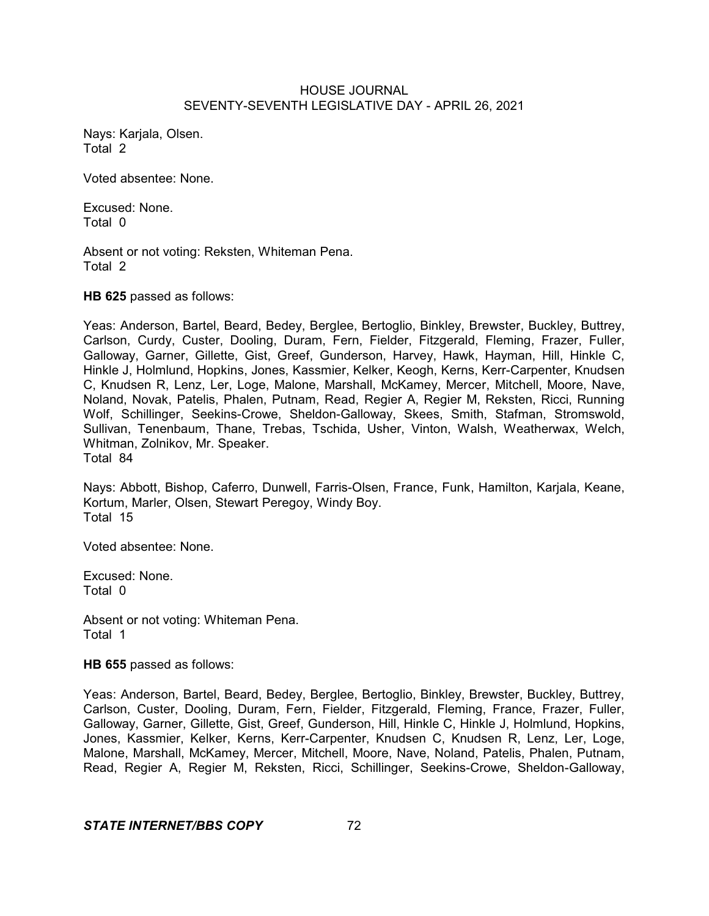Nays: Karjala, Olsen.
Total 2

Voted absentee: None.

Excused: None.
Total 0

Absent or not voting: Reksten, Whiteman Pena.
Total 2

**HB 625** passed as follows:

Yeas: Anderson, Bartel, Beard, Bedey, Berglee, Bertoglio, Binkley, Brewster, Buckley, Buttrey, Carlson, Curdy, Custer, Dooling, Duram, Fern, Fielder, Fitzgerald, Fleming, Frazer, Fuller, Galloway, Garner, Gillette, Gist, Greef, Gunderson, Harvey, Hawk, Hayman, Hill, Hinkle C, Hinkle J, Holmlund, Hopkins, Jones, Kassmier, Kelker, Keogh, Kerns, Kerr-Carpenter, Knudsen C, Knudsen R, Lenz, Ler, Loge, Malone, Marshall, McKamey, Mercer, Mitchell, Moore, Nave, Noland, Novak, Patelis, Phalen, Putnam, Read, Regier A, Regier M, Reksten, Ricci, Running Wolf, Schillinger, Seekins-Crowe, Sheldon-Galloway, Skees, Smith, Stafman, Stromswold, Sullivan, Tenenbaum, Thane, Trebas, Tschida, Usher, Vinton, Walsh, Weatherwax, Welch, Whitman, Zolnikov, Mr. Speaker.
Total 84

Nays: Abbott, Bishop, Caferro, Dunwell, Farris-Olsen, France, Funk, Hamilton, Karjala, Keane, Kortum, Marler, Olsen, Stewart Peregoy, Windy Boy.
Total 15

Voted absentee: None.

Excused: None.
Total 0

Absent or not voting: Whiteman Pena.
Total 1

**HB 655** passed as follows:

Yeas: Anderson, Bartel, Beard, Bedey, Berglee, Bertoglio, Binkley, Brewster, Buckley, Buttrey, Carlson, Custer, Dooling, Duram, Fern, Fielder, Fitzgerald, Fleming, France, Frazer, Fuller, Galloway, Garner, Gillette, Gist, Greef, Gunderson, Hill, Hinkle C, Hinkle J, Holmlund, Hopkins, Jones, Kassmier, Kelker, Kerns, Kerr-Carpenter, Knudsen C, Knudsen R, Lenz, Ler, Loge, Malone, Marshall, McKamey, Mercer, Mitchell, Moore, Nave, Noland, Patelis, Phalen, Putnam, Read, Regier A, Regier M, Reksten, Ricci, Schillinger, Seekins-Crowe, Sheldon-Galloway,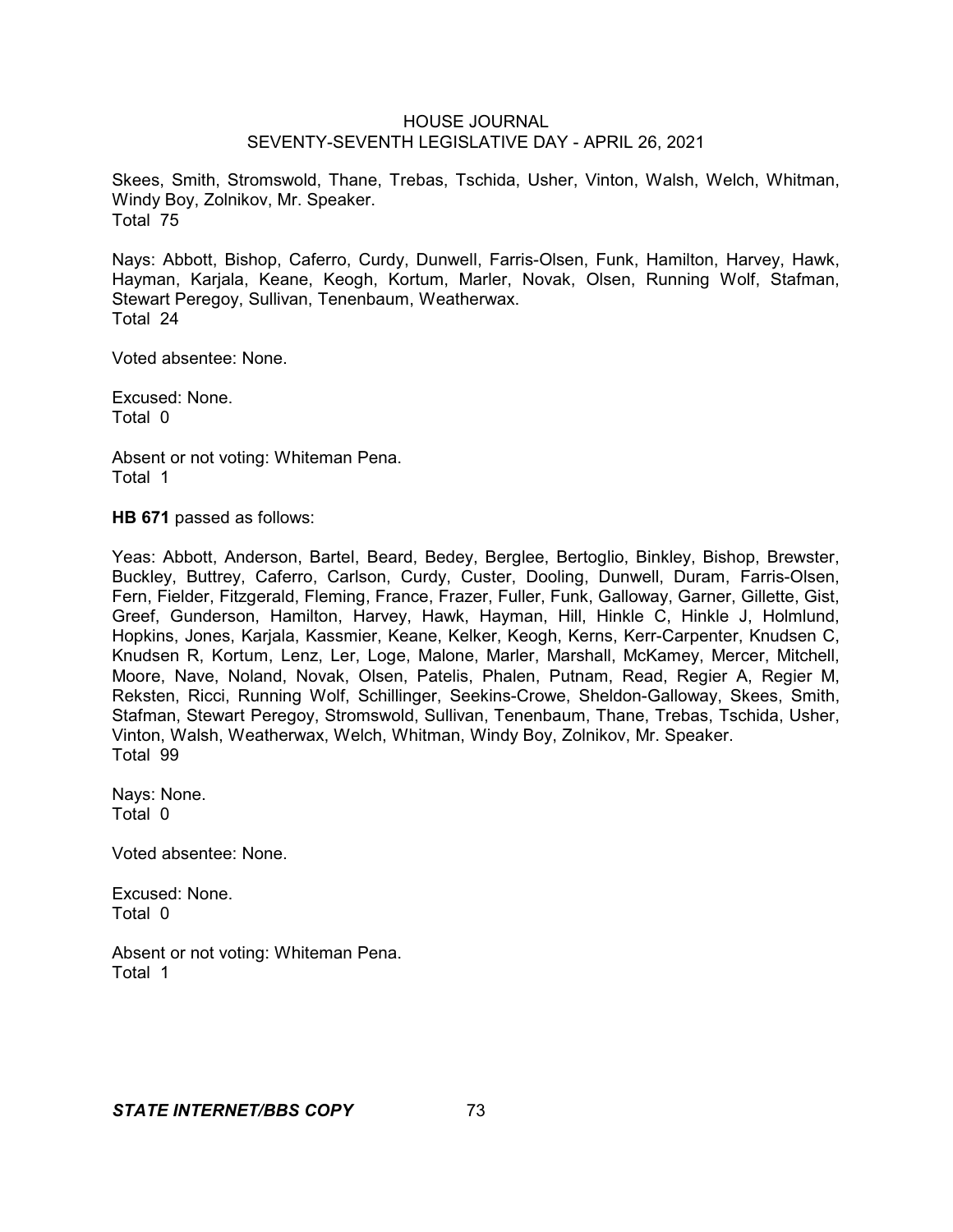Skees, Smith, Stromswold, Thane, Trebas, Tschida, Usher, Vinton, Walsh, Welch, Whitman, Windy Boy, Zolnikov, Mr. Speaker.
Total 75

Nays: Abbott, Bishop, Caferro, Curdy, Dunwell, Farris-Olsen, Funk, Hamilton, Harvey, Hawk, Hayman, Karjala, Keane, Keogh, Kortum, Marler, Novak, Olsen, Running Wolf, Stafman, Stewart Peregoy, Sullivan, Tenenbaum, Weatherwax.
Total 24

Voted absentee: None.

Excused: None.
Total 0

Absent or not voting: Whiteman Pena.
Total 1

**HB 671** passed as follows:

Yeas: Abbott, Anderson, Bartel, Beard, Bedey, Berglee, Bertoglio, Binkley, Bishop, Brewster, Buckley, Buttrey, Caferro, Carlson, Curdy, Custer, Dooling, Dunwell, Duram, Farris-Olsen, Fern, Fielder, Fitzgerald, Fleming, France, Frazer, Fuller, Funk, Galloway, Garner, Gillette, Gist, Greef, Gunderson, Hamilton, Harvey, Hawk, Hayman, Hill, Hinkle C, Hinkle J, Holmlund, Hopkins, Jones, Karjala, Kassmier, Keane, Kelker, Keogh, Kerns, Kerr-Carpenter, Knudsen C, Knudsen R, Kortum, Lenz, Ler, Loge, Malone, Marler, Marshall, McKamey, Mercer, Mitchell, Moore, Nave, Noland, Novak, Olsen, Patelis, Phalen, Putnam, Read, Regier A, Regier M, Reksten, Ricci, Running Wolf, Schillinger, Seekins-Crowe, Sheldon-Galloway, Skees, Smith, Stafman, Stewart Peregoy, Stromswold, Sullivan, Tenenbaum, Thane, Trebas, Tschida, Usher, Vinton, Walsh, Weatherwax, Welch, Whitman, Windy Boy, Zolnikov, Mr. Speaker.
Total 99

Nays: None.
Total 0

Voted absentee: None.

Excused: None.
Total 0

Absent or not voting: Whiteman Pena.
Total 1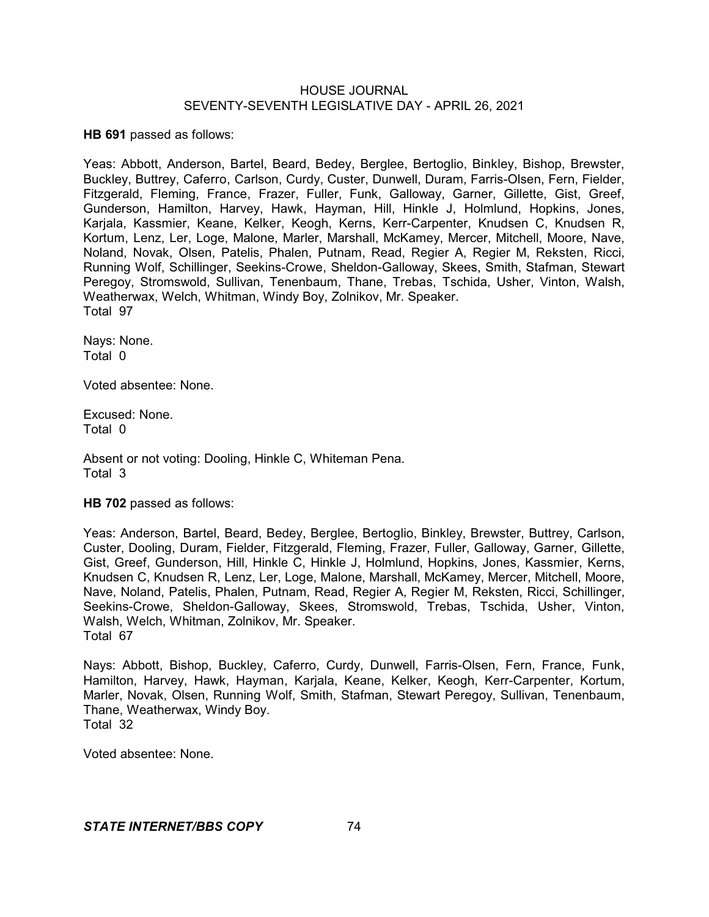**HB 691** passed as follows:

Yeas: Abbott, Anderson, Bartel, Beard, Bedey, Berglee, Bertoglio, Binkley, Bishop, Brewster, Buckley, Buttrey, Caferro, Carlson, Curdy, Custer, Dunwell, Duram, Farris-Olsen, Fern, Fielder, Fitzgerald, Fleming, France, Frazer, Fuller, Funk, Galloway, Garner, Gillette, Gist, Greef, Gunderson, Hamilton, Harvey, Hawk, Hayman, Hill, Hinkle J, Holmlund, Hopkins, Jones, Karjala, Kassmier, Keane, Kelker, Keogh, Kerns, Kerr-Carpenter, Knudsen C, Knudsen R, Kortum, Lenz, Ler, Loge, Malone, Marler, Marshall, McKamey, Mercer, Mitchell, Moore, Nave, Noland, Novak, Olsen, Patelis, Phalen, Putnam, Read, Regier A, Regier M, Reksten, Ricci, Running Wolf, Schillinger, Seekins-Crowe, Sheldon-Galloway, Skees, Smith, Stafman, Stewart Peregoy, Stromswold, Sullivan, Tenenbaum, Thane, Trebas, Tschida, Usher, Vinton, Walsh, Weatherwax, Welch, Whitman, Windy Boy, Zolnikov, Mr. Speaker.
Total 97

Nays: None.
Total 0

Voted absentee: None.

Excused: None.
Total 0

Absent or not voting: Dooling, Hinkle C, Whiteman Pena.
Total 3

**HB 702** passed as follows:

Yeas: Anderson, Bartel, Beard, Bedey, Berglee, Bertoglio, Binkley, Brewster, Buttrey, Carlson, Custer, Dooling, Duram, Fielder, Fitzgerald, Fleming, Frazer, Fuller, Galloway, Garner, Gillette, Gist, Greef, Gunderson, Hill, Hinkle C, Hinkle J, Holmlund, Hopkins, Jones, Kassmier, Kerns, Knudsen C, Knudsen R, Lenz, Ler, Loge, Malone, Marshall, McKamey, Mercer, Mitchell, Moore, Nave, Noland, Patelis, Phalen, Putnam, Read, Regier A, Regier M, Reksten, Ricci, Schillinger, Seekins-Crowe, Sheldon-Galloway, Skees, Stromswold, Trebas, Tschida, Usher, Vinton, Walsh, Welch, Whitman, Zolnikov, Mr. Speaker.
Total 67

Nays: Abbott, Bishop, Buckley, Caferro, Curdy, Dunwell, Farris-Olsen, Fern, France, Funk, Hamilton, Harvey, Hawk, Hayman, Karjala, Keane, Kelker, Keogh, Kerr-Carpenter, Kortum, Marler, Novak, Olsen, Running Wolf, Smith, Stafman, Stewart Peregoy, Sullivan, Tenenbaum, Thane, Weatherwax, Windy Boy.
Total 32

Voted absentee: None.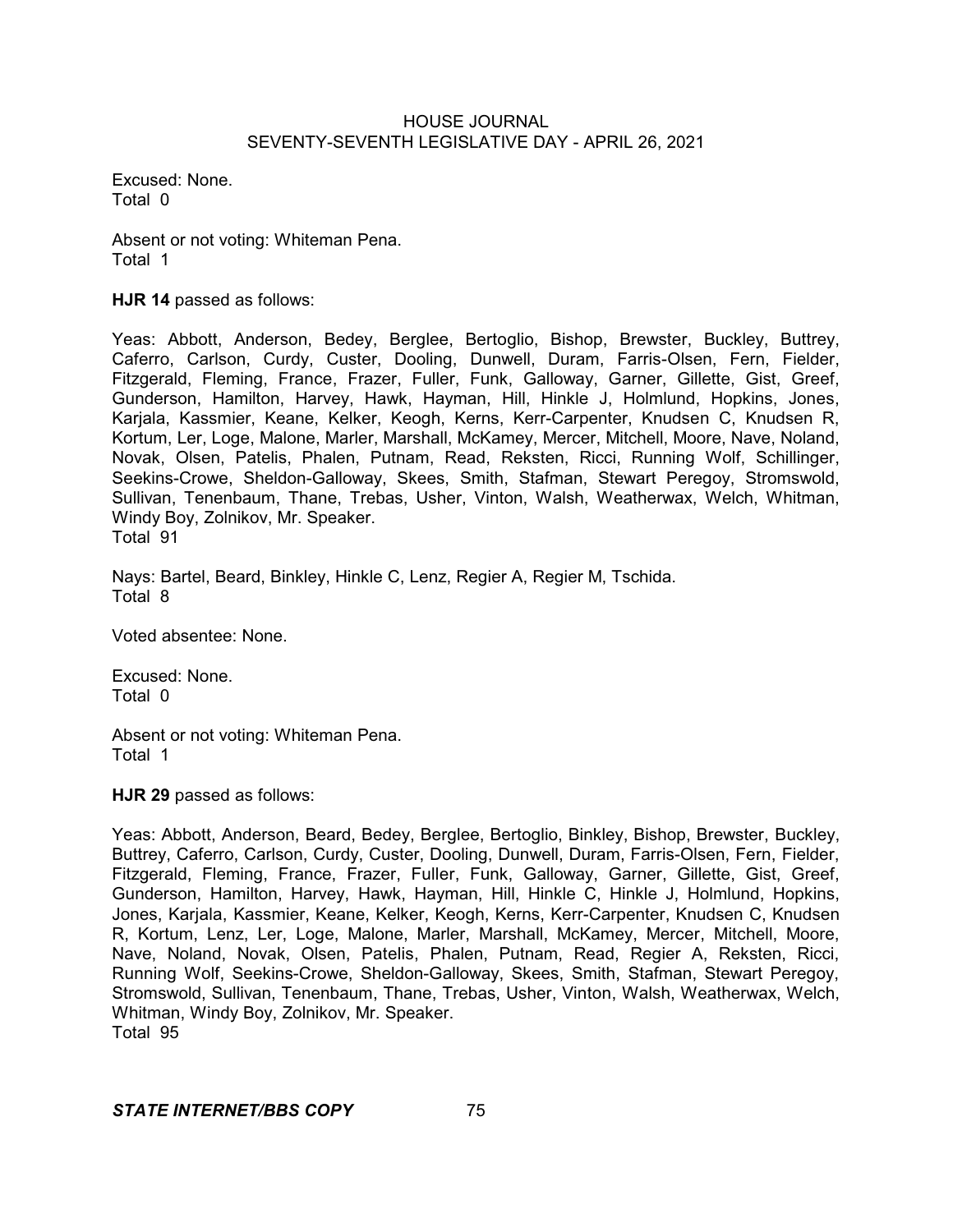Excused: None.
Total 0

Absent or not voting: Whiteman Pena.
Total 1

**HJR 14** passed as follows:

Yeas: Abbott, Anderson, Bedey, Berglee, Bertoglio, Bishop, Brewster, Buckley, Buttrey, Caferro, Carlson, Curdy, Custer, Dooling, Dunwell, Duram, Farris-Olsen, Fern, Fielder, Fitzgerald, Fleming, France, Frazer, Fuller, Funk, Galloway, Garner, Gillette, Gist, Greef, Gunderson, Hamilton, Harvey, Hawk, Hayman, Hill, Hinkle J, Holmlund, Hopkins, Jones, Karjala, Kassmier, Keane, Kelker, Keogh, Kerns, Kerr-Carpenter, Knudsen C, Knudsen R, Kortum, Ler, Loge, Malone, Marler, Marshall, McKamey, Mercer, Mitchell, Moore, Nave, Noland, Novak, Olsen, Patelis, Phalen, Putnam, Read, Reksten, Ricci, Running Wolf, Schillinger, Seekins-Crowe, Sheldon-Galloway, Skees, Smith, Stafman, Stewart Peregoy, Stromswold, Sullivan, Tenenbaum, Thane, Trebas, Usher, Vinton, Walsh, Weatherwax, Welch, Whitman, Windy Boy, Zolnikov, Mr. Speaker.
Total 91

Nays: Bartel, Beard, Binkley, Hinkle C, Lenz, Regier A, Regier M, Tschida.
Total 8

Voted absentee: None.

Excused: None.
Total 0

Absent or not voting: Whiteman Pena.
Total 1

**HJR 29** passed as follows:

Yeas: Abbott, Anderson, Beard, Bedey, Berglee, Bertoglio, Binkley, Bishop, Brewster, Buckley, Buttrey, Caferro, Carlson, Curdy, Custer, Dooling, Dunwell, Duram, Farris-Olsen, Fern, Fielder, Fitzgerald, Fleming, France, Frazer, Fuller, Funk, Galloway, Garner, Gillette, Gist, Greef, Gunderson, Hamilton, Harvey, Hawk, Hayman, Hill, Hinkle C, Hinkle J, Holmlund, Hopkins, Jones, Karjala, Kassmier, Keane, Kelker, Keogh, Kerns, Kerr-Carpenter, Knudsen C, Knudsen R, Kortum, Lenz, Ler, Loge, Malone, Marler, Marshall, McKamey, Mercer, Mitchell, Moore, Nave, Noland, Novak, Olsen, Patelis, Phalen, Putnam, Read, Regier A, Reksten, Ricci, Running Wolf, Seekins-Crowe, Sheldon-Galloway, Skees, Smith, Stafman, Stewart Peregoy, Stromswold, Sullivan, Tenenbaum, Thane, Trebas, Usher, Vinton, Walsh, Weatherwax, Welch, Whitman, Windy Boy, Zolnikov, Mr. Speaker.
Total 95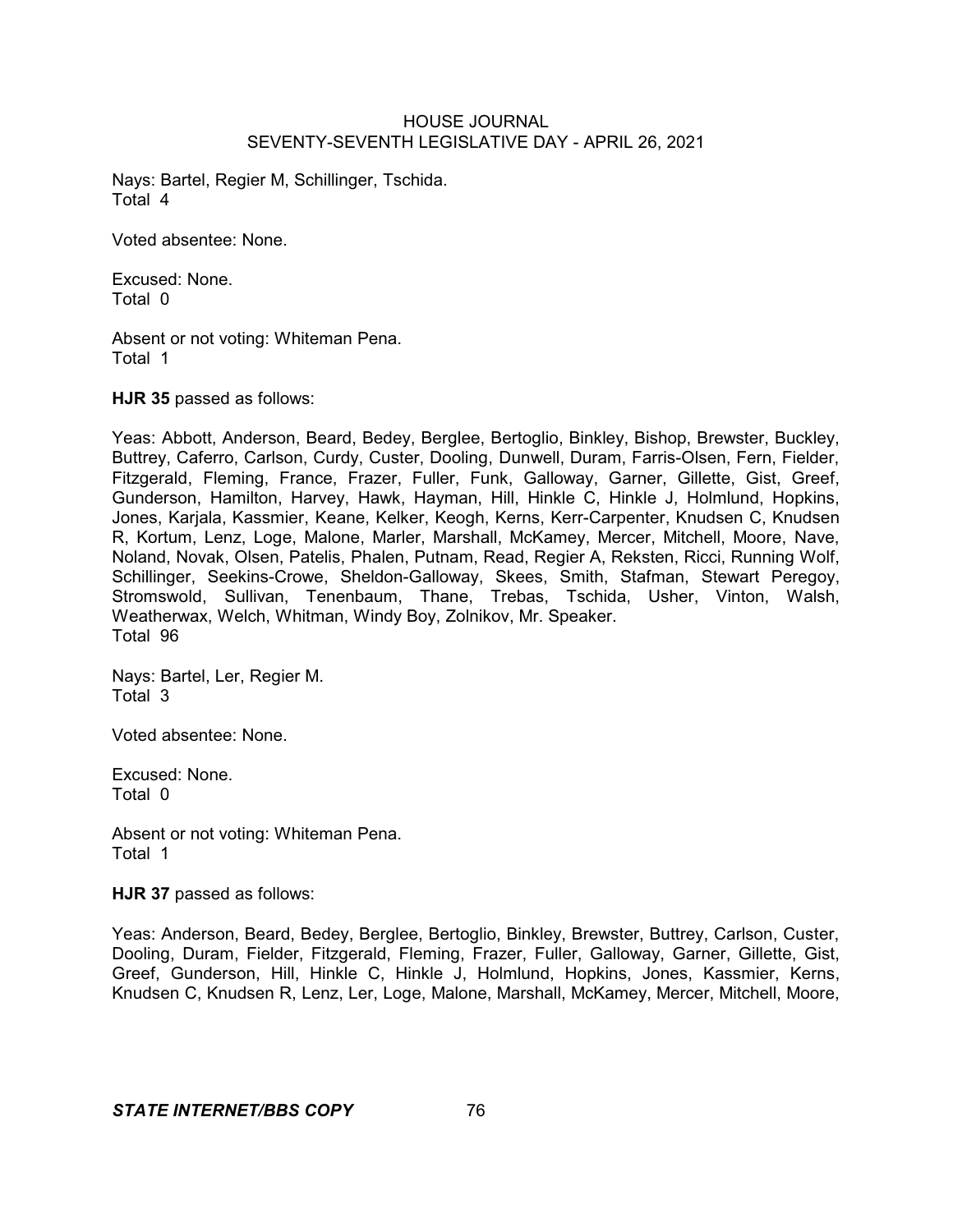Nays: Bartel, Regier M, Schillinger, Tschida.
Total 4

Voted absentee: None.

Excused: None.
Total 0

Absent or not voting: Whiteman Pena.
Total 1

**HJR 35** passed as follows:

Yeas: Abbott, Anderson, Beard, Bedey, Berglee, Bertoglio, Binkley, Bishop, Brewster, Buckley, Buttrey, Caferro, Carlson, Curdy, Custer, Dooling, Dunwell, Duram, Farris-Olsen, Fern, Fielder, Fitzgerald, Fleming, France, Frazer, Fuller, Funk, Galloway, Garner, Gillette, Gist, Greef, Gunderson, Hamilton, Harvey, Hawk, Hayman, Hill, Hinkle C, Hinkle J, Holmlund, Hopkins, Jones, Karjala, Kassmier, Keane, Kelker, Keogh, Kerns, Kerr-Carpenter, Knudsen C, Knudsen R, Kortum, Lenz, Loge, Malone, Marler, Marshall, McKamey, Mercer, Mitchell, Moore, Nave, Noland, Novak, Olsen, Patelis, Phalen, Putnam, Read, Regier A, Reksten, Ricci, Running Wolf, Schillinger, Seekins-Crowe, Sheldon-Galloway, Skees, Smith, Stafman, Stewart Peregoy, Stromswold, Sullivan, Tenenbaum, Thane, Trebas, Tschida, Usher, Vinton, Walsh, Weatherwax, Welch, Whitman, Windy Boy, Zolnikov, Mr. Speaker.
Total 96

Nays: Bartel, Ler, Regier M.
Total 3

Voted absentee: None.

Excused: None.
Total 0

Absent or not voting: Whiteman Pena.
Total 1

**HJR 37** passed as follows:

Yeas: Anderson, Beard, Bedey, Berglee, Bertoglio, Binkley, Brewster, Buttrey, Carlson, Custer, Dooling, Duram, Fielder, Fitzgerald, Fleming, Frazer, Fuller, Galloway, Garner, Gillette, Gist, Greef, Gunderson, Hill, Hinkle C, Hinkle J, Holmlund, Hopkins, Jones, Kassmier, Kerns, Knudsen C, Knudsen R, Lenz, Ler, Loge, Malone, Marshall, McKamey, Mercer, Mitchell, Moore,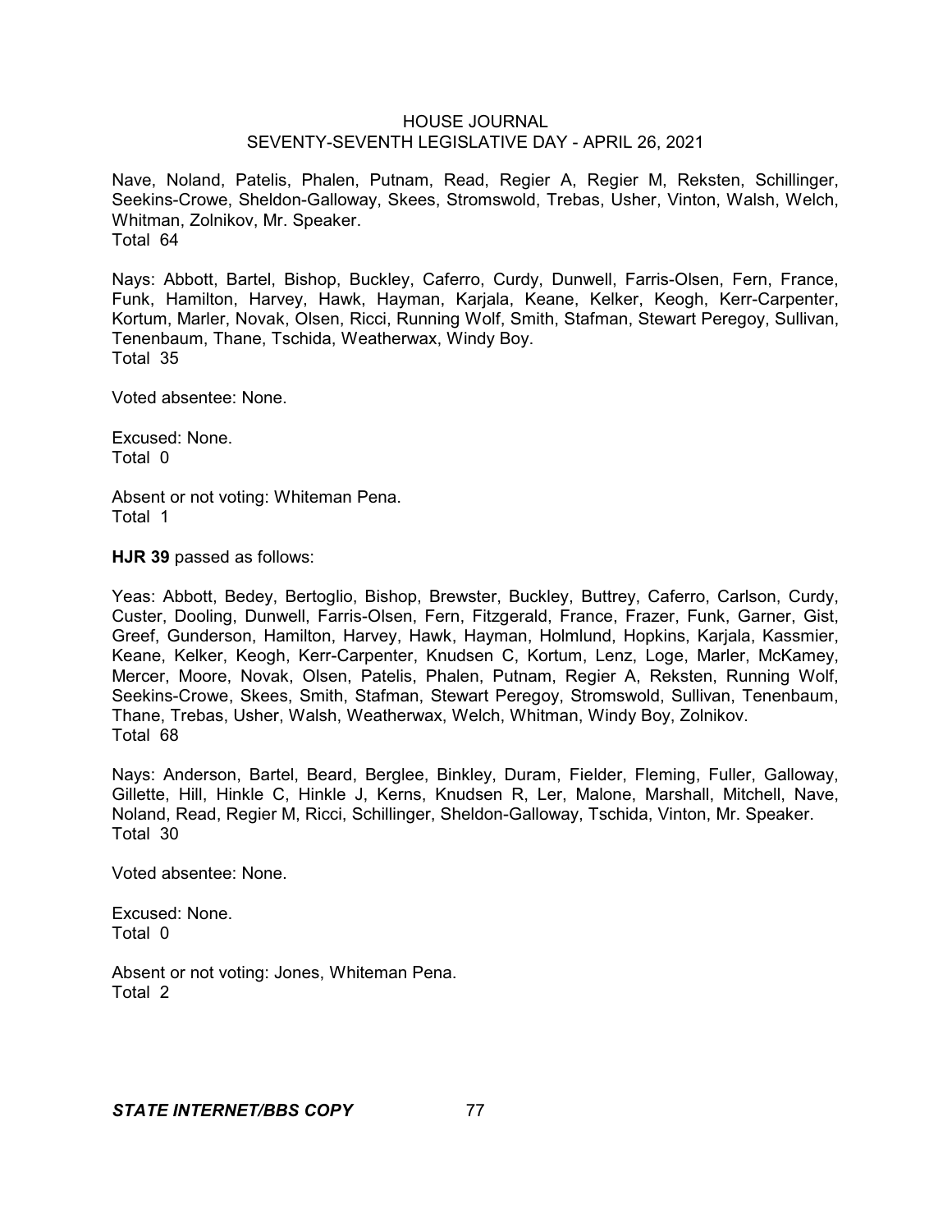Nave, Noland, Patelis, Phalen, Putnam, Read, Regier A, Regier M, Reksten, Schillinger, Seekins-Crowe, Sheldon-Galloway, Skees, Stromswold, Trebas, Usher, Vinton, Walsh, Welch, Whitman, Zolnikov, Mr. Speaker.
Total 64

Nays: Abbott, Bartel, Bishop, Buckley, Caferro, Curdy, Dunwell, Farris-Olsen, Fern, France, Funk, Hamilton, Harvey, Hawk, Hayman, Karjala, Keane, Kelker, Keogh, Kerr-Carpenter, Kortum, Marler, Novak, Olsen, Ricci, Running Wolf, Smith, Stafman, Stewart Peregoy, Sullivan, Tenenbaum, Thane, Tschida, Weatherwax, Windy Boy.
Total 35

Voted absentee: None.

Excused: None.
Total 0

Absent or not voting: Whiteman Pena.
Total 1

**HJR 39** passed as follows:

Yeas: Abbott, Bedey, Bertoglio, Bishop, Brewster, Buckley, Buttrey, Caferro, Carlson, Curdy, Custer, Dooling, Dunwell, Farris-Olsen, Fern, Fitzgerald, France, Frazer, Funk, Garner, Gist, Greef, Gunderson, Hamilton, Harvey, Hawk, Hayman, Holmlund, Hopkins, Karjala, Kassmier, Keane, Kelker, Keogh, Kerr-Carpenter, Knudsen C, Kortum, Lenz, Loge, Marler, McKamey, Mercer, Moore, Novak, Olsen, Patelis, Phalen, Putnam, Regier A, Reksten, Running Wolf, Seekins-Crowe, Skees, Smith, Stafman, Stewart Peregoy, Stromswold, Sullivan, Tenenbaum, Thane, Trebas, Usher, Walsh, Weatherwax, Welch, Whitman, Windy Boy, Zolnikov.
Total 68

Nays: Anderson, Bartel, Beard, Berglee, Binkley, Duram, Fielder, Fleming, Fuller, Galloway, Gillette, Hill, Hinkle C, Hinkle J, Kerns, Knudsen R, Ler, Malone, Marshall, Mitchell, Nave, Noland, Read, Regier M, Ricci, Schillinger, Sheldon-Galloway, Tschida, Vinton, Mr. Speaker.
Total 30

Voted absentee: None.

Excused: None.
Total 0

Absent or not voting: Jones, Whiteman Pena.
Total 2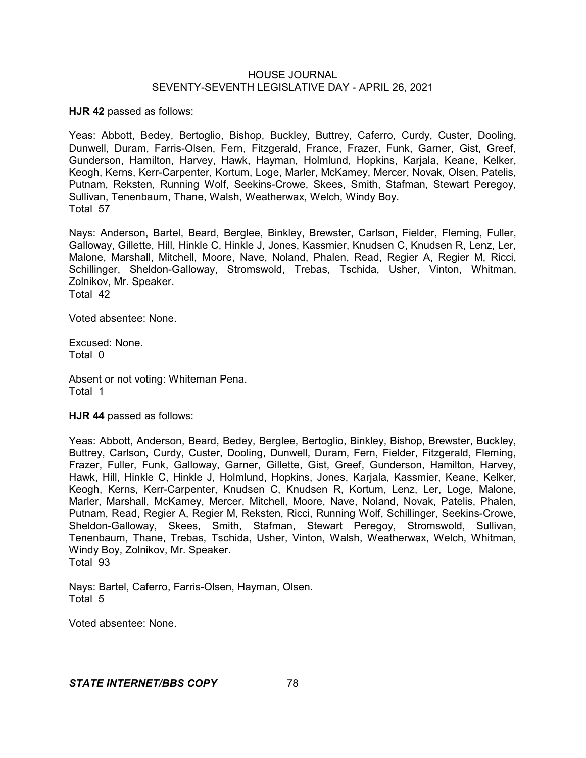**HJR 42** passed as follows:

Yeas: Abbott, Bedey, Bertoglio, Bishop, Buckley, Buttrey, Caferro, Curdy, Custer, Dooling, Dunwell, Duram, Farris-Olsen, Fern, Fitzgerald, France, Frazer, Funk, Garner, Gist, Greef, Gunderson, Hamilton, Harvey, Hawk, Hayman, Holmlund, Hopkins, Karjala, Keane, Kelker, Keogh, Kerns, Kerr-Carpenter, Kortum, Loge, Marler, McKamey, Mercer, Novak, Olsen, Patelis, Putnam, Reksten, Running Wolf, Seekins-Crowe, Skees, Smith, Stafman, Stewart Peregoy, Sullivan, Tenenbaum, Thane, Walsh, Weatherwax, Welch, Windy Boy.
Total 57

Nays: Anderson, Bartel, Beard, Berglee, Binkley, Brewster, Carlson, Fielder, Fleming, Fuller, Galloway, Gillette, Hill, Hinkle C, Hinkle J, Jones, Kassmier, Knudsen C, Knudsen R, Lenz, Ler, Malone, Marshall, Mitchell, Moore, Nave, Noland, Phalen, Read, Regier A, Regier M, Ricci, Schillinger, Sheldon-Galloway, Stromswold, Trebas, Tschida, Usher, Vinton, Whitman, Zolnikov, Mr. Speaker.
Total 42

Voted absentee: None.

Excused: None.
Total 0

Absent or not voting: Whiteman Pena.
Total 1

**HJR 44** passed as follows:

Yeas: Abbott, Anderson, Beard, Bedey, Berglee, Bertoglio, Binkley, Bishop, Brewster, Buckley, Buttrey, Carlson, Curdy, Custer, Dooling, Dunwell, Duram, Fern, Fielder, Fitzgerald, Fleming, Frazer, Fuller, Funk, Galloway, Garner, Gillette, Gist, Greef, Gunderson, Hamilton, Harvey, Hawk, Hill, Hinkle C, Hinkle J, Holmlund, Hopkins, Jones, Karjala, Kassmier, Keane, Kelker, Keogh, Kerns, Kerr-Carpenter, Knudsen C, Knudsen R, Kortum, Lenz, Ler, Loge, Malone, Marler, Marshall, McKamey, Mercer, Mitchell, Moore, Nave, Noland, Novak, Patelis, Phalen, Putnam, Read, Regier A, Regier M, Reksten, Ricci, Running Wolf, Schillinger, Seekins-Crowe, Sheldon-Galloway, Skees, Smith, Stafman, Stewart Peregoy, Stromswold, Sullivan, Tenenbaum, Thane, Trebas, Tschida, Usher, Vinton, Walsh, Weatherwax, Welch, Whitman, Windy Boy, Zolnikov, Mr. Speaker.
Total 93

Nays: Bartel, Caferro, Farris-Olsen, Hayman, Olsen.
Total 5

Voted absentee: None.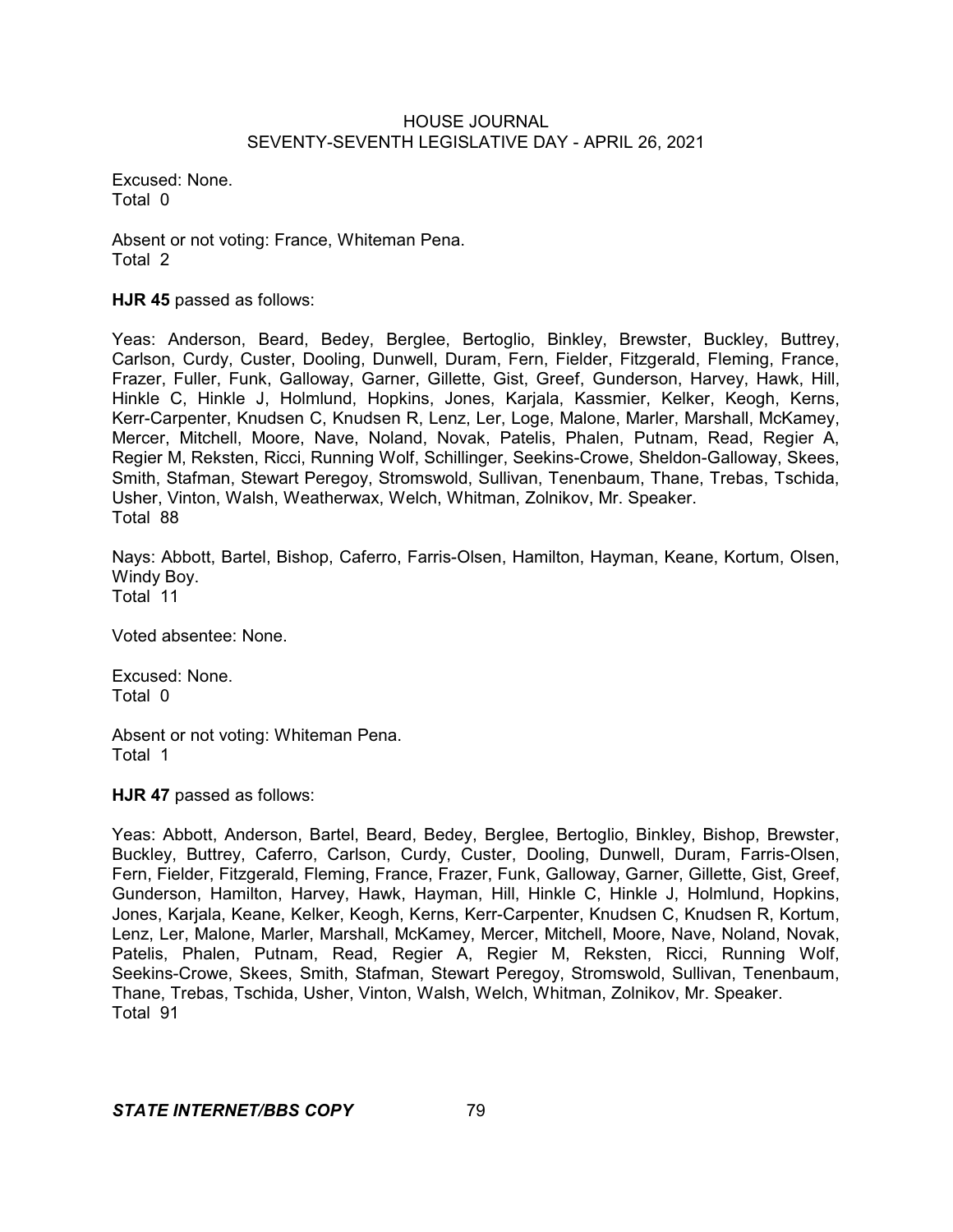Excused: None.
Total 0

Absent or not voting: France, Whiteman Pena.
Total 2

**HJR 45** passed as follows:

Yeas: Anderson, Beard, Bedey, Berglee, Bertoglio, Binkley, Brewster, Buckley, Buttrey, Carlson, Curdy, Custer, Dooling, Dunwell, Duram, Fern, Fielder, Fitzgerald, Fleming, France, Frazer, Fuller, Funk, Galloway, Garner, Gillette, Gist, Greef, Gunderson, Harvey, Hawk, Hill, Hinkle C, Hinkle J, Holmlund, Hopkins, Jones, Karjala, Kassmier, Kelker, Keogh, Kerns, Kerr-Carpenter, Knudsen C, Knudsen R, Lenz, Ler, Loge, Malone, Marler, Marshall, McKamey, Mercer, Mitchell, Moore, Nave, Noland, Novak, Patelis, Phalen, Putnam, Read, Regier A, Regier M, Reksten, Ricci, Running Wolf, Schillinger, Seekins-Crowe, Sheldon-Galloway, Skees, Smith, Stafman, Stewart Peregoy, Stromswold, Sullivan, Tenenbaum, Thane, Trebas, Tschida, Usher, Vinton, Walsh, Weatherwax, Welch, Whitman, Zolnikov, Mr. Speaker.
Total 88

Nays: Abbott, Bartel, Bishop, Caferro, Farris-Olsen, Hamilton, Hayman, Keane, Kortum, Olsen, Windy Boy.
Total 11

Voted absentee: None.

Excused: None.
Total 0

Absent or not voting: Whiteman Pena.
Total 1

**HJR 47** passed as follows:

Yeas: Abbott, Anderson, Bartel, Beard, Bedey, Berglee, Bertoglio, Binkley, Bishop, Brewster, Buckley, Buttrey, Caferro, Carlson, Curdy, Custer, Dooling, Dunwell, Duram, Farris-Olsen, Fern, Fielder, Fitzgerald, Fleming, France, Frazer, Funk, Galloway, Garner, Gillette, Gist, Greef, Gunderson, Hamilton, Harvey, Hawk, Hayman, Hill, Hinkle C, Hinkle J, Holmlund, Hopkins, Jones, Karjala, Keane, Kelker, Keogh, Kerns, Kerr-Carpenter, Knudsen C, Knudsen R, Kortum, Lenz, Ler, Malone, Marler, Marshall, McKamey, Mercer, Mitchell, Moore, Nave, Noland, Novak, Patelis, Phalen, Putnam, Read, Regier A, Regier M, Reksten, Ricci, Running Wolf, Seekins-Crowe, Skees, Smith, Stafman, Stewart Peregoy, Stromswold, Sullivan, Tenenbaum, Thane, Trebas, Tschida, Usher, Vinton, Walsh, Welch, Whitman, Zolnikov, Mr. Speaker.
Total 91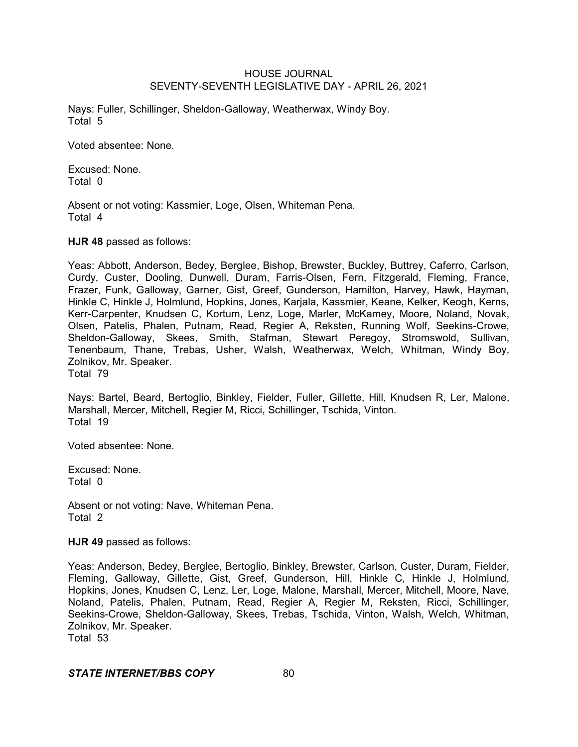Nays: Fuller, Schillinger, Sheldon-Galloway, Weatherwax, Windy Boy.
Total 5

Voted absentee: None.

Excused: None.
Total 0

Absent or not voting: Kassmier, Loge, Olsen, Whiteman Pena.
Total 4

**HJR 48** passed as follows:

Yeas: Abbott, Anderson, Bedey, Berglee, Bishop, Brewster, Buckley, Buttrey, Caferro, Carlson, Curdy, Custer, Dooling, Dunwell, Duram, Farris-Olsen, Fern, Fitzgerald, Fleming, France, Frazer, Funk, Galloway, Garner, Gist, Greef, Gunderson, Hamilton, Harvey, Hawk, Hayman, Hinkle C, Hinkle J, Holmlund, Hopkins, Jones, Karjala, Kassmier, Keane, Kelker, Keogh, Kerns, Kerr-Carpenter, Knudsen C, Kortum, Lenz, Loge, Marler, McKamey, Moore, Noland, Novak, Olsen, Patelis, Phalen, Putnam, Read, Regier A, Reksten, Running Wolf, Seekins-Crowe, Sheldon-Galloway, Skees, Smith, Stafman, Stewart Peregoy, Stromswold, Sullivan, Tenenbaum, Thane, Trebas, Usher, Walsh, Weatherwax, Welch, Whitman, Windy Boy, Zolnikov, Mr. Speaker.
Total 79

Nays: Bartel, Beard, Bertoglio, Binkley, Fielder, Fuller, Gillette, Hill, Knudsen R, Ler, Malone, Marshall, Mercer, Mitchell, Regier M, Ricci, Schillinger, Tschida, Vinton.
Total 19

Voted absentee: None.

Excused: None.
Total 0

Absent or not voting: Nave, Whiteman Pena.
Total 2

**HJR 49** passed as follows:

Yeas: Anderson, Bedey, Berglee, Bertoglio, Binkley, Brewster, Carlson, Custer, Duram, Fielder, Fleming, Galloway, Gillette, Gist, Greef, Gunderson, Hill, Hinkle C, Hinkle J, Holmlund, Hopkins, Jones, Knudsen C, Lenz, Ler, Loge, Malone, Marshall, Mercer, Mitchell, Moore, Nave, Noland, Patelis, Phalen, Putnam, Read, Regier A, Regier M, Reksten, Ricci, Schillinger, Seekins-Crowe, Sheldon-Galloway, Skees, Trebas, Tschida, Vinton, Walsh, Welch, Whitman, Zolnikov, Mr. Speaker.
Total 53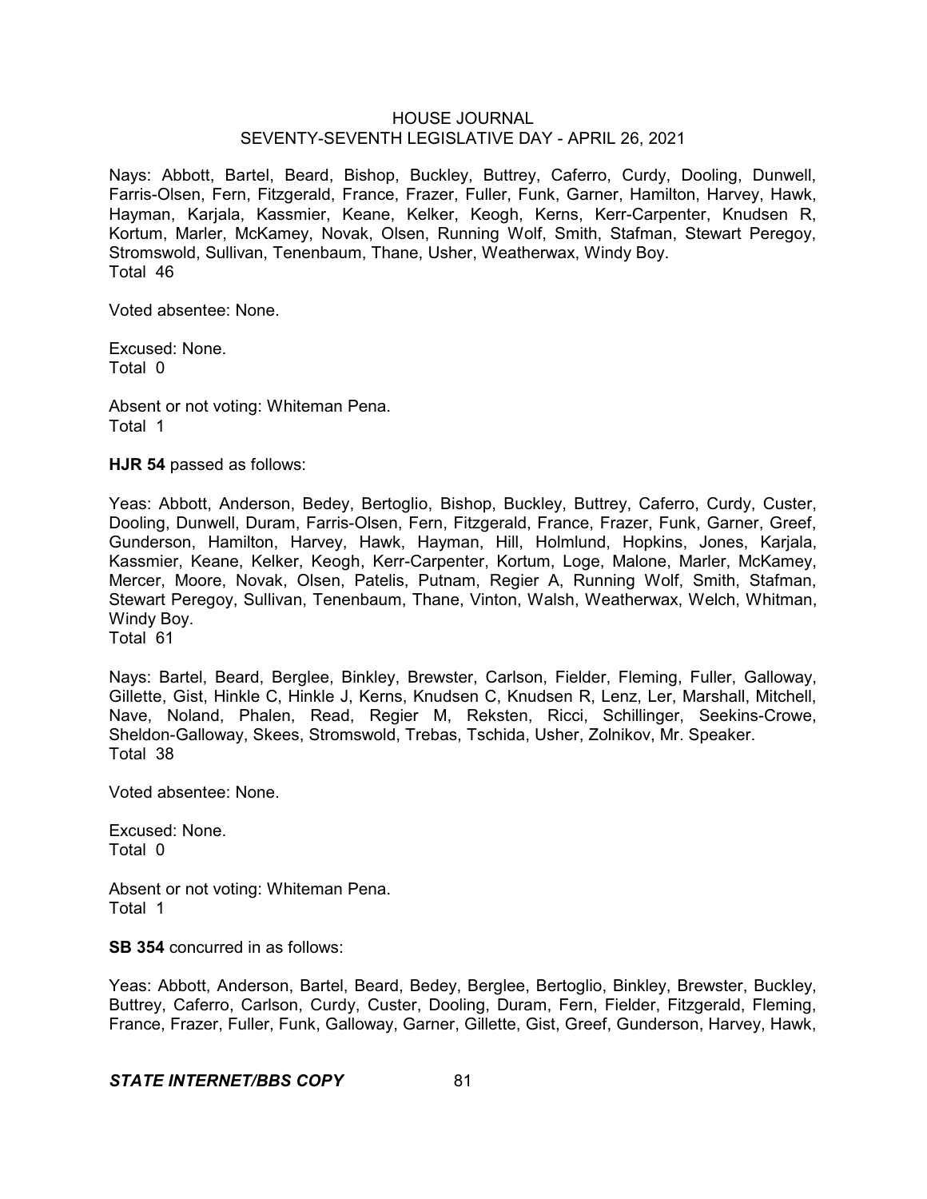Nays: Abbott, Bartel, Beard, Bishop, Buckley, Buttrey, Caferro, Curdy, Dooling, Dunwell, Farris-Olsen, Fern, Fitzgerald, France, Frazer, Fuller, Funk, Garner, Hamilton, Harvey, Hawk, Hayman, Karjala, Kassmier, Keane, Kelker, Keogh, Kerns, Kerr-Carpenter, Knudsen R, Kortum, Marler, McKamey, Novak, Olsen, Running Wolf, Smith, Stafman, Stewart Peregoy, Stromswold, Sullivan, Tenenbaum, Thane, Usher, Weatherwax, Windy Boy.
Total 46

Voted absentee: None.

Excused: None.
Total 0

Absent or not voting: Whiteman Pena.
Total 1

**HJR 54** passed as follows:

Yeas: Abbott, Anderson, Bedey, Bertoglio, Bishop, Buckley, Buttrey, Caferro, Curdy, Custer, Dooling, Dunwell, Duram, Farris-Olsen, Fern, Fitzgerald, France, Frazer, Funk, Garner, Greef, Gunderson, Hamilton, Harvey, Hawk, Hayman, Hill, Holmlund, Hopkins, Jones, Karjala, Kassmier, Keane, Kelker, Keogh, Kerr-Carpenter, Kortum, Loge, Malone, Marler, McKamey, Mercer, Moore, Novak, Olsen, Patelis, Putnam, Regier A, Running Wolf, Smith, Stafman, Stewart Peregoy, Sullivan, Tenenbaum, Thane, Vinton, Walsh, Weatherwax, Welch, Whitman, Windy Boy.
Total 61

Nays: Bartel, Beard, Berglee, Binkley, Brewster, Carlson, Fielder, Fleming, Fuller, Galloway, Gillette, Gist, Hinkle C, Hinkle J, Kerns, Knudsen C, Knudsen R, Lenz, Ler, Marshall, Mitchell, Nave, Noland, Phalen, Read, Regier M, Reksten, Ricci, Schillinger, Seekins-Crowe, Sheldon-Galloway, Skees, Stromswold, Trebas, Tschida, Usher, Zolnikov, Mr. Speaker.
Total 38

Voted absentee: None.

Excused: None.
Total 0

Absent or not voting: Whiteman Pena.
Total 1

**SB 354** concurred in as follows:

Yeas: Abbott, Anderson, Bartel, Beard, Bedey, Berglee, Bertoglio, Binkley, Brewster, Buckley, Buttrey, Caferro, Carlson, Curdy, Custer, Dooling, Duram, Fern, Fielder, Fitzgerald, Fleming, France, Frazer, Fuller, Funk, Galloway, Garner, Gillette, Gist, Greef, Gunderson, Harvey, Hawk,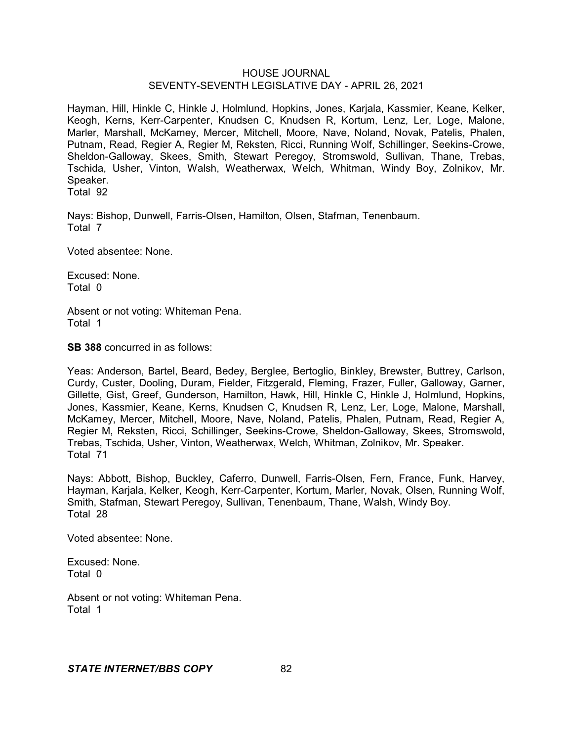Hayman, Hill, Hinkle C, Hinkle J, Holmlund, Hopkins, Jones, Karjala, Kassmier, Keane, Kelker, Keogh, Kerns, Kerr-Carpenter, Knudsen C, Knudsen R, Kortum, Lenz, Ler, Loge, Malone, Marler, Marshall, McKamey, Mercer, Mitchell, Moore, Nave, Noland, Novak, Patelis, Phalen, Putnam, Read, Regier A, Regier M, Reksten, Ricci, Running Wolf, Schillinger, Seekins-Crowe, Sheldon-Galloway, Skees, Smith, Stewart Peregoy, Stromswold, Sullivan, Thane, Trebas, Tschida, Usher, Vinton, Walsh, Weatherwax, Welch, Whitman, Windy Boy, Zolnikov, Mr. Speaker.
Total 92

Nays: Bishop, Dunwell, Farris-Olsen, Hamilton, Olsen, Stafman, Tenenbaum.
Total 7

Voted absentee: None.

Excused: None.
Total 0

Absent or not voting: Whiteman Pena.
Total 1

**SB 388** concurred in as follows:

Yeas: Anderson, Bartel, Beard, Bedey, Berglee, Bertoglio, Binkley, Brewster, Buttrey, Carlson, Curdy, Custer, Dooling, Duram, Fielder, Fitzgerald, Fleming, Frazer, Fuller, Galloway, Garner, Gillette, Gist, Greef, Gunderson, Hamilton, Hawk, Hill, Hinkle C, Hinkle J, Holmlund, Hopkins, Jones, Kassmier, Keane, Kerns, Knudsen C, Knudsen R, Lenz, Ler, Loge, Malone, Marshall, McKamey, Mercer, Mitchell, Moore, Nave, Noland, Patelis, Phalen, Putnam, Read, Regier A, Regier M, Reksten, Ricci, Schillinger, Seekins-Crowe, Sheldon-Galloway, Skees, Stromswold, Trebas, Tschida, Usher, Vinton, Weatherwax, Welch, Whitman, Zolnikov, Mr. Speaker.
Total 71

Nays: Abbott, Bishop, Buckley, Caferro, Dunwell, Farris-Olsen, Fern, France, Funk, Harvey, Hayman, Karjala, Kelker, Keogh, Kerr-Carpenter, Kortum, Marler, Novak, Olsen, Running Wolf, Smith, Stafman, Stewart Peregoy, Sullivan, Tenenbaum, Thane, Walsh, Windy Boy.
Total 28

Voted absentee: None.

Excused: None.
Total 0

Absent or not voting: Whiteman Pena.
Total 1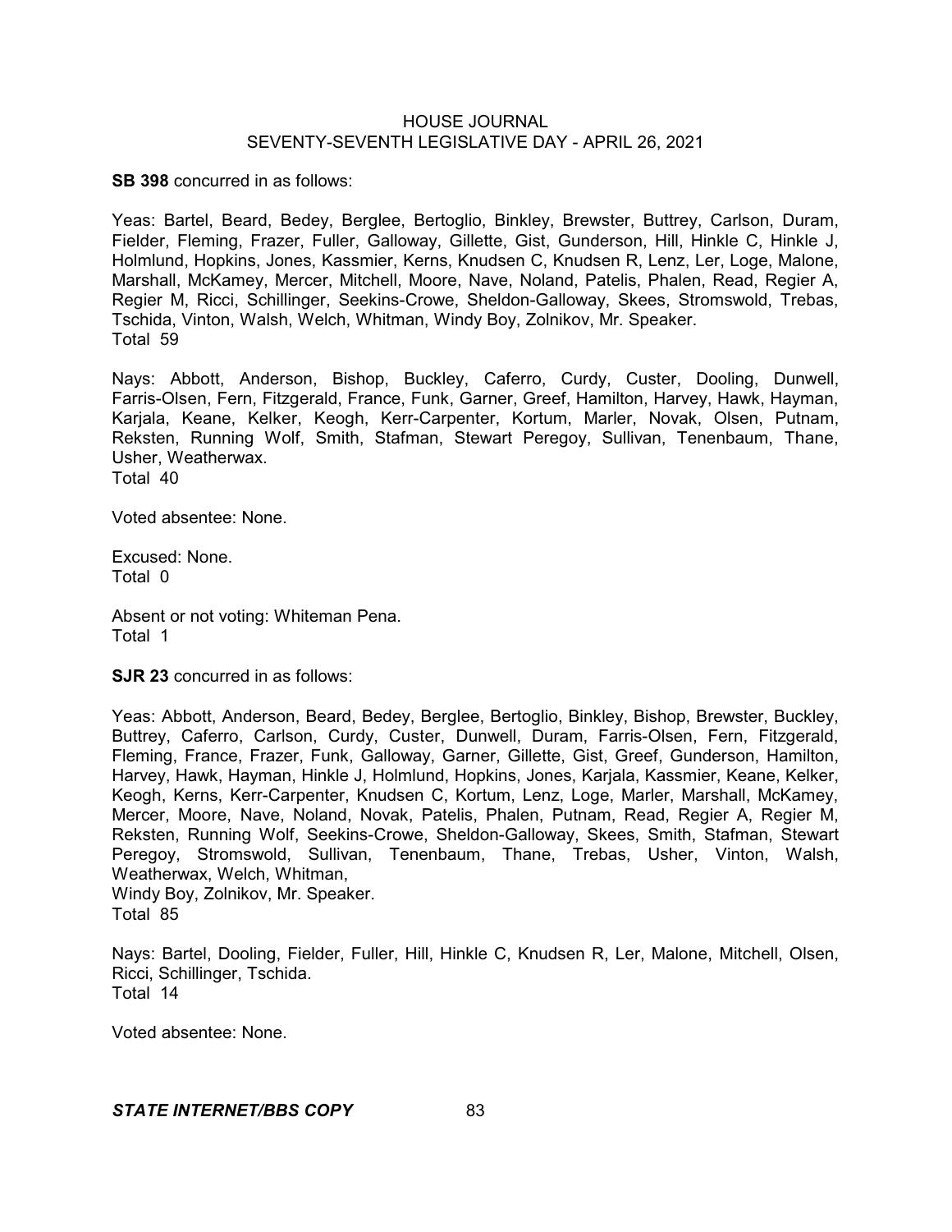**SB 398** concurred in as follows:

Yeas: Bartel, Beard, Bedey, Berglee, Bertoglio, Binkley, Brewster, Buttrey, Carlson, Duram, Fielder, Fleming, Frazer, Fuller, Galloway, Gillette, Gist, Gunderson, Hill, Hinkle C, Hinkle J, Holmlund, Hopkins, Jones, Kassmier, Kerns, Knudsen C, Knudsen R, Lenz, Ler, Loge, Malone, Marshall, McKamey, Mercer, Mitchell, Moore, Nave, Noland, Patelis, Phalen, Read, Regier A, Regier M, Ricci, Schillinger, Seekins-Crowe, Sheldon-Galloway, Skees, Stromswold, Trebas, Tschida, Vinton, Walsh, Welch, Whitman, Windy Boy, Zolnikov, Mr. Speaker.
Total 59

Nays: Abbott, Anderson, Bishop, Buckley, Caferro, Curdy, Custer, Dooling, Dunwell, Farris-Olsen, Fern, Fitzgerald, France, Funk, Garner, Greef, Hamilton, Harvey, Hawk, Hayman, Karjala, Keane, Kelker, Keogh, Kerr-Carpenter, Kortum, Marler, Novak, Olsen, Putnam, Reksten, Running Wolf, Smith, Stafman, Stewart Peregoy, Sullivan, Tenenbaum, Thane, Usher, Weatherwax.
Total 40

Voted absentee: None.

Excused: None.
Total 0

Absent or not voting: Whiteman Pena.
Total 1

**SJR 23** concurred in as follows:

Yeas: Abbott, Anderson, Beard, Bedey, Berglee, Bertoglio, Binkley, Bishop, Brewster, Buckley, Buttrey, Caferro, Carlson, Curdy, Custer, Dunwell, Duram, Farris-Olsen, Fern, Fitzgerald, Fleming, France, Frazer, Funk, Galloway, Garner, Gillette, Gist, Greef, Gunderson, Hamilton, Harvey, Hawk, Hayman, Hinkle J, Holmlund, Hopkins, Jones, Karjala, Kassmier, Keane, Kelker, Keogh, Kerns, Kerr-Carpenter, Knudsen C, Kortum, Lenz, Loge, Marler, Marshall, McKamey, Mercer, Moore, Nave, Noland, Novak, Patelis, Phalen, Putnam, Read, Regier A, Regier M, Reksten, Running Wolf, Seekins-Crowe, Sheldon-Galloway, Skees, Smith, Stafman, Stewart Peregoy, Stromswold, Sullivan, Tenenbaum, Thane, Trebas, Usher, Vinton, Walsh, Weatherwax, Welch, Whitman,
Windy Boy, Zolnikov, Mr. Speaker.
Total 85

Nays: Bartel, Dooling, Fielder, Fuller, Hill, Hinkle C, Knudsen R, Ler, Malone, Mitchell, Olsen, Ricci, Schillinger, Tschida.
Total 14

Voted absentee: None.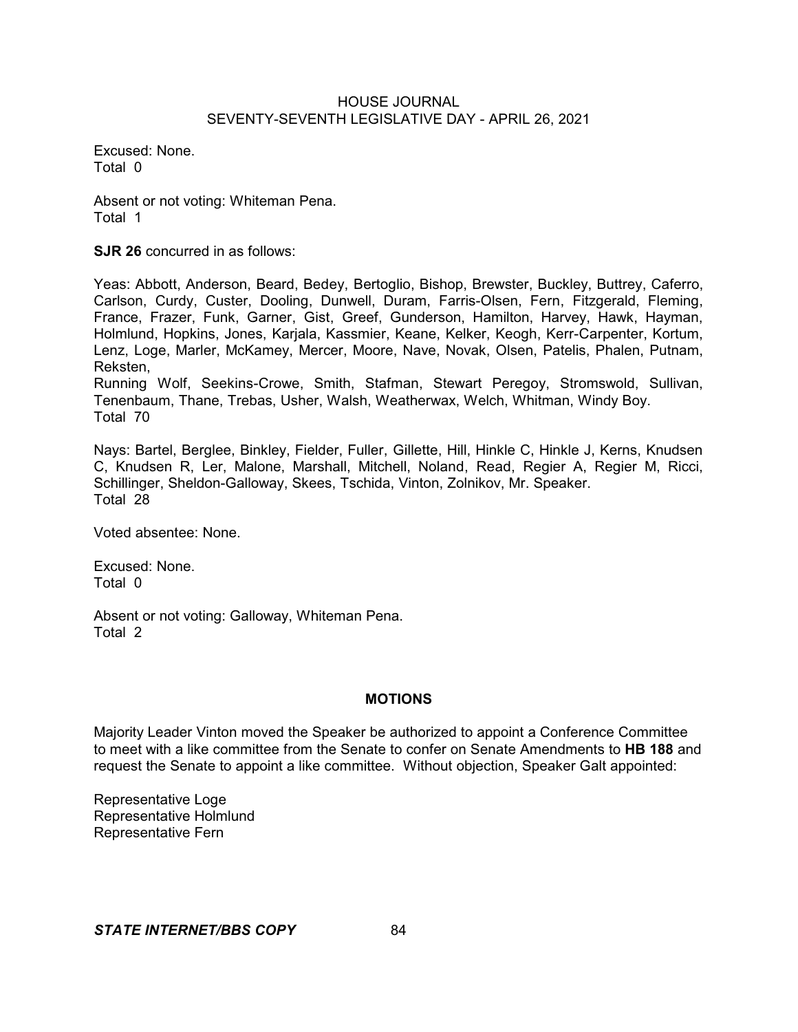Excused: None.
Total 0

Absent or not voting: Whiteman Pena.
Total 1

**SJR 26** concurred in as follows:

Yeas: Abbott, Anderson, Beard, Bedey, Bertoglio, Bishop, Brewster, Buckley, Buttrey, Caferro, Carlson, Curdy, Custer, Dooling, Dunwell, Duram, Farris-Olsen, Fern, Fitzgerald, Fleming, France, Frazer, Funk, Garner, Gist, Greef, Gunderson, Hamilton, Harvey, Hawk, Hayman, Holmlund, Hopkins, Jones, Karjala, Kassmier, Keane, Kelker, Keogh, Kerr-Carpenter, Kortum, Lenz, Loge, Marler, McKamey, Mercer, Moore, Nave, Novak, Olsen, Patelis, Phalen, Putnam, Reksten,
Running Wolf, Seekins-Crowe, Smith, Stafman, Stewart Peregoy, Stromswold, Sullivan, Tenenbaum, Thane, Trebas, Usher, Walsh, Weatherwax, Welch, Whitman, Windy Boy.
Total 70

Nays: Bartel, Berglee, Binkley, Fielder, Fuller, Gillette, Hill, Hinkle C, Hinkle J, Kerns, Knudsen C, Knudsen R, Ler, Malone, Marshall, Mitchell, Noland, Read, Regier A, Regier M, Ricci, Schillinger, Sheldon-Galloway, Skees, Tschida, Vinton, Zolnikov, Mr. Speaker.
Total 28

Voted absentee: None.

Excused: None.
Total 0

Absent or not voting: Galloway, Whiteman Pena.
Total 2

## MOTIONS

Majority Leader Vinton moved the Speaker be authorized to appoint a Conference Committee to meet with a like committee from the Senate to confer on Senate Amendments to **HB 188** and request the Senate to appoint a like committee. Without objection, Speaker Galt appointed:

Representative Loge
Representative Holmlund
Representative Fern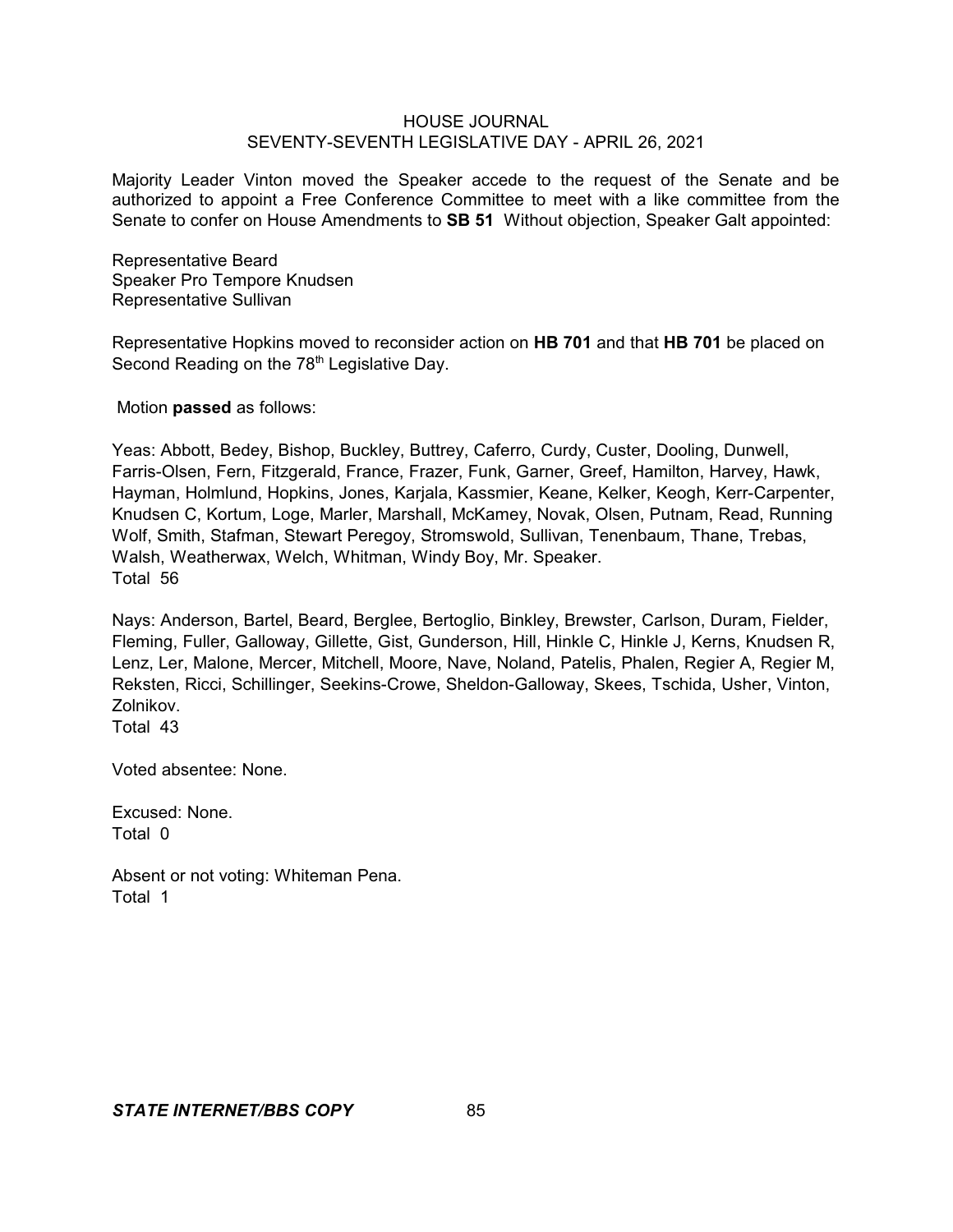Majority Leader Vinton moved the Speaker accede to the request of the Senate and be authorized to appoint a Free Conference Committee to meet with a like committee from the Senate to confer on House Amendments to **SB 51** Without objection, Speaker Galt appointed:

Representative Beard
Speaker Pro Tempore Knudsen
Representative Sullivan

Representative Hopkins moved to reconsider action on **HB 701** and that **HB 701** be placed on Second Reading on the 78th Legislative Day.

Motion **passed** as follows:

Yeas: Abbott, Bedey, Bishop, Buckley, Buttrey, Caferro, Curdy, Custer, Dooling, Dunwell, Farris-Olsen, Fern, Fitzgerald, France, Frazer, Funk, Garner, Greef, Hamilton, Harvey, Hawk, Hayman, Holmlund, Hopkins, Jones, Karjala, Kassmier, Keane, Kelker, Keogh, Kerr-Carpenter, Knudsen C, Kortum, Loge, Marler, Marshall, McKamey, Novak, Olsen, Putnam, Read, Running Wolf, Smith, Stafman, Stewart Peregoy, Stromswold, Sullivan, Tenenbaum, Thane, Trebas, Walsh, Weatherwax, Welch, Whitman, Windy Boy, Mr. Speaker.
Total 56

Nays: Anderson, Bartel, Beard, Berglee, Bertoglio, Binkley, Brewster, Carlson, Duram, Fielder, Fleming, Fuller, Galloway, Gillette, Gist, Gunderson, Hill, Hinkle C, Hinkle J, Kerns, Knudsen R, Lenz, Ler, Malone, Mercer, Mitchell, Moore, Nave, Noland, Patelis, Phalen, Regier A, Regier M, Reksten, Ricci, Schillinger, Seekins-Crowe, Sheldon-Galloway, Skees, Tschida, Usher, Vinton, Zolnikov.
Total 43

Voted absentee: None.

Excused: None.
Total 0

Absent or not voting: Whiteman Pena.
Total 1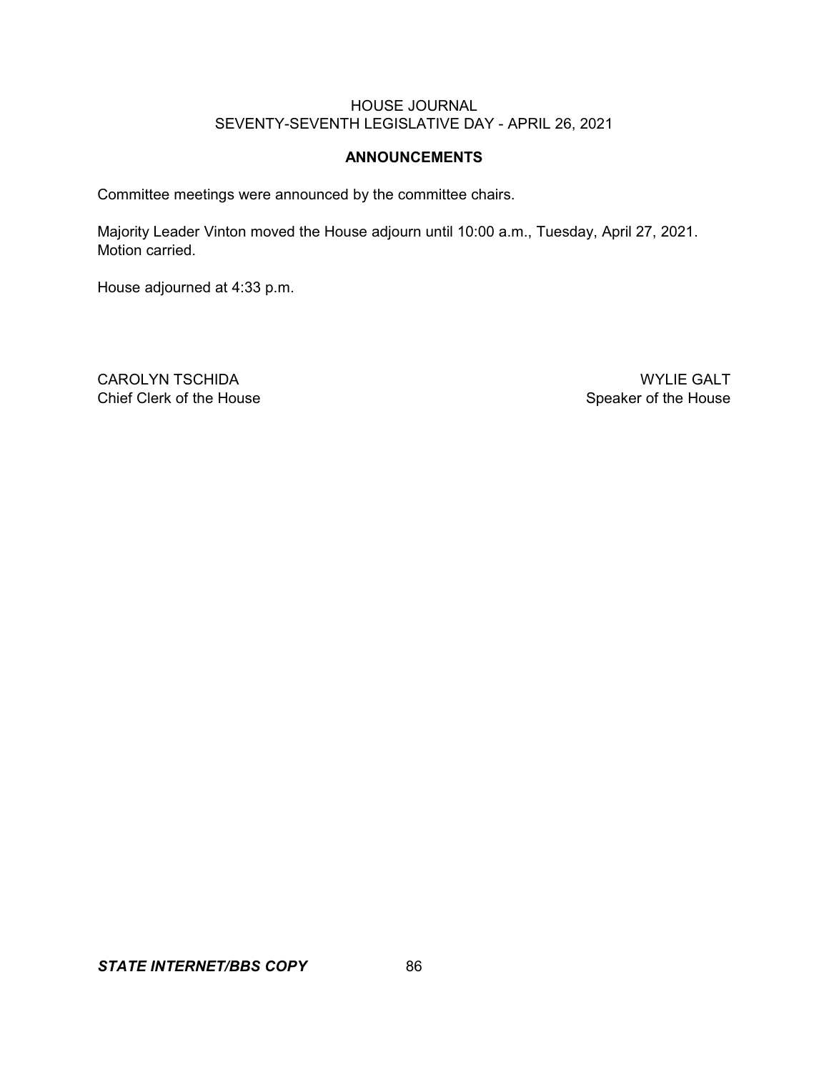HOUSE JOURNAL
SEVENTY-SEVENTH LEGISLATIVE DAY - APRIL 26, 2021

## ANNOUNCEMENTS

Committee meetings were announced by the committee chairs.

Majority Leader Vinton moved the House adjourn until 10:00 a.m., Tuesday, April 27, 2021. Motion carried.

House adjourned at 4:33 p.m.

CAROLYN TSCHIDA
Chief Clerk of the House

WYLIE GALT
Speaker of the House